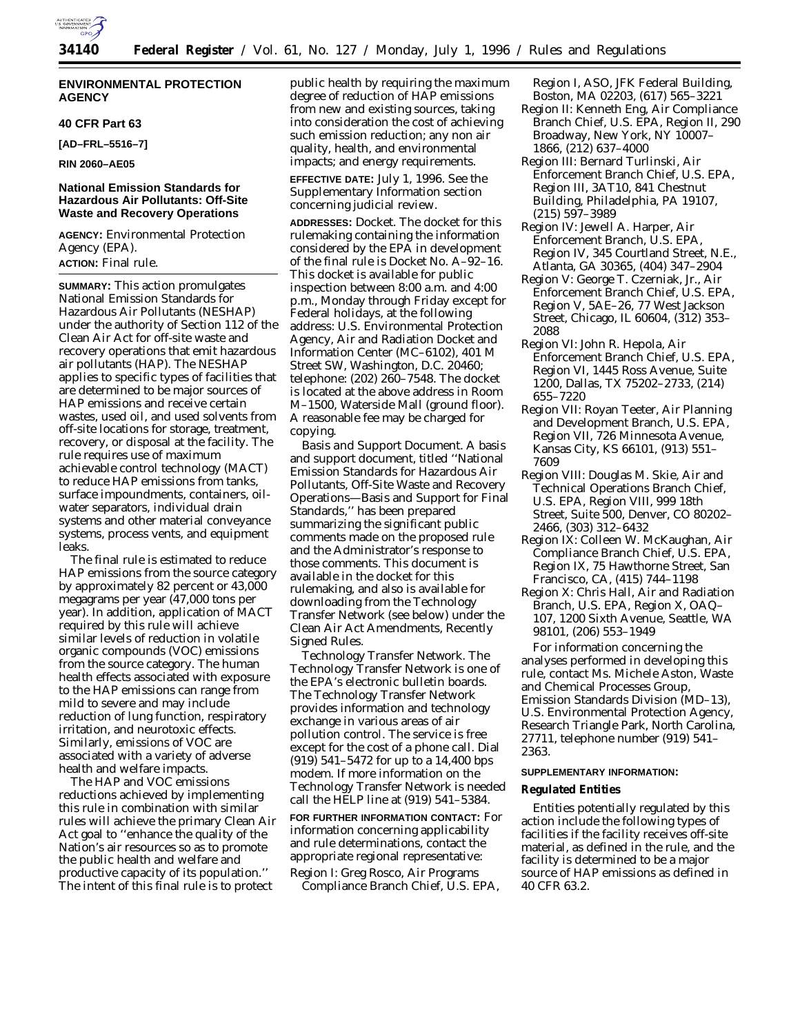## ENVIRONMENTAL PROTECTION AGENCY

### 40 CFR Part 63

**[AD–FRL–5516–7]**

**RIN 2060–AE05**

### National Emission Standards for Hazardous Air Pollutants: Off-Site Waste and Recovery Operations

**AGENCY:** Environmental Protection Agency (EPA).

**ACTION:** Final rule.

**SUMMARY:** This action promulgates National Emission Standards for Hazardous Air Pollutants (NESHAP) under the authority of Section 112 of the Clean Air Act for off-site waste and recovery operations that emit hazardous air pollutants (HAP). The NESHAP applies to specific types of facilities that are determined to be major sources of HAP emissions and receive certain wastes, used oil, and used solvents from off-site locations for storage, treatment, recovery, or disposal at the facility. The rule requires use of maximum achievable control technology (MACT) to reduce HAP emissions from tanks, surface impoundments, containers, oil-water separators, individual drain systems and other material conveyance systems, process vents, and equipment leaks.

The final rule is estimated to reduce HAP emissions from the source category by approximately 82 percent or 43,000 megagrams per year (47,000 tons per year). In addition, application of MACT required by this rule will achieve similar levels of reduction in volatile organic compounds (VOC) emissions from the source category. The human health effects associated with exposure to the HAP emissions can range from mild to severe and may include reduction of lung function, respiratory irritation, and neurotoxic effects. Similarly, emissions of VOC are associated with a variety of adverse health and welfare impacts.

The HAP and VOC emissions reductions achieved by implementing this rule in combination with similar rules will achieve the primary Clean Air Act goal to ''enhance the quality of the Nation's air resources so as to promote the public health and welfare and productive capacity of its population.'' The intent of this final rule is to protect public health by requiring the maximum degree of reduction of HAP emissions from new and existing sources, taking into consideration the cost of achieving such emission reduction; any non air quality, health, and environmental impacts; and energy requirements.

**EFFECTIVE DATE:** July 1, 1996. See the Supplementary Information section concerning judicial review.

**ADDRESSES:** Docket. The docket for this rulemaking containing the information considered by the EPA in development of the final rule is Docket No. A–92–16. This docket is available for public inspection between 8:00 a.m. and 4:00 p.m., Monday through Friday except for Federal holidays, at the following address: U.S. Environmental Protection Agency, Air and Radiation Docket and Information Center (MC–6102), 401 M Street SW, Washington, D.C. 20460; telephone: (202) 260–7548. The docket is located at the above address in Room M–1500, Waterside Mall (ground floor). A reasonable fee may be charged for copying.

*Basis and Support Document.* A basis and support document, titled ''National Emission Standards for Hazardous Air Pollutants, Off-Site Waste and Recovery Operations—Basis and Support for Final Standards,'' has been prepared summarizing the significant public comments made on the proposed rule and the Administrator's response to those comments. This document is available in the docket for this rulemaking, and also is available for downloading from the Technology Transfer Network (see below) under the Clean Air Act Amendments, Recently Signed Rules.

*Technology Transfer Network.* The Technology Transfer Network is one of the EPA's electronic bulletin boards. The Technology Transfer Network provides information and technology exchange in various areas of air pollution control. The service is free except for the cost of a phone call. Dial (919) 541–5472 for up to a 14,400 bps modem. If more information on the Technology Transfer Network is needed call the HELP line at (919) 541–5384.

**FOR FURTHER INFORMATION CONTACT:** For information concerning applicability and rule determinations, contact the appropriate regional representative:

Region I: Greg Rosco, Air Programs Compliance Branch Chief, U.S. EPA, Region I, ASO, JFK Federal Building, Boston, MA 02203, (617) 565–3221

Region II: Kenneth Eng, Air Compliance Branch Chief, U.S. EPA, Region II, 290 Broadway, New York, NY 10007–1866, (212) 637–4000

Region III: Bernard Turlinski, Air Enforcement Branch Chief, U.S. EPA, Region III, 3AT10, 841 Chestnut Building, Philadelphia, PA 19107, (215) 597–3989

Region IV: Jewell A. Harper, Air Enforcement Branch, U.S. EPA, Region IV, 345 Courtland Street, N.E., Atlanta, GA 30365, (404) 347–2904

Region V: George T. Czerniak, Jr., Air Enforcement Branch Chief, U.S. EPA, Region V, 5AE–26, 77 West Jackson Street, Chicago, IL 60604, (312) 353–2088

Region VI: John R. Hepola, Air Enforcement Branch Chief, U.S. EPA, Region VI, 1445 Ross Avenue, Suite 1200, Dallas, TX 75202–2733, (214) 655–7220

Region VII: Royan Teeter, Air Planning and Development Branch, U.S. EPA, Region VII, 726 Minnesota Avenue, Kansas City, KS 66101, (913) 551–7609

Region VIII: Douglas M. Skie, Air and Technical Operations Branch Chief, U.S. EPA, Region VIII, 999 18th Street, Suite 500, Denver, CO 80202–2466, (303) 312–6432

Region IX: Colleen W. McKaughan, Air Compliance Branch Chief, U.S. EPA, Region IX, 75 Hawthorne Street, San Francisco, CA, (415) 744–1198

Region X: Chris Hall, Air and Radiation Branch, U.S. EPA, Region X, OAQ–107, 1200 Sixth Avenue, Seattle, WA 98101, (206) 553–1949

For information concerning the analyses performed in developing this rule, contact Ms. Michele Aston, Waste and Chemical Processes Group, Emission Standards Division (MD–13), U.S. Environmental Protection Agency, Research Triangle Park, North Carolina, 27711, telephone number (919) 541–2363.

**SUPPLEMENTARY INFORMATION:**

***Regulated Entities***

Entities potentially regulated by this action include the following types of facilities if the facility receives off-site material, as defined in the rule, and the facility is determined to be a major source of HAP emissions as defined in 40 CFR 63.2.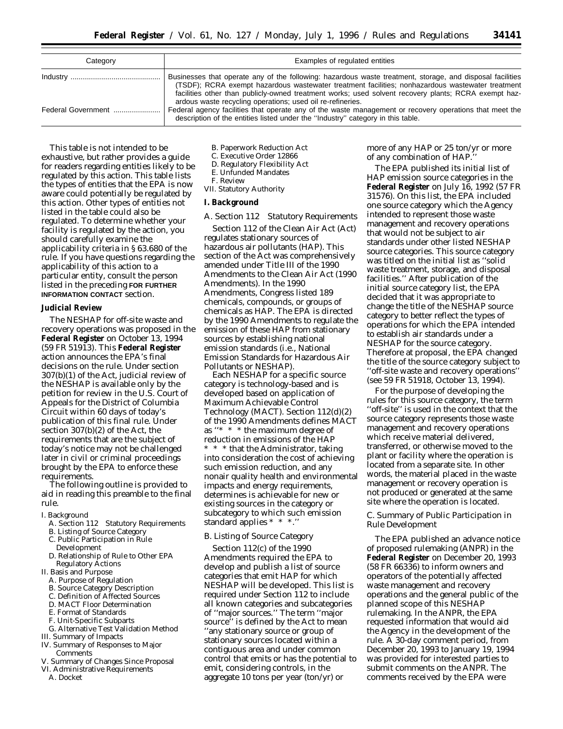| Category | Examples of regulated entities |
| --- | --- |
| Industry | Businesses that operate any of the following: hazardous waste treatment, storage, and disposal facilities (TSDF); RCRA exempt hazardous wastewater treatment facilities; nonhazardous wastewater treatment facilities other than publicly-owned treatment works; used solvent recovery plants; RCRA exempt hazardous waste recycling operations; used oil re-refineries. |
| Federal Government | Federal agency facilities that operate any of the waste management or recovery operations that meet the description of the entities listed under the ''Industry'' category in this table. |

This table is not intended to be exhaustive, but rather provides a guide for readers regarding entities likely to be regulated by this action. This table lists the types of entities that the EPA is now aware could potentially be regulated by this action. Other types of entities not listed in the table could also be regulated. To determine whether your facility is regulated by the action, you should carefully examine the applicability criteria in § 63.680 of the rule. If you have questions regarding the applicability of this action to a particular entity, consult the person listed in the preceding **FOR FURTHER INFORMATION CONTACT** section.

**Judicial Review**

The NESHAP for off-site waste and recovery operations was proposed in the **Federal Register** on October 13, 1994 (59 FR 51913). This **Federal Register** action announces the EPA's final decisions on the rule. Under section 307(b)(1) of the Act, judicial review of the NESHAP is available only by the petition for review in the U.S. Court of Appeals for the District of Columbia Circuit within 60 days of today's publication of this final rule. Under section 307(b)(2) of the Act, the requirements that are the subject of today's notice may not be challenged later in civil or criminal proceedings brought by the EPA to enforce these requirements.

The following outline is provided to aid in reading this preamble to the final rule.

I. Background
- A. Section 112 Statutory Requirements
- B. Listing of Source Category
- C. Public Participation in Rule Development
- D. Relationship of Rule to Other EPA Regulatory Actions

II. Basis and Purpose
- A. Purpose of Regulation
- B. Source Category Description
- C. Definition of Affected Sources
- D. MACT Floor Determination
- E. Format of Standards
- F. Unit-Specific Subparts
- G. Alternative Test Validation Method

III. Summary of Impacts

IV. Summary of Responses to Major Comments

V. Summary of Changes Since Proposal

VI. Administrative Requirements
- A. Docket
- B. Paperwork Reduction Act
- C. Executive Order 12866
- D. Regulatory Flexibility Act
- E. Unfunded Mandates
- F. Review

VII. Statutory Authority

**I. Background**

*A. Section 112 Statutory Requirements*

Section 112 of the Clean Air Act (Act) regulates stationary sources of hazardous air pollutants (HAP). This section of the Act was comprehensively amended under Title III of the 1990 Amendments to the Clean Air Act (1990 Amendments). In the 1990 Amendments, Congress listed 189 chemicals, compounds, or groups of chemicals as HAP. The EPA is directed by the 1990 Amendments to regulate the emission of these HAP from stationary sources by establishing national emission standards (i.e., National Emission Standards for Hazardous Air Pollutants or NESHAP).

Each NESHAP for a specific source category is technology-based and is developed based on application of Maximum Achievable Control Technology (MACT). Section 112(d)(2) of the 1990 Amendments defines MACT as ''* * * the maximum degree of reduction in emissions of the HAP * * * that the Administrator, taking into consideration the cost of achieving such emission reduction, and any nonair quality health and environmental impacts and energy requirements, determines is achievable for new or existing sources in the category or subcategory to which such emission standard applies * * *.''

*B. Listing of Source Category*

Section 112(c) of the 1990 Amendments required the EPA to develop and publish a list of source categories that emit HAP for which NESHAP will be developed. This list is required under Section 112 to include all known categories and subcategories of ''major sources.'' The term ''major source'' is defined by the Act to mean ''any stationary source or group of stationary sources located within a contiguous area and under common control that emits or has the potential to emit, considering controls, in the aggregate 10 tons per year (ton/yr) or more of any HAP or 25 ton/yr or more of any combination of HAP.''

The EPA published its initial list of HAP emission source categories in the **Federal Register** on July 16, 1992 (57 FR 31576). On this list, the EPA included one source category which the Agency intended to represent those waste management and recovery operations that would not be subject to air standards under other listed NESHAP source categories. This source category was titled on the initial list as ''solid waste treatment, storage, and disposal facilities.'' After publication of the initial source category list, the EPA decided that it was appropriate to change the title of the NESHAP source category to better reflect the types of operations for which the EPA intended to establish air standards under a NESHAP for the source category. Therefore at proposal, the EPA changed the title of the source category subject to ''off-site waste and recovery operations'' (see 59 FR 51918, October 13, 1994).

For the purpose of developing the rules for this source category, the term ''off-site'' is used in the context that the source category represents those waste management and recovery operations which receive material delivered, transferred, or otherwise moved to the plant or facility where the operation is located from a separate site. In other words, the material placed in the waste management or recovery operation is not produced or generated at the same site where the operation is located.

*C. Summary of Public Participation in Rule Development*

The EPA published an advance notice of proposed rulemaking (ANPR) in the **Federal Register** on December 20, 1993 (58 FR 66336) to inform owners and operators of the potentially affected waste management and recovery operations and the general public of the planned scope of this NESHAP rulemaking. In the ANPR, the EPA requested information that would aid the Agency in the development of the rule. A 30-day comment period, from December 20, 1993 to January 19, 1994 was provided for interested parties to submit comments on the ANPR. The comments received by the EPA were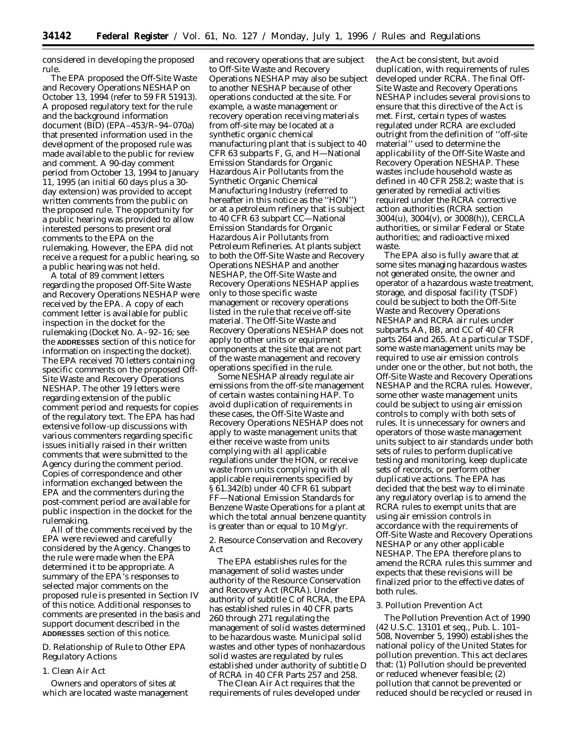considered in developing the proposed rule.

The EPA proposed the Off-Site Waste and Recovery Operations NESHAP on October 13, 1994 (refer to 59 FR 51913). A proposed regulatory text for the rule and the background information document (BID) (EPA–453/R–94–070a) that presented information used in the development of the proposed rule was made available to the public for review and comment. A 90-day comment period from October 13, 1994 to January 11, 1995 (an initial 60 days plus a 30-day extension) was provided to accept written comments from the public on the proposed rule. The opportunity for a public hearing was provided to allow interested persons to present oral comments to the EPA on the rulemaking. However, the EPA did not receive a request for a public hearing, so a public hearing was not held.

A total of 89 comment letters regarding the proposed Off-Site Waste and Recovery Operations NESHAP were received by the EPA. A copy of each comment letter is available for public inspection in the docket for the rulemaking (Docket No. A–92–16; see the **ADDRESSES** section of this notice for information on inspecting the docket). The EPA received 70 letters containing specific comments on the proposed Off-Site Waste and Recovery Operations NESHAP. The other 19 letters were regarding extension of the public comment period and requests for copies of the regulatory text. The EPA has had extensive follow-up discussions with various commenters regarding specific issues initially raised in their written comments that were submitted to the Agency during the comment period. Copies of correspondence and other information exchanged between the EPA and the commenters during the post-comment period are available for public inspection in the docket for the rulemaking.

All of the comments received by the EPA were reviewed and carefully considered by the Agency. Changes to the rule were made when the EPA determined it to be appropriate. A summary of the EPA's responses to selected major comments on the proposed rule is presented in Section IV of this notice. Additional responses to comments are presented in the basis and support document described in the **ADDRESSES** section of this notice.

*D. Relationship of Rule to Other EPA Regulatory Actions*

1. Clean Air Act

Owners and operators of sites at which are located waste management and recovery operations that are subject to Off-Site Waste and Recovery Operations NESHAP may also be subject to another NESHAP because of other operations conducted at the site. For example, a waste management or recovery operation receiving materials from off-site may be located at a synthetic organic chemical manufacturing plant that is subject to 40 CFR 63 subparts F, G, and H—National Emission Standards for Organic Hazardous Air Pollutants from the Synthetic Organic Chemical Manufacturing Industry (referred to hereafter in this notice as the ''HON'') or at a petroleum refinery that is subject to 40 CFR 63 subpart CC—National Emission Standards for Organic Hazardous Air Pollutants from Petroleum Refineries. At plants subject to both the Off-Site Waste and Recovery Operations NESHAP and another NESHAP, the Off-Site Waste and Recovery Operations NESHAP applies only to those specific waste management or recovery operations listed in the rule that receive off-site material. The Off-Site Waste and Recovery Operations NESHAP does not apply to other units or equipment components at the site that are not part of the waste management and recovery operations specified in the rule.

Some NESHAP already regulate air emissions from the off-site management of certain wastes containing HAP. To avoid duplication of requirements in these cases, the Off-Site Waste and Recovery Operations NESHAP does not apply to waste management units that either receive waste from units complying with all applicable regulations under the HON, or receive waste from units complying with all applicable requirements specified by § 61.342(b) under 40 CFR 61 subpart FF—National Emission Standards for Benzene Waste Operations for a plant at which the total annual benzene quantity is greater than or equal to 10 Mg/yr.

2. Resource Conservation and Recovery Act

The EPA establishes rules for the management of solid wastes under authority of the Resource Conservation and Recovery Act (RCRA). Under authority of subtitle C of RCRA, the EPA has established rules in 40 CFR parts 260 through 271 regulating the management of solid wastes determined to be hazardous waste. Municipal solid wastes and other types of nonhazardous solid wastes are regulated by rules established under authority of subtitle D of RCRA in 40 CFR Parts 257 and 258.

The Clean Air Act requires that the requirements of rules developed under the Act be consistent, but avoid duplication, with requirements of rules developed under RCRA. The final Off-Site Waste and Recovery Operations NESHAP includes several provisions to ensure that this directive of the Act is met. First, certain types of wastes regulated under RCRA are excluded outright from the definition of ''off-site material'' used to determine the applicability of the Off-Site Waste and Recovery Operation NESHAP. These wastes include household waste as defined in 40 CFR 258.2; waste that is generated by remedial activities required under the RCRA corrective action authorities (RCRA section 3004(u), 3004(v), or 3008(h)), CERCLA authorities, or similar Federal or State authorities; and radioactive mixed waste.

The EPA also is fully aware that at some sites managing hazardous wastes not generated onsite, the owner and operator of a hazardous waste treatment, storage, and disposal facility (TSDF) could be subject to both the Off-Site Waste and Recovery Operations NESHAP and RCRA air rules under subparts AA, BB, and CC of 40 CFR parts 264 and 265. At a particular TSDF, some waste management units may be required to use air emission controls under one or the other, but not both, the Off-Site Waste and Recovery Operations NESHAP and the RCRA rules. However, some other waste management units could be subject to using air emission controls to comply with both sets of rules. It is unnecessary for owners and operators of those waste management units subject to air standards under both sets of rules to perform duplicative testing and monitoring, keep duplicate sets of records, or perform other duplicative actions. The EPA has decided that the best way to eliminate any regulatory overlap is to amend the RCRA rules to exempt units that are using air emission controls in accordance with the requirements of Off-Site Waste and Recovery Operations NESHAP or any other applicable NESHAP. The EPA therefore plans to amend the RCRA rules this summer and expects that these revisions will be finalized prior to the effective dates of both rules.

3. Pollution Prevention Act

The Pollution Prevention Act of 1990 (42 U.S.C. 13101 et seq., Pub. L. 101–508, November 5, 1990) establishes the national policy of the United States for pollution prevention. This act declares that: (1) Pollution should be prevented or reduced whenever feasible; (2) pollution that cannot be prevented or reduced should be recycled or reused in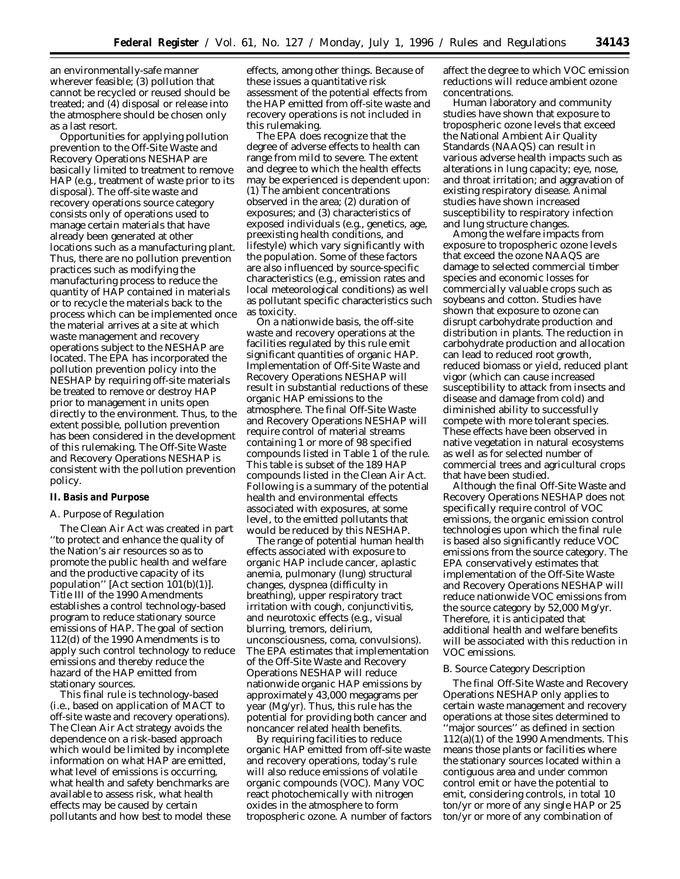an environmentally-safe manner wherever feasible; (3) pollution that cannot be recycled or reused should be treated; and (4) disposal or release into the atmosphere should be chosen only as a last resort.

Opportunities for applying pollution prevention to the Off-Site Waste and Recovery Operations NESHAP are basically limited to treatment to remove HAP (e.g., treatment of waste prior to its disposal). The off-site waste and recovery operations source category consists only of operations used to manage certain materials that have already been generated at other locations such as a manufacturing plant. Thus, there are no pollution prevention practices such as modifying the manufacturing process to reduce the quantity of HAP contained in materials or to recycle the materials back to the process which can be implemented once the material arrives at a site at which waste management and recovery operations subject to the NESHAP are located. The EPA has incorporated the pollution prevention policy into the NESHAP by requiring off-site materials be treated to remove or destroy HAP prior to management in units open directly to the environment. Thus, to the extent possible, pollution prevention has been considered in the development of this rulemaking. The Off-Site Waste and Recovery Operations NESHAP is consistent with the pollution prevention policy.

## II. Basis and Purpose

### *A. Purpose of Regulation*

The Clean Air Act was created in part ''to protect and enhance the quality of the Nation's air resources so as to promote the public health and welfare and the productive capacity of its population'' [Act section 101(b)(1)]. Title III of the 1990 Amendments establishes a control technology-based program to reduce stationary source emissions of HAP. The goal of section 112(d) of the 1990 Amendments is to apply such control technology to reduce emissions and thereby reduce the hazard of the HAP emitted from stationary sources.

This final rule is technology-based (i.e., based on application of MACT to off-site waste and recovery operations). The Clean Air Act strategy avoids the dependence on a risk-based approach which would be limited by incomplete information on what HAP are emitted, what level of emissions is occurring, what health and safety benchmarks are available to assess risk, what health effects may be caused by certain pollutants and how best to model these effects, among other things. Because of these issues a quantitative risk assessment of the potential effects from the HAP emitted from off-site waste and recovery operations is not included in this rulemaking.

The EPA does recognize that the degree of adverse effects to health can range from mild to severe. The extent and degree to which the health effects may be experienced is dependent upon: (1) The ambient concentrations observed in the area; (2) duration of exposures; and (3) characteristics of exposed individuals (e.g., genetics, age, preexisting health conditions, and lifestyle) which vary significantly with the population. Some of these factors are also influenced by source-specific characteristics (e.g., emission rates and local meteorological conditions) as well as pollutant specific characteristics such as toxicity.

On a nationwide basis, the off-site waste and recovery operations at the facilities regulated by this rule emit significant quantities of organic HAP. Implementation of Off-Site Waste and Recovery Operations NESHAP will result in substantial reductions of these organic HAP emissions to the atmosphere. The final Off-Site Waste and Recovery Operations NESHAP will require control of material streams containing 1 or more of 98 specified compounds listed in Table 1 of the rule. This table is subset of the 189 HAP compounds listed in the Clean Air Act. Following is a summary of the potential health and environmental effects associated with exposures, at some level, to the emitted pollutants that would be reduced by this NESHAP.

The range of potential human health effects associated with exposure to organic HAP include cancer, aplastic anemia, pulmonary (lung) structural changes, dyspnea (difficulty in breathing), upper respiratory tract irritation with cough, conjunctivitis, and neurotoxic effects (e.g., visual blurring, tremors, delirium, unconsciousness, coma, convulsions). The EPA estimates that implementation of the Off-Site Waste and Recovery Operations NESHAP will reduce nationwide organic HAP emissions by approximately 43,000 megagrams per year (Mg/yr). Thus, this rule has the potential for providing both cancer and noncancer related health benefits.

By requiring facilities to reduce organic HAP emitted from off-site waste and recovery operations, today's rule will also reduce emissions of volatile organic compounds (VOC). Many VOC react photochemically with nitrogen oxides in the atmosphere to form tropospheric ozone. A number of factors affect the degree to which VOC emission reductions will reduce ambient ozone concentrations.

Human laboratory and community studies have shown that exposure to tropospheric ozone levels that exceed the National Ambient Air Quality Standards (NAAQS) can result in various adverse health impacts such as alterations in lung capacity; eye, nose, and throat irritation; and aggravation of existing respiratory disease. Animal studies have shown increased susceptibility to respiratory infection and lung structure changes.

Among the welfare impacts from exposure to tropospheric ozone levels that exceed the ozone NAAQS are damage to selected commercial timber species and economic losses for commercially valuable crops such as soybeans and cotton. Studies have shown that exposure to ozone can disrupt carbohydrate production and distribution in plants. The reduction in carbohydrate production and allocation can lead to reduced root growth, reduced biomass or yield, reduced plant vigor (which can cause increased susceptibility to attack from insects and disease and damage from cold) and diminished ability to successfully compete with more tolerant species. These effects have been observed in native vegetation in natural ecosystems as well as for selected number of commercial trees and agricultural crops that have been studied.

Although the final Off-Site Waste and Recovery Operations NESHAP does not specifically require control of VOC emissions, the organic emission control technologies upon which the final rule is based also significantly reduce VOC emissions from the source category. The EPA conservatively estimates that implementation of the Off-Site Waste and Recovery Operations NESHAP will reduce nationwide VOC emissions from the source category by 52,000 Mg/yr. Therefore, it is anticipated that additional health and welfare benefits will be associated with this reduction in VOC emissions.

### *B. Source Category Description*

The final Off-Site Waste and Recovery Operations NESHAP only applies to certain waste management and recovery operations at those sites determined to ''major sources'' as defined in section 112(a)(1) of the 1990 Amendments. This means those plants or facilities where the stationary sources located within a contiguous area and under common control emit or have the potential to emit, considering controls, in total 10 ton/yr or more of any single HAP or 25 ton/yr or more of any combination of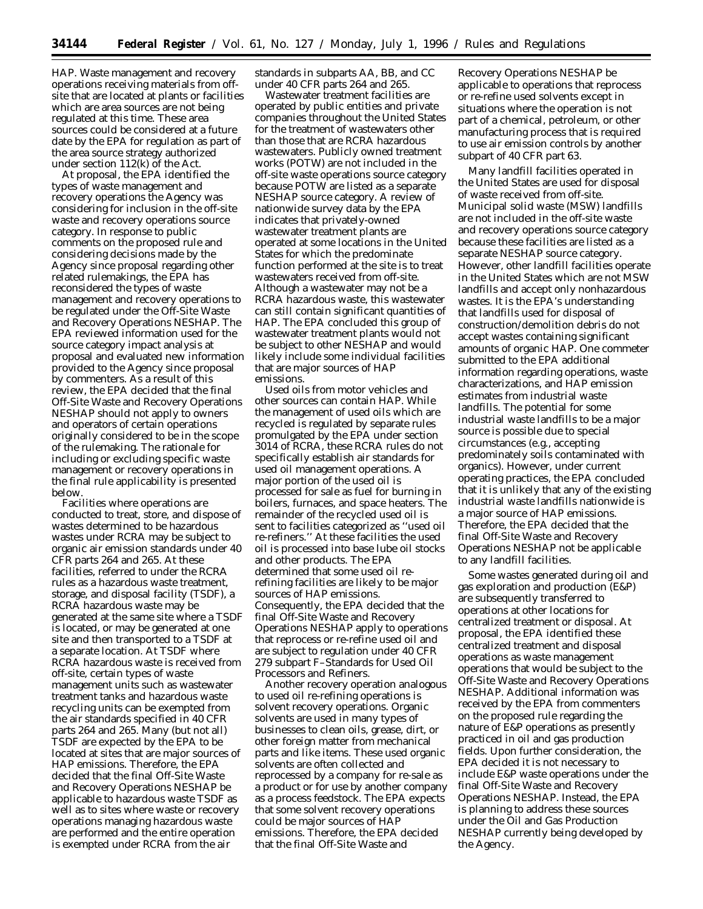HAP. Waste management and recovery operations receiving materials from off-site that are located at plants or facilities which are area sources are not being regulated at this time. These area sources could be considered at a future date by the EPA for regulation as part of the area source strategy authorized under section 112(k) of the Act.

At proposal, the EPA identified the types of waste management and recovery operations the Agency was considering for inclusion in the off-site waste and recovery operations source category. In response to public comments on the proposed rule and considering decisions made by the Agency since proposal regarding other related rulemakings, the EPA has reconsidered the types of waste management and recovery operations to be regulated under the Off-Site Waste and Recovery Operations NESHAP. The EPA reviewed information used for the source category impact analysis at proposal and evaluated new information provided to the Agency since proposal by commenters. As a result of this review, the EPA decided that the final Off-Site Waste and Recovery Operations NESHAP should not apply to owners and operators of certain operations originally considered to be in the scope of the rulemaking. The rationale for including or excluding specific waste management or recovery operations in the final rule applicability is presented below.

Facilities where operations are conducted to treat, store, and dispose of wastes determined to be hazardous wastes under RCRA may be subject to organic air emission standards under 40 CFR parts 264 and 265. At these facilities, referred to under the RCRA rules as a hazardous waste treatment, storage, and disposal facility (TSDF), a RCRA hazardous waste may be generated at the same site where a TSDF is located, or may be generated at one site and then transported to a TSDF at a separate location. At TSDF where RCRA hazardous waste is received from off-site, certain types of waste management units such as wastewater treatment tanks and hazardous waste recycling units can be exempted from the air standards specified in 40 CFR parts 264 and 265. Many (but not all) TSDF are expected by the EPA to be located at sites that are major sources of HAP emissions. Therefore, the EPA decided that the final Off-Site Waste and Recovery Operations NESHAP be applicable to hazardous waste TSDF as well as to sites where waste or recovery operations managing hazardous waste are performed and the entire operation is exempted under RCRA from the air standards in subparts AA, BB, and CC under 40 CFR parts 264 and 265.

Wastewater treatment facilities are operated by public entities and private companies throughout the United States for the treatment of wastewaters other than those that are RCRA hazardous wastewaters. Publicly owned treatment works (POTW) are not included in the off-site waste operations source category because POTW are listed as a separate NESHAP source category. A review of nationwide survey data by the EPA indicates that privately-owned wastewater treatment plants are operated at some locations in the United States for which the predominate function performed at the site is to treat wastewaters received from off-site. Although a wastewater may not be a RCRA hazardous waste, this wastewater can still contain significant quantities of HAP. The EPA concluded this group of wastewater treatment plants would not be subject to other NESHAP and would likely include some individual facilities that are major sources of HAP emissions.

Used oils from motor vehicles and other sources can contain HAP. While the management of used oils which are recycled is regulated by separate rules promulgated by the EPA under section 3014 of RCRA, these RCRA rules do not specifically establish air standards for used oil management operations. A major portion of the used oil is processed for sale as fuel for burning in boilers, furnaces, and space heaters. The remainder of the recycled used oil is sent to facilities categorized as "used oil re-refiners." At these facilities the used oil is processed into base lube oil stocks and other products. The EPA determined that some used oil re-refining facilities are likely to be major sources of HAP emissions. Consequently, the EPA decided that the final Off-Site Waste and Recovery Operations NESHAP apply to operations that reprocess or re-refine used oil and are subject to regulation under 40 CFR 279 subpart F–Standards for Used Oil Processors and Refiners.

Another recovery operation analogous to used oil re-refining operations is solvent recovery operations. Organic solvents are used in many types of businesses to clean oils, grease, dirt, or other foreign matter from mechanical parts and like items. These used organic solvents are often collected and reprocessed by a company for re-sale as a product or for use by another company as a process feedstock. The EPA expects that some solvent recovery operations could be major sources of HAP emissions. Therefore, the EPA decided that the final Off-Site Waste and Recovery Operations NESHAP be applicable to operations that reprocess or re-refine used solvents except in situations where the operation is not part of a chemical, petroleum, or other manufacturing process that is required to use air emission controls by another subpart of 40 CFR part 63.

Many landfill facilities operated in the United States are used for disposal of waste received from off-site. Municipal solid waste (MSW) landfills are not included in the off-site waste and recovery operations source category because these facilities are listed as a separate NESHAP source category. However, other landfill facilities operate in the United States which are not MSW landfills and accept only nonhazardous wastes. It is the EPA's understanding that landfills used for disposal of construction/demolition debris do not accept wastes containing significant amounts of organic HAP. One commeter submitted to the EPA additional information regarding operations, waste characterizations, and HAP emission estimates from industrial waste landfills. The potential for some industrial waste landfills to be a major source is possible due to special circumstances (e.g., accepting predominately soils contaminated with organics). However, under current operating practices, the EPA concluded that it is unlikely that any of the existing industrial waste landfills nationwide is a major source of HAP emissions. Therefore, the EPA decided that the final Off-Site Waste and Recovery Operations NESHAP not be applicable to any landfill facilities.

Some wastes generated during oil and gas exploration and production (E&P) are subsequently transferred to operations at other locations for centralized treatment or disposal. At proposal, the EPA identified these centralized treatment and disposal operations as waste management operations that would be subject to the Off-Site Waste and Recovery Operations NESHAP. Additional information was received by the EPA from commenters on the proposed rule regarding the nature of E&P operations as presently practiced in oil and gas production fields. Upon further consideration, the EPA decided it is not necessary to include E&P waste operations under the final Off-Site Waste and Recovery Operations NESHAP. Instead, the EPA is planning to address these sources under the Oil and Gas Production NESHAP currently being developed by the Agency.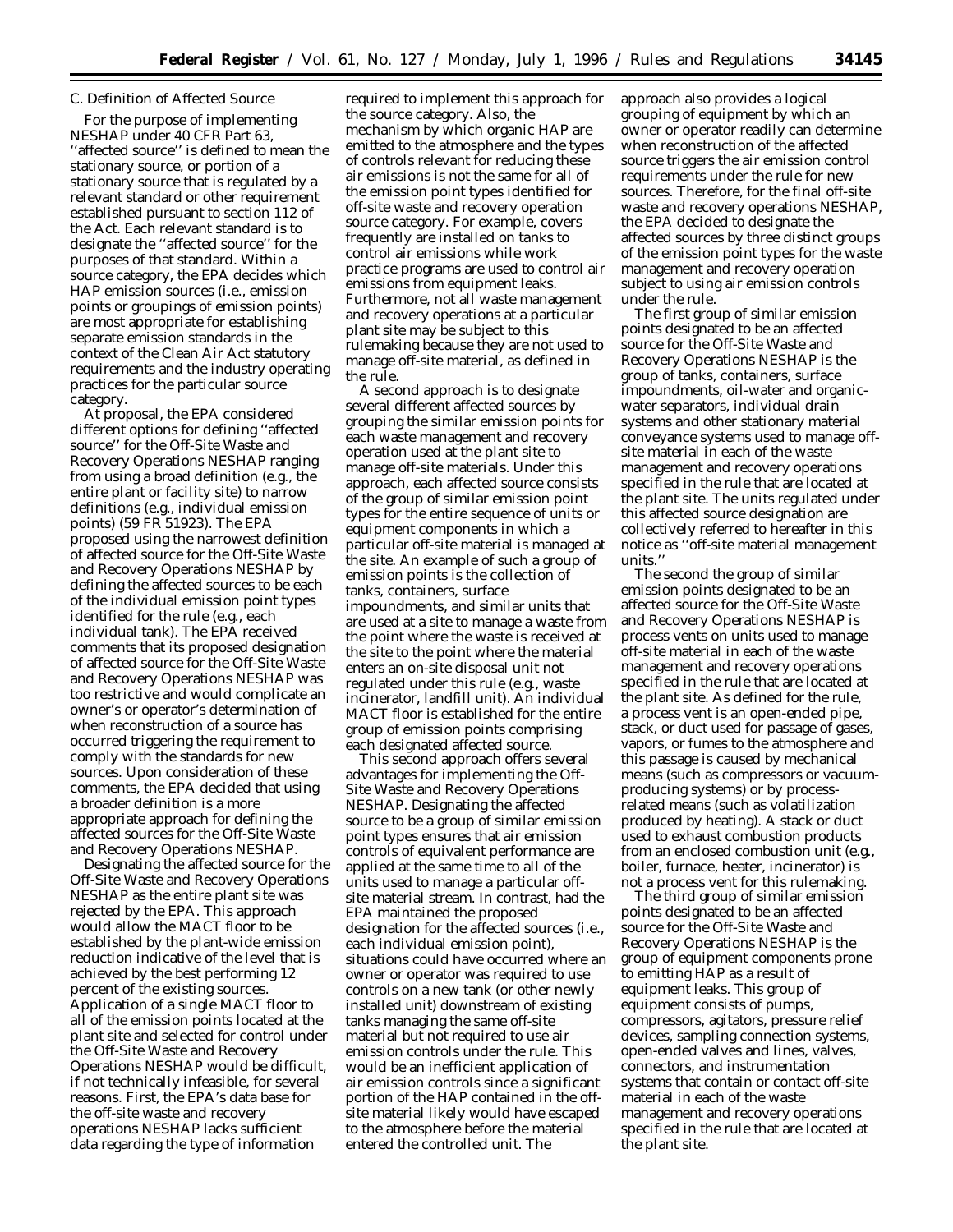### C. Definition of Affected Source

For the purpose of implementing NESHAP under 40 CFR Part 63, ''affected source'' is defined to mean the stationary source, or portion of a stationary source that is regulated by a relevant standard or other requirement established pursuant to section 112 of the Act. Each relevant standard is to designate the ''affected source'' for the purposes of that standard. Within a source category, the EPA decides which HAP emission sources (i.e., emission points or groupings of emission points) are most appropriate for establishing separate emission standards in the context of the Clean Air Act statutory requirements and the industry operating practices for the particular source category.

At proposal, the EPA considered different options for defining ''affected source'' for the Off-Site Waste and Recovery Operations NESHAP ranging from using a broad definition (e.g., the entire plant or facility site) to narrow definitions (e.g., individual emission points) (59 FR 51923). The EPA proposed using the narrowest definition of affected source for the Off-Site Waste and Recovery Operations NESHAP by defining the affected sources to be each of the individual emission point types identified for the rule (e.g., each individual tank). The EPA received comments that its proposed designation of affected source for the Off-Site Waste and Recovery Operations NESHAP was too restrictive and would complicate an owner's or operator's determination of when reconstruction of a source has occurred triggering the requirement to comply with the standards for new sources. Upon consideration of these comments, the EPA decided that using a broader definition is a more appropriate approach for defining the affected sources for the Off-Site Waste and Recovery Operations NESHAP.

Designating the affected source for the Off-Site Waste and Recovery Operations NESHAP as the entire plant site was rejected by the EPA. This approach would allow the MACT floor to be established by the plant-wide emission reduction indicative of the level that is achieved by the best performing 12 percent of the existing sources. Application of a single MACT floor to all of the emission points located at the plant site and selected for control under the Off-Site Waste and Recovery Operations NESHAP would be difficult, if not technically infeasible, for several reasons. First, the EPA's data base for the off-site waste and recovery operations NESHAP lacks sufficient data regarding the type of information required to implement this approach for the source category. Also, the mechanism by which organic HAP are emitted to the atmosphere and the types of controls relevant for reducing these air emissions is not the same for all of the emission point types identified for off-site waste and recovery operation source category. For example, covers frequently are installed on tanks to control air emissions while work practice programs are used to control air emissions from equipment leaks. Furthermore, not all waste management and recovery operations at a particular plant site may be subject to this rulemaking because they are not used to manage off-site material, as defined in the rule.

A second approach is to designate several different affected sources by grouping the similar emission points for each waste management and recovery operation used at the plant site to manage off-site materials. Under this approach, each affected source consists of the group of similar emission point types for the entire sequence of units or equipment components in which a particular off-site material is managed at the site. An example of such a group of emission points is the collection of tanks, containers, surface impoundments, and similar units that are used at a site to manage a waste from the point where the waste is received at the site to the point where the material enters an on-site disposal unit not regulated under this rule (e.g., waste incinerator, landfill unit). An individual MACT floor is established for the entire group of emission points comprising each designated affected source.

This second approach offers several advantages for implementing the Off-Site Waste and Recovery Operations NESHAP. Designating the affected source to be a group of similar emission point types ensures that air emission controls of equivalent performance are applied at the same time to all of the units used to manage a particular off-site material stream. In contrast, had the EPA maintained the proposed designation for the affected sources (i.e., each individual emission point), situations could have occurred where an owner or operator was required to use controls on a new tank (or other newly installed unit) downstream of existing tanks managing the same off-site material but not required to use air emission controls under the rule. This would be an inefficient application of air emission controls since a significant portion of the HAP contained in the off-site material likely would have escaped to the atmosphere before the material entered the controlled unit. The approach also provides a logical grouping of equipment by which an owner or operator readily can determine when reconstruction of the affected source triggers the air emission control requirements under the rule for new sources. Therefore, for the final off-site waste and recovery operations NESHAP, the EPA decided to designate the affected sources by three distinct groups of the emission point types for the waste management and recovery operation subject to using air emission controls under the rule.

The first group of similar emission points designated to be an affected source for the Off-Site Waste and Recovery Operations NESHAP is the group of tanks, containers, surface impoundments, oil-water and organic-water separators, individual drain systems and other stationary material conveyance systems used to manage off-site material in each of the waste management and recovery operations specified in the rule that are located at the plant site. The units regulated under this affected source designation are collectively referred to hereafter in this notice as ''off-site material management units.''

The second the group of similar emission points designated to be an affected source for the Off-Site Waste and Recovery Operations NESHAP is process vents on units used to manage off-site material in each of the waste management and recovery operations specified in the rule that are located at the plant site. As defined for the rule, a process vent is an open-ended pipe, stack, or duct used for passage of gases, vapors, or fumes to the atmosphere and this passage is caused by mechanical means (such as compressors or vacuum-producing systems) or by process-related means (such as volatilization produced by heating). A stack or duct used to exhaust combustion products from an enclosed combustion unit (e.g., boiler, furnace, heater, incinerator) is not a process vent for this rulemaking.

The third group of similar emission points designated to be an affected source for the Off-Site Waste and Recovery Operations NESHAP is the group of equipment components prone to emitting HAP as a result of equipment leaks. This group of equipment consists of pumps, compressors, agitators, pressure relief devices, sampling connection systems, open-ended valves and lines, valves, connectors, and instrumentation systems that contain or contact off-site material in each of the waste management and recovery operations specified in the rule that are located at the plant site.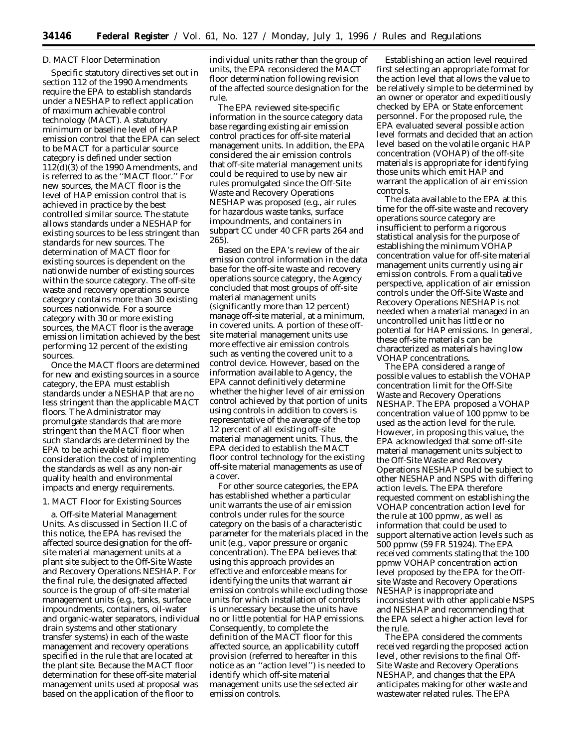### D. MACT Floor Determination

Specific statutory directives set out in section 112 of the 1990 Amendments require the EPA to establish standards under a NESHAP to reflect application of maximum achievable control technology (MACT). A statutory minimum or baseline level of HAP emission control that the EPA can select to be MACT for a particular source category is defined under section 112(d)(3) of the 1990 Amendments, and is referred to as the ''MACT floor.'' For new sources, the MACT floor is the level of HAP emission control that is achieved in practice by the best controlled similar source. The statute allows standards under a NESHAP for existing sources to be less stringent than standards for new sources. The determination of MACT floor for existing sources is dependent on the nationwide number of existing sources within the source category. The off-site waste and recovery operations source category contains more than 30 existing sources nationwide. For a source category with 30 or more existing sources, the MACT floor is the average emission limitation achieved by the best performing 12 percent of the existing sources.

Once the MACT floors are determined for new and existing sources in a source category, the EPA must establish standards under a NESHAP that are no less stringent than the applicable MACT floors. The Administrator may promulgate standards that are more stringent than the MACT floor when such standards are determined by the EPA to be achievable taking into consideration the cost of implementing the standards as well as any non-air quality health and environmental impacts and energy requirements.

#### 1. MACT Floor for Existing Sources

a. *Off-site Material Management Units.* As discussed in Section II.C of this notice, the EPA has revised the affected source designation for the off-site material management units at a plant site subject to the Off-Site Waste and Recovery Operations NESHAP. For the final rule, the designated affected source is the group of off-site material management units (e.g., tanks, surface impoundments, containers, oil-water and organic-water separators, individual drain systems and other stationary transfer systems) in each of the waste management and recovery operations specified in the rule that are located at the plant site. Because the MACT floor determination for these off-site material management units used at proposal was based on the application of the floor to individual units rather than the group of units, the EPA reconsidered the MACT floor determination following revision of the affected source designation for the rule.

The EPA reviewed site-specific information in the source category data base regarding existing air emission control practices for off-site material management units. In addition, the EPA considered the air emission controls that off-site material management units could be required to use by new air rules promulgated since the Off-Site Waste and Recovery Operations NESHAP was proposed (e.g., air rules for hazardous waste tanks, surface impoundments, and containers in subpart CC under 40 CFR parts 264 and 265).

Based on the EPA's review of the air emission control information in the data base for the off-site waste and recovery operations source category, the Agency concluded that most groups of off-site material management units (significantly more than 12 percent) manage off-site material, at a minimum, in covered units. A portion of these off-site material management units use more effective air emission controls such as venting the covered unit to a control device. However, based on the information available to Agency, the EPA cannot definitively determine whether the higher level of air emission control achieved by that portion of units using controls in addition to covers is representative of the average of the top 12 percent of all existing off-site material management units. Thus, the EPA decided to establish the MACT floor control technology for the existing off-site material managements as use of a cover.

For other source categories, the EPA has established whether a particular unit warrants the use of air emission controls under rules for the source category on the basis of a characteristic parameter for the materials placed in the unit (e.g., vapor pressure or organic concentration). The EPA believes that using this approach provides an effective and enforceable means for identifying the units that warrant air emission controls while excluding those units for which installation of controls is unnecessary because the units have no or little potential for HAP emissions. Consequently, to complete the definition of the MACT floor for this affected source, an applicability cutoff provision (referred to hereafter in this notice as an ''action level'') is needed to identify which off-site material management units use the selected air emission controls.

Establishing an action level required first selecting an appropriate format for the action level that allows the value to be relatively simple to be determined by an owner or operator and expeditiously checked by EPA or State enforcement personnel. For the proposed rule, the EPA evaluated several possible action level formats and decided that an action level based on the volatile organic HAP concentration (VOHAP) of the off-site materials is appropriate for identifying those units which emit HAP and warrant the application of air emission controls.

The data available to the EPA at this time for the off-site waste and recovery operations source category are insufficient to perform a rigorous statistical analysis for the purpose of establishing the minimum VOHAP concentration value for off-site material management units currently using air emission controls. From a qualitative perspective, application of air emission controls under the Off-Site Waste and Recovery Operations NESHAP is not needed when a material managed in an uncontrolled unit has little or no potential for HAP emissions. In general, these off-site materials can be characterized as materials having low VOHAP concentrations.

The EPA considered a range of possible values to establish the VOHAP concentration limit for the Off-Site Waste and Recovery Operations NESHAP. The EPA proposed a VOHAP concentration value of 100 ppmw to be used as the action level for the rule. However, in proposing this value, the EPA acknowledged that some off-site material management units subject to the Off-Site Waste and Recovery Operations NESHAP could be subject to other NESHAP and NSPS with differing action levels. The EPA therefore requested comment on establishing the VOHAP concentration action level for the rule at 100 ppmw, as well as information that could be used to support alternative action levels such as 500 ppmw (59 FR 51924). The EPA received comments stating that the 100 ppmw VOHAP concentration action level proposed by the EPA for the Off-site Waste and Recovery Operations NESHAP is inappropriate and inconsistent with other applicable NSPS and NESHAP and recommending that the EPA select a higher action level for the rule.

The EPA considered the comments received regarding the proposed action level, other revisions to the final Off-Site Waste and Recovery Operations NESHAP, and changes that the EPA anticipates making for other waste and wastewater related rules. The EPA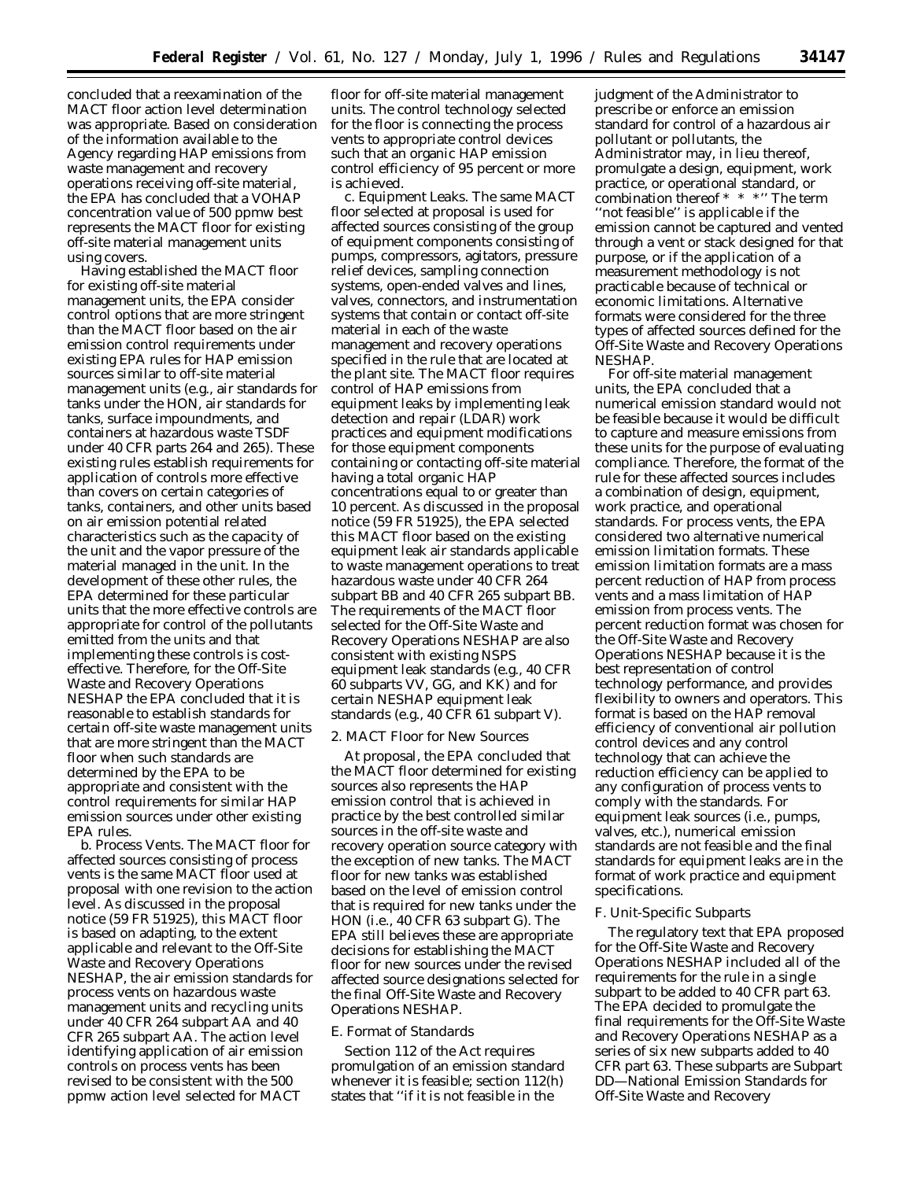concluded that a reexamination of the MACT floor action level determination was appropriate. Based on consideration of the information available to the Agency regarding HAP emissions from waste management and recovery operations receiving off-site material, the EPA has concluded that a VOHAP concentration value of 500 ppmw best represents the MACT floor for existing off-site material management units using covers.

Having established the MACT floor for existing off-site material management units, the EPA consider control options that are more stringent than the MACT floor based on the air emission control requirements under existing EPA rules for HAP emission sources similar to off-site material management units (e.g., air standards for tanks under the HON, air standards for tanks, surface impoundments, and containers at hazardous waste TSDF under 40 CFR parts 264 and 265). These existing rules establish requirements for application of controls more effective than covers on certain categories of tanks, containers, and other units based on air emission potential related characteristics such as the capacity of the unit and the vapor pressure of the material managed in the unit. In the development of these other rules, the EPA determined for these particular units that the more effective controls are appropriate for control of the pollutants emitted from the units and that implementing these controls is cost-effective. Therefore, for the Off-Site Waste and Recovery Operations NESHAP the EPA concluded that it is reasonable to establish standards for certain off-site waste management units that are more stringent than the MACT floor when such standards are determined by the EPA to be appropriate and consistent with the control requirements for similar HAP emission sources under other existing EPA rules.

b. *Process Vents.* The MACT floor for affected sources consisting of process vents is the same MACT floor used at proposal with one revision to the action level. As discussed in the proposal notice (59 FR 51925), this MACT floor is based on adapting, to the extent applicable and relevant to the Off-Site Waste and Recovery Operations NESHAP, the air emission standards for process vents on hazardous waste management units and recycling units under 40 CFR 264 subpart AA and 40 CFR 265 subpart AA. The action level identifying application of air emission controls on process vents has been revised to be consistent with the 500 ppmw action level selected for MACT floor for off-site material management units. The control technology selected for the floor is connecting the process vents to appropriate control devices such that an organic HAP emission control efficiency of 95 percent or more is achieved.

c. *Equipment Leaks.* The same MACT floor selected at proposal is used for affected sources consisting of the group of equipment components consisting of pumps, compressors, agitators, pressure relief devices, sampling connection systems, open-ended valves and lines, valves, connectors, and instrumentation systems that contain or contact off-site material in each of the waste management and recovery operations specified in the rule that are located at the plant site. The MACT floor requires control of HAP emissions from equipment leaks by implementing leak detection and repair (LDAR) work practices and equipment modifications for those equipment components containing or contacting off-site material having a total organic HAP concentrations equal to or greater than 10 percent. As discussed in the proposal notice (59 FR 51925), the EPA selected this MACT floor based on the existing equipment leak air standards applicable to waste management operations to treat hazardous waste under 40 CFR 264 subpart BB and 40 CFR 265 subpart BB. The requirements of the MACT floor selected for the Off-Site Waste and Recovery Operations NESHAP are also consistent with existing NSPS equipment leak standards (e.g., 40 CFR 60 subparts VV, GG, and KK) and for certain NESHAP equipment leak standards (e.g., 40 CFR 61 subpart V).

### 2. MACT Floor for New Sources

At proposal, the EPA concluded that the MACT floor determined for existing sources also represents the HAP emission control that is achieved in practice by the best controlled similar sources in the off-site waste and recovery operation source category with the exception of new tanks. The MACT floor for new tanks was established based on the level of emission control that is required for new tanks under the HON (i.e., 40 CFR 63 subpart G). The EPA still believes these are appropriate decisions for establishing the MACT floor for new sources under the revised affected source designations selected for the final Off-Site Waste and Recovery Operations NESHAP.

### E. Format of Standards

Section 112 of the Act requires promulgation of an emission standard whenever it is feasible; section 112(h) states that "if it is not feasible in the judgment of the Administrator to prescribe or enforce an emission standard for control of a hazardous air pollutant or pollutants, the Administrator may, in lieu thereof, promulgate a design, equipment, work practice, or operational standard, or combination thereof * * *" The term "not feasible" is applicable if the emission cannot be captured and vented through a vent or stack designed for that purpose, or if the application of a measurement methodology is not practicable because of technical or economic limitations. Alternative formats were considered for the three types of affected sources defined for the Off-Site Waste and Recovery Operations NESHAP.

For off-site material management units, the EPA concluded that a numerical emission standard would not be feasible because it would be difficult to capture and measure emissions from these units for the purpose of evaluating compliance. Therefore, the format of the rule for these affected sources includes a combination of design, equipment, work practice, and operational standards. For process vents, the EPA considered two alternative numerical emission limitation formats. These emission limitation formats are a mass percent reduction of HAP from process vents and a mass limitation of HAP emission from process vents. The percent reduction format was chosen for the Off-Site Waste and Recovery Operations NESHAP because it is the best representation of control technology performance, and provides flexibility to owners and operators. This format is based on the HAP removal efficiency of conventional air pollution control devices and any control technology that can achieve the reduction efficiency can be applied to any configuration of process vents to comply with the standards. For equipment leak sources (i.e., pumps, valves, etc.), numerical emission standards are not feasible and the final standards for equipment leaks are in the format of work practice and equipment specifications.

### F. Unit-Specific Subparts

The regulatory text that EPA proposed for the Off-Site Waste and Recovery Operations NESHAP included all of the requirements for the rule in a single subpart to be added to 40 CFR part 63. The EPA decided to promulgate the final requirements for the Off-Site Waste and Recovery Operations NESHAP as a series of six new subparts added to 40 CFR part 63. These subparts are Subpart DD—National Emission Standards for Off-Site Waste and Recovery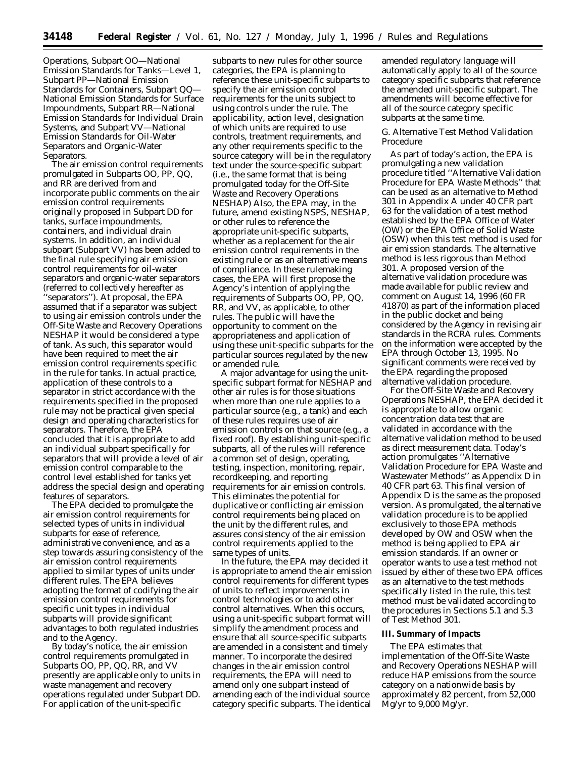Operations, Subpart OO—National Emission Standards for Tanks—Level 1, Subpart PP—National Emission Standards for Containers, Subpart QQ—National Emission Standards for Surface Impoundments, Subpart RR—National Emission Standards for Individual Drain Systems, and Subpart VV—National Emission Standards for Oil-Water Separators and Organic-Water Separators.

The air emission control requirements promulgated in Subparts OO, PP, QQ, and RR are derived from and incorporate public comments on the air emission control requirements originally proposed in Subpart DD for tanks, surface impoundments, containers, and individual drain systems. In addition, an individual subpart (Subpart VV) has been added to the final rule specifying air emission control requirements for oil-water separators and organic-water separators (referred to collectively hereafter as ''separators''). At proposal, the EPA assumed that if a separator was subject to using air emission controls under the Off-Site Waste and Recovery Operations NESHAP it would be considered a type of tank. As such, this separator would have been required to meet the air emission control requirements specific in the rule for tanks. In actual practice, application of these controls to a separator in strict accordance with the requirements specified in the proposed rule may not be practical given special design and operating characteristics for separators. Therefore, the EPA concluded that it is appropriate to add an individual subpart specifically for separators that will provide a level of air emission control comparable to the control level established for tanks yet address the special design and operating features of separators.

The EPA decided to promulgate the air emission control requirements for selected types of units in individual subparts for ease of reference, administrative convenience, and as a step towards assuring consistency of the air emission control requirements applied to similar types of units under different rules. The EPA believes adopting the format of codifying the air emission control requirements for specific unit types in individual subparts will provide significant advantages to both regulated industries and to the Agency.

By today's notice, the air emission control requirements promulgated in Subparts OO, PP, QQ, RR, and VV presently are applicable only to units in waste management and recovery operations regulated under Subpart DD. For application of the unit-specific subparts to new rules for other source categories, the EPA is planning to reference these unit-specific subparts to specify the air emission control requirements for the units subject to using controls under the rule. The applicability, action level, designation of which units are required to use controls, treatment requirements, and any other requirements specific to the source category will be in the regulatory text under the source-specific subpart (i.e., the same format that is being promulgated today for the Off-Site Waste and Recovery Operations NESHAP) Also, the EPA may, in the future, amend existing NSPS, NESHAP, or other rules to reference the appropriate unit-specific subparts, whether as a replacement for the air emission control requirements in the existing rule or as an alternative means of compliance. In these rulemaking cases, the EPA will first propose the Agency's intention of applying the requirements of Subparts OO, PP, QQ, RR, and VV, as applicable, to other rules. The public will have the opportunity to comment on the appropriateness and application of using these unit-specific subparts for the particular sources regulated by the new or amended rule.

A major advantage for using the unit-specific subpart format for NESHAP and other air rules is for those situations when more than one rule applies to a particular source (e.g., a tank) and each of these rules requires use of air emission controls on that source (e.g., a fixed roof). By establishing unit-specific subparts, all of the rules will reference a common set of design, operating, testing, inspection, monitoring, repair, recordkeeping, and reporting requirements for air emission controls. This eliminates the potential for duplicative or conflicting air emission control requirements being placed on the unit by the different rules, and assures consistency of the air emission control requirements applied to the same types of units.

In the future, the EPA may decided it is appropriate to amend the air emission control requirements for different types of units to reflect improvements in control technologies or to add other control alternatives. When this occurs, using a unit-specific subpart format will simplify the amendment process and ensure that all source-specific subparts are amended in a consistent and timely manner. To incorporate the desired changes in the air emission control requirements, the EPA will need to amend only one subpart instead of amending each of the individual source category specific subparts. The identical amended regulatory language will automatically apply to all of the source category specific subparts that reference the amended unit-specific subpart. The amendments will become effective for all of the source category specific subparts at the same time.

*G. Alternative Test Method Validation Procedure*

As part of today's action, the EPA is promulgating a new validation procedure titled ''Alternative Validation Procedure for EPA Waste Methods'' that can be used as an alternative to Method 301 in Appendix A under 40 CFR part 63 for the validation of a test method established by the EPA Office of Water (OW) or the EPA Office of Solid Waste (OSW) when this test method is used for air emission standards. The alternative method is less rigorous than Method 301. A proposed version of the alternative validation procedure was made available for public review and comment on August 14, 1996 (60 FR 41870) as part of the information placed in the public docket and being considered by the Agency in revising air standards in the RCRA rules. Comments on the information were accepted by the EPA through October 13, 1995. No significant comments were received by the EPA regarding the proposed alternative validation procedure.

For the Off-Site Waste and Recovery Operations NESHAP, the EPA decided it is appropriate to allow organic concentration data test that are validated in accordance with the alternative validation method to be used as direct measurement data. Today's action promulgates ''Alternative Validation Procedure for EPA Waste and Wastewater Methods'' as Appendix D in 40 CFR part 63. This final version of Appendix D is the same as the proposed version. As promulgated, the alternative validation procedure is to be applied exclusively to those EPA methods developed by OW and OSW when the method is being applied to EPA air emission standards. If an owner or operator wants to use a test method not issued by either of these two EPA offices as an alternative to the test methods specifically listed in the rule, this test method must be validated according to the procedures in Sections 5.1 and 5.3 of Test Method 301.

**III. Summary of Impacts**

The EPA estimates that implementation of the Off-Site Waste and Recovery Operations NESHAP will reduce HAP emissions from the source category on a nationwide basis by approximately 82 percent, from 52,000 Mg/yr to 9,000 Mg/yr.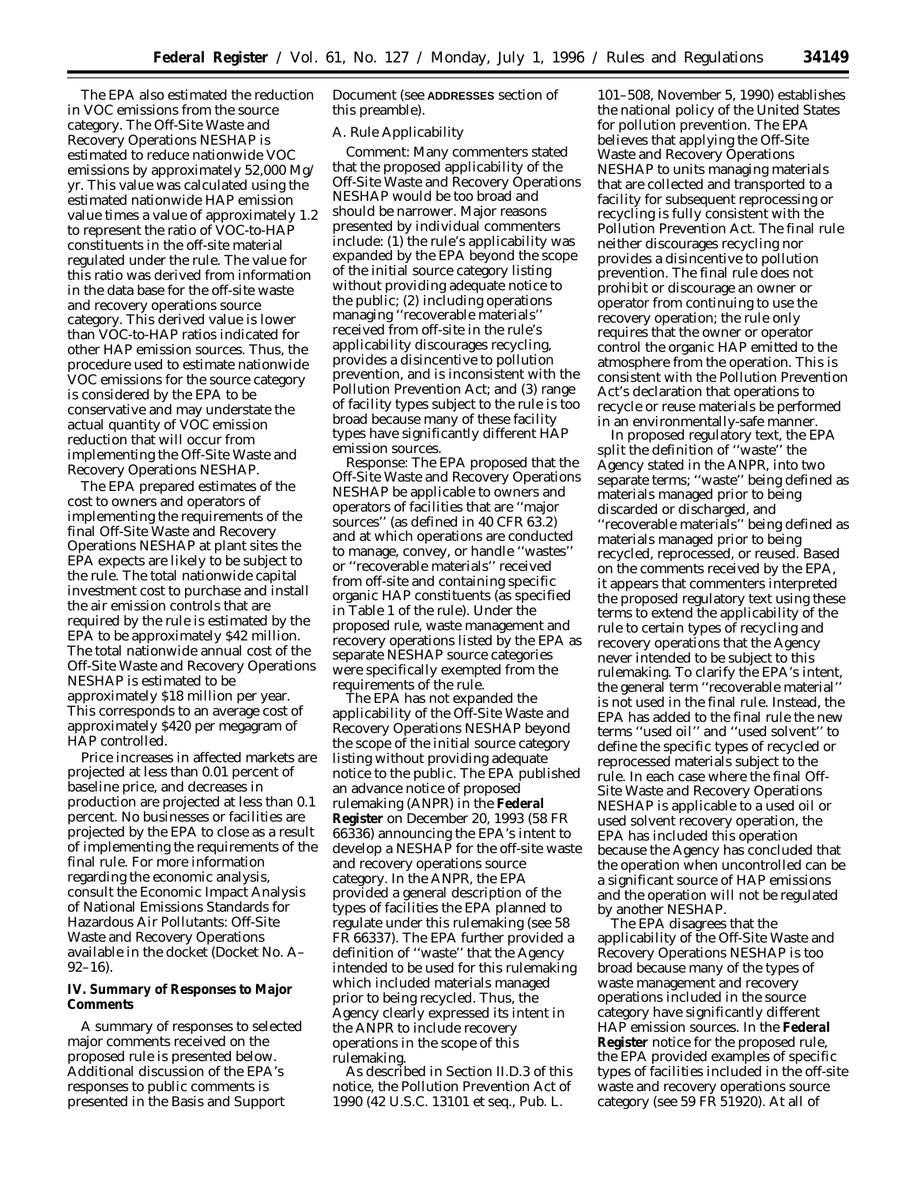The EPA also estimated the reduction in VOC emissions from the source category. The Off-Site Waste and Recovery Operations NESHAP is estimated to reduce nationwide VOC emissions by approximately 52,000 Mg/yr. This value was calculated using the estimated nationwide HAP emission value times a value of approximately 1.2 to represent the ratio of VOC-to-HAP constituents in the off-site material regulated under the rule. The value for this ratio was derived from information in the data base for the off-site waste and recovery operations source category. This derived value is lower than VOC-to-HAP ratios indicated for other HAP emission sources. Thus, the procedure used to estimate nationwide VOC emissions for the source category is considered by the EPA to be conservative and may understate the actual quantity of VOC emission reduction that will occur from implementing the Off-Site Waste and Recovery Operations NESHAP.

The EPA prepared estimates of the cost to owners and operators of implementing the requirements of the final Off-Site Waste and Recovery Operations NESHAP at plant sites the EPA expects are likely to be subject to the rule. The total nationwide capital investment cost to purchase and install the air emission controls that are required by the rule is estimated by the EPA to be approximately $42 million. The total nationwide annual cost of the Off-Site Waste and Recovery Operations NESHAP is estimated to be approximately $18 million per year. This corresponds to an average cost of approximately $420 per megagram of HAP controlled.

Price increases in affected markets are projected at less than 0.01 percent of baseline price, and decreases in production are projected at less than 0.1 percent. No businesses or facilities are projected by the EPA to close as a result of implementing the requirements of the final rule. For more information regarding the economic analysis, consult the Economic Impact Analysis of National Emissions Standards for Hazardous Air Pollutants: Off-Site Waste and Recovery Operations available in the docket (Docket No. A–92–16).

## IV. Summary of Responses to Major Comments

A summary of responses to selected major comments received on the proposed rule is presented below. Additional discussion of the EPA's responses to public comments is presented in the Basis and Support Document (see **ADDRESSES** section of this preamble).

### *A. Rule Applicability*

*Comment:* Many commenters stated that the proposed applicability of the Off-Site Waste and Recovery Operations NESHAP would be too broad and should be narrower. Major reasons presented by individual commenters include: (1) the rule's applicability was expanded by the EPA beyond the scope of the initial source category listing without providing adequate notice to the public; (2) including operations managing ''recoverable materials'' received from off-site in the rule's applicability discourages recycling, provides a disincentive to pollution prevention, and is inconsistent with the Pollution Prevention Act; and (3) range of facility types subject to the rule is too broad because many of these facility types have significantly different HAP emission sources.

*Response:* The EPA proposed that the Off-Site Waste and Recovery Operations NESHAP be applicable to owners and operators of facilities that are ''major sources'' (as defined in 40 CFR 63.2) and at which operations are conducted to manage, convey, or handle ''wastes'' or ''recoverable materials'' received from off-site and containing specific organic HAP constituents (as specified in Table 1 of the rule). Under the proposed rule, waste management and recovery operations listed by the EPA as separate NESHAP source categories were specifically exempted from the requirements of the rule.

The EPA has not expanded the applicability of the Off-Site Waste and Recovery Operations NESHAP beyond the scope of the initial source category listing without providing adequate notice to the public. The EPA published an advance notice of proposed rulemaking (ANPR) in the **Federal Register** on December 20, 1993 (58 FR 66336) announcing the EPA's intent to develop a NESHAP for the off-site waste and recovery operations source category. In the ANPR, the EPA provided a general description of the types of facilities the EPA planned to regulate under this rulemaking (see 58 FR 66337). The EPA further provided a definition of ''waste'' that the Agency intended to be used for this rulemaking which included materials managed prior to being recycled. Thus, the Agency clearly expressed its intent in the ANPR to include recovery operations in the scope of this rulemaking.

As described in Section II.D.3 of this notice, the Pollution Prevention Act of 1990 (42 U.S.C. 13101 *et seq.*, Pub. L. 101–508, November 5, 1990) establishes the national policy of the United States for pollution prevention. The EPA believes that applying the Off-Site Waste and Recovery Operations NESHAP to units managing materials that are collected and transported to a facility for subsequent reprocessing or recycling is fully consistent with the Pollution Prevention Act. The final rule neither discourages recycling nor provides a disincentive to pollution prevention. The final rule does not prohibit or discourage an owner or operator from continuing to use the recovery operation; the rule only requires that the owner or operator control the organic HAP emitted to the atmosphere from the operation. This is consistent with the Pollution Prevention Act's declaration that operations to recycle or reuse materials be performed in an environmentally-safe manner.

In proposed regulatory text, the EPA split the definition of ''waste'' the Agency stated in the ANPR, into two separate terms; ''waste'' being defined as materials managed prior to being discarded or discharged, and ''recoverable materials'' being defined as materials managed prior to being recycled, reprocessed, or reused. Based on the comments received by the EPA, it appears that commenters interpreted the proposed regulatory text using these terms to extend the applicability of the rule to certain types of recycling and recovery operations that the Agency never intended to be subject to this rulemaking. To clarify the EPA's intent, the general term ''recoverable material'' is not used in the final rule. Instead, the EPA has added to the final rule the new terms ''used oil'' and ''used solvent'' to define the specific types of recycled or reprocessed materials subject to the rule. In each case where the final Off-Site Waste and Recovery Operations NESHAP is applicable to a used oil or used solvent recovery operation, the EPA has included this operation because the Agency has concluded that the operation when uncontrolled can be a significant source of HAP emissions and the operation will not be regulated by another NESHAP.

The EPA disagrees that the applicability of the Off-Site Waste and Recovery Operations NESHAP is too broad because many of the types of waste management and recovery operations included in the source category have significantly different HAP emission sources. In the **Federal Register** notice for the proposed rule, the EPA provided examples of specific types of facilities included in the off-site waste and recovery operations source category (see 59 FR 51920). At all of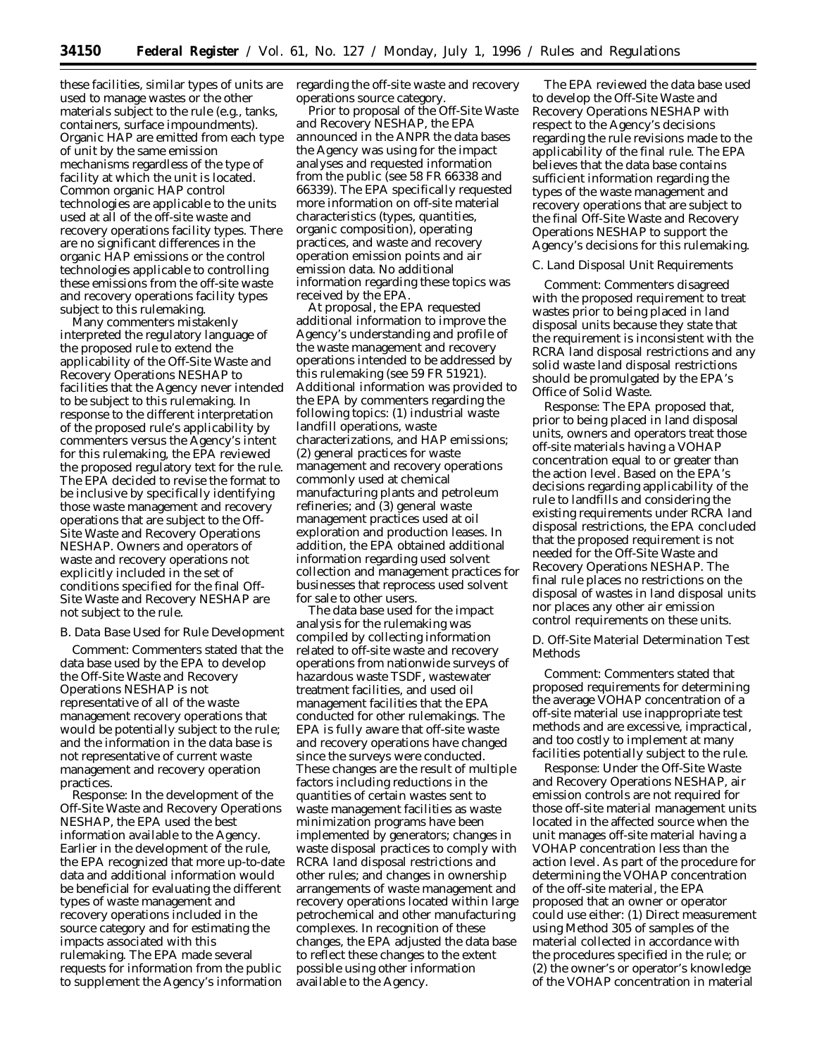these facilities, similar types of units are used to manage wastes or the other materials subject to the rule (e.g., tanks, containers, surface impoundments). Organic HAP are emitted from each type of unit by the same emission mechanisms regardless of the type of facility at which the unit is located. Common organic HAP control technologies are applicable to the units used at all of the off-site waste and recovery operations facility types. There are no significant differences in the organic HAP emissions or the control technologies applicable to controlling these emissions from the off-site waste and recovery operations facility types subject to this rulemaking.

Many commenters mistakenly interpreted the regulatory language of the proposed rule to extend the applicability of the Off-Site Waste and Recovery Operations NESHAP to facilities that the Agency never intended to be subject to this rulemaking. In response to the different interpretation of the proposed rule's applicability by commenters versus the Agency's intent for this rulemaking, the EPA reviewed the proposed regulatory text for the rule. The EPA decided to revise the format to be inclusive by specifically identifying those waste management and recovery operations that are subject to the Off-Site Waste and Recovery Operations NESHAP. Owners and operators of waste and recovery operations not explicitly included in the set of conditions specified for the final Off-Site Waste and Recovery NESHAP are not subject to the rule.

*B. Data Base Used for Rule Development*

*Comment:* Commenters stated that the data base used by the EPA to develop the Off-Site Waste and Recovery Operations NESHAP is not representative of all of the waste management recovery operations that would be potentially subject to the rule; and the information in the data base is not representative of current waste management and recovery operation practices.

*Response:* In the development of the Off-Site Waste and Recovery Operations NESHAP, the EPA used the best information available to the Agency. Earlier in the development of the rule, the EPA recognized that more up-to-date data and additional information would be beneficial for evaluating the different types of waste management and recovery operations included in the source category and for estimating the impacts associated with this rulemaking. The EPA made several requests for information from the public to supplement the Agency's information regarding the off-site waste and recovery operations source category.

Prior to proposal of the Off-Site Waste and Recovery NESHAP, the EPA announced in the ANPR the data bases the Agency was using for the impact analyses and requested information from the public (see 58 FR 66338 and 66339). The EPA specifically requested more information on off-site material characteristics (types, quantities, organic composition), operating practices, and waste and recovery operation emission points and air emission data. No additional information regarding these topics was received by the EPA.

At proposal, the EPA requested additional information to improve the Agency's understanding and profile of the waste management and recovery operations intended to be addressed by this rulemaking (see 59 FR 51921). Additional information was provided to the EPA by commenters regarding the following topics: (1) industrial waste landfill operations, waste characterizations, and HAP emissions; (2) general practices for waste management and recovery operations commonly used at chemical manufacturing plants and petroleum refineries; and (3) general waste management practices used at oil exploration and production leases. In addition, the EPA obtained additional information regarding used solvent collection and management practices for businesses that reprocess used solvent for sale to other users.

The data base used for the impact analysis for the rulemaking was compiled by collecting information related to off-site waste and recovery operations from nationwide surveys of hazardous waste TSDF, wastewater treatment facilities, and used oil management facilities that the EPA conducted for other rulemakings. The EPA is fully aware that off-site waste and recovery operations have changed since the surveys were conducted. These changes are the result of multiple factors including reductions in the quantities of certain wastes sent to waste management facilities as waste minimization programs have been implemented by generators; changes in waste disposal practices to comply with RCRA land disposal restrictions and other rules; and changes in ownership arrangements of waste management and recovery operations located within large petrochemical and other manufacturing complexes. In recognition of these changes, the EPA adjusted the data base to reflect these changes to the extent possible using other information available to the Agency.

The EPA reviewed the data base used to develop the Off-Site Waste and Recovery Operations NESHAP with respect to the Agency's decisions regarding the rule revisions made to the applicability of the final rule. The EPA believes that the data base contains sufficient information regarding the types of the waste management and recovery operations that are subject to the final Off-Site Waste and Recovery Operations NESHAP to support the Agency's decisions for this rulemaking.

*C. Land Disposal Unit Requirements*

*Comment:* Commenters disagreed with the proposed requirement to treat wastes prior to being placed in land disposal units because they state that the requirement is inconsistent with the RCRA land disposal restrictions and any solid waste land disposal restrictions should be promulgated by the EPA's Office of Solid Waste.

*Response:* The EPA proposed that, prior to being placed in land disposal units, owners and operators treat those off-site materials having a VOHAP concentration equal to or greater than the action level. Based on the EPA's decisions regarding applicability of the rule to landfills and considering the existing requirements under RCRA land disposal restrictions, the EPA concluded that the proposed requirement is not needed for the Off-Site Waste and Recovery Operations NESHAP. The final rule places no restrictions on the disposal of wastes in land disposal units nor places any other air emission control requirements on these units.

*D. Off-Site Material Determination Test Methods*

*Comment:* Commenters stated that proposed requirements for determining the average VOHAP concentration of a off-site material use inappropriate test methods and are excessive, impractical, and too costly to implement at many facilities potentially subject to the rule.

*Response:* Under the Off-Site Waste and Recovery Operations NESHAP, air emission controls are not required for those off-site material management units located in the affected source when the unit manages off-site material having a VOHAP concentration less than the action level. As part of the procedure for determining the VOHAP concentration of the off-site material, the EPA proposed that an owner or operator could use either: (1) Direct measurement using Method 305 of samples of the material collected in accordance with the procedures specified in the rule; or (2) the owner's or operator's knowledge of the VOHAP concentration in material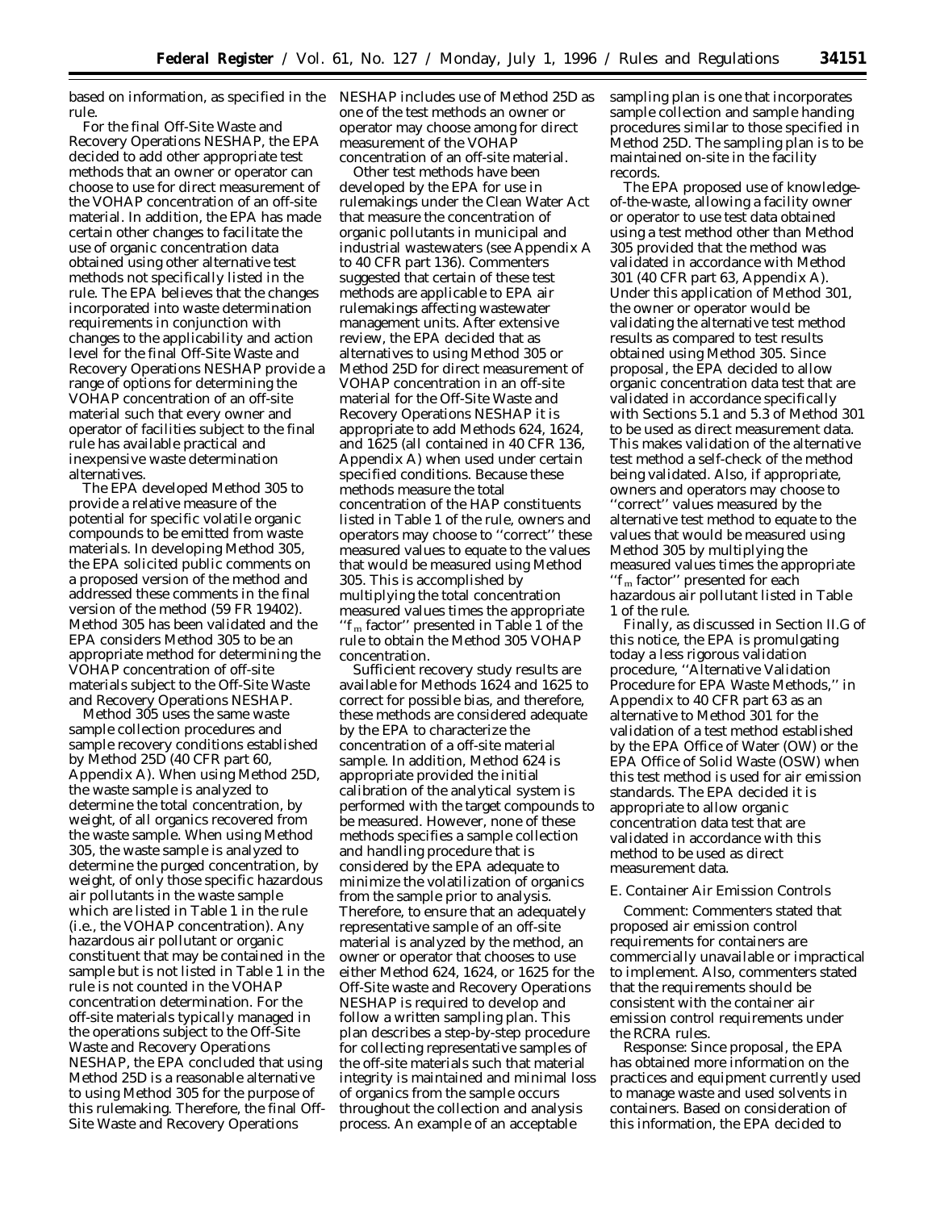based on information, as specified in the rule.

For the final Off-Site Waste and Recovery Operations NESHAP, the EPA decided to add other appropriate test methods that an owner or operator can choose to use for direct measurement of the VOHAP concentration of an off-site material. In addition, the EPA has made certain other changes to facilitate the use of organic concentration data obtained using other alternative test methods not specifically listed in the rule. The EPA believes that the changes incorporated into waste determination requirements in conjunction with changes to the applicability and action level for the final Off-Site Waste and Recovery Operations NESHAP provide a range of options for determining the VOHAP concentration of an off-site material such that every owner and operator of facilities subject to the final rule has available practical and inexpensive waste determination alternatives.

The EPA developed Method 305 to provide a relative measure of the potential for specific volatile organic compounds to be emitted from waste materials. In developing Method 305, the EPA solicited public comments on a proposed version of the method and addressed these comments in the final version of the method (59 FR 19402). Method 305 has been validated and the EPA considers Method 305 to be an appropriate method for determining the VOHAP concentration of off-site materials subject to the Off-Site Waste and Recovery Operations NESHAP.

Method 305 uses the same waste sample collection procedures and sample recovery conditions established by Method 25D (40 CFR part 60, Appendix A). When using Method 25D, the waste sample is analyzed to determine the total concentration, by weight, of all organics recovered from the waste sample. When using Method 305, the waste sample is analyzed to determine the purged concentration, by weight, of only those specific hazardous air pollutants in the waste sample which are listed in Table 1 in the rule (i.e., the VOHAP concentration). Any hazardous air pollutant or organic constituent that may be contained in the sample but is not listed in Table 1 in the rule is not counted in the VOHAP concentration determination. For the off-site materials typically managed in the operations subject to the Off-Site Waste and Recovery Operations NESHAP, the EPA concluded that using Method 25D is a reasonable alternative to using Method 305 for the purpose of this rulemaking. Therefore, the final Off-Site Waste and Recovery Operations NESHAP includes use of Method 25D as one of the test methods an owner or operator may choose among for direct measurement of the VOHAP concentration of an off-site material.

Other test methods have been developed by the EPA for use in rulemakings under the Clean Water Act that measure the concentration of organic pollutants in municipal and industrial wastewaters (see Appendix A to 40 CFR part 136). Commenters suggested that certain of these test methods are applicable to EPA air rulemakings affecting wastewater management units. After extensive review, the EPA decided that as alternatives to using Method 305 or Method 25D for direct measurement of VOHAP concentration in an off-site material for the Off-Site Waste and Recovery Operations NESHAP it is appropriate to add Methods 624, 1624, and 1625 (all contained in 40 CFR 136, Appendix A) when used under certain specified conditions. Because these methods measure the total concentration of the HAP constituents listed in Table 1 of the rule, owners and operators may choose to ''correct'' these measured values to equate to the values that would be measured using Method 305. This is accomplished by multiplying the total concentration measured values times the appropriate ''$f_m$ factor'' presented in Table 1 of the rule to obtain the Method 305 VOHAP concentration.

Sufficient recovery study results are available for Methods 1624 and 1625 to correct for possible bias, and therefore, these methods are considered adequate by the EPA to characterize the concentration of a off-site material sample. In addition, Method 624 is appropriate provided the initial calibration of the analytical system is performed with the target compounds to be measured. However, none of these methods specifies a sample collection and handling procedure that is considered by the EPA adequate to minimize the volatilization of organics from the sample prior to analysis. Therefore, to ensure that an adequately representative sample of an off-site material is analyzed by the method, an owner or operator that chooses to use either Method 624, 1624, or 1625 for the Off-Site waste and Recovery Operations NESHAP is required to develop and follow a written sampling plan. This plan describes a step-by-step procedure for collecting representative samples of the off-site materials such that material integrity is maintained and minimal loss of organics from the sample occurs throughout the collection and analysis process. An example of an acceptable sampling plan is one that incorporates sample collection and sample handing procedures similar to those specified in Method 25D. The sampling plan is to be maintained on-site in the facility records.

The EPA proposed use of knowledge-of-the-waste, allowing a facility owner or operator to use test data obtained using a test method other than Method 305 provided that the method was validated in accordance with Method 301 (40 CFR part 63, Appendix A). Under this application of Method 301, the owner or operator would be validating the alternative test method results as compared to test results obtained using Method 305. Since proposal, the EPA decided to allow organic concentration data test that are validated in accordance specifically with Sections 5.1 and 5.3 of Method 301 to be used as direct measurement data. This makes validation of the alternative test method a self-check of the method being validated. Also, if appropriate, owners and operators may choose to ''correct'' values measured by the alternative test method to equate to the values that would be measured using Method 305 by multiplying the measured values times the appropriate ''$f_m$ factor'' presented for each hazardous air pollutant listed in Table 1 of the rule.

Finally, as discussed in Section II.G of this notice, the EPA is promulgating today a less rigorous validation procedure, ''Alternative Validation Procedure for EPA Waste Methods,'' in Appendix to 40 CFR part 63 as an alternative to Method 301 for the validation of a test method established by the EPA Office of Water (OW) or the EPA Office of Solid Waste (OSW) when this test method is used for air emission standards. The EPA decided it is appropriate to allow organic concentration data test that are validated in accordance with this method to be used as direct measurement data.

*E. Container Air Emission Controls*

*Comment:* Commenters stated that proposed air emission control requirements for containers are commercially unavailable or impractical to implement. Also, commenters stated that the requirements should be consistent with the container air emission control requirements under the RCRA rules.

*Response:* Since proposal, the EPA has obtained more information on the practices and equipment currently used to manage waste and used solvents in containers. Based on consideration of this information, the EPA decided to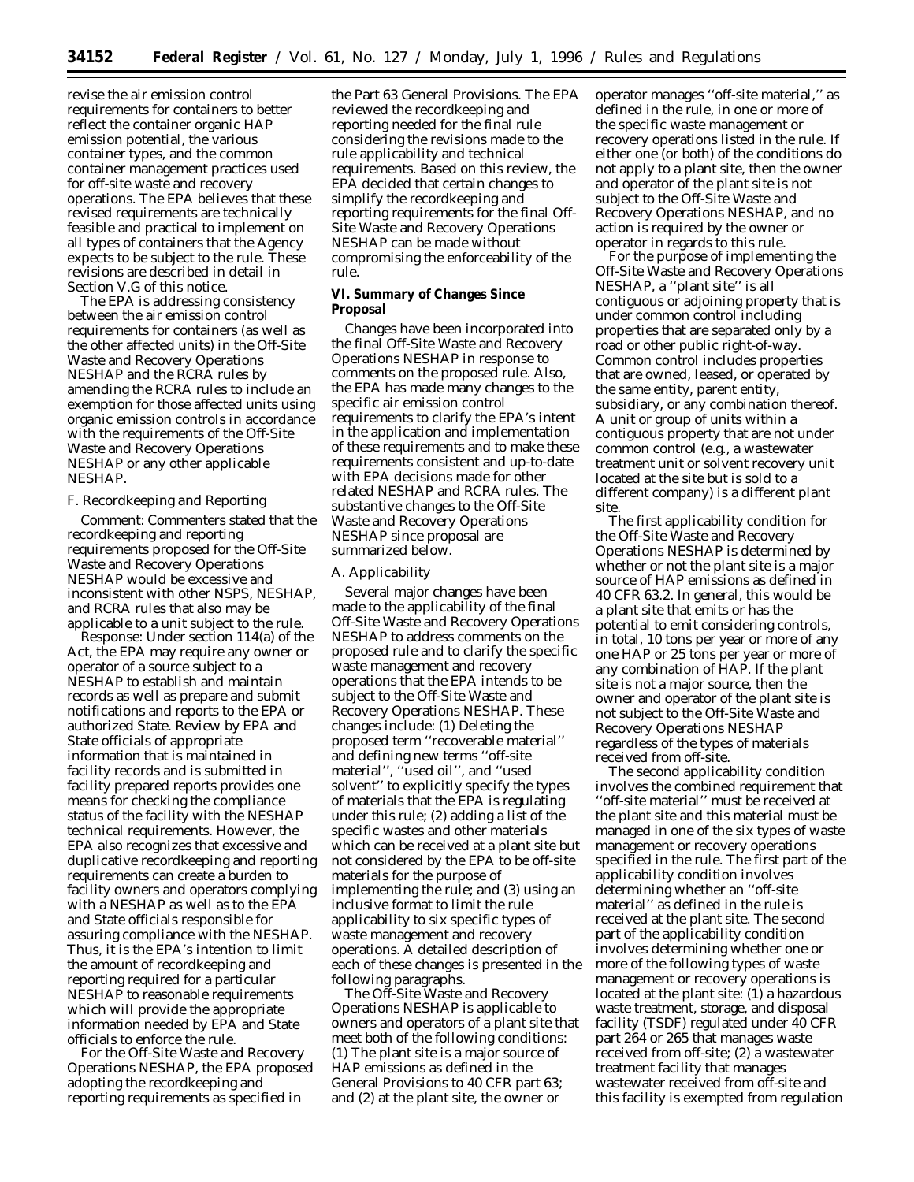revise the air emission control requirements for containers to better reflect the container organic HAP emission potential, the various container types, and the common container management practices used for off-site waste and recovery operations. The EPA believes that these revised requirements are technically feasible and practical to implement on all types of containers that the Agency expects to be subject to the rule. These revisions are described in detail in Section V.G of this notice.

The EPA is addressing consistency between the air emission control requirements for containers (as well as the other affected units) in the Off-Site Waste and Recovery Operations NESHAP and the RCRA rules by amending the RCRA rules to include an exemption for those affected units using organic emission controls in accordance with the requirements of the Off-Site Waste and Recovery Operations NESHAP or any other applicable NESHAP.

*F. Recordkeeping and Reporting*

*Comment:* Commenters stated that the recordkeeping and reporting requirements proposed for the Off-Site Waste and Recovery Operations NESHAP would be excessive and inconsistent with other NSPS, NESHAP, and RCRA rules that also may be applicable to a unit subject to the rule.

*Response:* Under section 114(a) of the Act, the EPA may require any owner or operator of a source subject to a NESHAP to establish and maintain records as well as prepare and submit notifications and reports to the EPA or authorized State. Review by EPA and State officials of appropriate information that is maintained in facility records and is submitted in facility prepared reports provides one means for checking the compliance status of the facility with the NESHAP technical requirements. However, the EPA also recognizes that excessive and duplicative recordkeeping and reporting requirements can create a burden to facility owners and operators complying with a NESHAP as well as to the EPA and State officials responsible for assuring compliance with the NESHAP. Thus, it is the EPA's intention to limit the amount of recordkeeping and reporting required for a particular NESHAP to reasonable requirements which will provide the appropriate information needed by EPA and State officials to enforce the rule.

For the Off-Site Waste and Recovery Operations NESHAP, the EPA proposed adopting the recordkeeping and reporting requirements as specified in the Part 63 General Provisions. The EPA reviewed the recordkeeping and reporting needed for the final rule considering the revisions made to the rule applicability and technical requirements. Based on this review, the EPA decided that certain changes to simplify the recordkeeping and reporting requirements for the final Off-Site Waste and Recovery Operations NESHAP can be made without compromising the enforceability of the rule.

## VI. Summary of Changes Since Proposal

Changes have been incorporated into the final Off-Site Waste and Recovery Operations NESHAP in response to comments on the proposed rule. Also, the EPA has made many changes to the specific air emission control requirements to clarify the EPA's intent in the application and implementation of these requirements and to make these requirements consistent and up-to-date with EPA decisions made for other related NESHAP and RCRA rules. The substantive changes to the Off-Site Waste and Recovery Operations NESHAP since proposal are summarized below.

*A. Applicability*

Several major changes have been made to the applicability of the final Off-Site Waste and Recovery Operations NESHAP to address comments on the proposed rule and to clarify the specific waste management and recovery operations that the EPA intends to be subject to the Off-Site Waste and Recovery Operations NESHAP. These changes include: (1) Deleting the proposed term ''recoverable material'' and defining new terms ''off-site material'', ''used oil'', and ''used solvent'' to explicitly specify the types of materials that the EPA is regulating under this rule; (2) adding a list of the specific wastes and other materials which can be received at a plant site but not considered by the EPA to be off-site materials for the purpose of implementing the rule; and (3) using an inclusive format to limit the rule applicability to six specific types of waste management and recovery operations. A detailed description of each of these changes is presented in the following paragraphs.

The Off-Site Waste and Recovery Operations NESHAP is applicable to owners and operators of a plant site that meet both of the following conditions: (1) The plant site is a major source of HAP emissions as defined in the General Provisions to 40 CFR part 63; and (2) at the plant site, the owner or operator manages ''off-site material,'' as defined in the rule, in one or more of the specific waste management or recovery operations listed in the rule. If either one (or both) of the conditions do not apply to a plant site, then the owner and operator of the plant site is not subject to the Off-Site Waste and Recovery Operations NESHAP, and no action is required by the owner or operator in regards to this rule.

For the purpose of implementing the Off-Site Waste and Recovery Operations NESHAP, a ''plant site'' is all contiguous or adjoining property that is under common control including properties that are separated only by a road or other public right-of-way. Common control includes properties that are owned, leased, or operated by the same entity, parent entity, subsidiary, or any combination thereof. A unit or group of units within a contiguous property that are not under common control (e.g., a wastewater treatment unit or solvent recovery unit located at the site but is sold to a different company) is a different plant site.

The first applicability condition for the Off-Site Waste and Recovery Operations NESHAP is determined by whether or not the plant site is a major source of HAP emissions as defined in 40 CFR 63.2. In general, this would be a plant site that emits or has the potential to emit considering controls, in total, 10 tons per year or more of any one HAP or 25 tons per year or more of any combination of HAP. If the plant site is not a major source, then the owner and operator of the plant site is not subject to the Off-Site Waste and Recovery Operations NESHAP regardless of the types of materials received from off-site.

The second applicability condition involves the combined requirement that ''off-site material'' must be received at the plant site and this material must be managed in one of the six types of waste management or recovery operations specified in the rule. The first part of the applicability condition involves determining whether an ''off-site material'' as defined in the rule is received at the plant site. The second part of the applicability condition involves determining whether one or more of the following types of waste management or recovery operations is located at the plant site: (1) a hazardous waste treatment, storage, and disposal facility (TSDF) regulated under 40 CFR part 264 or 265 that manages waste received from off-site; (2) a wastewater treatment facility that manages wastewater received from off-site and this facility is exempted from regulation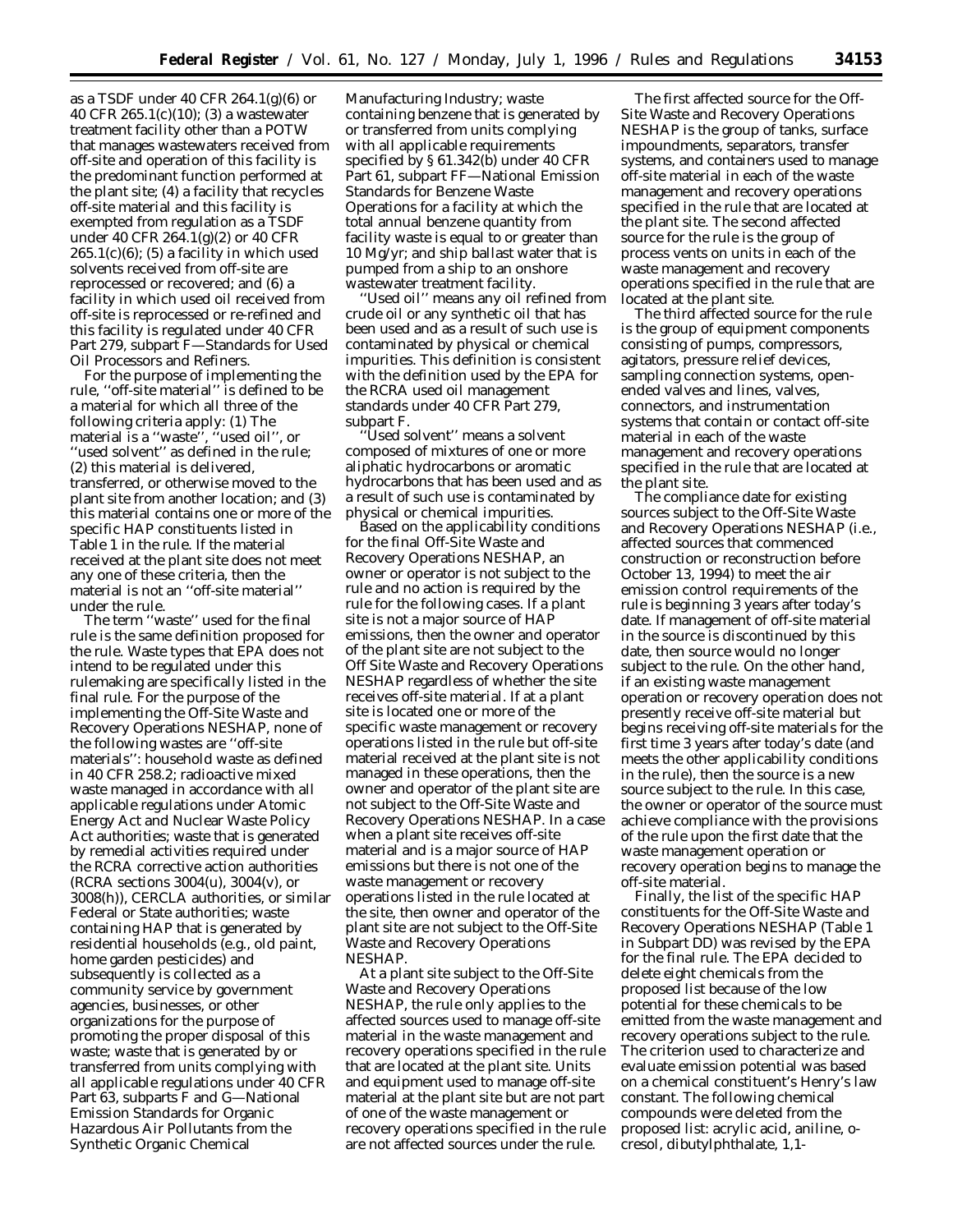as a TSDF under 40 CFR 264.1(g)(6) or 40 CFR 265.1(c)(10); (3) a wastewater treatment facility other than a POTW that manages wastewaters received from off-site and operation of this facility is the predominant function performed at the plant site; (4) a facility that recycles off-site material and this facility is exempted from regulation as a TSDF under 40 CFR 264.1(g)(2) or 40 CFR 265.1(c)(6); (5) a facility in which used solvents received from off-site are reprocessed or recovered; and (6) a facility in which used oil received from off-site is reprocessed or re-refined and this facility is regulated under 40 CFR Part 279, subpart F—Standards for Used Oil Processors and Refiners.

For the purpose of implementing the rule, ''off-site material'' is defined to be a material for which all three of the following criteria apply: (1) The material is a ''waste'', ''used oil'', or ''used solvent'' as defined in the rule; (2) this material is delivered, transferred, or otherwise moved to the plant site from another location; and (3) this material contains one or more of the specific HAP constituents listed in Table 1 in the rule. If the material received at the plant site does not meet any one of these criteria, then the material is not an ''off-site material'' under the rule.

The term ''waste'' used for the final rule is the same definition proposed for the rule. Waste types that EPA does not intend to be regulated under this rulemaking are specifically listed in the final rule. For the purpose of the implementing the Off-Site Waste and Recovery Operations NESHAP, none of the following wastes are ''off-site materials'': household waste as defined in 40 CFR 258.2; radioactive mixed waste managed in accordance with all applicable regulations under Atomic Energy Act and Nuclear Waste Policy Act authorities; waste that is generated by remedial activities required under the RCRA corrective action authorities (RCRA sections 3004(u), 3004(v), or 3008(h)), CERCLA authorities, or similar Federal or State authorities; waste containing HAP that is generated by residential households (e.g., old paint, home garden pesticides) and subsequently is collected as a community service by government agencies, businesses, or other organizations for the purpose of promoting the proper disposal of this waste; waste that is generated by or transferred from units complying with all applicable regulations under 40 CFR Part 63, subparts F and G—National Emission Standards for Organic Hazardous Air Pollutants from the Synthetic Organic Chemical Manufacturing Industry; waste containing benzene that is generated by or transferred from units complying with all applicable requirements specified by § 61.342(b) under 40 CFR Part 61, subpart FF—National Emission Standards for Benzene Waste Operations for a facility at which the total annual benzene quantity from facility waste is equal to or greater than 10 Mg/yr; and ship ballast water that is pumped from a ship to an onshore wastewater treatment facility.

''Used oil'' means any oil refined from crude oil or any synthetic oil that has been used and as a result of such use is contaminated by physical or chemical impurities. This definition is consistent with the definition used by the EPA for the RCRA used oil management standards under 40 CFR Part 279, subpart F.

''Used solvent'' means a solvent composed of mixtures of one or more aliphatic hydrocarbons or aromatic hydrocarbons that has been used and as a result of such use is contaminated by physical or chemical impurities.

Based on the applicability conditions for the final Off-Site Waste and Recovery Operations NESHAP, an owner or operator is not subject to the rule and no action is required by the rule for the following cases. If a plant site is not a major source of HAP emissions, then the owner and operator of the plant site are not subject to the Off Site Waste and Recovery Operations NESHAP regardless of whether the site receives off-site material. If at a plant site is located one or more of the specific waste management or recovery operations listed in the rule but off-site material received at the plant site is not managed in these operations, then the owner and operator of the plant site are not subject to the Off-Site Waste and Recovery Operations NESHAP. In a case when a plant site receives off-site material and is a major source of HAP emissions but there is not one of the waste management or recovery operations listed in the rule located at the site, then owner and operator of the plant site are not subject to the Off-Site Waste and Recovery Operations NESHAP.

At a plant site subject to the Off-Site Waste and Recovery Operations NESHAP, the rule only applies to the affected sources used to manage off-site material in the waste management and recovery operations specified in the rule that are located at the plant site. Units and equipment used to manage off-site material at the plant site but are not part of one of the waste management or recovery operations specified in the rule are not affected sources under the rule.

The first affected source for the Off-Site Waste and Recovery Operations NESHAP is the group of tanks, surface impoundments, separators, transfer systems, and containers used to manage off-site material in each of the waste management and recovery operations specified in the rule that are located at the plant site. The second affected source for the rule is the group of process vents on units in each of the waste management and recovery operations specified in the rule that are located at the plant site.

The third affected source for the rule is the group of equipment components consisting of pumps, compressors, agitators, pressure relief devices, sampling connection systems, open-ended valves and lines, valves, connectors, and instrumentation systems that contain or contact off-site material in each of the waste management and recovery operations specified in the rule that are located at the plant site.

The compliance date for existing sources subject to the Off-Site Waste and Recovery Operations NESHAP (i.e., affected sources that commenced construction or reconstruction before October 13, 1994) to meet the air emission control requirements of the rule is beginning 3 years after today's date. If management of off-site material in the source is discontinued by this date, then source would no longer subject to the rule. On the other hand, if an existing waste management operation or recovery operation does not presently receive off-site material but begins receiving off-site materials for the first time 3 years after today's date (and meets the other applicability conditions in the rule), then the source is a new source subject to the rule. In this case, the owner or operator of the source must achieve compliance with the provisions of the rule upon the first date that the waste management operation or recovery operation begins to manage the off-site material.

Finally, the list of the specific HAP constituents for the Off-Site Waste and Recovery Operations NESHAP (Table 1 in Subpart DD) was revised by the EPA for the final rule. The EPA decided to delete eight chemicals from the proposed list because of the low potential for these chemicals to be emitted from the waste management and recovery operations subject to the rule. The criterion used to characterize and evaluate emission potential was based on a chemical constituent's Henry's law constant. The following chemical compounds were deleted from the proposed list: acrylic acid, aniline, o-cresol, dibutylphthalate, 1,1-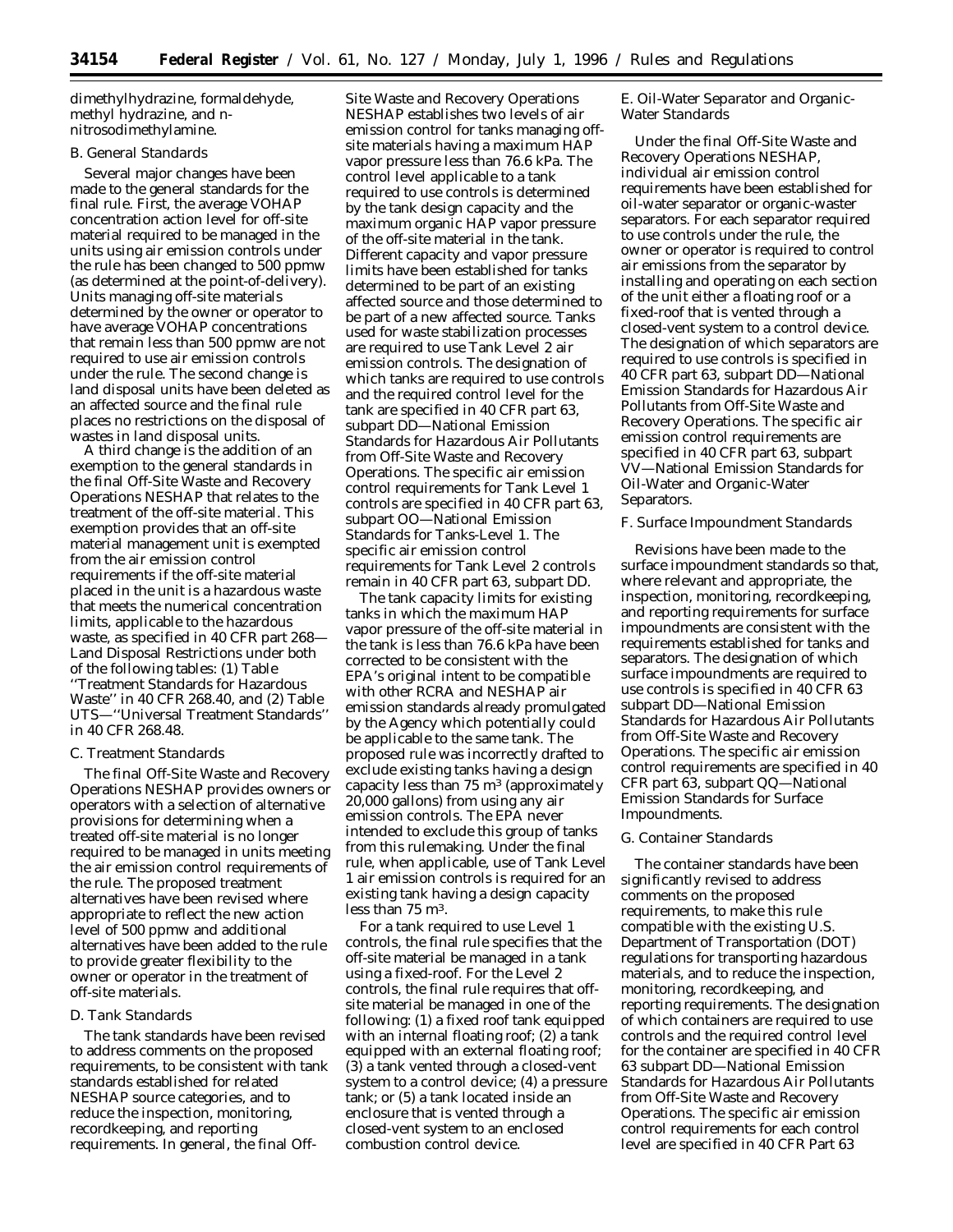dimethylhydrazine, formaldehyde, methyl hydrazine, and n-nitrosodimethylamine.

### *B. General Standards*

Several major changes have been made to the general standards for the final rule. First, the average VOHAP concentration action level for off-site material required to be managed in the units using air emission controls under the rule has been changed to 500 ppmw (as determined at the point-of-delivery). Units managing off-site materials determined by the owner or operator to have average VOHAP concentrations that remain less than 500 ppmw are not required to use air emission controls under the rule. The second change is land disposal units have been deleted as an affected source and the final rule places no restrictions on the disposal of wastes in land disposal units.

A third change is the addition of an exemption to the general standards in the final Off-Site Waste and Recovery Operations NESHAP that relates to the treatment of the off-site material. This exemption provides that an off-site material management unit is exempted from the air emission control requirements if the off-site material placed in the unit is a hazardous waste that meets the numerical concentration limits, applicable to the hazardous waste, as specified in 40 CFR part 268—Land Disposal Restrictions under both of the following tables: (1) Table ''Treatment Standards for Hazardous Waste'' in 40 CFR 268.40, and (2) Table UTS—''Universal Treatment Standards'' in 40 CFR 268.48.

### *C. Treatment Standards*

The final Off-Site Waste and Recovery Operations NESHAP provides owners or operators with a selection of alternative provisions for determining when a treated off-site material is no longer required to be managed in units meeting the air emission control requirements of the rule. The proposed treatment alternatives have been revised where appropriate to reflect the new action level of 500 ppmw and additional alternatives have been added to the rule to provide greater flexibility to the owner or operator in the treatment of off-site materials.

### *D. Tank Standards*

The tank standards have been revised to address comments on the proposed requirements, to be consistent with tank standards established for related NESHAP source categories, and to reduce the inspection, monitoring, recordkeeping, and reporting requirements. In general, the final Off-Site Waste and Recovery Operations NESHAP establishes two levels of air emission control for tanks managing off-site materials having a maximum HAP vapor pressure less than 76.6 kPa. The control level applicable to a tank required to use controls is determined by the tank design capacity and the maximum organic HAP vapor pressure of the off-site material in the tank. Different capacity and vapor pressure limits have been established for tanks determined to be part of an existing affected source and those determined to be part of a new affected source. Tanks used for waste stabilization processes are required to use Tank Level 2 air emission controls. The designation of which tanks are required to use controls and the required control level for the tank are specified in 40 CFR part 63, subpart DD—National Emission Standards for Hazardous Air Pollutants from Off-Site Waste and Recovery Operations. The specific air emission control requirements for Tank Level 1 controls are specified in 40 CFR part 63, subpart OO—National Emission Standards for Tanks-Level 1. The specific air emission control requirements for Tank Level 2 controls remain in 40 CFR part 63, subpart DD.

The tank capacity limits for existing tanks in which the maximum HAP vapor pressure of the off-site material in the tank is less than 76.6 kPa have been corrected to be consistent with the EPA's original intent to be compatible with other RCRA and NESHAP air emission standards already promulgated by the Agency which potentially could be applicable to the same tank. The proposed rule was incorrectly drafted to exclude existing tanks having a design capacity less than 75 $m^3$ (approximately 20,000 gallons) from using any air emission controls. The EPA never intended to exclude this group of tanks from this rulemaking. Under the final rule, when applicable, use of Tank Level 1 air emission controls is required for an existing tank having a design capacity less than 75 $m^3$.

For a tank required to use Level 1 controls, the final rule specifies that the off-site material be managed in a tank using a fixed-roof. For the Level 2 controls, the final rule requires that off-site material be managed in one of the following: (1) a fixed roof tank equipped with an internal floating roof; (2) a tank equipped with an external floating roof; (3) a tank vented through a closed-vent system to a control device; (4) a pressure tank; or (5) a tank located inside an enclosure that is vented through a closed-vent system to an enclosed combustion control device.

### *E. Oil-Water Separator and Organic-Water Standards*

Under the final Off-Site Waste and Recovery Operations NESHAP, individual air emission control requirements have been established for oil-water separator or organic-waster separators. For each separator required to use controls under the rule, the owner or operator is required to control air emissions from the separator by installing and operating on each section of the unit either a floating roof or a fixed-roof that is vented through a closed-vent system to a control device. The designation of which separators are required to use controls is specified in 40 CFR part 63, subpart DD—National Emission Standards for Hazardous Air Pollutants from Off-Site Waste and Recovery Operations. The specific air emission control requirements are specified in 40 CFR part 63, subpart VV—National Emission Standards for Oil-Water and Organic-Water Separators.

### *F. Surface Impoundment Standards*

Revisions have been made to the surface impoundment standards so that, where relevant and appropriate, the inspection, monitoring, recordkeeping, and reporting requirements for surface impoundments are consistent with the requirements established for tanks and separators. The designation of which surface impoundments are required to use controls is specified in 40 CFR 63 subpart DD—National Emission Standards for Hazardous Air Pollutants from Off-Site Waste and Recovery Operations. The specific air emission control requirements are specified in 40 CFR part 63, subpart QQ—National Emission Standards for Surface Impoundments.

### *G. Container Standards*

The container standards have been significantly revised to address comments on the proposed requirements, to make this rule compatible with the existing U.S. Department of Transportation (DOT) regulations for transporting hazardous materials, and to reduce the inspection, monitoring, recordkeeping, and reporting requirements. The designation of which containers are required to use controls and the required control level for the container are specified in 40 CFR 63 subpart DD—National Emission Standards for Hazardous Air Pollutants from Off-Site Waste and Recovery Operations. The specific air emission control requirements for each control level are specified in 40 CFR Part 63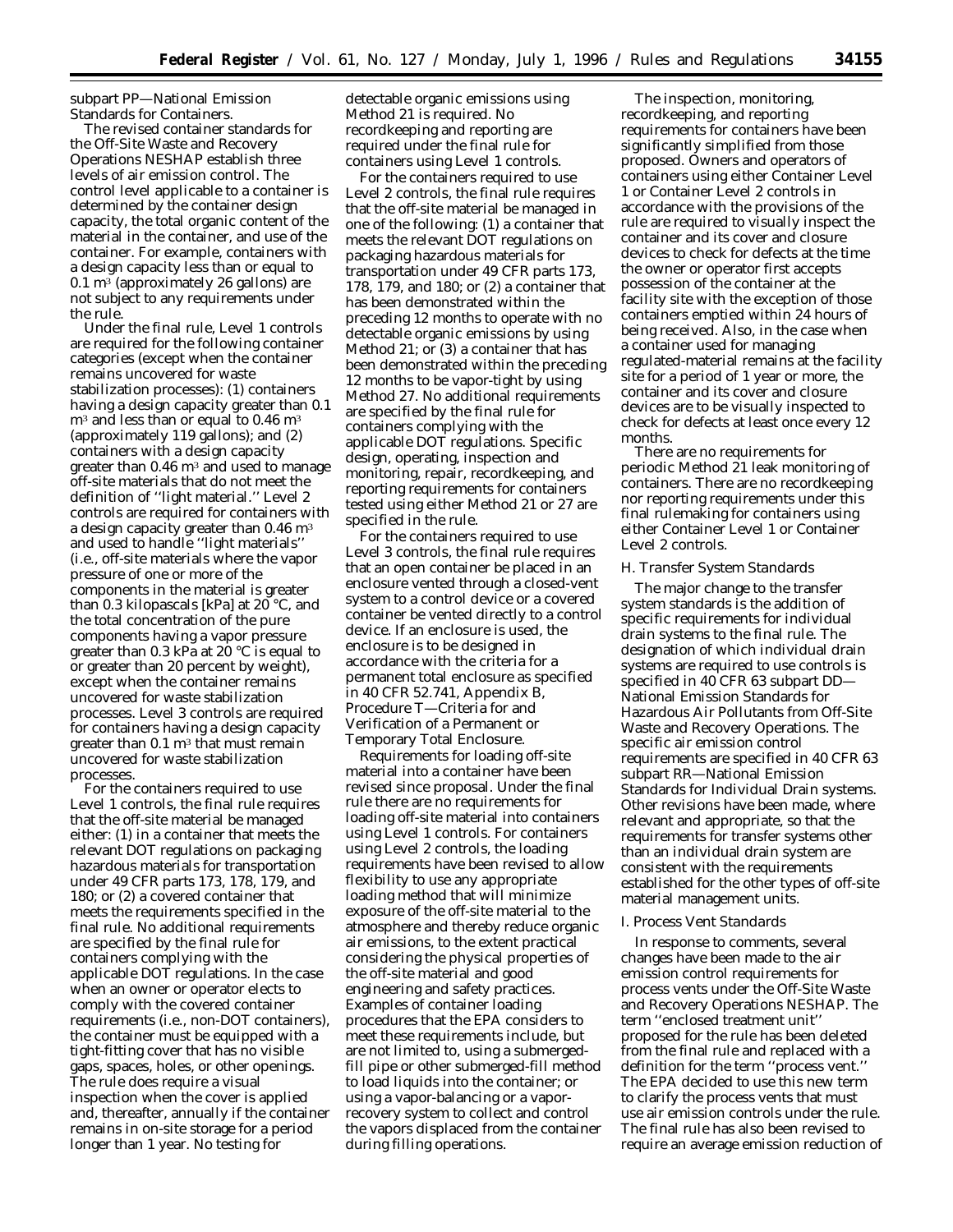subpart PP—National Emission Standards for Containers.

The revised container standards for the Off-Site Waste and Recovery Operations NESHAP establish three levels of air emission control. The control level applicable to a container is determined by the container design capacity, the total organic content of the material in the container, and use of the container. For example, containers with a design capacity less than or equal to 0.1 $m^3$ (approximately 26 gallons) are not subject to any requirements under the rule.

Under the final rule, Level 1 controls are required for the following container categories (except when the container remains uncovered for waste stabilization processes): (1) containers having a design capacity greater than 0.1 $m^3$ and less than or equal to 0.46 $m^3$ (approximately 119 gallons); and (2) containers with a design capacity greater than 0.46 $m^3$ and used to manage off-site materials that do not meet the definition of ''light material.'' Level 2 controls are required for containers with a design capacity greater than 0.46 $m^3$ and used to handle ''light materials'' (i.e., off-site materials where the vapor pressure of one or more of the components in the material is greater than 0.3 kilopascals [kPa] at 20 °C, and the total concentration of the pure components having a vapor pressure greater than 0.3 kPa at 20 °C is equal to or greater than 20 percent by weight), except when the container remains uncovered for waste stabilization processes. Level 3 controls are required for containers having a design capacity greater than 0.1 $m^3$ that must remain uncovered for waste stabilization processes.

For the containers required to use Level 1 controls, the final rule requires that the off-site material be managed either: (1) in a container that meets the relevant DOT regulations on packaging hazardous materials for transportation under 49 CFR parts 173, 178, 179, and 180; or (2) a covered container that meets the requirements specified in the final rule. No additional requirements are specified by the final rule for containers complying with the applicable DOT regulations. In the case when an owner or operator elects to comply with the covered container requirements (i.e., non-DOT containers), the container must be equipped with a tight-fitting cover that has no visible gaps, spaces, holes, or other openings. The rule does require a visual inspection when the cover is applied and, thereafter, annually if the container remains in on-site storage for a period longer than 1 year. No testing for detectable organic emissions using Method 21 is required. No recordkeeping and reporting are required under the final rule for containers using Level 1 controls.

For the containers required to use Level 2 controls, the final rule requires that the off-site material be managed in one of the following: (1) a container that meets the relevant DOT regulations on packaging hazardous materials for transportation under 49 CFR parts 173, 178, 179, and 180; or (2) a container that has been demonstrated within the preceding 12 months to operate with no detectable organic emissions by using Method 21; or (3) a container that has been demonstrated within the preceding 12 months to be vapor-tight by using Method 27. No additional requirements are specified by the final rule for containers complying with the applicable DOT regulations. Specific design, operating, inspection and monitoring, repair, recordkeeping, and reporting requirements for containers tested using either Method 21 or 27 are specified in the rule.

For the containers required to use Level 3 controls, the final rule requires that an open container be placed in an enclosure vented through a closed-vent system to a control device or a covered container be vented directly to a control device. If an enclosure is used, the enclosure is to be designed in accordance with the criteria for a permanent total enclosure as specified in 40 CFR 52.741, Appendix B, Procedure T—Criteria for and Verification of a Permanent or Temporary Total Enclosure.

Requirements for loading off-site material into a container have been revised since proposal. Under the final rule there are no requirements for loading off-site material into containers using Level 1 controls. For containers using Level 2 controls, the loading requirements have been revised to allow flexibility to use any appropriate loading method that will minimize exposure of the off-site material to the atmosphere and thereby reduce organic air emissions, to the extent practical considering the physical properties of the off-site material and good engineering and safety practices. Examples of container loading procedures that the EPA considers to meet these requirements include, but are not limited to, using a submerged-fill pipe or other submerged-fill method to load liquids into the container; or using a vapor-balancing or a vapor-recovery system to collect and control the vapors displaced from the container during filling operations.

The inspection, monitoring, recordkeeping, and reporting requirements for containers have been significantly simplified from those proposed. Owners and operators of containers using either Container Level 1 or Container Level 2 controls in accordance with the provisions of the rule are required to visually inspect the container and its cover and closure devices to check for defects at the time the owner or operator first accepts possession of the container at the facility site with the exception of those containers emptied within 24 hours of being received. Also, in the case when a container used for managing regulated-material remains at the facility site for a period of 1 year or more, the container and its cover and closure devices are to be visually inspected to check for defects at least once every 12 months.

There are no requirements for periodic Method 21 leak monitoring of containers. There are no recordkeeping nor reporting requirements under this final rulemaking for containers using either Container Level 1 or Container Level 2 controls.

### *H. Transfer System Standards*

The major change to the transfer system standards is the addition of specific requirements for individual drain systems to the final rule. The designation of which individual drain systems are required to use controls is specified in 40 CFR 63 subpart DD—National Emission Standards for Hazardous Air Pollutants from Off-Site Waste and Recovery Operations. The specific air emission control requirements are specified in 40 CFR 63 subpart RR—National Emission Standards for Individual Drain systems. Other revisions have been made, where relevant and appropriate, so that the requirements for transfer systems other than an individual drain system are consistent with the requirements established for the other types of off-site material management units.

### *I. Process Vent Standards*

In response to comments, several changes have been made to the air emission control requirements for process vents under the Off-Site Waste and Recovery Operations NESHAP. The term ''enclosed treatment unit'' proposed for the rule has been deleted from the final rule and replaced with a definition for the term ''process vent.'' The EPA decided to use this new term to clarify the process vents that must use air emission controls under the rule. The final rule has also been revised to require an average emission reduction of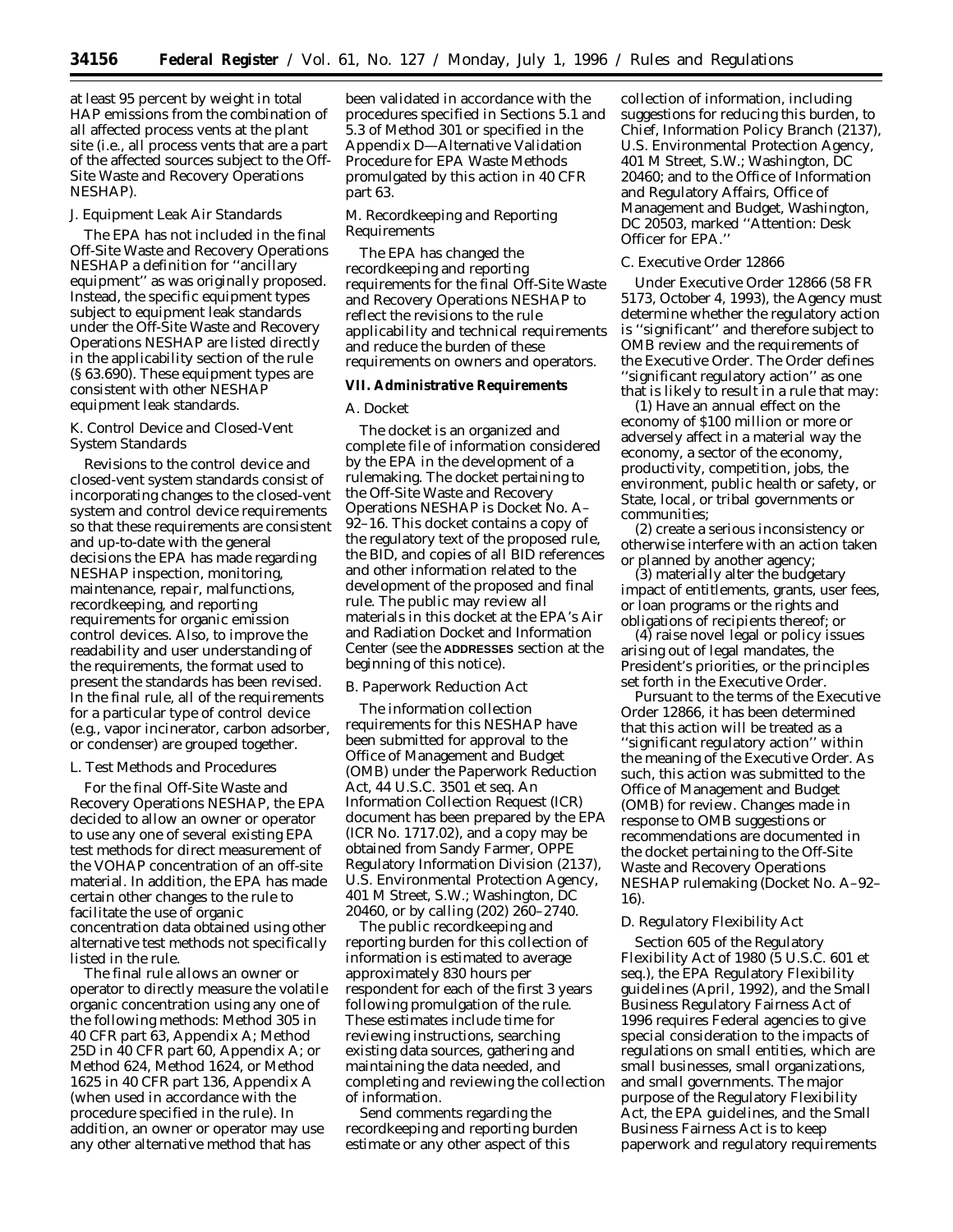at least 95 percent by weight in total HAP emissions from the combination of all affected process vents at the plant site (i.e., all process vents that are a part of the affected sources subject to the Off-Site Waste and Recovery Operations NESHAP).

### *J. Equipment Leak Air Standards*

The EPA has not included in the final Off-Site Waste and Recovery Operations NESHAP a definition for ''ancillary equipment'' as was originally proposed. Instead, the specific equipment types subject to equipment leak standards under the Off-Site Waste and Recovery Operations NESHAP are listed directly in the applicability section of the rule (§ 63.690). These equipment types are consistent with other NESHAP equipment leak standards.

### *K. Control Device and Closed-Vent System Standards*

Revisions to the control device and closed-vent system standards consist of incorporating changes to the closed-vent system and control device requirements so that these requirements are consistent and up-to-date with the general decisions the EPA has made regarding NESHAP inspection, monitoring, maintenance, repair, malfunctions, recordkeeping, and reporting requirements for organic emission control devices. Also, to improve the readability and user understanding of the requirements, the format used to present the standards has been revised. In the final rule, all of the requirements for a particular type of control device (e.g., vapor incinerator, carbon adsorber, or condenser) are grouped together.

### *L. Test Methods and Procedures*

For the final Off-Site Waste and Recovery Operations NESHAP, the EPA decided to allow an owner or operator to use any one of several existing EPA test methods for direct measurement of the VOHAP concentration of an off-site material. In addition, the EPA has made certain other changes to the rule to facilitate the use of organic concentration data obtained using other alternative test methods not specifically listed in the rule.

The final rule allows an owner or operator to directly measure the volatile organic concentration using any one of the following methods: Method 305 in 40 CFR part 63, Appendix A; Method 25D in 40 CFR part 60, Appendix A; or Method 624, Method 1624, or Method 1625 in 40 CFR part 136, Appendix A (when used in accordance with the procedure specified in the rule). In addition, an owner or operator may use any other alternative method that has been validated in accordance with the procedures specified in Sections 5.1 and 5.3 of Method 301 or specified in the Appendix D—Alternative Validation Procedure for EPA Waste Methods promulgated by this action in 40 CFR part 63.

### *M. Recordkeeping and Reporting Requirements*

The EPA has changed the recordkeeping and reporting requirements for the final Off-Site Waste and Recovery Operations NESHAP to reflect the revisions to the rule applicability and technical requirements and reduce the burden of these requirements on owners and operators.

## VII. Administrative Requirements

### *A. Docket*

The docket is an organized and complete file of information considered by the EPA in the development of a rulemaking. The docket pertaining to the Off-Site Waste and Recovery Operations NESHAP is Docket No. A–92–16. This docket contains a copy of the regulatory text of the proposed rule, the BID, and copies of all BID references and other information related to the development of the proposed and final rule. The public may review all materials in this docket at the EPA's Air and Radiation Docket and Information Center (see the **ADDRESSES** section at the beginning of this notice).

### *B. Paperwork Reduction Act*

The information collection requirements for this NESHAP have been submitted for approval to the Office of Management and Budget (OMB) under the Paperwork Reduction Act, 44 U.S.C. 3501 *et seq.* An Information Collection Request (ICR) document has been prepared by the EPA (ICR No. 1717.02), and a copy may be obtained from Sandy Farmer, OPPE Regulatory Information Division (2137), U.S. Environmental Protection Agency, 401 M Street, S.W.; Washington, DC 20460, or by calling (202) 260–2740.

The public recordkeeping and reporting burden for this collection of information is estimated to average approximately 830 hours per respondent for each of the first 3 years following promulgation of the rule. These estimates include time for reviewing instructions, searching existing data sources, gathering and maintaining the data needed, and completing and reviewing the collection of information.

Send comments regarding the recordkeeping and reporting burden estimate or any other aspect of this collection of information, including suggestions for reducing this burden, to Chief, Information Policy Branch (2137), U.S. Environmental Protection Agency, 401 M Street, S.W.; Washington, DC 20460; and to the Office of Information and Regulatory Affairs, Office of Management and Budget, Washington, DC 20503, marked ''Attention: Desk Officer for EPA.''

### *C. Executive Order 12866*

Under Executive Order 12866 (58 FR 5173, October 4, 1993), the Agency must determine whether the regulatory action is ''significant'' and therefore subject to OMB review and the requirements of the Executive Order. The Order defines ''significant regulatory action'' as one that is likely to result in a rule that may:

(1) Have an annual effect on the economy of $100 million or more or adversely affect in a material way the economy, a sector of the economy, productivity, competition, jobs, the environment, public health or safety, or State, local, or tribal governments or communities;

(2) create a serious inconsistency or otherwise interfere with an action taken or planned by another agency;

(3) materially alter the budgetary impact of entitlements, grants, user fees, or loan programs or the rights and obligations of recipients thereof; or

(4) raise novel legal or policy issues arising out of legal mandates, the President's priorities, or the principles set forth in the Executive Order.

Pursuant to the terms of the Executive Order 12866, it has been determined that this action will be treated as a ''significant regulatory action'' within the meaning of the Executive Order. As such, this action was submitted to the Office of Management and Budget (OMB) for review. Changes made in response to OMB suggestions or recommendations are documented in the docket pertaining to the Off-Site Waste and Recovery Operations NESHAP rulemaking (Docket No. A–92–16).

### *D. Regulatory Flexibility Act*

Section 605 of the Regulatory Flexibility Act of 1980 (5 U.S.C. 601 *et seq.*), the EPA Regulatory Flexibility guidelines (April, 1992), and the Small Business Regulatory Fairness Act of 1996 requires Federal agencies to give special consideration to the impacts of regulations on small entities, which are small businesses, small organizations, and small governments. The major purpose of the Regulatory Flexibility Act, the EPA guidelines, and the Small Business Fairness Act is to keep paperwork and regulatory requirements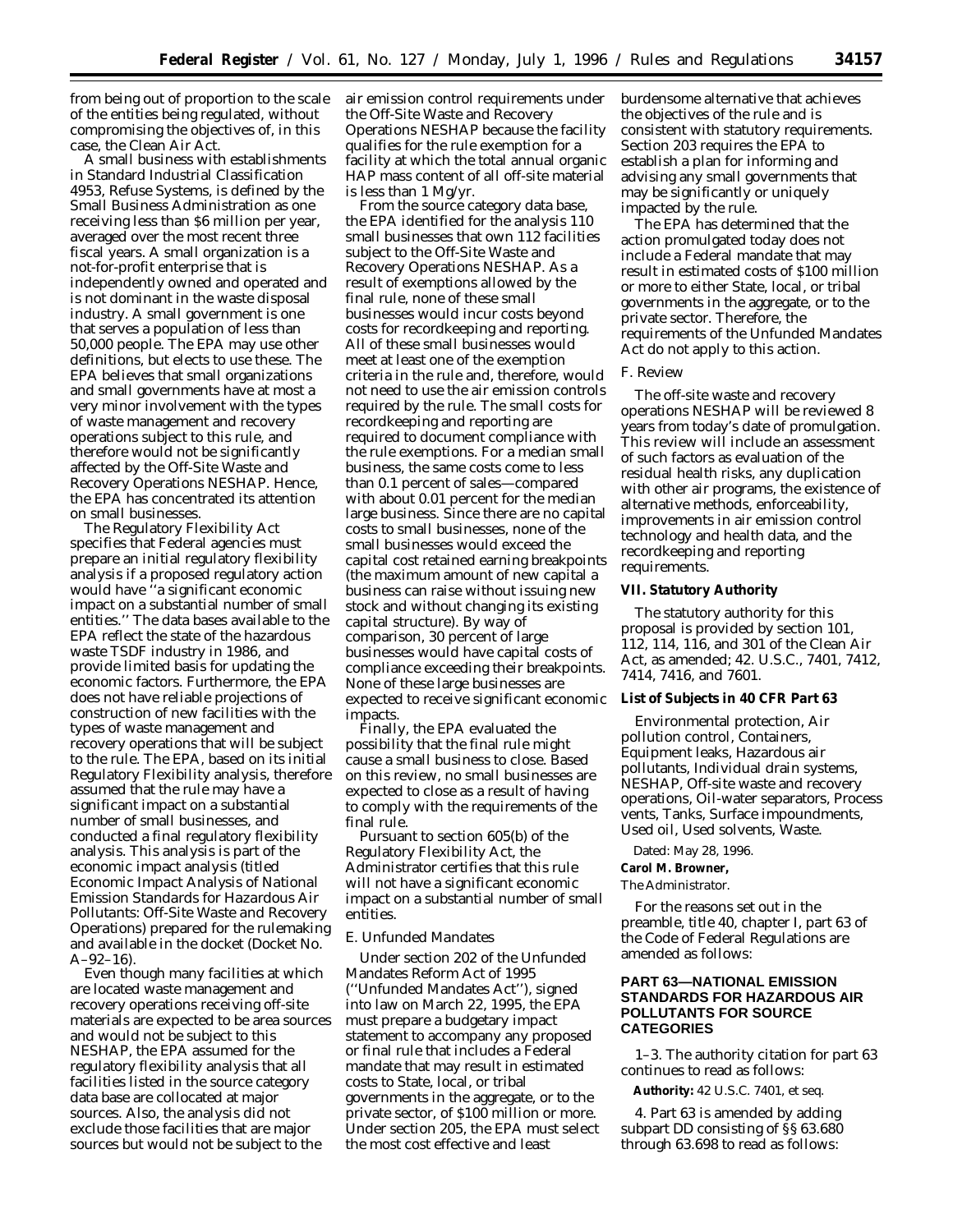from being out of proportion to the scale of the entities being regulated, without compromising the objectives of, in this case, the Clean Air Act.

A small business with establishments in Standard Industrial Classification 4953, Refuse Systems, is defined by the Small Business Administration as one receiving less than $6 million per year, averaged over the most recent three fiscal years. A small organization is a not-for-profit enterprise that is independently owned and operated and is not dominant in the waste disposal industry. A small government is one that serves a population of less than 50,000 people. The EPA may use other definitions, but elects to use these. The EPA believes that small organizations and small governments have at most a very minor involvement with the types of waste management and recovery operations subject to this rule, and therefore would not be significantly affected by the Off-Site Waste and Recovery Operations NESHAP. Hence, the EPA has concentrated its attention on small businesses.

The Regulatory Flexibility Act specifies that Federal agencies must prepare an initial regulatory flexibility analysis if a proposed regulatory action would have ''a significant economic impact on a substantial number of small entities.'' The data bases available to the EPA reflect the state of the hazardous waste TSDF industry in 1986, and provide limited basis for updating the economic factors. Furthermore, the EPA does not have reliable projections of construction of new facilities with the types of waste management and recovery operations that will be subject to the rule. The EPA, based on its initial Regulatory Flexibility analysis, therefore assumed that the rule may have a significant impact on a substantial number of small businesses, and conducted a final regulatory flexibility analysis. This analysis is part of the economic impact analysis (titled *Economic Impact Analysis of National Emission Standards for Hazardous Air Pollutants: Off-Site Waste and Recovery Operations*) prepared for the rulemaking and available in the docket (Docket No. A–92–16).

Even though many facilities at which are located waste management and recovery operations receiving off-site materials are expected to be area sources and would not be subject to this NESHAP, the EPA assumed for the regulatory flexibility analysis that all facilities listed in the source category data base are collocated at major sources. Also, the analysis did not exclude those facilities that are major sources but would not be subject to the air emission control requirements under the Off-Site Waste and Recovery Operations NESHAP because the facility qualifies for the rule exemption for a facility at which the total annual organic HAP mass content of all off-site material is less than 1 Mg/yr.

From the source category data base, the EPA identified for the analysis 110 small businesses that own 112 facilities subject to the Off-Site Waste and Recovery Operations NESHAP. As a result of exemptions allowed by the final rule, none of these small businesses would incur costs beyond costs for recordkeeping and reporting. All of these small businesses would meet at least one of the exemption criteria in the rule and, therefore, would not need to use the air emission controls required by the rule. The small costs for recordkeeping and reporting are required to document compliance with the rule exemptions. For a median small business, the same costs come to less than 0.1 percent of sales—compared with about 0.01 percent for the median large business. Since there are no capital costs to small businesses, none of the small businesses would exceed the capital cost retained earning breakpoints (the maximum amount of new capital a business can raise without issuing new stock and without changing its existing capital structure). By way of comparison, 30 percent of large businesses would have capital costs of compliance exceeding their breakpoints. None of these large businesses are expected to receive significant economic impacts.

Finally, the EPA evaluated the possibility that the final rule might cause a small business to close. Based on this review, no small businesses are expected to close as a result of having to comply with the requirements of the final rule.

Pursuant to section 605(b) of the Regulatory Flexibility Act, the Administrator certifies that this rule will not have a significant economic impact on a substantial number of small entities.

*E. Unfunded Mandates*

Under section 202 of the Unfunded Mandates Reform Act of 1995 (''Unfunded Mandates Act''), signed into law on March 22, 1995, the EPA must prepare a budgetary impact statement to accompany any proposed or final rule that includes a Federal mandate that may result in estimated costs to State, local, or tribal governments in the aggregate, or to the private sector, of $100 million or more. Under section 205, the EPA must select the most cost effective and least burdensome alternative that achieves the objectives of the rule and is consistent with statutory requirements. Section 203 requires the EPA to establish a plan for informing and advising any small governments that may be significantly or uniquely impacted by the rule.

The EPA has determined that the action promulgated today does not include a Federal mandate that may result in estimated costs of $100 million or more to either State, local, or tribal governments in the aggregate, or to the private sector. Therefore, the requirements of the Unfunded Mandates Act do not apply to this action.

*F. Review*

The off-site waste and recovery operations NESHAP will be reviewed 8 years from today's date of promulgation. This review will include an assessment of such factors as evaluation of the residual health risks, any duplication with other air programs, the existence of alternative methods, enforceability, improvements in air emission control technology and health data, and the recordkeeping and reporting requirements.

**VII. Statutory Authority**

The statutory authority for this proposal is provided by section 101, 112, 114, 116, and 301 of the Clean Air Act, as amended; 42. U.S.C., 7401, 7412, 7414, 7416, and 7601.

**List of Subjects in 40 CFR Part 63**

Environmental protection, Air pollution control, Containers, Equipment leaks, Hazardous air pollutants, Individual drain systems, NESHAP, Off-site waste and recovery operations, Oil-water separators, Process vents, Tanks, Surface impoundments, Used oil, Used solvents, Waste.

Dated: May 28, 1996.

**Carol M. Browner,**

*The Administrator.*

For the reasons set out in the preamble, title 40, chapter I, part 63 of the Code of Federal Regulations are amended as follows:

## PART 63—NATIONAL EMISSION STANDARDS FOR HAZARDOUS AIR POLLUTANTS FOR SOURCE CATEGORIES

1–3. The authority citation for part 63 continues to read as follows:

**Authority:** 42 U.S.C. 7401, *et seq.*

4. Part 63 is amended by adding subpart DD consisting of §§ 63.680 through 63.698 to read as follows: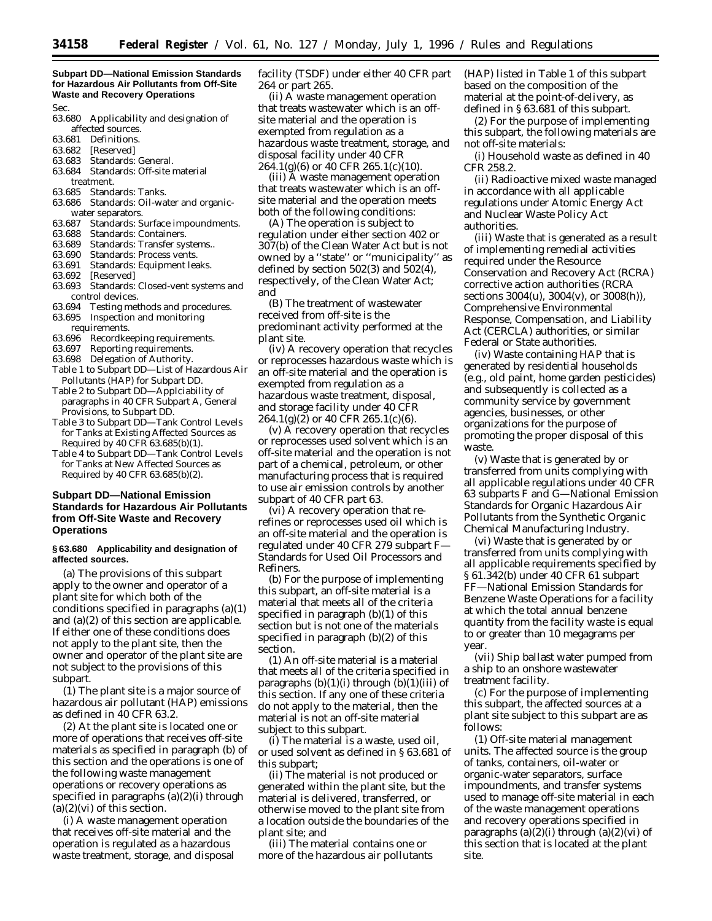## Subpart DD—National Emission Standards for Hazardous Air Pollutants from Off-Site Waste and Recovery Operations

Sec.

63.680 Applicability and designation of affected sources.
63.681 Definitions.
63.682 [Reserved]
63.683 Standards: General.
63.684 Standards: Off-site material treatment.
63.685 Standards: Tanks.
63.686 Standards: Oil-water and organic-water separators.
63.687 Standards: Surface impoundments.
63.688 Standards: Containers.
63.689 Standards: Transfer systems..
63.690 Standards: Process vents.
63.691 Standards: Equipment leaks.
63.692 [Reserved]
63.693 Standards: Closed-vent systems and control devices.
63.694 Testing methods and procedures.
63.695 Inspection and monitoring requirements.
63.696 Recordkeeping requirements.
63.697 Reporting requirements.
63.698 Delegation of Authority.

Table 1 to Subpart DD—List of Hazardous Air Pollutants (HAP) for Subpart DD.
Table 2 to Subpart DD—Applciability of paragraphs in 40 CFR Subpart A, General Provisions, to Subpart DD.
Table 3 to Subpart DD—Tank Control Levels for Tanks at Existing Affected Sources as Required by 40 CFR 63.685(b)(1).
Table 4 to Subpart DD—Tank Control Levels for Tanks at New Affected Sources as Required by 40 CFR 63.685(b)(2).

## Subpart DD—National Emission Standards for Hazardous Air Pollutants from Off-Site Waste and Recovery Operations

### § 63.680 Applicability and designation of affected sources.

(a) The provisions of this subpart apply to the owner and operator of a plant site for which both of the conditions specified in paragraphs (a)(1) and (a)(2) of this section are applicable. If either one of these conditions does not apply to the plant site, then the owner and operator of the plant site are not subject to the provisions of this subpart.

(1) The plant site is a major source of hazardous air pollutant (HAP) emissions as defined in 40 CFR 63.2.

(2) At the plant site is located one or more of operations that receives off-site materials as specified in paragraph (b) of this section and the operations is one of the following waste management operations or recovery operations as specified in paragraphs (a)(2)(i) through (a)(2)(vi) of this section.

(i) A waste management operation that receives off-site material and the operation is regulated as a hazardous waste treatment, storage, and disposal facility (TSDF) under either 40 CFR part 264 or part 265.

(ii) A waste management operation that treats wastewater which is an off-site material and the operation is exempted from regulation as a hazardous waste treatment, storage, and disposal facility under 40 CFR 264.1(g)(6) or 40 CFR 265.1(c)(10).

(iii) A waste management operation that treats wastewater which is an off-site material and the operation meets both of the following conditions:

(A) The operation is subject to regulation under either section 402 or 307(b) of the Clean Water Act but is not owned by a ''state'' or ''municipality'' as defined by section 502(3) and 502(4), respectively, of the Clean Water Act; and

(B) The treatment of wastewater received from off-site is the predominant activity performed at the plant site.

(iv) A recovery operation that recycles or reprocesses hazardous waste which is an off-site material and the operation is exempted from regulation as a hazardous waste treatment, disposal, and storage facility under 40 CFR 264.1(g)(2) or 40 CFR 265.1(c)(6).

(v) A recovery operation that recycles or reprocesses used solvent which is an off-site material and the operation is not part of a chemical, petroleum, or other manufacturing process that is required to use air emission controls by another subpart of 40 CFR part 63.

(vi) A recovery operation that re-refines or reprocesses used oil which is an off-site material and the operation is regulated under 40 CFR 279 subpart F—Standards for Used Oil Processors and Refiners.

(b) For the purpose of implementing this subpart, an off-site material is a material that meets all of the criteria specified in paragraph (b)(1) of this section but is not one of the materials specified in paragraph (b)(2) of this section.

(1) An off-site material is a material that meets all of the criteria specified in paragraphs (b)(1)(i) through (b)(1)(iii) of this section. If any one of these criteria do not apply to the material, then the material is not an off-site material subject to this subpart.

(i) The material is a waste, used oil, or used solvent as defined in § 63.681 of this subpart;

(ii) The material is not produced or generated within the plant site, but the material is delivered, transferred, or otherwise moved to the plant site from a location outside the boundaries of the plant site; and

(iii) The material contains one or more of the hazardous air pollutants (HAP) listed in Table 1 of this subpart based on the composition of the material at the point-of-delivery, as defined in § 63.681 of this subpart.

(2) For the purpose of implementing this subpart, the following materials are not off-site materials:

(i) Household waste as defined in 40 CFR 258.2.

(ii) Radioactive mixed waste managed in accordance with all applicable regulations under Atomic Energy Act and Nuclear Waste Policy Act authorities.

(iii) Waste that is generated as a result of implementing remedial activities required under the Resource Conservation and Recovery Act (RCRA) corrective action authorities (RCRA sections 3004(u), 3004(v), or 3008(h)), Comprehensive Environmental Response, Compensation, and Liability Act (CERCLA) authorities, or similar Federal or State authorities.

(iv) Waste containing HAP that is generated by residential households (e.g., old paint, home garden pesticides) and subsequently is collected as a community service by government agencies, businesses, or other organizations for the purpose of promoting the proper disposal of this waste.

(v) Waste that is generated by or transferred from units complying with all applicable regulations under 40 CFR 63 subparts F and G—National Emission Standards for Organic Hazardous Air Pollutants from the Synthetic Organic Chemical Manufacturing Industry.

(vi) Waste that is generated by or transferred from units complying with all applicable requirements specified by § 61.342(b) under 40 CFR 61 subpart FF—National Emission Standards for Benzene Waste Operations for a facility at which the total annual benzene quantity from the facility waste is equal to or greater than 10 megagrams per year.

(vii) Ship ballast water pumped from a ship to an onshore wastewater treatment facility.

(c) For the purpose of implementing this subpart, the affected sources at a plant site subject to this subpart are as follows:

(1) *Off-site material management units.* The affected source is the group of tanks, containers, oil-water or organic-water separators, surface impoundments, and transfer systems used to manage off-site material in each of the waste management operations and recovery operations specified in paragraphs (a)(2)(i) through (a)(2)(vi) of this section that is located at the plant site.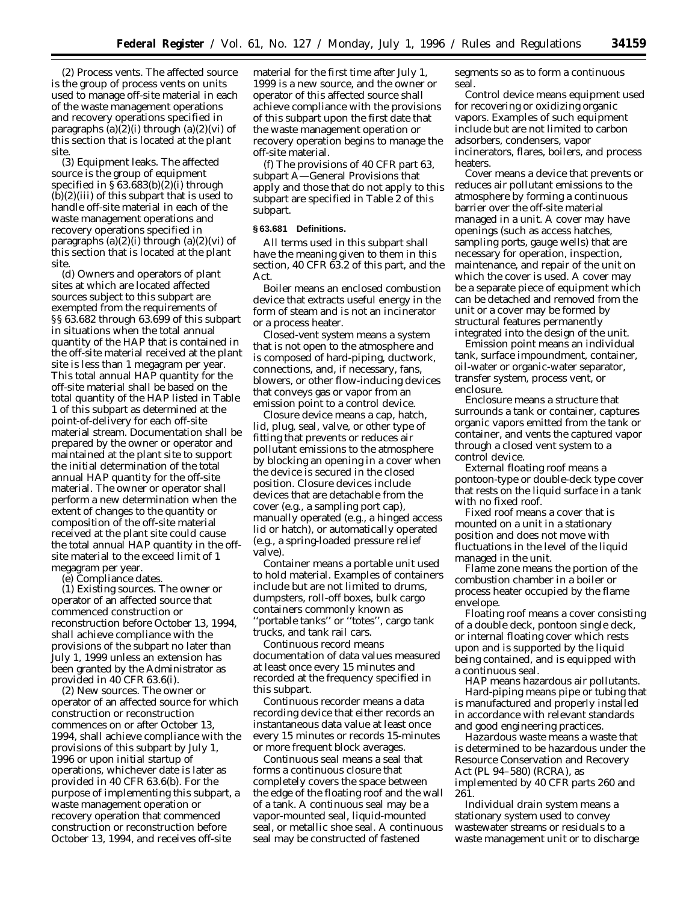(2) *Process vents.* The affected source is the group of process vents on units used to manage off-site material in each of the waste management operations and recovery operations specified in paragraphs (a)(2)(i) through (a)(2)(vi) of this section that is located at the plant site.

(3) *Equipment leaks.* The affected source is the group of equipment specified in § 63.683(b)(2)(i) through (b)(2)(iii) of this subpart that is used to handle off-site material in each of the waste management operations and recovery operations specified in paragraphs (a)(2)(i) through (a)(2)(vi) of this section that is located at the plant site.

(d) Owners and operators of plant sites at which are located affected sources subject to this subpart are exempted from the requirements of §§ 63.682 through 63.699 of this subpart in situations when the total annual quantity of the HAP that is contained in the off-site material received at the plant site is less than 1 megagram per year. This total annual HAP quantity for the off-site material shall be based on the total quantity of the HAP listed in Table 1 of this subpart as determined at the point-of-delivery for each off-site material stream. Documentation shall be prepared by the owner or operator and maintained at the plant site to support the initial determination of the total annual HAP quantity for the off-site material. The owner or operator shall perform a new determination when the extent of changes to the quantity or composition of the off-site material received at the plant site could cause the total annual HAP quantity in the off-site material to the exceed limit of 1 megagram per year.

(e) *Compliance dates.*

(1) *Existing sources.* The owner or operator of an affected source that commenced construction or reconstruction before October 13, 1994, shall achieve compliance with the provisions of the subpart no later than July 1, 1999 unless an extension has been granted by the Administrator as provided in 40 CFR 63.6(i).

(2) *New sources.* The owner or operator of an affected source for which construction or reconstruction commences on or after October 13, 1994, shall achieve compliance with the provisions of this subpart by July 1, 1996 or upon initial startup of operations, whichever date is later as provided in 40 CFR 63.6(b). For the purpose of implementing this subpart, a waste management operation or recovery operation that commenced construction or reconstruction before October 13, 1994, and receives off-site material for the first time after July 1, 1999 is a new source, and the owner or operator of this affected source shall achieve compliance with the provisions of this subpart upon the first date that the waste management operation or recovery operation begins to manage the off-site material.

(f) The provisions of 40 CFR part 63, subpart A—General Provisions that apply and those that do not apply to this subpart are specified in Table 2 of this subpart.

**§ 63.681 Definitions.**

All terms used in this subpart shall have the meaning given to them in this section, 40 CFR 63.2 of this part, and the Act.

*Boiler* means an enclosed combustion device that extracts useful energy in the form of steam and is not an incinerator or a process heater.

*Closed-vent system* means a system that is not open to the atmosphere and is composed of hard-piping, ductwork, connections, and, if necessary, fans, blowers, or other flow-inducing devices that conveys gas or vapor from an emission point to a control device.

*Closure device* means a cap, hatch, lid, plug, seal, valve, or other type of fitting that prevents or reduces air pollutant emissions to the atmosphere by blocking an opening in a cover when the device is secured in the closed position. Closure devices include devices that are detachable from the cover (e.g., a sampling port cap), manually operated (e.g., a hinged access lid or hatch), or automatically operated (e.g., a spring-loaded pressure relief valve).

*Container* means a portable unit used to hold material. Examples of containers include but are not limited to drums, dumpsters, roll-off boxes, bulk cargo containers commonly known as ''portable tanks'' or ''totes'', cargo tank trucks, and tank rail cars.

*Continuous record* means documentation of data values measured at least once every 15 minutes and recorded at the frequency specified in this subpart.

*Continuous recorder* means a data recording device that either records an instantaneous data value at least once every 15 minutes or records 15-minutes or more frequent block averages.

*Continuous seal* means a seal that forms a continuous closure that completely covers the space between the edge of the floating roof and the wall of a tank. A continuous seal may be a vapor-mounted seal, liquid-mounted seal, or metallic shoe seal. A continuous seal may be constructed of fastened segments so as to form a continuous seal.

*Control device* means equipment used for recovering or oxidizing organic vapors. Examples of such equipment include but are not limited to carbon adsorbers, condensers, vapor incinerators, flares, boilers, and process heaters.

*Cover* means a device that prevents or reduces air pollutant emissions to the atmosphere by forming a continuous barrier over the off-site material managed in a unit. A cover may have openings (such as access hatches, sampling ports, gauge wells) that are necessary for operation, inspection, maintenance, and repair of the unit on which the cover is used. A cover may be a separate piece of equipment which can be detached and removed from the unit or a cover may be formed by structural features permanently integrated into the design of the unit.

*Emission point* means an individual tank, surface impoundment, container, oil-water or organic-water separator, transfer system, process vent, or enclosure.

*Enclosure* means a structure that surrounds a tank or container, captures organic vapors emitted from the tank or container, and vents the captured vapor through a closed vent system to a control device.

*External floating roof* means a pontoon-type or double-deck type cover that rests on the liquid surface in a tank with no fixed roof.

*Fixed roof* means a cover that is mounted on a unit in a stationary position and does not move with fluctuations in the level of the liquid managed in the unit.

*Flame zone* means the portion of the combustion chamber in a boiler or process heater occupied by the flame envelope.

*Floating roof* means a cover consisting of a double deck, pontoon single deck, or internal floating cover which rests upon and is supported by the liquid being contained, and is equipped with a continuous seal.

*HAP* means hazardous air pollutants.

*Hard-piping* means pipe or tubing that is manufactured and properly installed in accordance with relevant standards and good engineering practices.

*Hazardous waste* means a waste that is determined to be hazardous under the Resource Conservation and Recovery Act (PL 94–580) (RCRA), as implemented by 40 CFR parts 260 and 261.

*Individual drain system* means a stationary system used to convey wastewater streams or residuals to a waste management unit or to discharge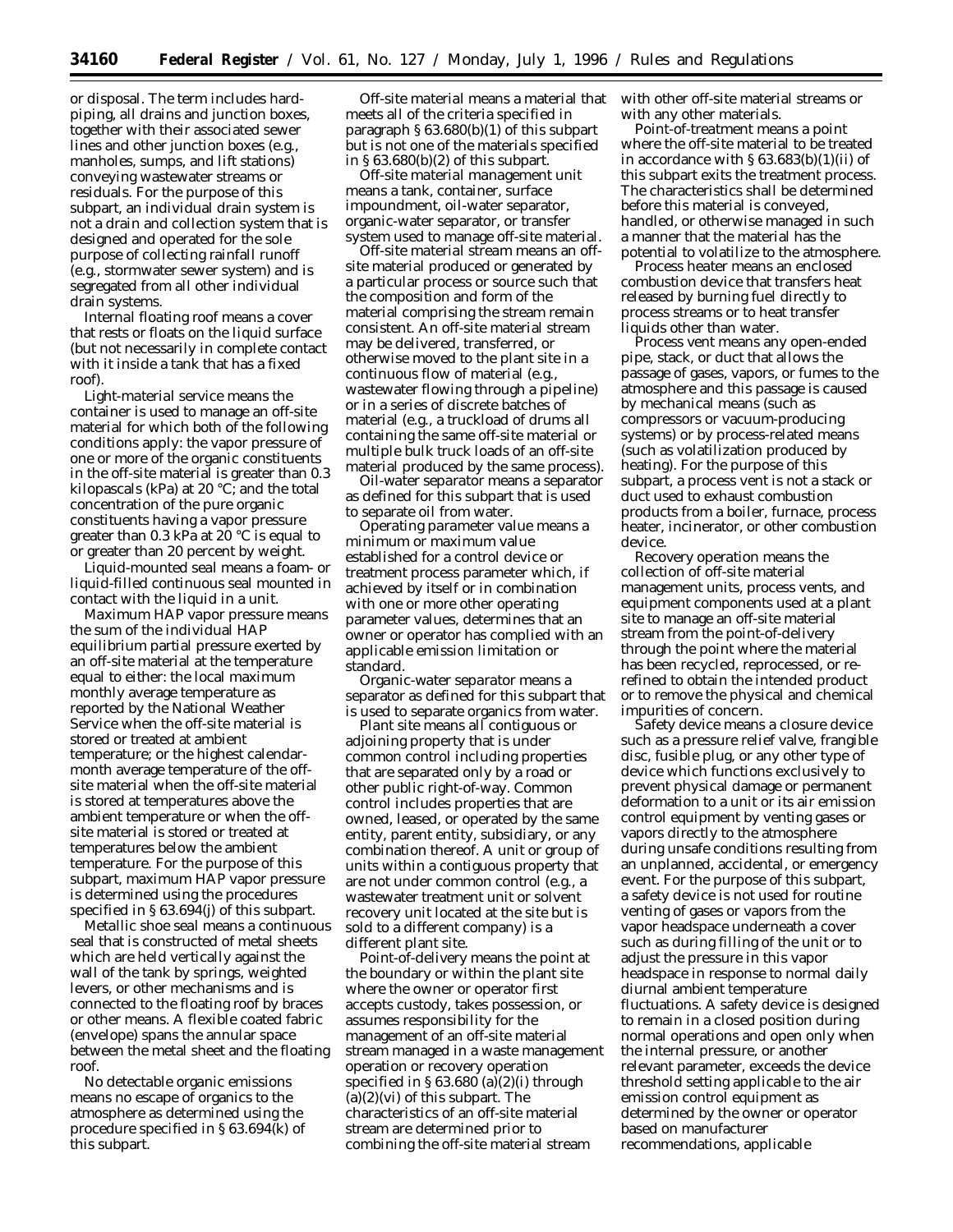or disposal. The term includes hard-piping, all drains and junction boxes, together with their associated sewer lines and other junction boxes (e.g., manholes, sumps, and lift stations) conveying wastewater streams or residuals. For the purpose of this subpart, an individual drain system is not a drain and collection system that is designed and operated for the sole purpose of collecting rainfall runoff (e.g., stormwater sewer system) and is segregated from all other individual drain systems.

*Internal floating roof* means a cover that rests or floats on the liquid surface (but not necessarily in complete contact with it inside a tank that has a fixed roof).

*Light-material service* means the container is used to manage an off-site material for which both of the following conditions apply: the vapor pressure of one or more of the organic constituents in the off-site material is greater than 0.3 kilopascals (kPa) at 20 °C; and the total concentration of the pure organic constituents having a vapor pressure greater than 0.3 kPa at 20 °C is equal to or greater than 20 percent by weight.

*Liquid-mounted seal* means a foam- or liquid-filled continuous seal mounted in contact with the liquid in a unit.

*Maximum HAP vapor pressure* means the sum of the individual HAP equilibrium partial pressure exerted by an off-site material at the temperature equal to either: the local maximum monthly average temperature as reported by the National Weather Service when the off-site material is stored or treated at ambient temperature; or the highest calendar-month average temperature of the off-site material when the off-site material is stored at temperatures above the ambient temperature or when the off-site material is stored or treated at temperatures below the ambient temperature. For the purpose of this subpart, maximum HAP vapor pressure is determined using the procedures specified in § 63.694(j) of this subpart.

*Metallic shoe seal* means a continuous seal that is constructed of metal sheets which are held vertically against the wall of the tank by springs, weighted levers, or other mechanisms and is connected to the floating roof by braces or other means. A flexible coated fabric (envelope) spans the annular space between the metal sheet and the floating roof.

*No detectable organic emissions* means no escape of organics to the atmosphere as determined using the procedure specified in § 63.694(k) of this subpart.

*Off-site material* means a material that meets all of the criteria specified in paragraph § 63.680(b)(1) of this subpart but is not one of the materials specified in § 63.680(b)(2) of this subpart.

*Off-site material management unit* means a tank, container, surface impoundment, oil-water separator, organic-water separator, or transfer system used to manage off-site material.

*Off-site material stream* means an off-site material produced or generated by a particular process or source such that the composition and form of the material comprising the stream remain consistent. An off-site material stream may be delivered, transferred, or otherwise moved to the plant site in a continuous flow of material (e.g., wastewater flowing through a pipeline) or in a series of discrete batches of material (e.g., a truckload of drums all containing the same off-site material or multiple bulk truck loads of an off-site material produced by the same process).

*Oil-water separator* means a separator as defined for this subpart that is used to separate oil from water.

*Operating parameter value* means a minimum or maximum value established for a control device or treatment process parameter which, if achieved by itself or in combination with one or more other operating parameter values, determines that an owner or operator has complied with an applicable emission limitation or standard.

*Organic-water separator* means a separator as defined for this subpart that is used to separate organics from water.

*Plant site* means all contiguous or adjoining property that is under common control including properties that are separated only by a road or other public right-of-way. Common control includes properties that are owned, leased, or operated by the same entity, parent entity, subsidiary, or any combination thereof. A unit or group of units within a contiguous property that are not under common control (e.g., a wastewater treatment unit or solvent recovery unit located at the site but is sold to a different company) is a different plant site.

*Point-of-delivery* means the point at the boundary or within the plant site where the owner or operator first accepts custody, takes possession, or assumes responsibility for the management of an off-site material stream managed in a waste management operation or recovery operation specified in § 63.680 (a)(2)(i) through (a)(2)(vi) of this subpart. The characteristics of an off-site material stream are determined prior to combining the off-site material stream with other off-site material streams or with any other materials.

*Point-of-treatment* means a point where the off-site material to be treated in accordance with § 63.683(b)(1)(ii) of this subpart exits the treatment process. The characteristics shall be determined before this material is conveyed, handled, or otherwise managed in such a manner that the material has the potential to volatilize to the atmosphere.

*Process heater* means an enclosed combustion device that transfers heat released by burning fuel directly to process streams or to heat transfer liquids other than water.

*Process vent* means any open-ended pipe, stack, or duct that allows the passage of gases, vapors, or fumes to the atmosphere and this passage is caused by mechanical means (such as compressors or vacuum-producing systems) or by process-related means (such as volatilization produced by heating). For the purpose of this subpart, a process vent is not a stack or duct used to exhaust combustion products from a boiler, furnace, process heater, incinerator, or other combustion device.

*Recovery operation* means the collection of off-site material management units, process vents, and equipment components used at a plant site to manage an off-site material stream from the point-of-delivery through the point where the material has been recycled, reprocessed, or re-refined to obtain the intended product or to remove the physical and chemical impurities of concern.

*Safety device* means a closure device such as a pressure relief valve, frangible disc, fusible plug, or any other type of device which functions exclusively to prevent physical damage or permanent deformation to a unit or its air emission control equipment by venting gases or vapors directly to the atmosphere during unsafe conditions resulting from an unplanned, accidental, or emergency event. For the purpose of this subpart, a safety device is not used for routine venting of gases or vapors from the vapor headspace underneath a cover such as during filling of the unit or to adjust the pressure in this vapor headspace in response to normal daily diurnal ambient temperature fluctuations. A safety device is designed to remain in a closed position during normal operations and open only when the internal pressure, or another relevant parameter, exceeds the device threshold setting applicable to the air emission control equipment as determined by the owner or operator based on manufacturer recommendations, applicable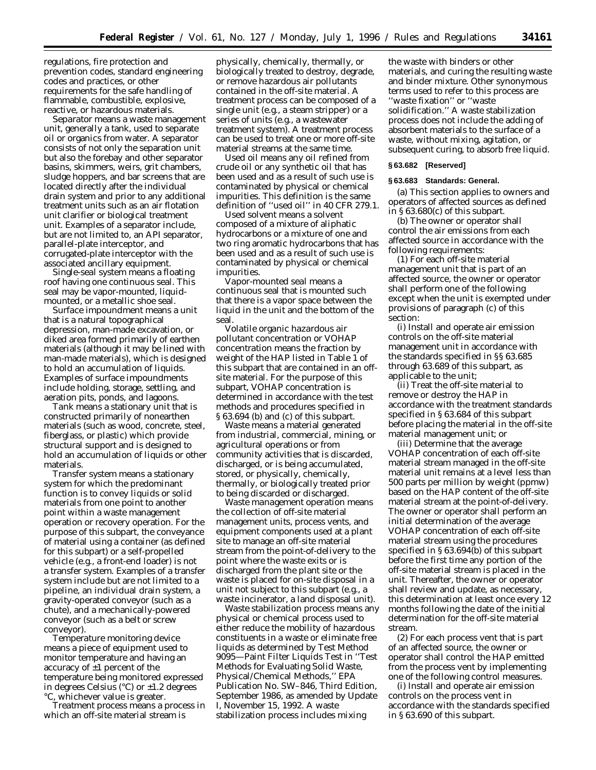regulations, fire protection and prevention codes, standard engineering codes and practices, or other requirements for the safe handling of flammable, combustible, explosive, reactive, or hazardous materials.

*Separator* means a waste management unit, generally a tank, used to separate oil or organics from water. A separator consists of not only the separation unit but also the forebay and other separator basins, skimmers, weirs, grit chambers, sludge hoppers, and bar screens that are located directly after the individual drain system and prior to any additional treatment units such as an air flotation unit clarifier or biological treatment unit. Examples of a separator include, but are not limited to, an API separator, parallel-plate interceptor, and corrugated-plate interceptor with the associated ancillary equipment.

*Single-seal system* means a floating roof having one continuous seal. This seal may be vapor-mounted, liquid-mounted, or a metallic shoe seal.

*Surface impoundment* means a unit that is a natural topographical depression, man-made excavation, or diked area formed primarily of earthen materials (although it may be lined with man-made materials), which is designed to hold an accumulation of liquids. Examples of surface impoundments include holding, storage, settling, and aeration pits, ponds, and lagoons.

*Tank* means a stationary unit that is constructed primarily of nonearthen materials (such as wood, concrete, steel, fiberglass, or plastic) which provide structural support and is designed to hold an accumulation of liquids or other materials.

*Transfer system* means a stationary system for which the predominant function is to convey liquids or solid materials from one point to another point within a waste management operation or recovery operation. For the purpose of this subpart, the conveyance of material using a container (as defined for this subpart) or a self-propelled vehicle (e.g., a front-end loader) is not a transfer system. Examples of a transfer system include but are not limited to a pipeline, an individual drain system, a gravity-operated conveyor (such as a chute), and a mechanically-powered conveyor (such as a belt or screw conveyor).

*Temperature monitoring device* means a piece of equipment used to monitor temperature and having an accuracy of ±1 percent of the temperature being monitored expressed in degrees Celsius (°C) or ±1.2 degrees °C, whichever value is greater.

*Treatment process* means a process in which an off-site material stream is physically, chemically, thermally, or biologically treated to destroy, degrade, or remove hazardous air pollutants contained in the off-site material. A treatment process can be composed of a single unit (e.g., a steam stripper) or a series of units (e.g., a wastewater treatment system). A treatment process can be used to treat one or more off-site material streams at the same time.

*Used oil* means any oil refined from crude oil or any synthetic oil that has been used and as a result of such use is contaminated by physical or chemical impurities. This definition is the same definition of "used oil" in 40 CFR 279.1.

*Used solvent* means a solvent composed of a mixture of aliphatic hydrocarbons or a mixture of one and two ring aromatic hydrocarbons that has been used and as a result of such use is contaminated by physical or chemical impurities.

*Vapor-mounted seal* means a continuous seal that is mounted such that there is a vapor space between the liquid in the unit and the bottom of the seal.

*Volatile organic hazardous air pollutant concentration or VOHAP concentration* means the fraction by weight of the HAP listed in Table 1 of this subpart that are contained in an off-site material. For the purpose of this subpart, VOHAP concentration is determined in accordance with the test methods and procedures specified in § 63.694 (b) and (c) of this subpart.

*Waste* means a material generated from industrial, commercial, mining, or agricultural operations or from community activities that is discarded, discharged, or is being accumulated, stored, or physically, chemically, thermally, or biologically treated prior to being discarded or discharged.

*Waste management operation* means the collection of off-site material management units, process vents, and equipment components used at a plant site to manage an off-site material stream from the point-of-delivery to the point where the waste exits or is discharged from the plant site or the waste is placed for on-site disposal in a unit not subject to this subpart (e.g., a waste incinerator, a land disposal unit).

*Waste stabilization process* means any physical or chemical process used to either reduce the mobility of hazardous constituents in a waste or eliminate free liquids as determined by Test Method 9095—Paint Filter Liquids Test in "Test Methods for Evaluating Solid Waste, Physical/Chemical Methods," EPA Publication No. SW–846, Third Edition, September 1986, as amended by Update I, November 15, 1992. A waste stabilization process includes mixing the waste with binders or other materials, and curing the resulting waste and binder mixture. Other synonymous terms used to refer to this process are "waste fixation" or "waste solidification." A waste stabilization process does not include the adding of absorbent materials to the surface of a waste, without mixing, agitation, or subsequent curing, to absorb free liquid.

**§ 63.682 [Reserved]**

**§ 63.683 Standards: General.**

(a) This section applies to owners and operators of affected sources as defined in § 63.680(c) of this subpart.

(b) The owner or operator shall control the air emissions from each affected source in accordance with the following requirements:

(1) For each off-site material management unit that is part of an affected source, the owner or operator shall perform one of the following except when the unit is exempted under provisions of paragraph (c) of this section:

(i) Install and operate air emission controls on the off-site material management unit in accordance with the standards specified in §§ 63.685 through 63.689 of this subpart, as applicable to the unit;

(ii) Treat the off-site material to remove or destroy the HAP in accordance with the treatment standards specified in § 63.684 of this subpart before placing the material in the off-site material management unit; or

(iii) Determine that the average VOHAP concentration of each off-site material stream managed in the off-site material unit remains at a level less than 500 parts per million by weight (ppmw) based on the HAP content of the off-site material stream at the point-of-delivery. The owner or operator shall perform an initial determination of the average VOHAP concentration of each off-site material stream using the procedures specified in § 63.694(b) of this subpart before the first time any portion of the off-site material stream is placed in the unit. Thereafter, the owner or operator shall review and update, as necessary, this determination at least once every 12 months following the date of the initial determination for the off-site material stream.

(2) For each process vent that is part of an affected source, the owner or operator shall control the HAP emitted from the process vent by implementing one of the following control measures.

(i) Install and operate air emission controls on the process vent in accordance with the standards specified in § 63.690 of this subpart.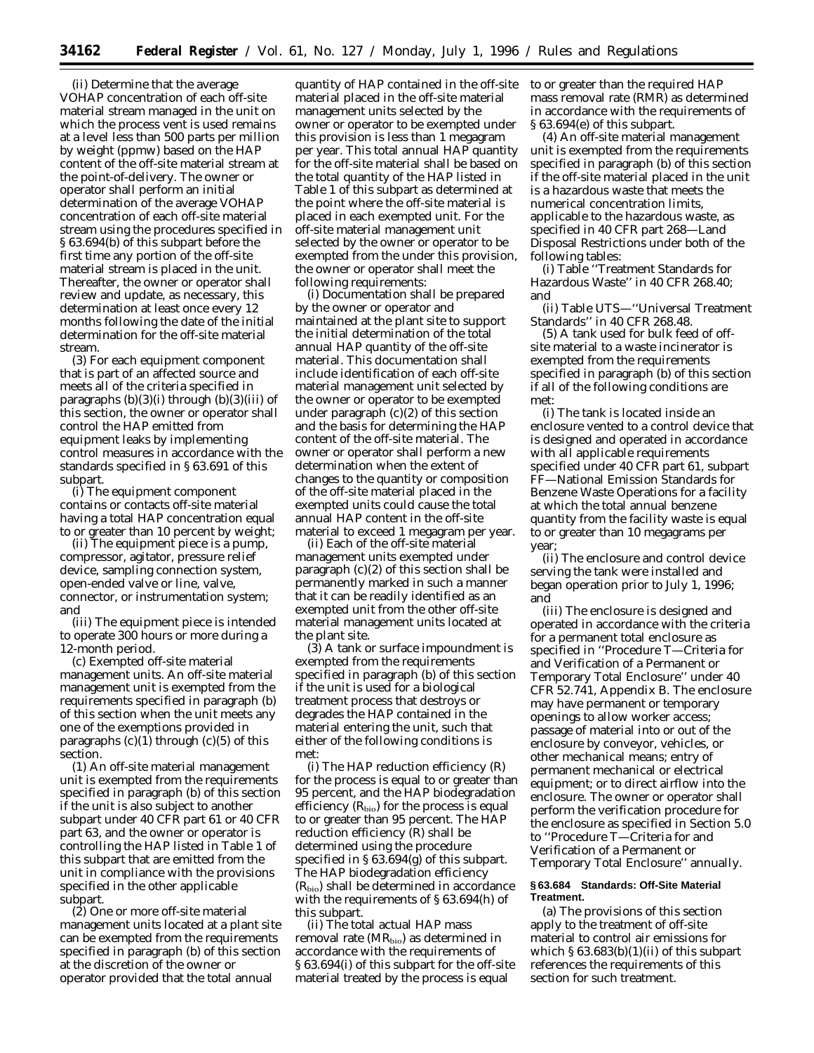(ii) Determine that the average VOHAP concentration of each off-site material stream managed in the unit on which the process vent is used remains at a level less than 500 parts per million by weight (ppmw) based on the HAP content of the off-site material stream at the point-of-delivery. The owner or operator shall perform an initial determination of the average VOHAP concentration of each off-site material stream using the procedures specified in § 63.694(b) of this subpart before the first time any portion of the off-site material stream is placed in the unit. Thereafter, the owner or operator shall review and update, as necessary, this determination at least once every 12 months following the date of the initial determination for the off-site material stream.

(3) For each equipment component that is part of an affected source and meets all of the criteria specified in paragraphs (b)(3)(i) through (b)(3)(iii) of this section, the owner or operator shall control the HAP emitted from equipment leaks by implementing control measures in accordance with the standards specified in § 63.691 of this subpart.

(i) The equipment component contains or contacts off-site material having a total HAP concentration equal to or greater than 10 percent by weight;

(ii) The equipment piece is a pump, compressor, agitator, pressure relief device, sampling connection system, open-ended valve or line, valve, connector, or instrumentation system; and

(iii) The equipment piece is intended to operate 300 hours or more during a 12-month period.

(c) *Exempted off-site material management units.* An off-site material management unit is exempted from the requirements specified in paragraph (b) of this section when the unit meets any one of the exemptions provided in paragraphs (c)(1) through (c)(5) of this section.

(1) An off-site material management unit is exempted from the requirements specified in paragraph (b) of this section if the unit is also subject to another subpart under 40 CFR part 61 or 40 CFR part 63, and the owner or operator is controlling the HAP listed in Table 1 of this subpart that are emitted from the unit in compliance with the provisions specified in the other applicable subpart.

(2) One or more off-site material management units located at a plant site can be exempted from the requirements specified in paragraph (b) of this section at the discretion of the owner or operator provided that the total annual quantity of HAP contained in the off-site material placed in the off-site material management units selected by the owner or operator to be exempted under this provision is less than 1 megagram per year. This total annual HAP quantity for the off-site material shall be based on the total quantity of the HAP listed in Table 1 of this subpart as determined at the point where the off-site material is placed in each exempted unit. For the off-site material management unit selected by the owner or operator to be exempted from the under this provision, the owner or operator shall meet the following requirements:

(i) Documentation shall be prepared by the owner or operator and maintained at the plant site to support the initial determination of the total annual HAP quantity of the off-site material. This documentation shall include identification of each off-site material management unit selected by the owner or operator to be exempted under paragraph (c)(2) of this section and the basis for determining the HAP content of the off-site material. The owner or operator shall perform a new determination when the extent of changes to the quantity or composition of the off-site material placed in the exempted units could cause the total annual HAP content in the off-site material to exceed 1 megagram per year.

(ii) Each of the off-site material management units exempted under paragraph (c)(2) of this section shall be permanently marked in such a manner that it can be readily identified as an exempted unit from the other off-site material management units located at the plant site.

(3) A tank or surface impoundment is exempted from the requirements specified in paragraph (b) of this section if the unit is used for a biological treatment process that destroys or degrades the HAP contained in the material entering the unit, such that either of the following conditions is met:

(i) The HAP reduction efficiency (R) for the process is equal to or greater than 95 percent, and the HAP biodegradation efficiency ($R_{bio}$) for the process is equal to or greater than 95 percent. The HAP reduction efficiency (R) shall be determined using the procedure specified in § 63.694(g) of this subpart. The HAP biodegradation efficiency ($R_{bio}$) shall be determined in accordance with the requirements of § 63.694(h) of this subpart.

(ii) The total actual HAP mass removal rate ($MR_{bio}$) as determined in accordance with the requirements of § 63.694(i) of this subpart for the off-site material treated by the process is equal to or greater than the required HAP mass removal rate (RMR) as determined in accordance with the requirements of § 63.694(e) of this subpart.

(4) An off-site material management unit is exempted from the requirements specified in paragraph (b) of this section if the off-site material placed in the unit is a hazardous waste that meets the numerical concentration limits, applicable to the hazardous waste, as specified in 40 CFR part 268—Land Disposal Restrictions under both of the following tables:

(i) Table "Treatment Standards for Hazardous Waste" in 40 CFR 268.40; and

(ii) Table UTS—"Universal Treatment Standards" in 40 CFR 268.48.

(5) A tank used for bulk feed of off-site material to a waste incinerator is exempted from the requirements specified in paragraph (b) of this section if all of the following conditions are met:

(i) The tank is located inside an enclosure vented to a control device that is designed and operated in accordance with all applicable requirements specified under 40 CFR part 61, subpart FF—National Emission Standards for Benzene Waste Operations for a facility at which the total annual benzene quantity from the facility waste is equal to or greater than 10 megagrams per year;

(ii) The enclosure and control device serving the tank were installed and began operation prior to July 1, 1996; and

(iii) The enclosure is designed and operated in accordance with the criteria for a permanent total enclosure as specified in "Procedure T—Criteria for and Verification of a Permanent or Temporary Total Enclosure" under 40 CFR 52.741, Appendix B. The enclosure may have permanent or temporary openings to allow worker access; passage of material into or out of the enclosure by conveyor, vehicles, or other mechanical means; entry of permanent mechanical or electrical equipment; or to direct airflow into the enclosure. The owner or operator shall perform the verification procedure for the enclosure as specified in Section 5.0 to "Procedure T—Criteria for and Verification of a Permanent or Temporary Total Enclosure" annually.

**§ 63.684 Standards: Off-Site Material Treatment.**

(a) The provisions of this section apply to the treatment of off-site material to control air emissions for which § 63.683(b)(1)(ii) of this subpart references the requirements of this section for such treatment.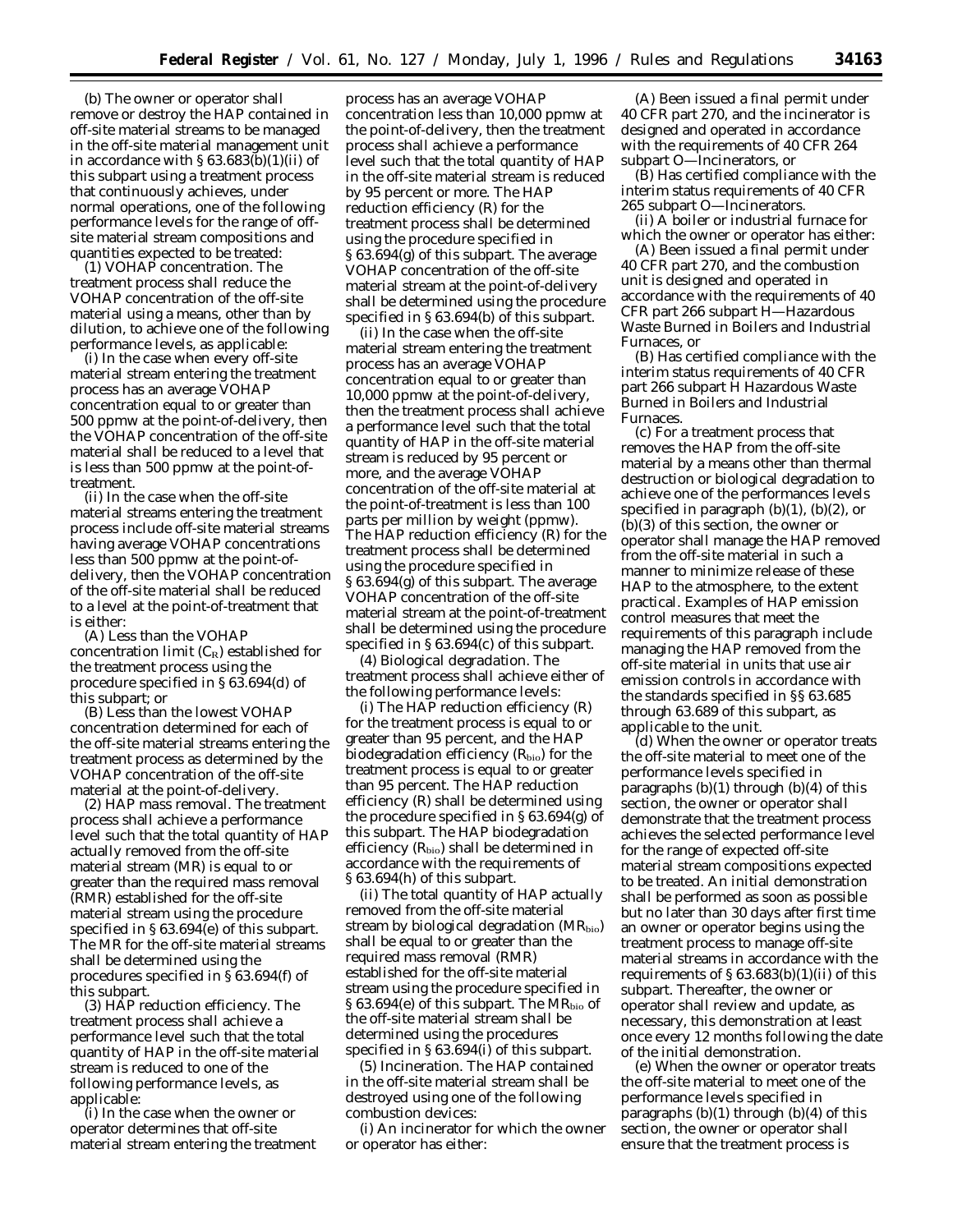(b) The owner or operator shall remove or destroy the HAP contained in off-site material streams to be managed in the off-site material management unit in accordance with § 63.683(b)(1)(ii) of this subpart using a treatment process that continuously achieves, under normal operations, one of the following performance levels for the range of off-site material stream compositions and quantities expected to be treated:

(1) *VOHAP concentration.* The treatment process shall reduce the VOHAP concentration of the off-site material using a means, other than by dilution, to achieve one of the following performance levels, as applicable:

(i) In the case when every off-site material stream entering the treatment process has an average VOHAP concentration equal to or greater than 500 ppmw at the point-of-delivery, then the VOHAP concentration of the off-site material shall be reduced to a level that is less than 500 ppmw at the point-of-treatment.

(ii) In the case when the off-site material streams entering the treatment process include off-site material streams having average VOHAP concentrations less than 500 ppmw at the point-of-delivery, then the VOHAP concentration of the off-site material shall be reduced to a level at the point-of-treatment that is either:

(A) Less than the VOHAP concentration limit ($C_R$) established for the treatment process using the procedure specified in § 63.694(d) of this subpart; or

(B) Less than the lowest VOHAP concentration determined for each of the off-site material streams entering the treatment process as determined by the VOHAP concentration of the off-site material at the point-of-delivery.

(2) *HAP mass removal.* The treatment process shall achieve a performance level such that the total quantity of HAP actually removed from the off-site material stream (MR) is equal to or greater than the required mass removal (RMR) established for the off-site material stream using the procedure specified in § 63.694(e) of this subpart. The MR for the off-site material streams shall be determined using the procedures specified in § 63.694(f) of this subpart.

(3) *HAP reduction efficiency.* The treatment process shall achieve a performance level such that the total quantity of HAP in the off-site material stream is reduced to one of the following performance levels, as applicable:

(i) In the case when the owner or operator determines that off-site material stream entering the treatment process has an average VOHAP concentration less than 10,000 ppmw at the point-of-delivery, then the treatment process shall achieve a performance level such that the total quantity of HAP in the off-site material stream is reduced by 95 percent or more. The HAP reduction efficiency (R) for the treatment process shall be determined using the procedure specified in § 63.694(g) of this subpart. The average VOHAP concentration of the off-site material stream at the point-of-delivery shall be determined using the procedure specified in § 63.694(b) of this subpart.

(ii) In the case when the off-site material stream entering the treatment process has an average VOHAP concentration equal to or greater than 10,000 ppmw at the point-of-delivery, then the treatment process shall achieve a performance level such that the total quantity of HAP in the off-site material stream is reduced by 95 percent or more, and the average VOHAP concentration of the off-site material at the point-of-treatment is less than 100 parts per million by weight (ppmw). The HAP reduction efficiency (R) for the treatment process shall be determined using the procedure specified in § 63.694(g) of this subpart. The average VOHAP concentration of the off-site material stream at the point-of-treatment shall be determined using the procedure specified in § 63.694(c) of this subpart.

(4) *Biological degradation.* The treatment process shall achieve either of the following performance levels:

(i) The HAP reduction efficiency (R) for the treatment process is equal to or greater than 95 percent, and the HAP biodegradation efficiency ($R_{bio}$) for the treatment process is equal to or greater than 95 percent. The HAP reduction efficiency (R) shall be determined using the procedure specified in § 63.694(g) of this subpart. The HAP biodegradation efficiency ($R_{bio}$) shall be determined in accordance with the requirements of § 63.694(h) of this subpart.

(ii) The total quantity of HAP actually removed from the off-site material stream by biological degradation ($MR_{bio}$) shall be equal to or greater than the required mass removal (RMR) established for the off-site material stream using the procedure specified in § 63.694(e) of this subpart. The $MR_{bio}$ of the off-site material stream shall be determined using the procedures specified in § 63.694(i) of this subpart.

(5) *Incineration.* The HAP contained in the off-site material stream shall be destroyed using one of the following combustion devices:

(i) An incinerator for which the owner or operator has either:

(A) Been issued a final permit under 40 CFR part 270, and the incinerator is designed and operated in accordance with the requirements of 40 CFR 264 subpart O—Incinerators, or

(B) Has certified compliance with the interim status requirements of 40 CFR 265 subpart O—Incinerators.

(ii) A boiler or industrial furnace for which the owner or operator has either:

(A) Been issued a final permit under 40 CFR part 270, and the combustion unit is designed and operated in accordance with the requirements of 40 CFR part 266 subpart H—Hazardous Waste Burned in Boilers and Industrial Furnaces, or

(B) Has certified compliance with the interim status requirements of 40 CFR part 266 subpart H Hazardous Waste Burned in Boilers and Industrial Furnaces.

(c) For a treatment process that removes the HAP from the off-site material by a means other than thermal destruction or biological degradation to achieve one of the performances levels specified in paragraph (b)(1), (b)(2), or (b)(3) of this section, the owner or operator shall manage the HAP removed from the off-site material in such a manner to minimize release of these HAP to the atmosphere, to the extent practical. Examples of HAP emission control measures that meet the requirements of this paragraph include managing the HAP removed from the off-site material in units that use air emission controls in accordance with the standards specified in §§ 63.685 through 63.689 of this subpart, as applicable to the unit.

(d) When the owner or operator treats the off-site material to meet one of the performance levels specified in paragraphs (b)(1) through (b)(4) of this section, the owner or operator shall demonstrate that the treatment process achieves the selected performance level for the range of expected off-site material stream compositions expected to be treated. An initial demonstration shall be performed as soon as possible but no later than 30 days after first time an owner or operator begins using the treatment process to manage off-site material streams in accordance with the requirements of § 63.683(b)(1)(ii) of this subpart. Thereafter, the owner or operator shall review and update, as necessary, this demonstration at least once every 12 months following the date of the initial demonstration.

(e) When the owner or operator treats the off-site material to meet one of the performance levels specified in paragraphs (b)(1) through (b)(4) of this section, the owner or operator shall ensure that the treatment process is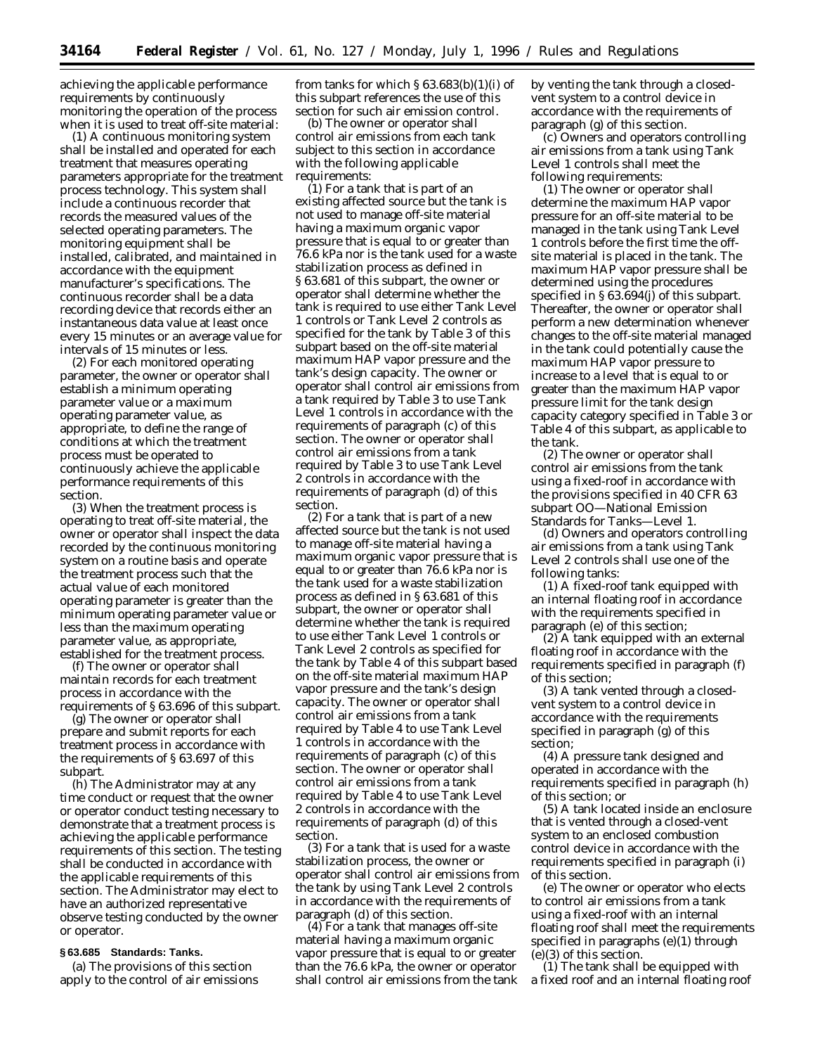achieving the applicable performance requirements by continuously monitoring the operation of the process when it is used to treat off-site material:

(1) A continuous monitoring system shall be installed and operated for each treatment that measures operating parameters appropriate for the treatment process technology. This system shall include a continuous recorder that records the measured values of the selected operating parameters. The monitoring equipment shall be installed, calibrated, and maintained in accordance with the equipment manufacturer's specifications. The continuous recorder shall be a data recording device that records either an instantaneous data value at least once every 15 minutes or an average value for intervals of 15 minutes or less.

(2) For each monitored operating parameter, the owner or operator shall establish a minimum operating parameter value or a maximum operating parameter value, as appropriate, to define the range of conditions at which the treatment process must be operated to continuously achieve the applicable performance requirements of this section.

(3) When the treatment process is operating to treat off-site material, the owner or operator shall inspect the data recorded by the continuous monitoring system on a routine basis and operate the treatment process such that the actual value of each monitored operating parameter is greater than the minimum operating parameter value or less than the maximum operating parameter value, as appropriate, established for the treatment process.

(f) The owner or operator shall maintain records for each treatment process in accordance with the requirements of § 63.696 of this subpart.

(g) The owner or operator shall prepare and submit reports for each treatment process in accordance with the requirements of § 63.697 of this subpart.

(h) The Administrator may at any time conduct or request that the owner or operator conduct testing necessary to demonstrate that a treatment process is achieving the applicable performance requirements of this section. The testing shall be conducted in accordance with the applicable requirements of this section. The Administrator may elect to have an authorized representative observe testing conducted by the owner or operator.

**§ 63.685 Standards: Tanks.**

(a) The provisions of this section apply to the control of air emissions from tanks for which § 63.683(b)(1)(i) of this subpart references the use of this section for such air emission control.

(b) The owner or operator shall control air emissions from each tank subject to this section in accordance with the following applicable requirements:

(1) For a tank that is part of an existing affected source but the tank is not used to manage off-site material having a maximum organic vapor pressure that is equal to or greater than 76.6 kPa nor is the tank used for a waste stabilization process as defined in § 63.681 of this subpart, the owner or operator shall determine whether the tank is required to use either Tank Level 1 controls or Tank Level 2 controls as specified for the tank by Table 3 of this subpart based on the off-site material maximum HAP vapor pressure and the tank's design capacity. The owner or operator shall control air emissions from a tank required by Table 3 to use Tank Level 1 controls in accordance with the requirements of paragraph (c) of this section. The owner or operator shall control air emissions from a tank required by Table 3 to use Tank Level 2 controls in accordance with the requirements of paragraph (d) of this section.

(2) For a tank that is part of a new affected source but the tank is not used to manage off-site material having a maximum organic vapor pressure that is equal to or greater than 76.6 kPa nor is the tank used for a waste stabilization process as defined in § 63.681 of this subpart, the owner or operator shall determine whether the tank is required to use either Tank Level 1 controls or Tank Level 2 controls as specified for the tank by Table 4 of this subpart based on the off-site material maximum HAP vapor pressure and the tank's design capacity. The owner or operator shall control air emissions from a tank required by Table 4 to use Tank Level 1 controls in accordance with the requirements of paragraph (c) of this section. The owner or operator shall control air emissions from a tank required by Table 4 to use Tank Level 2 controls in accordance with the requirements of paragraph (d) of this section.

(3) For a tank that is used for a waste stabilization process, the owner or operator shall control air emissions from the tank by using Tank Level 2 controls in accordance with the requirements of paragraph (d) of this section.

(4) For a tank that manages off-site material having a maximum organic vapor pressure that is equal to or greater than the 76.6 kPa, the owner or operator shall control air emissions from the tank by venting the tank through a closed-vent system to a control device in accordance with the requirements of paragraph (g) of this section.

(c) Owners and operators controlling air emissions from a tank using Tank Level 1 controls shall meet the following requirements:

(1) The owner or operator shall determine the maximum HAP vapor pressure for an off-site material to be managed in the tank using Tank Level 1 controls before the first time the off-site material is placed in the tank. The maximum HAP vapor pressure shall be determined using the procedures specified in § 63.694(j) of this subpart. Thereafter, the owner or operator shall perform a new determination whenever changes to the off-site material managed in the tank could potentially cause the maximum HAP vapor pressure to increase to a level that is equal to or greater than the maximum HAP vapor pressure limit for the tank design capacity category specified in Table 3 or Table 4 of this subpart, as applicable to the tank.

(2) The owner or operator shall control air emissions from the tank using a fixed-roof in accordance with the provisions specified in 40 CFR 63 subpart OO—National Emission Standards for Tanks—Level 1.

(d) Owners and operators controlling air emissions from a tank using Tank Level 2 controls shall use one of the following tanks:

(1) A fixed-roof tank equipped with an internal floating roof in accordance with the requirements specified in paragraph (e) of this section;

(2) A tank equipped with an external floating roof in accordance with the requirements specified in paragraph (f) of this section;

(3) A tank vented through a closed-vent system to a control device in accordance with the requirements specified in paragraph (g) of this section;

(4) A pressure tank designed and operated in accordance with the requirements specified in paragraph (h) of this section; or

(5) A tank located inside an enclosure that is vented through a closed-vent system to an enclosed combustion control device in accordance with the requirements specified in paragraph (i) of this section.

(e) The owner or operator who elects to control air emissions from a tank using a fixed-roof with an internal floating roof shall meet the requirements specified in paragraphs (e)(1) through (e)(3) of this section.

(1) The tank shall be equipped with a fixed roof and an internal floating roof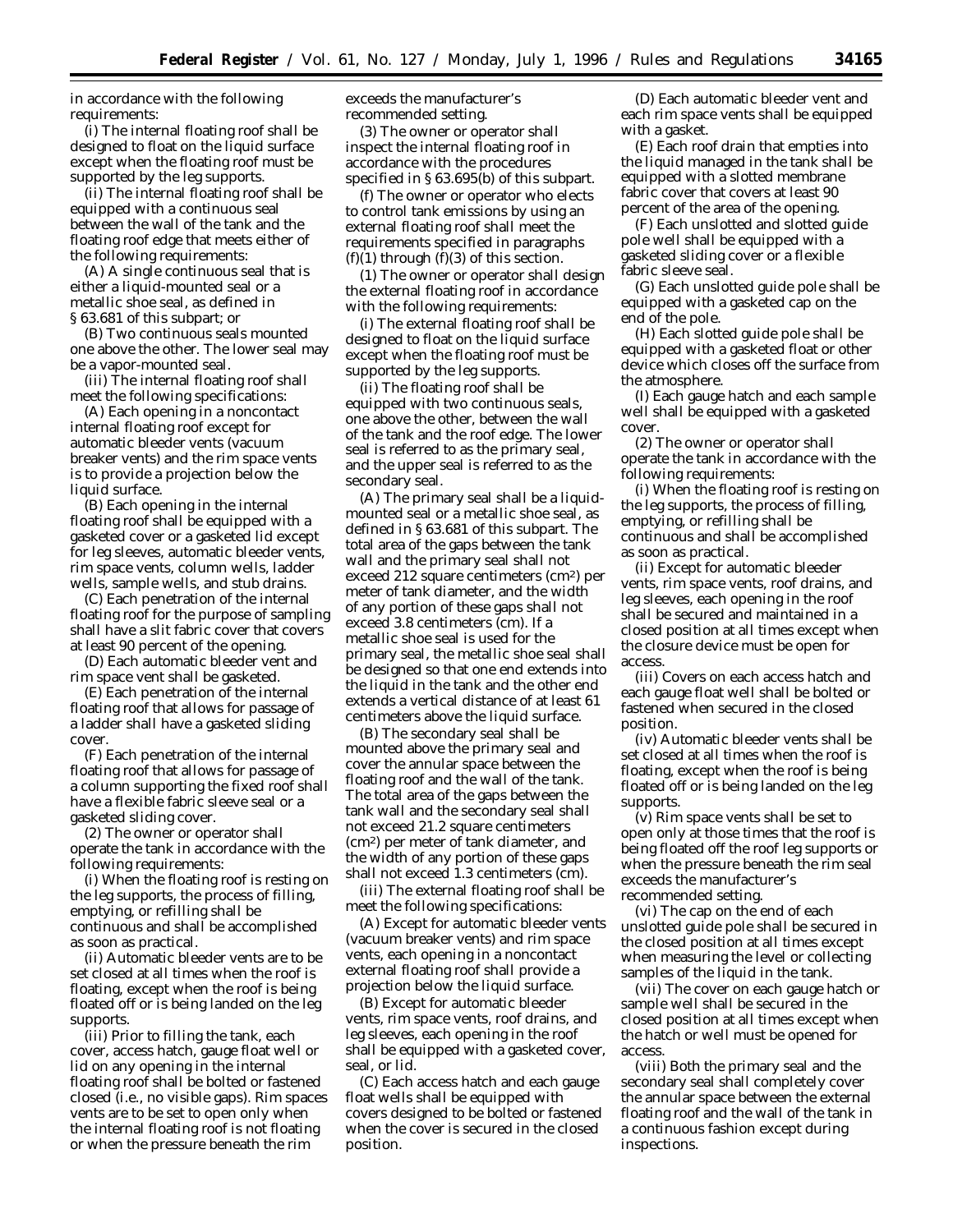in accordance with the following requirements:

(i) The internal floating roof shall be designed to float on the liquid surface except when the floating roof must be supported by the leg supports.

(ii) The internal floating roof shall be equipped with a continuous seal between the wall of the tank and the floating roof edge that meets either of the following requirements:

(A) A single continuous seal that is either a liquid-mounted seal or a metallic shoe seal, as defined in § 63.681 of this subpart; or

(B) Two continuous seals mounted one above the other. The lower seal may be a vapor-mounted seal.

(iii) The internal floating roof shall meet the following specifications:

(A) Each opening in a noncontact internal floating roof except for automatic bleeder vents (vacuum breaker vents) and the rim space vents is to provide a projection below the liquid surface.

(B) Each opening in the internal floating roof shall be equipped with a gasketed cover or a gasketed lid except for leg sleeves, automatic bleeder vents, rim space vents, column wells, ladder wells, sample wells, and stub drains.

(C) Each penetration of the internal floating roof for the purpose of sampling shall have a slit fabric cover that covers at least 90 percent of the opening.

(D) Each automatic bleeder vent and rim space vent shall be gasketed.

(E) Each penetration of the internal floating roof that allows for passage of a ladder shall have a gasketed sliding cover.

(F) Each penetration of the internal floating roof that allows for passage of a column supporting the fixed roof shall have a flexible fabric sleeve seal or a gasketed sliding cover.

(2) The owner or operator shall operate the tank in accordance with the following requirements:

(i) When the floating roof is resting on the leg supports, the process of filling, emptying, or refilling shall be continuous and shall be accomplished as soon as practical.

(ii) Automatic bleeder vents are to be set closed at all times when the roof is floating, except when the roof is being floated off or is being landed on the leg supports.

(iii) Prior to filling the tank, each cover, access hatch, gauge float well or lid on any opening in the internal floating roof shall be bolted or fastened closed (i.e., no visible gaps). Rim spaces vents are to be set to open only when the internal floating roof is not floating or when the pressure beneath the rim exceeds the manufacturer's recommended setting.

(3) The owner or operator shall inspect the internal floating roof in accordance with the procedures specified in § 63.695(b) of this subpart.

(f) The owner or operator who elects to control tank emissions by using an external floating roof shall meet the requirements specified in paragraphs (f)(1) through (f)(3) of this section.

(1) The owner or operator shall design the external floating roof in accordance with the following requirements:

(i) The external floating roof shall be designed to float on the liquid surface except when the floating roof must be supported by the leg supports.

(ii) The floating roof shall be equipped with two continuous seals, one above the other, between the wall of the tank and the roof edge. The lower seal is referred to as the primary seal, and the upper seal is referred to as the secondary seal.

(A) The primary seal shall be a liquid-mounted seal or a metallic shoe seal, as defined in § 63.681 of this subpart. The total area of the gaps between the tank wall and the primary seal shall not exceed 212 square centimeters ($cm^2$) per meter of tank diameter, and the width of any portion of these gaps shall not exceed 3.8 centimeters (cm). If a metallic shoe seal is used for the primary seal, the metallic shoe seal shall be designed so that one end extends into the liquid in the tank and the other end extends a vertical distance of at least 61 centimeters above the liquid surface.

(B) The secondary seal shall be mounted above the primary seal and cover the annular space between the floating roof and the wall of the tank. The total area of the gaps between the tank wall and the secondary seal shall not exceed 21.2 square centimeters ($cm^2$) per meter of tank diameter, and the width of any portion of these gaps shall not exceed 1.3 centimeters (cm).

(iii) The external floating roof shall be meet the following specifications:

(A) Except for automatic bleeder vents (vacuum breaker vents) and rim space vents, each opening in a noncontact external floating roof shall provide a projection below the liquid surface.

(B) Except for automatic bleeder vents, rim space vents, roof drains, and leg sleeves, each opening in the roof shall be equipped with a gasketed cover, seal, or lid.

(C) Each access hatch and each gauge float wells shall be equipped with covers designed to be bolted or fastened when the cover is secured in the closed position.

(D) Each automatic bleeder vent and each rim space vents shall be equipped with a gasket.

(E) Each roof drain that empties into the liquid managed in the tank shall be equipped with a slotted membrane fabric cover that covers at least 90 percent of the area of the opening.

(F) Each unslotted and slotted guide pole well shall be equipped with a gasketed sliding cover or a flexible fabric sleeve seal.

(G) Each unslotted guide pole shall be equipped with a gasketed cap on the end of the pole.

(H) Each slotted guide pole shall be equipped with a gasketed float or other device which closes off the surface from the atmosphere.

(I) Each gauge hatch and each sample well shall be equipped with a gasketed cover.

(2) The owner or operator shall operate the tank in accordance with the following requirements:

(i) When the floating roof is resting on the leg supports, the process of filling, emptying, or refilling shall be continuous and shall be accomplished as soon as practical.

(ii) Except for automatic bleeder vents, rim space vents, roof drains, and leg sleeves, each opening in the roof shall be secured and maintained in a closed position at all times except when the closure device must be open for access.

(iii) Covers on each access hatch and each gauge float well shall be bolted or fastened when secured in the closed position.

(iv) Automatic bleeder vents shall be set closed at all times when the roof is floating, except when the roof is being floated off or is being landed on the leg supports.

(v) Rim space vents shall be set to open only at those times that the roof is being floated off the roof leg supports or when the pressure beneath the rim seal exceeds the manufacturer's recommended setting.

(vi) The cap on the end of each unslotted guide pole shall be secured in the closed position at all times except when measuring the level or collecting samples of the liquid in the tank.

(vii) The cover on each gauge hatch or sample well shall be secured in the closed position at all times except when the hatch or well must be opened for access.

(viii) Both the primary seal and the secondary seal shall completely cover the annular space between the external floating roof and the wall of the tank in a continuous fashion except during inspections.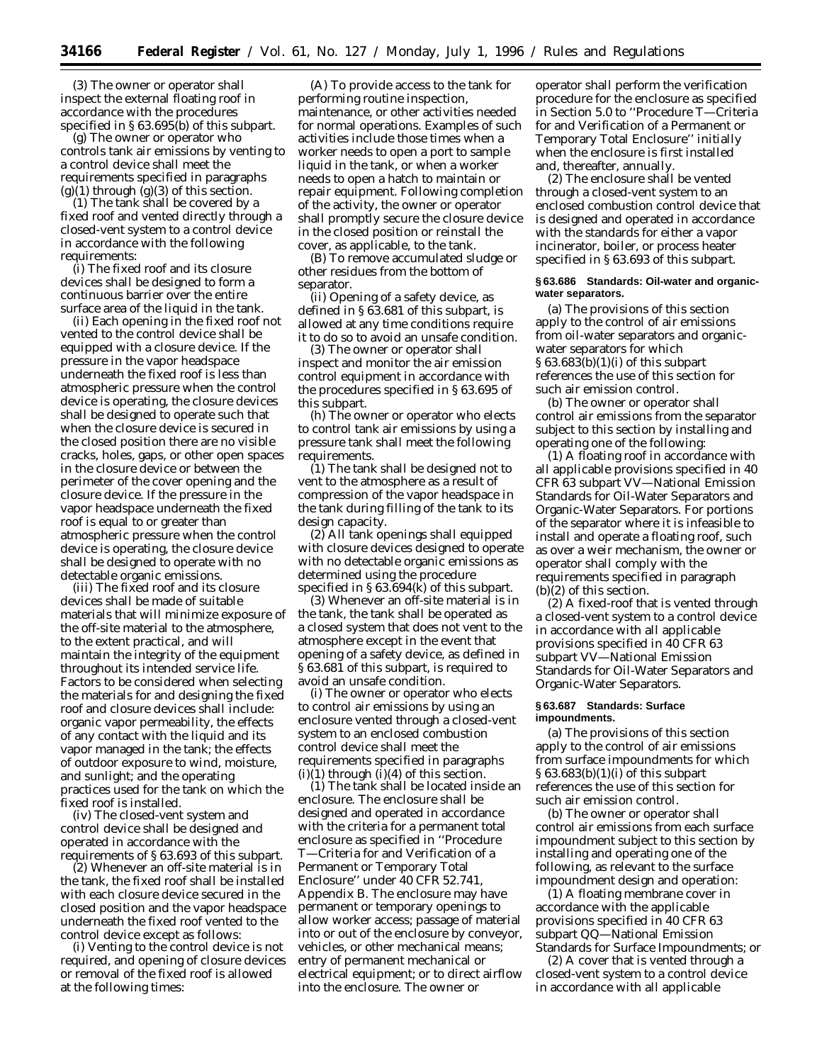(3) The owner or operator shall inspect the external floating roof in accordance with the procedures specified in § 63.695(b) of this subpart.

(g) The owner or operator who controls tank air emissions by venting to a control device shall meet the requirements specified in paragraphs (g)(1) through (g)(3) of this section.

(1) The tank shall be covered by a fixed roof and vented directly through a closed-vent system to a control device in accordance with the following requirements:

(i) The fixed roof and its closure devices shall be designed to form a continuous barrier over the entire surface area of the liquid in the tank.

(ii) Each opening in the fixed roof not vented to the control device shall be equipped with a closure device. If the pressure in the vapor headspace underneath the fixed roof is less than atmospheric pressure when the control device is operating, the closure devices shall be designed to operate such that when the closure device is secured in the closed position there are no visible cracks, holes, gaps, or other open spaces in the closure device or between the perimeter of the cover opening and the closure device. If the pressure in the vapor headspace underneath the fixed roof is equal to or greater than atmospheric pressure when the control device is operating, the closure device shall be designed to operate with no detectable organic emissions.

(iii) The fixed roof and its closure devices shall be made of suitable materials that will minimize exposure of the off-site material to the atmosphere, to the extent practical, and will maintain the integrity of the equipment throughout its intended service life. Factors to be considered when selecting the materials for and designing the fixed roof and closure devices shall include: organic vapor permeability, the effects of any contact with the liquid and its vapor managed in the tank; the effects of outdoor exposure to wind, moisture, and sunlight; and the operating practices used for the tank on which the fixed roof is installed.

(iv) The closed-vent system and control device shall be designed and operated in accordance with the requirements of § 63.693 of this subpart.

(2) Whenever an off-site material is in the tank, the fixed roof shall be installed with each closure device secured in the closed position and the vapor headspace underneath the fixed roof vented to the control device except as follows:

(i) Venting to the control device is not required, and opening of closure devices or removal of the fixed roof is allowed at the following times:

(A) To provide access to the tank for performing routine inspection, maintenance, or other activities needed for normal operations. Examples of such activities include those times when a worker needs to open a port to sample liquid in the tank, or when a worker needs to open a hatch to maintain or repair equipment. Following completion of the activity, the owner or operator shall promptly secure the closure device in the closed position or reinstall the cover, as applicable, to the tank.

(B) To remove accumulated sludge or other residues from the bottom of separator.

(ii) Opening of a safety device, as defined in § 63.681 of this subpart, is allowed at any time conditions require it to do so to avoid an unsafe condition.

(3) The owner or operator shall inspect and monitor the air emission control equipment in accordance with the procedures specified in § 63.695 of this subpart.

(h) The owner or operator who elects to control tank air emissions by using a pressure tank shall meet the following requirements.

(1) The tank shall be designed not to vent to the atmosphere as a result of compression of the vapor headspace in the tank during filling of the tank to its design capacity.

(2) All tank openings shall equipped with closure devices designed to operate with no detectable organic emissions as determined using the procedure specified in § 63.694(k) of this subpart.

(3) Whenever an off-site material is in the tank, the tank shall be operated as a closed system that does not vent to the atmosphere except in the event that opening of a safety device, as defined in § 63.681 of this subpart, is required to avoid an unsafe condition.

(i) The owner or operator who elects to control air emissions by using an enclosure vented through a closed-vent system to an enclosed combustion control device shall meet the requirements specified in paragraphs (i)(1) through (i)(4) of this section.

(1) The tank shall be located inside an enclosure. The enclosure shall be designed and operated in accordance with the criteria for a permanent total enclosure as specified in ''Procedure T—Criteria for and Verification of a Permanent or Temporary Total Enclosure'' under 40 CFR 52.741, Appendix B. The enclosure may have permanent or temporary openings to allow worker access; passage of material into or out of the enclosure by conveyor, vehicles, or other mechanical means; entry of permanent mechanical or electrical equipment; or to direct airflow into the enclosure. The owner or operator shall perform the verification procedure for the enclosure as specified in Section 5.0 to ''Procedure T—Criteria for and Verification of a Permanent or Temporary Total Enclosure'' initially when the enclosure is first installed and, thereafter, annually.

(2) The enclosure shall be vented through a closed-vent system to an enclosed combustion control device that is designed and operated in accordance with the standards for either a vapor incinerator, boiler, or process heater specified in § 63.693 of this subpart.

### § 63.686 Standards: Oil-water and organic-water separators.

(a) The provisions of this section apply to the control of air emissions from oil-water separators and organic-water separators for which § 63.683(b)(1)(i) of this subpart references the use of this section for such air emission control.

(b) The owner or operator shall control air emissions from the separator subject to this section by installing and operating one of the following:

(1) A floating roof in accordance with all applicable provisions specified in 40 CFR 63 subpart VV—National Emission Standards for Oil-Water Separators and Organic-Water Separators. For portions of the separator where it is infeasible to install and operate a floating roof, such as over a weir mechanism, the owner or operator shall comply with the requirements specified in paragraph (b)(2) of this section.

(2) A fixed-roof that is vented through a closed-vent system to a control device in accordance with all applicable provisions specified in 40 CFR 63 subpart VV—National Emission Standards for Oil-Water Separators and Organic-Water Separators.

### § 63.687 Standards: Surface impoundments.

(a) The provisions of this section apply to the control of air emissions from surface impoundments for which § 63.683(b)(1)(i) of this subpart references the use of this section for such air emission control.

(b) The owner or operator shall control air emissions from each surface impoundment subject to this section by installing and operating one of the following, as relevant to the surface impoundment design and operation:

(1) A floating membrane cover in accordance with the applicable provisions specified in 40 CFR 63 subpart QQ—National Emission Standards for Surface Impoundments; or

(2) A cover that is vented through a closed-vent system to a control device in accordance with all applicable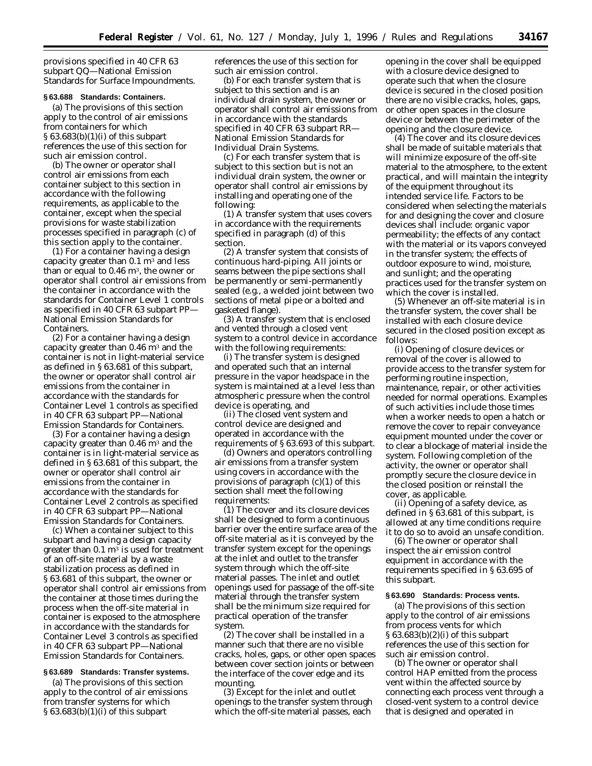provisions specified in 40 CFR 63 subpart QQ—National Emission Standards for Surface Impoundments.

### § 63.688 Standards: Containers.

(a) The provisions of this section apply to the control of air emissions from containers for which § 63.683(b)(1)(i) of this subpart references the use of this section for such air emission control.

(b) The owner or operator shall control air emissions from each container subject to this section in accordance with the following requirements, as applicable to the container, except when the special provisions for waste stabilization processes specified in paragraph (c) of this section apply to the container.

(1) For a container having a design capacity greater than 0.1 $m^3$ and less than or equal to 0.46 $m^3$, the owner or operator shall control air emissions from the container in accordance with the standards for Container Level 1 controls as specified in 40 CFR 63 subpart PP—National Emission Standards for Containers.

(2) For a container having a design capacity greater than 0.46 $m^3$ and the container is not in light-material service as defined in § 63.681 of this subpart, the owner or operator shall control air emissions from the container in accordance with the standards for Container Level 1 controls as specified in 40 CFR 63 subpart PP—National Emission Standards for Containers.

(3) For a container having a design capacity greater than 0.46 $m^3$ and the container is in light-material service as defined in § 63.681 of this subpart, the owner or operator shall control air emissions from the container in accordance with the standards for Container Level 2 controls as specified in 40 CFR 63 subpart PP—National Emission Standards for Containers.

(c) When a container subject to this subpart and having a design capacity greater than 0.1 $m^3$ is used for treatment of an off-site material by a waste stabilization process as defined in § 63.681 of this subpart, the owner or operator shall control air emissions from the container at those times during the process when the off-site material in container is exposed to the atmosphere in accordance with the standards for Container Level 3 controls as specified in 40 CFR 63 subpart PP—National Emission Standards for Containers.

### § 63.689 Standards: Transfer systems.

(a) The provisions of this section apply to the control of air emissions from transfer systems for which § 63.683(b)(1)(i) of this subpart references the use of this section for such air emission control.

(b) For each transfer system that is subject to this section and is an individual drain system, the owner or operator shall control air emissions from in accordance with the standards specified in 40 CFR 63 subpart RR—National Emission Standards for Individual Drain Systems.

(c) For each transfer system that is subject to this section but is not an individual drain system, the owner or operator shall control air emissions by installing and operating one of the following:

(1) A transfer system that uses covers in accordance with the requirements specified in paragraph (d) of this section.

(2) A transfer system that consists of continuous hard-piping. All joints or seams between the pipe sections shall be permanently or semi-permanently sealed (e.g., a welded joint between two sections of metal pipe or a bolted and gasketed flange).

(3) A transfer system that is enclosed and vented through a closed vent system to a control device in accordance with the following requirements:

(i) The transfer system is designed and operated such that an internal pressure in the vapor headspace in the system is maintained at a level less than atmospheric pressure when the control device is operating, and

(ii) The closed vent system and control device are designed and operated in accordance with the requirements of § 63.693 of this subpart.

(d) Owners and operators controlling air emissions from a transfer system using covers in accordance with the provisions of paragraph (c)(1) of this section shall meet the following requirements:

(1) The cover and its closure devices shall be designed to form a continuous barrier over the entire surface area of the off-site material as it is conveyed by the transfer system except for the openings at the inlet and outlet to the transfer system through which the off-site material passes. The inlet and outlet openings used for passage of the off-site material through the transfer system shall be the minimum size required for practical operation of the transfer system.

(2) The cover shall be installed in a manner such that there are no visible cracks, holes, gaps, or other open spaces between cover section joints or between the interface of the cover edge and its mounting.

(3) Except for the inlet and outlet openings to the transfer system through which the off-site material passes, each opening in the cover shall be equipped with a closure device designed to operate such that when the closure device is secured in the closed position there are no visible cracks, holes, gaps, or other open spaces in the closure device or between the perimeter of the opening and the closure device.

(4) The cover and its closure devices shall be made of suitable materials that will minimize exposure of the off-site material to the atmosphere, to the extent practical, and will maintain the integrity of the equipment throughout its intended service life. Factors to be considered when selecting the materials for and designing the cover and closure devices shall include: organic vapor permeability; the effects of any contact with the material or its vapors conveyed in the transfer system; the effects of outdoor exposure to wind, moisture, and sunlight; and the operating practices used for the transfer system on which the cover is installed.

(5) Whenever an off-site material is in the transfer system, the cover shall be installed with each closure device secured in the closed position except as follows:

(i) Opening of closure devices or removal of the cover is allowed to provide access to the transfer system for performing routine inspection, maintenance, repair, or other activities needed for normal operations. Examples of such activities include those times when a worker needs to open a hatch or remove the cover to repair conveyance equipment mounted under the cover or to clear a blockage of material inside the system. Following completion of the activity, the owner or operator shall promptly secure the closure device in the closed position or reinstall the cover, as applicable.

(ii) Opening of a safety device, as defined in § 63.681 of this subpart, is allowed at any time conditions require it to do so to avoid an unsafe condition.

(6) The owner or operator shall inspect the air emission control equipment in accordance with the requirements specified in § 63.695 of this subpart.

### § 63.690 Standards: Process vents.

(a) The provisions of this section apply to the control of air emissions from process vents for which § 63.683(b)(2)(i) of this subpart references the use of this section for such air emission control.

(b) The owner or operator shall control HAP emitted from the process vent within the affected source by connecting each process vent through a closed-vent system to a control device that is designed and operated in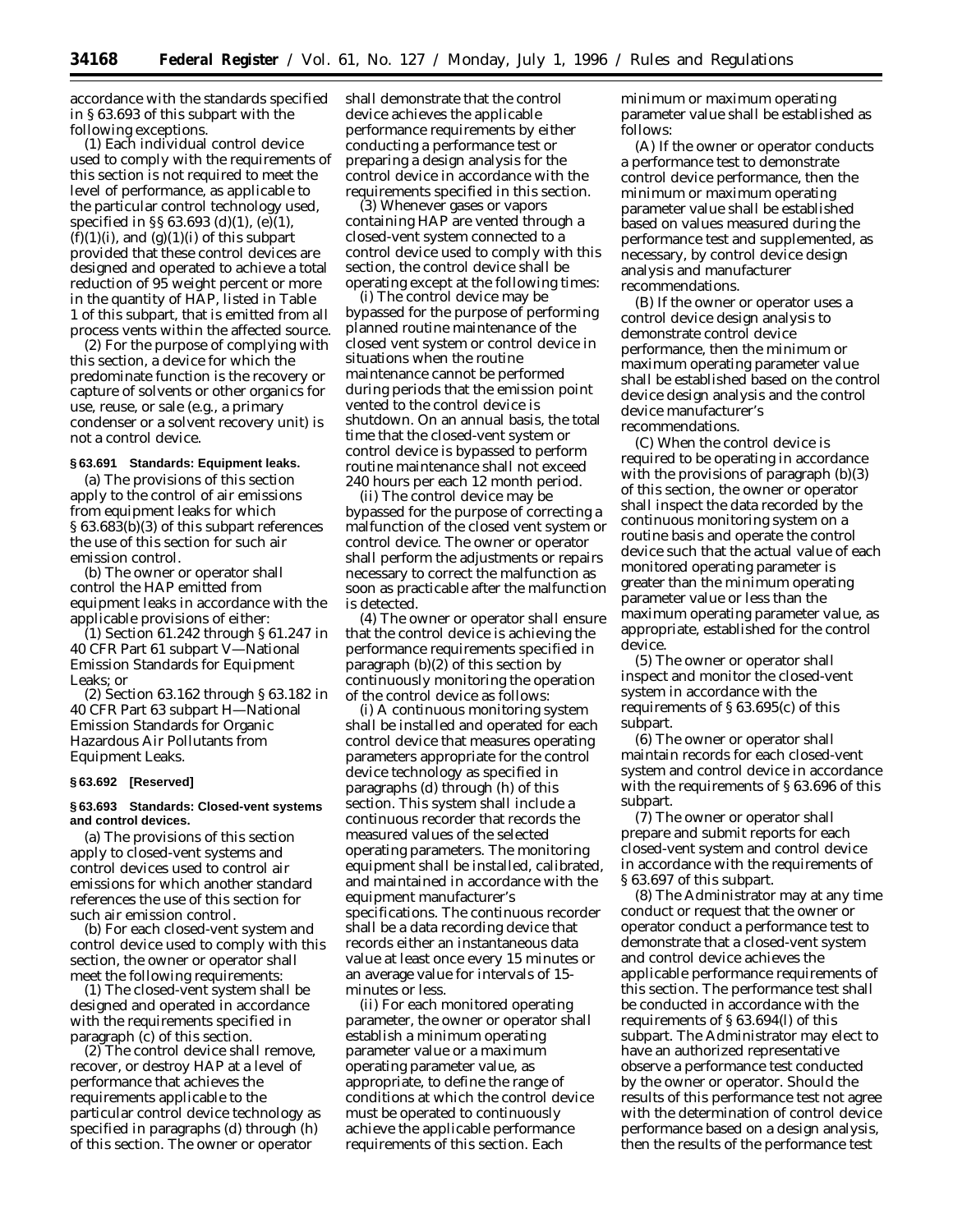accordance with the standards specified in § 63.693 of this subpart with the following exceptions.

(1) Each individual control device used to comply with the requirements of this section is not required to meet the level of performance, as applicable to the particular control technology used, specified in §§ 63.693 (d)(1), (e)(1), (f)(1)(i), and (g)(1)(i) of this subpart provided that these control devices are designed and operated to achieve a total reduction of 95 weight percent or more in the quantity of HAP, listed in Table 1 of this subpart, that is emitted from all process vents within the affected source.

(2) For the purpose of complying with this section, a device for which the predominate function is the recovery or capture of solvents or other organics for use, reuse, or sale (e.g., a primary condenser or a solvent recovery unit) is not a control device.

**§ 63.691 Standards: Equipment leaks.**

(a) The provisions of this section apply to the control of air emissions from equipment leaks for which § 63.683(b)(3) of this subpart references the use of this section for such air emission control.

(b) The owner or operator shall control the HAP emitted from equipment leaks in accordance with the applicable provisions of either:

(1) Section 61.242 through § 61.247 in 40 CFR Part 61 subpart V—National Emission Standards for Equipment Leaks; or

(2) Section 63.162 through § 63.182 in 40 CFR Part 63 subpart H—National Emission Standards for Organic Hazardous Air Pollutants from Equipment Leaks.

**§ 63.692 [Reserved]**

**§ 63.693 Standards: Closed-vent systems and control devices.**

(a) The provisions of this section apply to closed-vent systems and control devices used to control air emissions for which another standard references the use of this section for such air emission control.

(b) For each closed-vent system and control device used to comply with this section, the owner or operator shall meet the following requirements:

(1) The closed-vent system shall be designed and operated in accordance with the requirements specified in paragraph (c) of this section.

(2) The control device shall remove, recover, or destroy HAP at a level of performance that achieves the requirements applicable to the particular control device technology as specified in paragraphs (d) through (h) of this section. The owner or operator shall demonstrate that the control device achieves the applicable performance requirements by either conducting a performance test or preparing a design analysis for the control device in accordance with the requirements specified in this section.

(3) Whenever gases or vapors containing HAP are vented through a closed-vent system connected to a control device used to comply with this section, the control device shall be operating except at the following times:

(i) The control device may be bypassed for the purpose of performing planned routine maintenance of the closed vent system or control device in situations when the routine maintenance cannot be performed during periods that the emission point vented to the control device is shutdown. On an annual basis, the total time that the closed-vent system or control device is bypassed to perform routine maintenance shall not exceed 240 hours per each 12 month period.

(ii) The control device may be bypassed for the purpose of correcting a malfunction of the closed vent system or control device. The owner or operator shall perform the adjustments or repairs necessary to correct the malfunction as soon as practicable after the malfunction is detected.

(4) The owner or operator shall ensure that the control device is achieving the performance requirements specified in paragraph (b)(2) of this section by continuously monitoring the operation of the control device as follows:

(i) A continuous monitoring system shall be installed and operated for each control device that measures operating parameters appropriate for the control device technology as specified in paragraphs (d) through (h) of this section. This system shall include a continuous recorder that records the measured values of the selected operating parameters. The monitoring equipment shall be installed, calibrated, and maintained in accordance with the equipment manufacturer's specifications. The continuous recorder shall be a data recording device that records either an instantaneous data value at least once every 15 minutes or an average value for intervals of 15-minutes or less.

(ii) For each monitored operating parameter, the owner or operator shall establish a minimum operating parameter value or a maximum operating parameter value, as appropriate, to define the range of conditions at which the control device must be operated to continuously achieve the applicable performance requirements of this section. Each minimum or maximum operating parameter value shall be established as follows:

(A) If the owner or operator conducts a performance test to demonstrate control device performance, then the minimum or maximum operating parameter value shall be established based on values measured during the performance test and supplemented, as necessary, by control device design analysis and manufacturer recommendations.

(B) If the owner or operator uses a control device design analysis to demonstrate control device performance, then the minimum or maximum operating parameter value shall be established based on the control device design analysis and the control device manufacturer's recommendations.

(C) When the control device is required to be operating in accordance with the provisions of paragraph (b)(3) of this section, the owner or operator shall inspect the data recorded by the continuous monitoring system on a routine basis and operate the control device such that the actual value of each monitored operating parameter is greater than the minimum operating parameter value or less than the maximum operating parameter value, as appropriate, established for the control device.

(5) The owner or operator shall inspect and monitor the closed-vent system in accordance with the requirements of § 63.695(c) of this subpart.

(6) The owner or operator shall maintain records for each closed-vent system and control device in accordance with the requirements of § 63.696 of this subpart.

(7) The owner or operator shall prepare and submit reports for each closed-vent system and control device in accordance with the requirements of § 63.697 of this subpart.

(8) The Administrator may at any time conduct or request that the owner or operator conduct a performance test to demonstrate that a closed-vent system and control device achieves the applicable performance requirements of this section. The performance test shall be conducted in accordance with the requirements of § 63.694(l) of this subpart. The Administrator may elect to have an authorized representative observe a performance test conducted by the owner or operator. Should the results of this performance test not agree with the determination of control device performance based on a design analysis, then the results of the performance test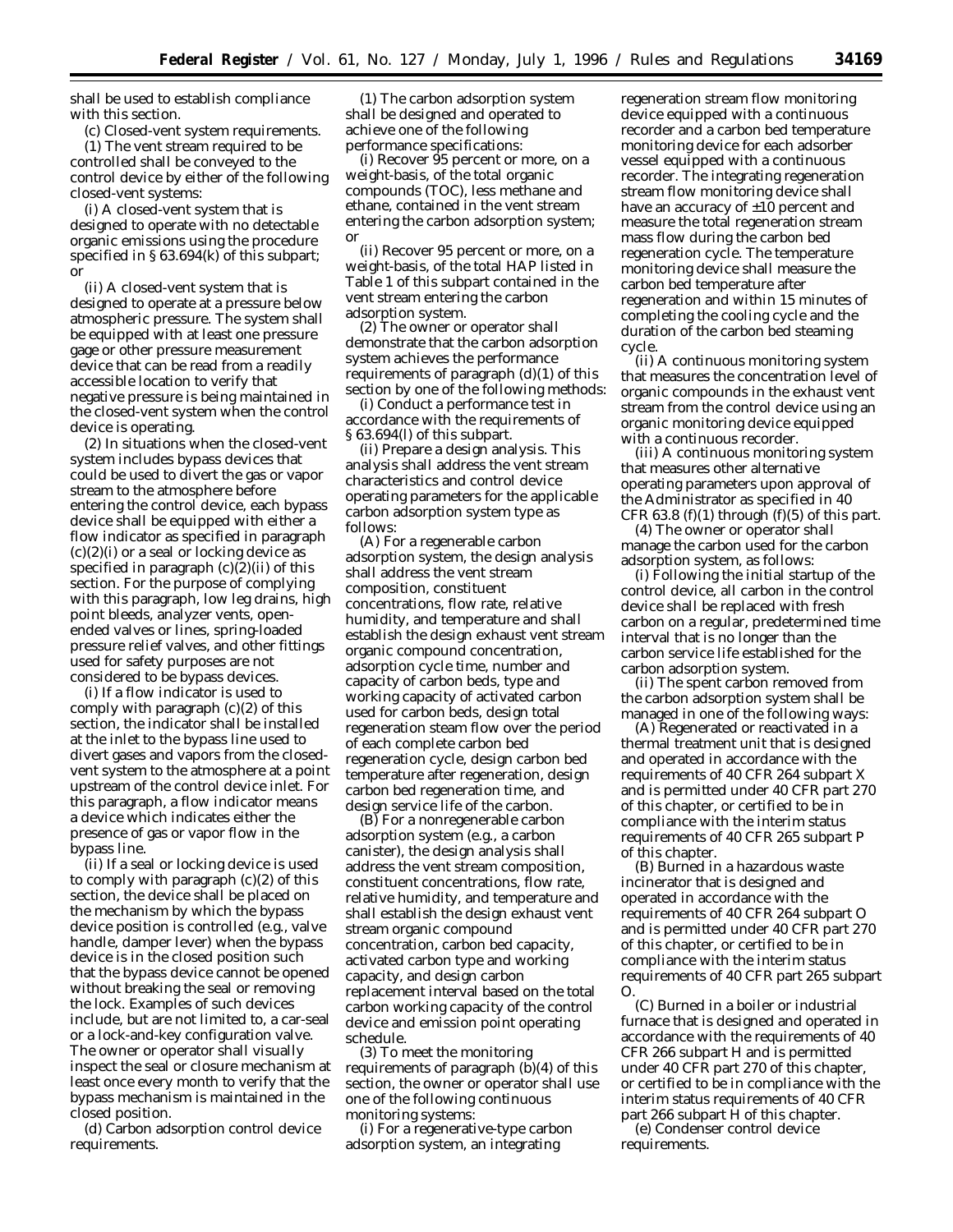shall be used to establish compliance with this section.

(c) *Closed-vent system requirements.* (1) The vent stream required to be controlled shall be conveyed to the control device by either of the following closed-vent systems:

(i) A closed-vent system that is designed to operate with no detectable organic emissions using the procedure specified in § 63.694(k) of this subpart; or

(ii) A closed-vent system that is designed to operate at a pressure below atmospheric pressure. The system shall be equipped with at least one pressure gage or other pressure measurement device that can be read from a readily accessible location to verify that negative pressure is being maintained in the closed-vent system when the control device is operating.

(2) In situations when the closed-vent system includes bypass devices that could be used to divert the gas or vapor stream to the atmosphere before entering the control device, each bypass device shall be equipped with either a flow indicator as specified in paragraph (c)(2)(i) or a seal or locking device as specified in paragraph (c)(2)(ii) of this section. For the purpose of complying with this paragraph, low leg drains, high point bleeds, analyzer vents, open-ended valves or lines, spring-loaded pressure relief valves, and other fittings used for safety purposes are not considered to be bypass devices.

(i) If a flow indicator is used to comply with paragraph (c)(2) of this section, the indicator shall be installed at the inlet to the bypass line used to divert gases and vapors from the closed-vent system to the atmosphere at a point upstream of the control device inlet. For this paragraph, a flow indicator means a device which indicates either the presence of gas or vapor flow in the bypass line.

(ii) If a seal or locking device is used to comply with paragraph (c)(2) of this section, the device shall be placed on the mechanism by which the bypass device position is controlled (e.g., valve handle, damper lever) when the bypass device is in the closed position such that the bypass device cannot be opened without breaking the seal or removing the lock. Examples of such devices include, but are not limited to, a car-seal or a lock-and-key configuration valve. The owner or operator shall visually inspect the seal or closure mechanism at least once every month to verify that the bypass mechanism is maintained in the closed position.

(d) *Carbon adsorption control device requirements.* (1) The carbon adsorption system shall be designed and operated to achieve one of the following performance specifications:

(i) Recover 95 percent or more, on a weight-basis, of the total organic compounds (TOC), less methane and ethane, contained in the vent stream entering the carbon adsorption system; or

(ii) Recover 95 percent or more, on a weight-basis, of the total HAP listed in Table 1 of this subpart contained in the vent stream entering the carbon adsorption system.

(2) The owner or operator shall demonstrate that the carbon adsorption system achieves the performance requirements of paragraph (d)(1) of this section by one of the following methods:

(i) Conduct a performance test in accordance with the requirements of § 63.694(l) of this subpart.

(ii) Prepare a design analysis. This analysis shall address the vent stream characteristics and control device operating parameters for the applicable carbon adsorption system type as follows:

(A) For a regenerable carbon adsorption system, the design analysis shall address the vent stream composition, constituent concentrations, flow rate, relative humidity, and temperature and shall establish the design exhaust vent stream organic compound concentration, adsorption cycle time, number and capacity of carbon beds, type and working capacity of activated carbon used for carbon beds, design total regeneration steam flow over the period of each complete carbon bed regeneration cycle, design carbon bed temperature after regeneration, design carbon bed regeneration time, and design service life of the carbon.

(B) For a nonregenerable carbon adsorption system (e.g., a carbon canister), the design analysis shall address the vent stream composition, constituent concentrations, flow rate, relative humidity, and temperature and shall establish the design exhaust vent stream organic compound concentration, carbon bed capacity, activated carbon type and working capacity, and design carbon replacement interval based on the total carbon working capacity of the control device and emission point operating schedule.

(3) To meet the monitoring requirements of paragraph (b)(4) of this section, the owner or operator shall use one of the following continuous monitoring systems:

(i) For a regenerative-type carbon adsorption system, an integrating regeneration stream flow monitoring device equipped with a continuous recorder and a carbon bed temperature monitoring device for each adsorber vessel equipped with a continuous recorder. The integrating regeneration stream flow monitoring device shall have an accuracy of ±10 percent and measure the total regeneration stream mass flow during the carbon bed regeneration cycle. The temperature monitoring device shall measure the carbon bed temperature after regeneration and within 15 minutes of completing the cooling cycle and the duration of the carbon bed steaming cycle.

(ii) A continuous monitoring system that measures the concentration level of organic compounds in the exhaust vent stream from the control device using an organic monitoring device equipped with a continuous recorder.

(iii) A continuous monitoring system that measures other alternative operating parameters upon approval of the Administrator as specified in 40 CFR 63.8 (f)(1) through (f)(5) of this part.

(4) The owner or operator shall manage the carbon used for the carbon adsorption system, as follows:

(i) Following the initial startup of the control device, all carbon in the control device shall be replaced with fresh carbon on a regular, predetermined time interval that is no longer than the carbon service life established for the carbon adsorption system.

(ii) The spent carbon removed from the carbon adsorption system shall be managed in one of the following ways:

(A) Regenerated or reactivated in a thermal treatment unit that is designed and operated in accordance with the requirements of 40 CFR 264 subpart X and is permitted under 40 CFR part 270 of this chapter, or certified to be in compliance with the interim status requirements of 40 CFR 265 subpart P of this chapter.

(B) Burned in a hazardous waste incinerator that is designed and operated in accordance with the requirements of 40 CFR 264 subpart O and is permitted under 40 CFR part 270 of this chapter, or certified to be in compliance with the interim status requirements of 40 CFR part 265 subpart O.

(C) Burned in a boiler or industrial furnace that is designed and operated in accordance with the requirements of 40 CFR 266 subpart H and is permitted under 40 CFR part 270 of this chapter, or certified to be in compliance with the interim status requirements of 40 CFR part 266 subpart H of this chapter.

(e) *Condenser control device requirements.*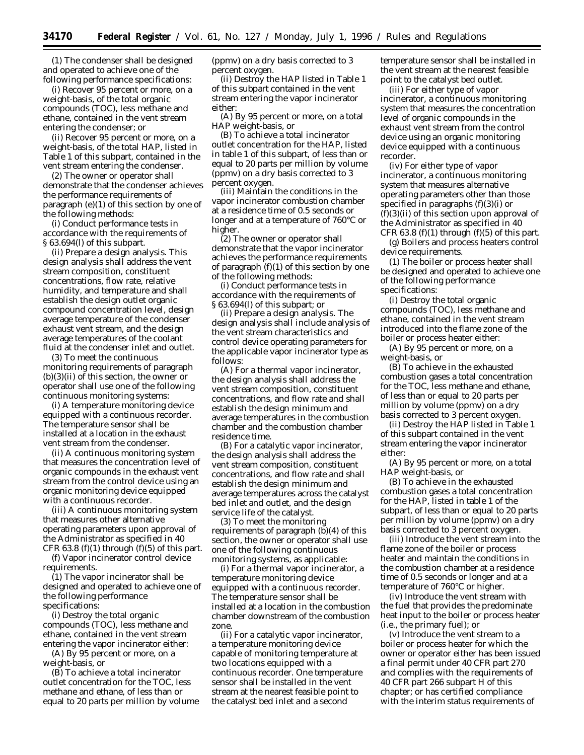(1) The condenser shall be designed and operated to achieve one of the following performance specifications:

(i) Recover 95 percent or more, on a weight-basis, of the total organic compounds (TOC), less methane and ethane, contained in the vent stream entering the condenser; or

(ii) Recover 95 percent or more, on a weight-basis, of the total HAP, listed in Table 1 of this subpart, contained in the vent stream entering the condenser.

(2) The owner or operator shall demonstrate that the condenser achieves the performance requirements of paragraph (e)(1) of this section by one of the following methods:

(i) Conduct performance tests in accordance with the requirements of § 63.694(l) of this subpart.

(ii) Prepare a design analysis. This design analysis shall address the vent stream composition, constituent concentrations, flow rate, relative humidity, and temperature and shall establish the design outlet organic compound concentration level, design average temperature of the condenser exhaust vent stream, and the design average temperatures of the coolant fluid at the condenser inlet and outlet.

(3) To meet the continuous monitoring requirements of paragraph (b)(3)(ii) of this section, the owner or operator shall use one of the following continuous monitoring systems:

(i) A temperature monitoring device equipped with a continuous recorder. The temperature sensor shall be installed at a location in the exhaust vent stream from the condenser.

(ii) A continuous monitoring system that measures the concentration level of organic compounds in the exhaust vent stream from the control device using an organic monitoring device equipped with a continuous recorder.

(iii) A continuous monitoring system that measures other alternative operating parameters upon approval of the Administrator as specified in 40 CFR 63.8 (f)(1) through (f)(5) of this part.

(f) Vapor incinerator control device requirements.

(1) The vapor incinerator shall be designed and operated to achieve one of the following performance specifications:

(i) Destroy the total organic compounds (TOC), less methane and ethane, contained in the vent stream entering the vapor incinerator either:

(A) By 95 percent or more, on a weight-basis, or

(B) To achieve a total incinerator outlet concentration for the TOC, less methane and ethane, of less than or equal to 20 parts per million by volume (ppmv) on a dry basis corrected to 3 percent oxygen.

(ii) Destroy the HAP listed in Table 1 of this subpart contained in the vent stream entering the vapor incinerator either:

(A) By 95 percent or more, on a total HAP weight-basis, or

(B) To achieve a total incinerator outlet concentration for the HAP, listed in table 1 of this subpart, of less than or equal to 20 parts per million by volume (ppmv) on a dry basis corrected to 3 percent oxygen.

(iii) Maintain the conditions in the vapor incinerator combustion chamber at a residence time of 0.5 seconds or longer and at a temperature of 760°C or higher.

(2) The owner or operator shall demonstrate that the vapor incinerator achieves the performance requirements of paragraph (f)(1) of this section by one of the following methods:

(i) Conduct performance tests in accordance with the requirements of § 63.694(l) of this subpart; or

(ii) Prepare a design analysis. The design analysis shall include analysis of the vent stream characteristics and control device operating parameters for the applicable vapor incinerator type as follows:

(A) For a thermal vapor incinerator, the design analysis shall address the vent stream composition, constituent concentrations, and flow rate and shall establish the design minimum and average temperatures in the combustion chamber and the combustion chamber residence time.

(B) For a catalytic vapor incinerator, the design analysis shall address the vent stream composition, constituent concentrations, and flow rate and shall establish the design minimum and average temperatures across the catalyst bed inlet and outlet, and the design service life of the catalyst.

(3) To meet the monitoring requirements of paragraph (b)(4) of this section, the owner or operator shall use one of the following continuous monitoring systems, as applicable:

(i) For a thermal vapor incinerator, a temperature monitoring device equipped with a continuous recorder. The temperature sensor shall be installed at a location in the combustion chamber downstream of the combustion zone.

(ii) For a catalytic vapor incinerator, a temperature monitoring device capable of monitoring temperature at two locations equipped with a continuous recorder. One temperature sensor shall be installed in the vent stream at the nearest feasible point to the catalyst bed inlet and a second temperature sensor shall be installed in the vent stream at the nearest feasible point to the catalyst bed outlet.

(iii) For either type of vapor incinerator, a continuous monitoring system that measures the concentration level of organic compounds in the exhaust vent stream from the control device using an organic monitoring device equipped with a continuous recorder.

(iv) For either type of vapor incinerator, a continuous monitoring system that measures alternative operating parameters other than those specified in paragraphs (f)(3)(i) or (f)(3)(ii) of this section upon approval of the Administrator as specified in 40 CFR 63.8 (f)(1) through (f)(5) of this part.

(g) Boilers and process heaters control device requirements.

(1) The boiler or process heater shall be designed and operated to achieve one of the following performance specifications:

(i) Destroy the total organic compounds (TOC), less methane and ethane, contained in the vent stream introduced into the flame zone of the boiler or process heater either:

(A) By 95 percent or more, on a weight-basis, or

(B) To achieve in the exhausted combustion gases a total concentration for the TOC, less methane and ethane, of less than or equal to 20 parts per million by volume (ppmv) on a dry basis corrected to 3 percent oxygen.

(ii) Destroy the HAP listed in Table 1 of this subpart contained in the vent stream entering the vapor incinerator either:

(A) By 95 percent or more, on a total HAP weight-basis, or

(B) To achieve in the exhausted combustion gases a total concentration for the HAP, listed in table 1 of the subpart, of less than or equal to 20 parts per million by volume (ppmv) on a dry basis corrected to 3 percent oxygen.

(iii) Introduce the vent stream into the flame zone of the boiler or process heater and maintain the conditions in the combustion chamber at a residence time of 0.5 seconds or longer and at a temperature of 760°C or higher.

(iv) Introduce the vent stream with the fuel that provides the predominate heat input to the boiler or process heater (i.e., the primary fuel); or

(v) Introduce the vent stream to a boiler or process heater for which the owner or operator either has been issued a final permit under 40 CFR part 270 and complies with the requirements of 40 CFR part 266 subpart H of this chapter; or has certified compliance with the interim status requirements of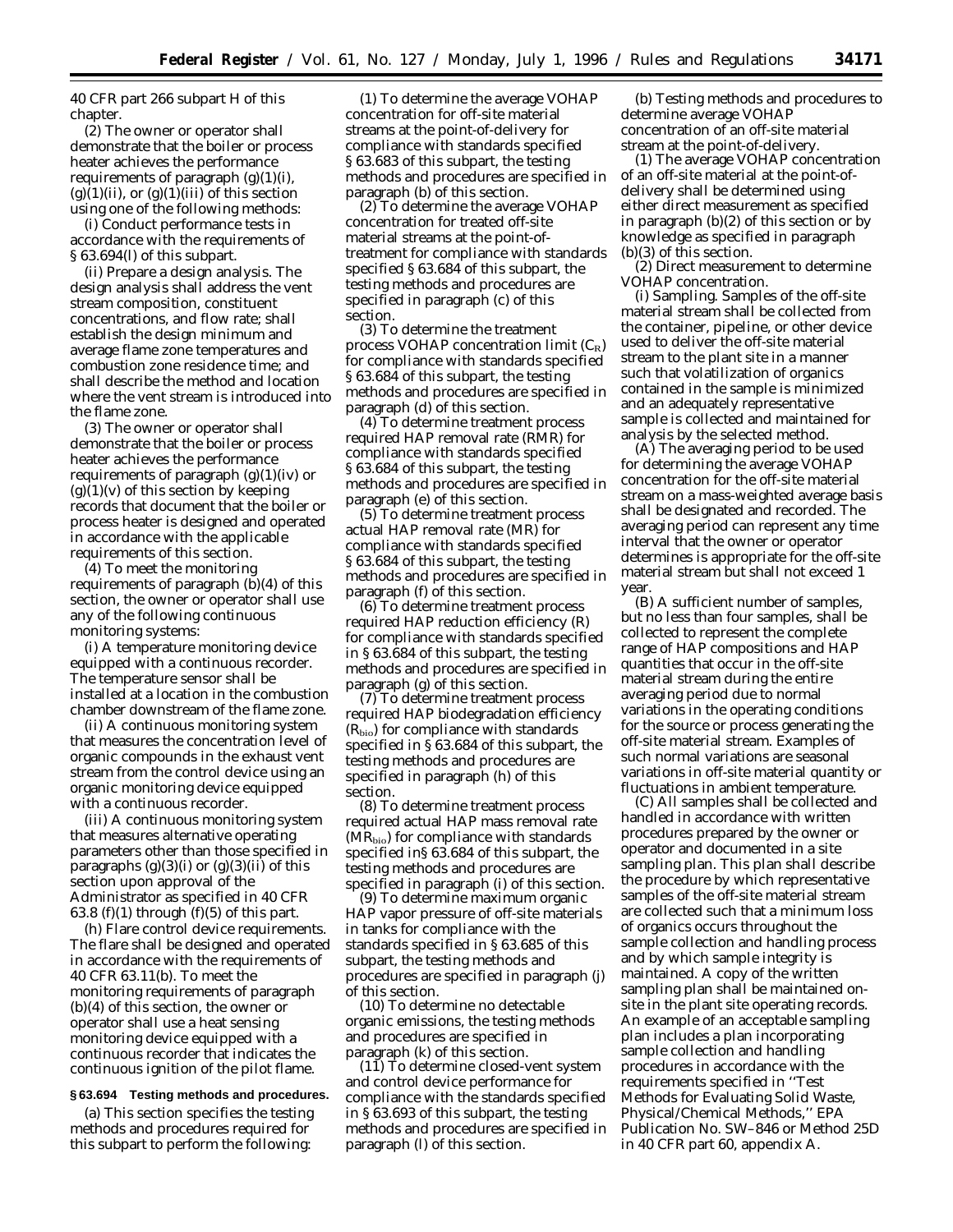40 CFR part 266 subpart H of this chapter.

(2) The owner or operator shall demonstrate that the boiler or process heater achieves the performance requirements of paragraph (g)(1)(i), (g)(1)(ii), or (g)(1)(iii) of this section using one of the following methods:

(i) Conduct performance tests in accordance with the requirements of § 63.694(l) of this subpart.

(ii) Prepare a design analysis. The design analysis shall address the vent stream composition, constituent concentrations, and flow rate; shall establish the design minimum and average flame zone temperatures and combustion zone residence time; and shall describe the method and location where the vent stream is introduced into the flame zone.

(3) The owner or operator shall demonstrate that the boiler or process heater achieves the performance requirements of paragraph (g)(1)(iv) or (g)(1)(v) of this section by keeping records that document that the boiler or process heater is designed and operated in accordance with the applicable requirements of this section.

(4) To meet the monitoring requirements of paragraph (b)(4) of this section, the owner or operator shall use any of the following continuous monitoring systems:

(i) A temperature monitoring device equipped with a continuous recorder. The temperature sensor shall be installed at a location in the combustion chamber downstream of the flame zone.

(ii) A continuous monitoring system that measures the concentration level of organic compounds in the exhaust vent stream from the control device using an organic monitoring device equipped with a continuous recorder.

(iii) A continuous monitoring system that measures alternative operating parameters other than those specified in paragraphs (g)(3)(i) or (g)(3)(ii) of this section upon approval of the Administrator as specified in 40 CFR 63.8 (f)(1) through (f)(5) of this part.

(h) *Flare control device requirements.* The flare shall be designed and operated in accordance with the requirements of 40 CFR 63.11(b). To meet the monitoring requirements of paragraph (b)(4) of this section, the owner or operator shall use a heat sensing monitoring device equipped with a continuous recorder that indicates the continuous ignition of the pilot flame.

**§ 63.694 Testing methods and procedures.**

(a) This section specifies the testing methods and procedures required for this subpart to perform the following:

(1) To determine the average VOHAP concentration for off-site material streams at the point-of-delivery for compliance with standards specified § 63.683 of this subpart, the testing methods and procedures are specified in paragraph (b) of this section.

(2) To determine the average VOHAP concentration for treated off-site material streams at the point-of-treatment for compliance with standards specified § 63.684 of this subpart, the testing methods and procedures are specified in paragraph (c) of this section.

(3) To determine the treatment process VOHAP concentration limit ($C_R$) for compliance with standards specified § 63.684 of this subpart, the testing methods and procedures are specified in paragraph (d) of this section.

(4) To determine treatment process required HAP removal rate (RMR) for compliance with standards specified § 63.684 of this subpart, the testing methods and procedures are specified in paragraph (e) of this section.

(5) To determine treatment process actual HAP removal rate (MR) for compliance with standards specified § 63.684 of this subpart, the testing methods and procedures are specified in paragraph (f) of this section.

(6) To determine treatment process required HAP reduction efficiency (R) for compliance with standards specified in § 63.684 of this subpart, the testing methods and procedures are specified in paragraph (g) of this section.

(7) To determine treatment process required HAP biodegradation efficiency ($R_{bio}$) for compliance with standards specified in § 63.684 of this subpart, the testing methods and procedures are specified in paragraph (h) of this section.

(8) To determine treatment process required actual HAP mass removal rate ($MR_{bio}$) for compliance with standards specified in§ 63.684 of this subpart, the testing methods and procedures are specified in paragraph (i) of this section.

(9) To determine maximum organic HAP vapor pressure of off-site materials in tanks for compliance with the standards specified in § 63.685 of this subpart, the testing methods and procedures are specified in paragraph (j) of this section.

(10) To determine no detectable organic emissions, the testing methods and procedures are specified in paragraph (k) of this section.

(11) To determine closed-vent system and control device performance for compliance with the standards specified in § 63.693 of this subpart, the testing methods and procedures are specified in paragraph (l) of this section.

(b) Testing methods and procedures to determine average VOHAP concentration of an off-site material stream at the point-of-delivery.

(1) The average VOHAP concentration of an off-site material at the point-of-delivery shall be determined using either direct measurement as specified in paragraph (b)(2) of this section or by knowledge as specified in paragraph (b)(3) of this section.

(2) Direct measurement to determine VOHAP concentration.

(i) *Sampling.* Samples of the off-site material stream shall be collected from the container, pipeline, or other device used to deliver the off-site material stream to the plant site in a manner such that volatilization of organics contained in the sample is minimized and an adequately representative sample is collected and maintained for analysis by the selected method.

(A) The averaging period to be used for determining the average VOHAP concentration for the off-site material stream on a mass-weighted average basis shall be designated and recorded. The averaging period can represent any time interval that the owner or operator determines is appropriate for the off-site material stream but shall not exceed 1 year.

(B) A sufficient number of samples, but no less than four samples, shall be collected to represent the complete range of HAP compositions and HAP quantities that occur in the off-site material stream during the entire averaging period due to normal variations in the operating conditions for the source or process generating the off-site material stream. Examples of such normal variations are seasonal variations in off-site material quantity or fluctuations in ambient temperature.

(C) All samples shall be collected and handled in accordance with written procedures prepared by the owner or operator and documented in a site sampling plan. This plan shall describe the procedure by which representative samples of the off-site material stream are collected such that a minimum loss of organics occurs throughout the sample collection and handling process and by which sample integrity is maintained. A copy of the written sampling plan shall be maintained on-site in the plant site operating records. An example of an acceptable sampling plan includes a plan incorporating sample collection and handling procedures in accordance with the requirements specified in ''Test Methods for Evaluating Solid Waste, Physical/Chemical Methods,'' EPA Publication No. SW–846 or Method 25D in 40 CFR part 60, appendix A.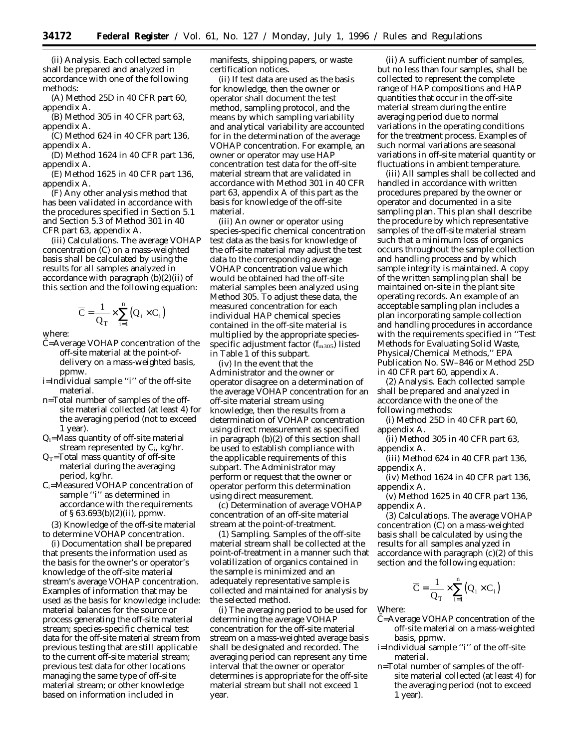(ii) *Analysis.* Each collected sample shall be prepared and analyzed in accordance with one of the following methods:

(A) Method 25D in 40 CFR part 60, appendix A.

(B) Method 305 in 40 CFR part 63, appendix A.

(C) Method 624 in 40 CFR part 136, appendix A.

(D) Method 1624 in 40 CFR part 136, appendix A.

(E) Method 1625 in 40 CFR part 136, appendix A.

(F) Any other analysis method that has been validated in accordance with the procedures specified in Section 5.1 and Section 5.3 of Method 301 in 40 CFR part 63, appendix A.

(iii) *Calculations.* The average VOHAP concentration (C) on a mass-weighted basis shall be calculated by using the results for all samples analyzed in accordance with paragraph (b)(2)(ii) of this section and the following equation:

$$\overline{C} = \frac{1}{Q_T} \times \sum_{i=1}^{n} \left( Q_i \times C_i \right)$$

where:

$\overline{C}$=Average VOHAP concentration of the off-site material at the point-of-delivery on a mass-weighted basis, ppmw.

i=Individual sample "i" of the off-site material.

n=Total number of samples of the off-site material collected (at least 4) for the averaging period (not to exceed 1 year).

$Q_i$=Mass quantity of off-site material stream represented by $C_i$, kg/hr.

$Q_T$=Total mass quantity of off-site material during the averaging period, kg/hr.

$C_i$=Measured VOHAP concentration of sample "i" as determined in accordance with the requirements of § 63.693(b)(2)(ii), ppmw.

(3) *Knowledge of the off-site material to determine VOHAP concentration.*

(i) Documentation shall be prepared that presents the information used as the basis for the owner's or operator's knowledge of the off-site material stream's average VOHAP concentration. Examples of information that may be used as the basis for knowledge include: material balances for the source or process generating the off-site material stream; species-specific chemical test data for the off-site material stream from previous testing that are still applicable to the current off-site material stream; previous test data for other locations managing the same type of off-site material stream; or other knowledge based on information included in manifests, shipping papers, or waste certification notices.

(ii) If test data are used as the basis for knowledge, then the owner or operator shall document the test method, sampling protocol, and the means by which sampling variability and analytical variability are accounted for in the determination of the average VOHAP concentration. For example, an owner or operator may use HAP concentration test data for the off-site material stream that are validated in accordance with Method 301 in 40 CFR part 63, appendix A of this part as the basis for knowledge of the off-site material.

(iii) An owner or operator using species-specific chemical concentration test data as the basis for knowledge of the off-site material may adjust the test data to the corresponding average VOHAP concentration value which would be obtained had the off-site material samples been analyzed using Method 305. To adjust these data, the measured concentration for each individual HAP chemical species contained in the off-site material is multiplied by the appropriate species-specific adjustment factor ($f_{m305}$) listed in Table 1 of this subpart.

(iv) In the event that the Administrator and the owner or operator disagree on a determination of the average VOHAP concentration for an off-site material stream using knowledge, then the results from a determination of VOHAP concentration using direct measurement as specified in paragraph (b)(2) of this section shall be used to establish compliance with the applicable requirements of this subpart. The Administrator may perform or request that the owner or operator perform this determination using direct measurement.

(c) *Determination of average VOHAP concentration of an off-site material stream at the point-of-treatment.*

(1) *Sampling.* Samples of the off-site material stream shall be collected at the point-of-treatment in a manner such that volatilization of organics contained in the sample is minimized and an adequately representative sample is collected and maintained for analysis by the selected method.

(i) The averaging period to be used for determining the average VOHAP concentration for the off-site material stream on a mass-weighted average basis shall be designated and recorded. The averaging period can represent any time interval that the owner or operator determines is appropriate for the off-site material stream but shall not exceed 1 year.

(ii) A sufficient number of samples, but no less than four samples, shall be collected to represent the complete range of HAP compositions and HAP quantities that occur in the off-site material stream during the entire averaging period due to normal variations in the operating conditions for the treatment process. Examples of such normal variations are seasonal variations in off-site material quantity or fluctuations in ambient temperature.

(iii) All samples shall be collected and handled in accordance with written procedures prepared by the owner or operator and documented in a site sampling plan. This plan shall describe the procedure by which representative samples of the off-site material stream such that a minimum loss of organics occurs throughout the sample collection and handling process and by which sample integrity is maintained. A copy of the written sampling plan shall be maintained on-site in the plant site operating records. An example of an acceptable sampling plan includes a plan incorporating sample collection and handling procedures in accordance with the requirements specified in "Test Methods for Evaluating Solid Waste, Physical/Chemical Methods," EPA Publication No. SW–846 or Method 25D in 40 CFR part 60, appendix A.

(2) *Analysis.* Each collected sample shall be prepared and analyzed in accordance with the one of the following methods:

(i) Method 25D in 40 CFR part 60, appendix A.

(ii) Method 305 in 40 CFR part 63, appendix A.

(iii) Method 624 in 40 CFR part 136, appendix A.

(iv) Method 1624 in 40 CFR part 136, appendix A.

(v) Method 1625 in 40 CFR part 136, appendix A.

(3) *Calculations.* The average VOHAP concentration ($\overline{C}$) on a mass-weighted basis shall be calculated by using the results for all samples analyzed in accordance with paragraph (c)(2) of this section and the following equation:

$$\overline{C} = \frac{1}{Q_T} \times \sum_{i=1}^{n} \left( Q_i \times C_i \right)$$

Where:

$\overline{C}$=Average VOHAP concentration of the off-site material on a mass-weighted basis, ppmw.

i=Individual sample "i" of the off-site material.

n=Total number of samples of the off-site material collected (at least 4) for the averaging period (not to exceed 1 year).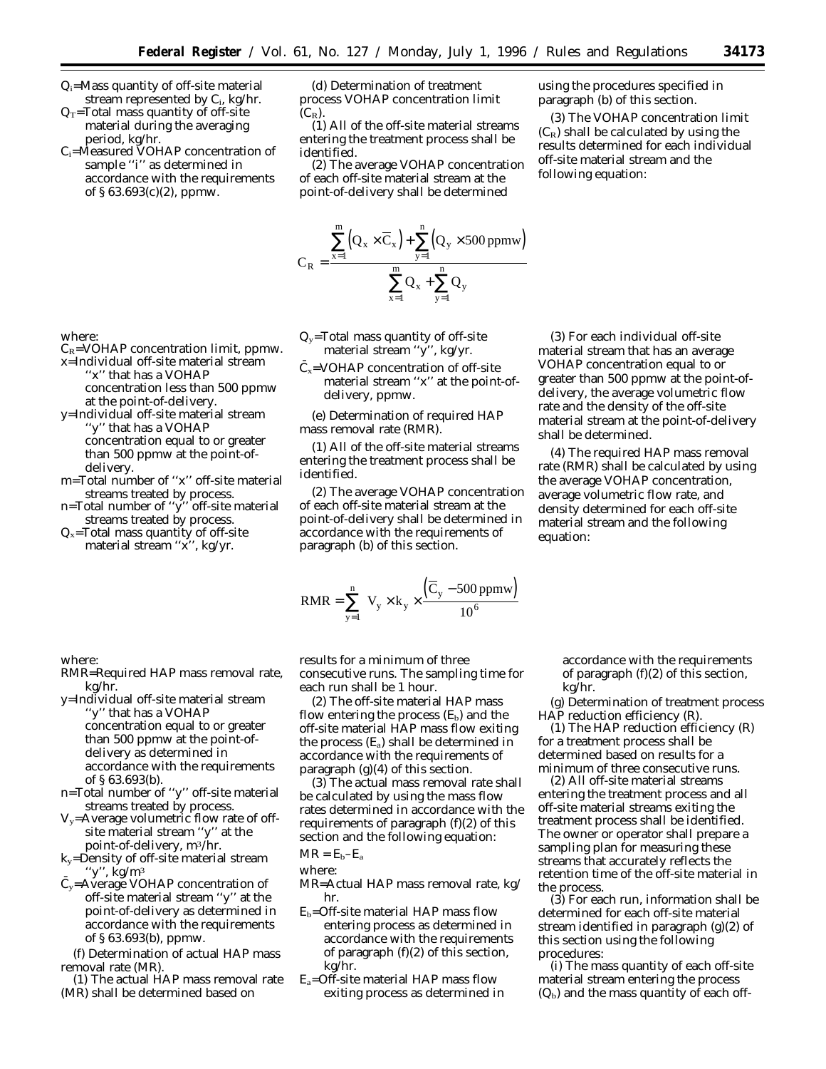$Q_i$=Mass quantity of off-site material stream represented by $C_i$, kg/hr.

$Q_T$=Total mass quantity of off-site material during the averaging period, kg/hr.

$C_i$=Measured VOHAP concentration of sample "i" as determined in accordance with the requirements of § 63.693(c)(2), ppmw.

(d) Determination of treatment process VOHAP concentration limit ($C_R$).

(1) All of the off-site material streams entering the treatment process shall be identified.

(2) The average VOHAP concentration of each off-site material stream at the point-of-delivery shall be determined using the procedures specified in paragraph (b) of this section.

(3) The VOHAP concentration limit ($C_R$) shall be calculated by using the results determined for each individual off-site material stream and the following equation:

$$C_R = \frac{\sum_{x=1}^{m}\left(Q_x \times \overline{C}_x\right) + \sum_{y=1}^{n}\left(Q_y \times 500\text{ ppmw}\right)}{\sum_{x=1}^{m} Q_x + \sum_{y=1}^{n} Q_y}$$

where:

$C_R$=VOHAP concentration limit, ppmw.

x=Individual off-site material stream "x" that has a VOHAP concentration less than 500 ppmw at the point-of-delivery.

y=Individual off-site material stream "y" that has a VOHAP concentration equal to or greater than 500 ppmw at the point-of-delivery.

m=Total number of "x" off-site material streams treated by process.

n=Total number of "y" off-site material streams treated by process.

$Q_x$=Total mass quantity of off-site material stream "x", kg/yr.

$Q_y$=Total mass quantity of off-site material stream "y", kg/yr.

$\bar{C}_x$=VOHAP concentration of off-site material stream "x" at the point-of-delivery, ppmw.

(e) Determination of required HAP mass removal rate (RMR).

(1) All of the off-site material streams entering the treatment process shall be identified.

(2) The average VOHAP concentration of each off-site material stream at the point-of-delivery shall be determined in accordance with the requirements of paragraph (b) of this section.

(3) For each individual off-site material stream that has an average VOHAP concentration equal to or greater than 500 ppmw at the point-of-delivery, the average volumetric flow rate and the density of the off-site material stream at the point-of-delivery shall be determined.

(4) The required HAP mass removal rate (RMR) shall be calculated by using the average VOHAP concentration, average volumetric flow rate, and density determined for each off-site material stream and the following equation:

$$RMR = \sum_{y=1}^{n} V_y \times k_y \times \frac{\left(\overline{C}_y - 500\text{ ppmw}\right)}{10^6}$$

where:

RMR=Required HAP mass removal rate, kg/hr.

y=Individual off-site material stream "y" that has a VOHAP concentration equal to or greater than 500 ppmw at the point-of-delivery as determined in accordance with the requirements of § 63.693(b).

n=Total number of "y" off-site material streams treated by process.

$V_y$=Average volumetric flow rate of off-site material stream "y" at the point-of-delivery, m³/hr.

$k_y$=Density of off-site material stream "y", kg/m³

$\bar{C}_y$=Average VOHAP concentration of off-site material stream "y" at the point-of-delivery as determined in accordance with the requirements of § 63.693(b), ppmw.

(f) Determination of actual HAP mass removal rate (MR).

(1) The actual HAP mass removal rate (MR) shall be determined based on results for a minimum of three consecutive runs. The sampling time for each run shall be 1 hour.

(2) The off-site material HAP mass flow entering the process ($E_b$) and the off-site material HAP mass flow exiting the process ($E_a$) shall be determined in accordance with the requirements of paragraph (g)(4) of this section.

(3) The actual mass removal rate shall be calculated by using the mass flow rates determined in accordance with the requirements of paragraph (f)(2) of this section and the following equation:

$$MR = E_b - E_a$$

where:

MR=Actual HAP mass removal rate, kg/hr.

$E_b$=Off-site material HAP mass flow entering process as determined in accordance with the requirements of paragraph (f)(2) of this section, kg/hr.

$E_a$=Off-site material HAP mass flow exiting process as determined in accordance with the requirements of paragraph (f)(2) of this section, kg/hr.

(g) Determination of treatment process HAP reduction efficiency (R).

(1) The HAP reduction efficiency (R) for a treatment process shall be determined based on results for a minimum of three consecutive runs.

(2) All off-site material streams entering the treatment process and all off-site material streams exiting the treatment process shall be identified. The owner or operator shall prepare a sampling plan for measuring these streams that accurately reflects the retention time of the off-site material in the process.

(3) For each run, information shall be determined for each off-site material stream identified in paragraph (g)(2) of this section using the following procedures:

(i) The mass quantity of each off-site material stream entering the process ($Q_b$) and the mass quantity of each off-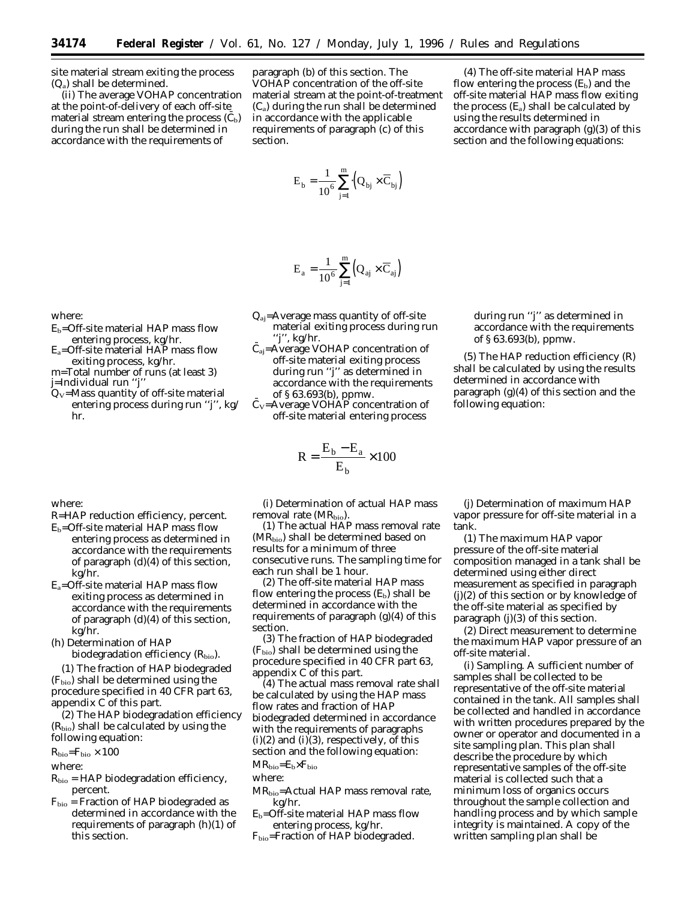site material stream exiting the process ($Q_a$) shall be determined.

(ii) The average VOHAP concentration at the point-of-delivery of each off-site material stream entering the process ($\bar{C}_b$) during the run shall be determined in accordance with the requirements of paragraph (b) of this section. The VOHAP concentration of the off-site material stream at the point-of-treatment ($C_a$) during the run shall be determined in accordance with the applicable requirements of paragraph (c) of this section.

(4) The off-site material HAP mass flow entering the process ($E_b$) and the off-site material HAP mass flow exiting the process ($E_a$) shall be calculated by using the results determined in accordance with paragraph (g)(3) of this section and the following equations:

$$E_b = \frac{1}{10^6} \sum_{j=1}^{m} \left( Q_{bj} \times \overline{C}_{bj} \right)$$

$$E_a = \frac{1}{10^6} \sum_{j=1}^{m} \left( Q_{aj} \times \overline{C}_{aj} \right)$$

where:

$E_b$=Off-site material HAP mass flow entering process, kg/hr.

$E_a$=Off-site material HAP mass flow exiting process, kg/hr.

m=Total number of runs (at least 3)

j=Individual run "j"

$Q_V$=Mass quantity of off-site material entering process during run "j", kg/hr.

$Q_{aj}$=Average mass quantity of off-site material exiting process during run "j", kg/hr.

$\bar{C}_{aj}$=Average VOHAP concentration of off-site material exiting process during run "j" as determined in accordance with the requirements of § 63.693(b), ppmw.

$\bar{C}_V$=Average VOHAP concentration of off-site material entering process during run "j" as determined in accordance with the requirements of § 63.693(b), ppmw.

(5) The HAP reduction efficiency (R) shall be calculated by using the results determined in accordance with paragraph (g)(4) of this section and the following equation:

$$R = \frac{E_b - E_a}{E_b} \times 100$$

where:

R=HAP reduction efficiency, percent.

$E_b$=Off-site material HAP mass flow entering process as determined in accordance with the requirements of paragraph (d)(4) of this section, kg/hr.

$E_a$=Off-site material HAP mass flow exiting process as determined in accordance with the requirements of paragraph (d)(4) of this section, kg/hr.

(h) Determination of HAP biodegradation efficiency ($R_{bio}$).

(1) The fraction of HAP biodegraded ($F_{bio}$) shall be determined using the procedure specified in 40 CFR part 63, appendix C of this part.

(2) The HAP biodegradation efficiency ($R_{bio}$) shall be calculated by using the following equation:

$R_{bio}$=$F_{bio}$ × 100

where:

$R_{bio}$ = HAP biodegradation efficiency, percent.

$F_{bio}$ = Fraction of HAP biodegraded as determined in accordance with the requirements of paragraph (h)(1) of this section.

(i) Determination of actual HAP mass removal rate ($MR_{bio}$).

(1) The actual HAP mass removal rate ($MR_{bio}$) shall be determined based on results for a minimum of three consecutive runs. The sampling time for each run shall be 1 hour.

(2) The off-site material HAP mass flow entering the process ($E_b$) shall be determined in accordance with the requirements of paragraph (g)(4) of this section.

(3) The fraction of HAP biodegraded ($F_{bio}$) shall be determined using the procedure specified in 40 CFR part 63, appendix C of this part.

(4) The actual mass removal rate shall be calculated by using the HAP mass flow rates and fraction of HAP biodegraded determined in accordance with the requirements of paragraphs (i)(2) and (i)(3), respectively, of this section and the following equation:

$MR_{bio}$=$E_b$×$F_{bio}$

where:

$MR_{bio}$=Actual HAP mass removal rate, kg/hr.

$E_b$=Off-site material HAP mass flow entering process, kg/hr.

$F_{bio}$=Fraction of HAP biodegraded.

(j) Determination of maximum HAP vapor pressure for off-site material in a tank.

(1) The maximum HAP vapor pressure of the off-site material composition managed in a tank shall be determined using either direct measurement as specified in paragraph (j)(2) of this section or by knowledge of the off-site material as specified by paragraph (j)(3) of this section.

(2) Direct measurement to determine the maximum HAP vapor pressure of an off-site material.

(i) *Sampling.* A sufficient number of samples shall be collected to be representative of the off-site material contained in the tank. All samples shall be collected and handled in accordance with written procedures prepared by the owner or operator and documented in a site sampling plan. This plan shall describe the procedure by which representative samples of the off-site material is collected such that a minimum loss of organics occurs throughout the sample collection and handling process and by which sample integrity is maintained. A copy of the written sampling plan shall be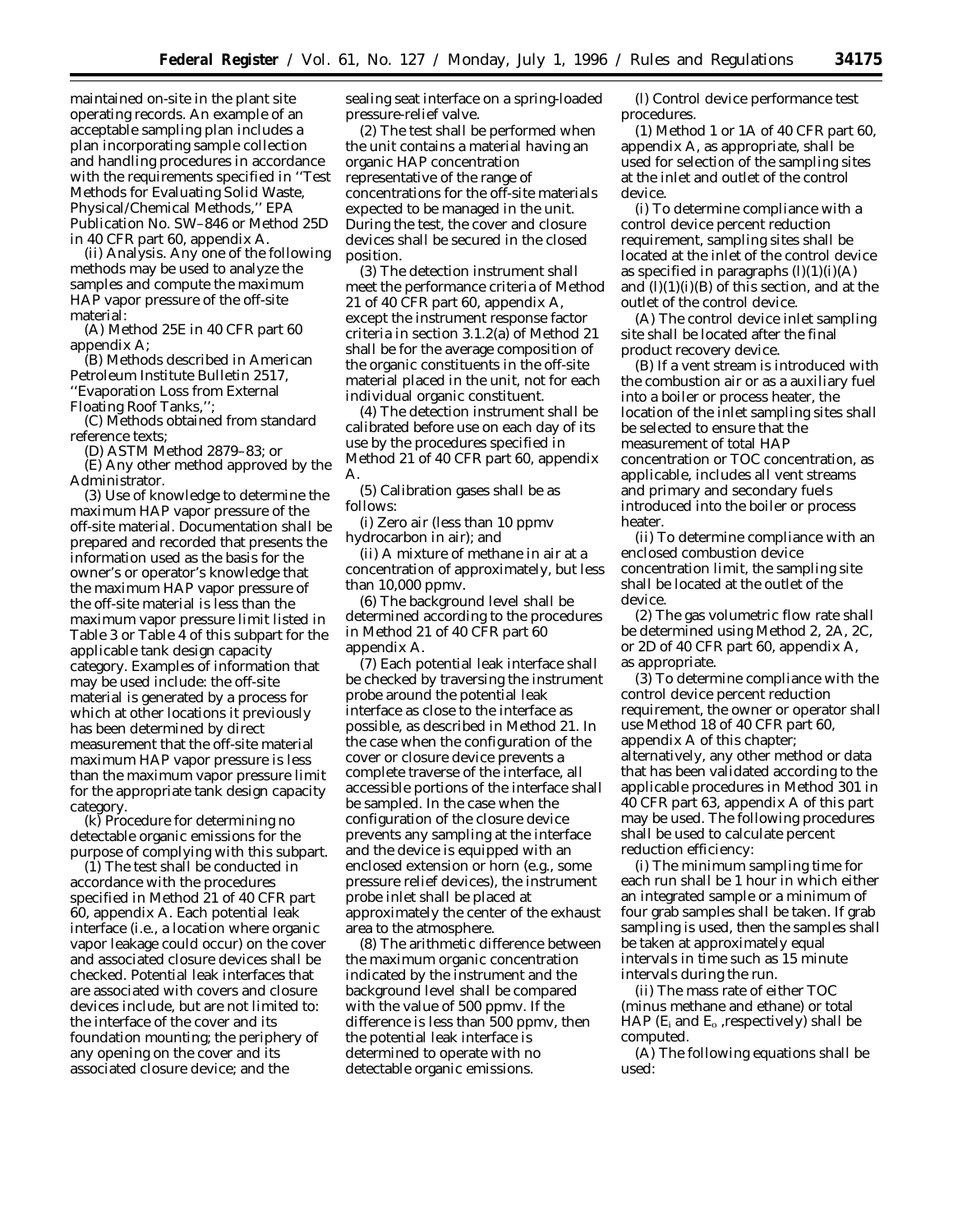maintained on-site in the plant site operating records. An example of an acceptable sampling plan includes a plan incorporating sample collection and handling procedures in accordance with the requirements specified in ''Test Methods for Evaluating Solid Waste, Physical/Chemical Methods,'' EPA Publication No. SW–846 or Method 25D in 40 CFR part 60, appendix A.

(ii) *Analysis.* Any one of the following methods may be used to analyze the samples and compute the maximum HAP vapor pressure of the off-site material:

(A) Method 25E in 40 CFR part 60 appendix A;

(B) Methods described in American Petroleum Institute Bulletin 2517, ''Evaporation Loss from External Floating Roof Tanks,'';

(C) Methods obtained from standard reference texts;

(D) ASTM Method 2879–83; or

(E) Any other method approved by the Administrator.

(3) Use of knowledge to determine the maximum HAP vapor pressure of the off-site material. Documentation shall be prepared and recorded that presents the information used as the basis for the owner's or operator's knowledge that the maximum HAP vapor pressure of the off-site material is less than the maximum vapor pressure limit listed in Table 3 or Table 4 of this subpart for the applicable tank design capacity category. Examples of information that may be used include: the off-site material is generated by a process for which at other locations it previously has been determined by direct measurement that the off-site material maximum HAP vapor pressure is less than the maximum vapor pressure limit for the appropriate tank design capacity category.

(k) *Procedure for determining no detectable organic emissions for the purpose of complying with this subpart.*

(1) The test shall be conducted in accordance with the procedures specified in Method 21 of 40 CFR part 60, appendix A. Each potential leak interface (i.e., a location where organic vapor leakage could occur) on the cover and associated closure devices shall be checked. Potential leak interfaces that are associated with covers and closure devices include, but are not limited to: the interface of the cover and its foundation mounting; the periphery of any opening on the cover and its associated closure device; and the sealing seat interface on a spring-loaded pressure-relief valve.

(2) The test shall be performed when the unit contains a material having an organic HAP concentration representative of the range of concentrations for the off-site materials expected to be managed in the unit. During the test, the cover and closure devices shall be secured in the closed position.

(3) The detection instrument shall meet the performance criteria of Method 21 of 40 CFR part 60, appendix A, except the instrument response factor criteria in section 3.1.2(a) of Method 21 shall be for the average composition of the organic constituents in the off-site material placed in the unit, not for each individual organic constituent.

(4) The detection instrument shall be calibrated before use on each day of its use by the procedures specified in Method 21 of 40 CFR part 60, appendix A.

(5) Calibration gases shall be as follows:

(i) Zero air (less than 10 ppmv hydrocarbon in air); and

(ii) A mixture of methane in air at a concentration of approximately, but less than 10,000 ppmv.

(6) The background level shall be determined according to the procedures in Method 21 of 40 CFR part 60 appendix A.

(7) Each potential leak interface shall be checked by traversing the instrument probe around the potential leak interface as close to the interface as possible, as described in Method 21. In the case when the configuration of the cover or closure device prevents a complete traverse of the interface, all accessible portions of the interface shall be sampled. In the case when the configuration of the closure device prevents any sampling at the interface and the device is equipped with an enclosed extension or horn (e.g., some pressure relief devices), the instrument probe inlet shall be placed at approximately the center of the exhaust area to the atmosphere.

(8) The arithmetic difference between the maximum organic concentration indicated by the instrument and the background level shall be compared with the value of 500 ppmv. If the difference is less than 500 ppmv, then the potential leak interface is determined to operate with no detectable organic emissions.

(l) *Control device performance test procedures.*

(1) Method 1 or 1A of 40 CFR part 60, appendix A, as appropriate, shall be used for selection of the sampling sites at the inlet and outlet of the control device.

(i) To determine compliance with a control device percent reduction requirement, sampling sites shall be located at the inlet of the control device as specified in paragraphs (l)(1)(i)(A) and (l)(1)(i)(B) of this section, and at the outlet of the control device.

(A) The control device inlet sampling site shall be located after the final product recovery device.

(B) If a vent stream is introduced with the combustion air or as a auxiliary fuel into a boiler or process heater, the location of the inlet sampling sites shall be selected to ensure that the measurement of total HAP concentration or TOC concentration, as applicable, includes all vent streams and primary and secondary fuels introduced into the boiler or process heater.

(ii) To determine compliance with an enclosed combustion device concentration limit, the sampling site shall be located at the outlet of the device.

(2) The gas volumetric flow rate shall be determined using Method 2, 2A, 2C, or 2D of 40 CFR part 60, appendix A, as appropriate.

(3) To determine compliance with the control device percent reduction requirement, the owner or operator shall use Method 18 of 40 CFR part 60, appendix A of this chapter; alternatively, any other method or data that has been validated according to the applicable procedures in Method 301 in 40 CFR part 63, appendix A of this part may be used. The following procedures shall be used to calculate percent reduction efficiency:

(i) The minimum sampling time for each run shall be 1 hour in which either an integrated sample or a minimum of four grab samples shall be taken. If grab sampling is used, then the samples shall be taken at approximately equal intervals in time such as 15 minute intervals during the run.

(ii) The mass rate of either TOC (minus methane and ethane) or total HAP ($E_i$ and $E_o$ ,respectively) shall be computed.

(A) The following equations shall be used: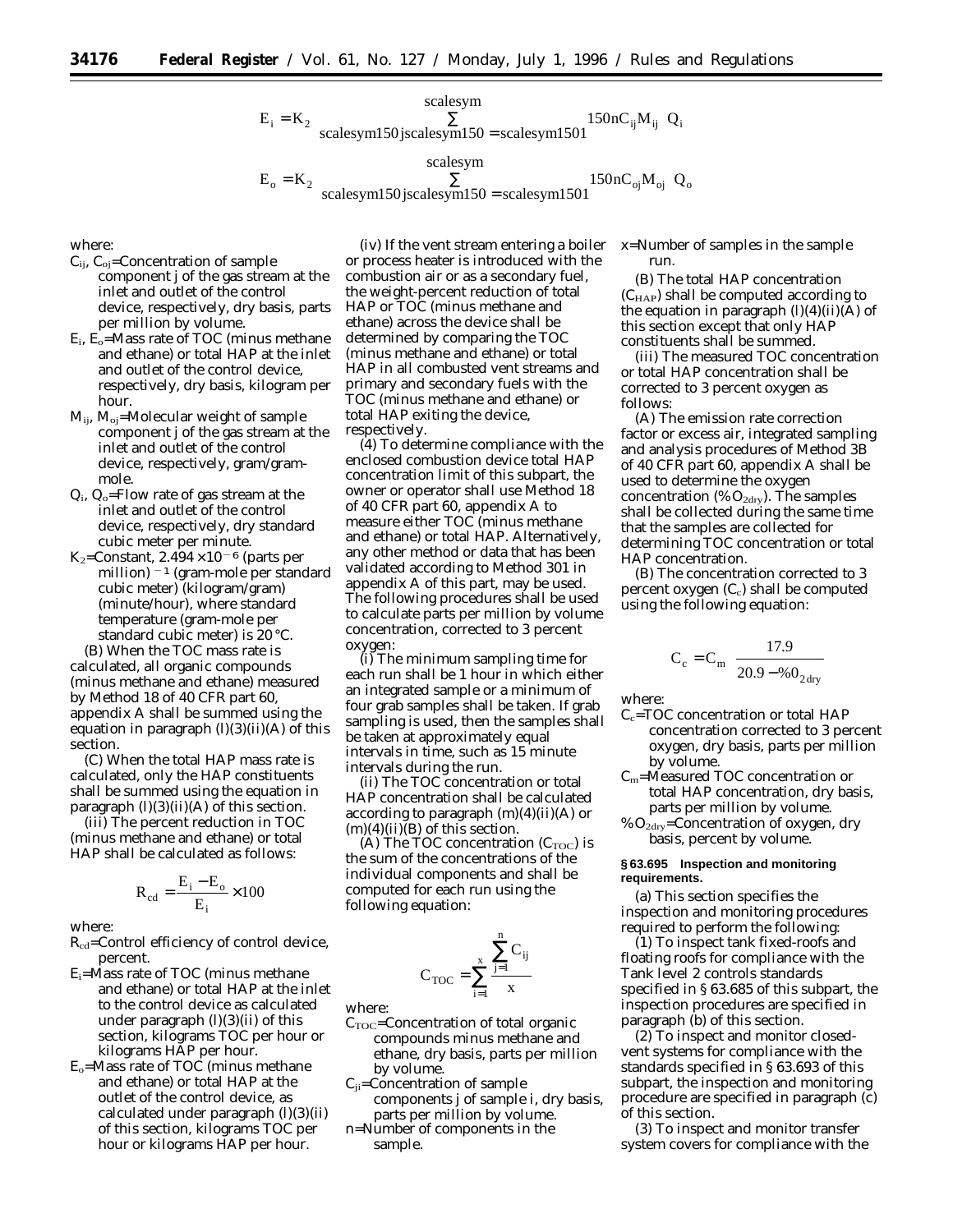$$E_i = K_2 \left( \sum_{j=1}^{n} C_{ij} M_{ij} \right) Q_i$$

$$E_o = K_2 \left( \sum_{j=1}^{n} C_{oj} M_{oj} \right) Q_o$$

where:

$C_{ij}$, $C_{oj}$=Concentration of sample component j of the gas stream at the inlet and outlet of the control device, respectively, dry basis, parts per million by volume.

$E_i$, $E_o$=Mass rate of TOC (minus methane and ethane) or total HAP at the inlet and outlet of the control device, respectively, dry basis, kilogram per hour.

$M_{ij}$, $M_{oj}$=Molecular weight of sample component j of the gas stream at the inlet and outlet of the control device, respectively, gram/gram-mole.

$Q_i$, $Q_o$=Flow rate of gas stream at the inlet and outlet of the control device, respectively, dry standard cubic meter per minute.

$K_2$=Constant, $2.494 \times 10^{-6}$ (parts per million)$^{-1}$ (gram-mole per standard cubic meter) (kilogram/gram) (minute/hour), where standard temperature (gram-mole per standard cubic meter) is 20 °C.

(B) When the TOC mass rate is calculated, all organic compounds (minus methane and ethane) measured by Method 18 of 40 CFR part 60, appendix A shall be summed using the equation in paragraph (l)(3)(ii)(A) of this section.

(C) When the total HAP mass rate is calculated, only the HAP constituents shall be summed using the equation in paragraph (l)(3)(ii)(A) of this section.

(iii) The percent reduction in TOC (minus methane and ethane) or total HAP shall be calculated as follows:

$$R_{cd} = \frac{E_i - E_o}{E_i} \times 100$$

where:

$R_{cd}$=Control efficiency of control device, percent.

$E_i$=Mass rate of TOC (minus methane and ethane) or total HAP at the inlet to the control device as calculated under paragraph (l)(3)(ii) of this section, kilograms TOC per hour or kilograms HAP per hour.

$E_o$=Mass rate of TOC (minus methane and ethane) or total HAP at the outlet of the control device, as calculated under paragraph (l)(3)(ii) of this section, kilograms TOC per hour or kilograms HAP per hour.

(iv) If the vent stream entering a boiler or process heater is introduced with the combustion air or as a secondary fuel, the weight-percent reduction of total HAP or TOC (minus methane and ethane) across the device shall be determined by comparing the TOC (minus methane and ethane) or total HAP in all combusted vent streams and primary and secondary fuels with the TOC (minus methane and ethane) or total HAP exiting the device, respectively.

(4) To determine compliance with the enclosed combustion device total HAP concentration limit of this subpart, the owner or operator shall use Method 18 of 40 CFR part 60, appendix A to measure either TOC (minus methane and ethane) or total HAP. Alternatively, any other method or data that has been validated according to Method 301 in appendix A of this part, may be used. The following procedures shall be used to calculate parts per million by volume concentration, corrected to 3 percent oxygen:

(i) The minimum sampling time for each run shall be 1 hour in which either an integrated sample or a minimum of four grab samples shall be taken. If grab sampling is used, then the samples shall be taken at approximately equal intervals in time, such as 15 minute intervals during the run.

(ii) The TOC concentration or total HAP concentration shall be calculated according to paragraph (m)(4)(ii)(A) or (m)(4)(ii)(B) of this section.

(A) The TOC concentration ($C_{TOC}$) is the sum of the concentrations of the individual components and shall be computed for each run using the following equation:

$$C_{TOC} = \sum_{i=1}^{x} \frac{\sum_{j=1}^{n} C_{ij}}{x}$$

where:

$C_{TOC}$=Concentration of total organic compounds minus methane and ethane, dry basis, parts per million by volume.

$C_{ji}$=Concentration of sample components j of sample i, dry basis, parts per million by volume.

n=Number of components in the sample.

x=Number of samples in the sample run.

(B) The total HAP concentration ($C_{HAP}$) shall be computed according to the equation in paragraph (l)(4)(ii)(A) of this section except that only HAP constituents shall be summed.

(iii) The measured TOC concentration or total HAP concentration shall be corrected to 3 percent oxygen as follows:

(A) The emission rate correction factor or excess air, integrated sampling and analysis procedures of Method 3B of 40 CFR part 60, appendix A shall be used to determine the oxygen concentration ($\%O_{2dry}$). The samples shall be collected during the same time that the samples are collected for determining TOC concentration or total HAP concentration.

(B) The concentration corrected to 3 percent oxygen ($C_c$) shall be computed using the following equation:

$$C_c = C_m \left( \frac{17.9}{20.9 - \%O_{2dry}} \right)$$

where:

$C_c$=TOC concentration or total HAP concentration corrected to 3 percent oxygen, dry basis, parts per million by volume.

$C_m$=Measured TOC concentration or total HAP concentration, dry basis, parts per million by volume.

$\%O_{2dry}$=Concentration of oxygen, dry basis, percent by volume.

**§ 63.695 Inspection and monitoring requirements.**

(a) This section specifies the inspection and monitoring procedures required to perform the following:

(1) To inspect tank fixed-roofs and floating roofs for compliance with the Tank level 2 controls standards specified in § 63.685 of this subpart, the inspection procedures are specified in paragraph (b) of this section.

(2) To inspect and monitor closed-vent systems for compliance with the standards specified in § 63.693 of this subpart, the inspection and monitoring procedure are specified in paragraph (c) of this section.

(3) To inspect and monitor transfer system covers for compliance with the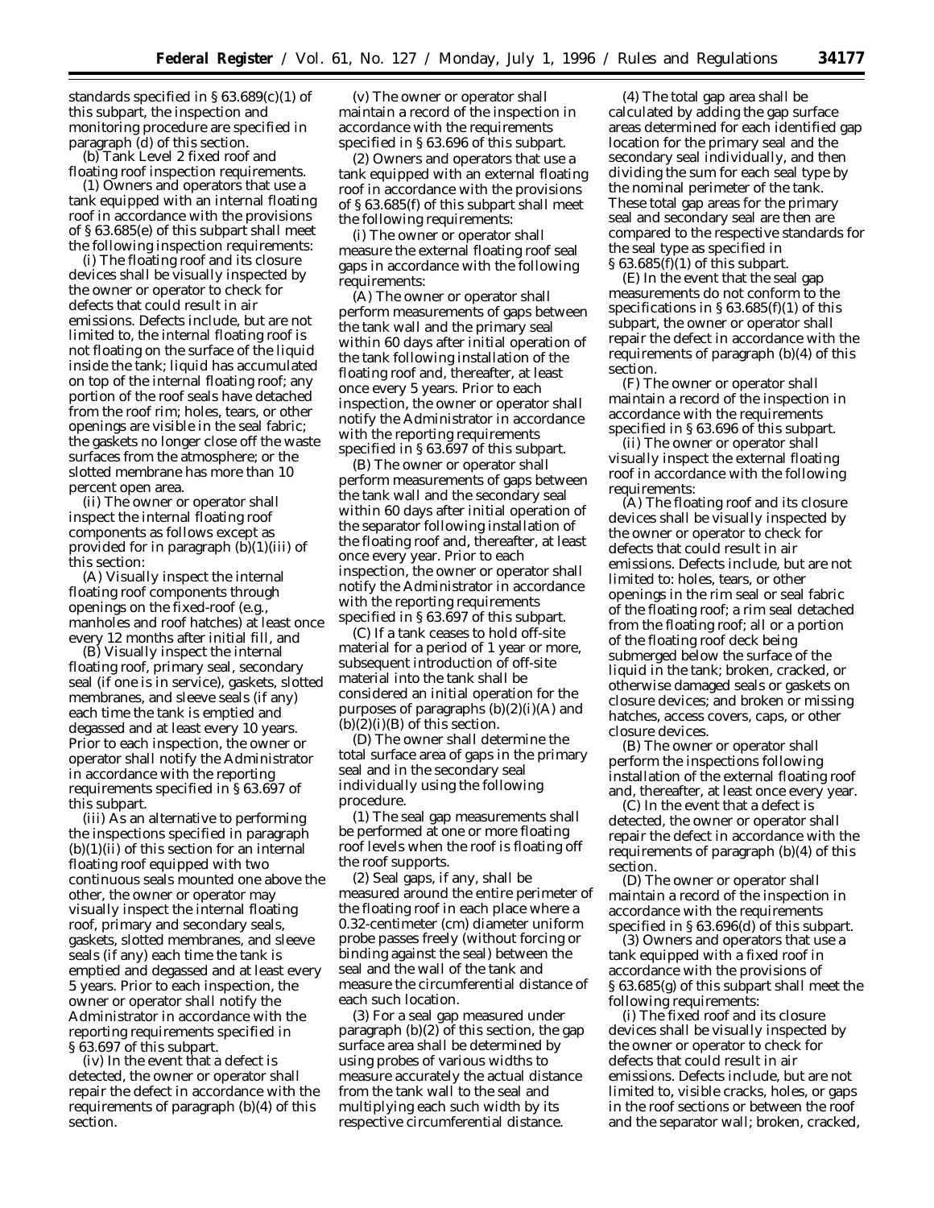standards specified in § 63.689(c)(1) of this subpart, the inspection and monitoring procedure are specified in paragraph (d) of this section.

(b) Tank Level 2 fixed roof and floating roof inspection requirements.

(1) Owners and operators that use a tank equipped with an internal floating roof in accordance with the provisions of § 63.685(e) of this subpart shall meet the following inspection requirements:

(i) The floating roof and its closure devices shall be visually inspected by the owner or operator to check for defects that could result in air emissions. Defects include, but are not limited to, the internal floating roof is not floating on the surface of the liquid inside the tank; liquid has accumulated on top of the internal floating roof; any portion of the roof seals have detached from the roof rim; holes, tears, or other openings are visible in the seal fabric; the gaskets no longer close off the waste surfaces from the atmosphere; or the slotted membrane has more than 10 percent open area.

(ii) The owner or operator shall inspect the internal floating roof components as follows except as provided for in paragraph (b)(1)(iii) of this section:

(A) Visually inspect the internal floating roof components through openings on the fixed-roof (e.g., manholes and roof hatches) at least once every 12 months after initial fill, and

(B) Visually inspect the internal floating roof, primary seal, secondary seal (if one is in service), gaskets, slotted membranes, and sleeve seals (if any) each time the tank is emptied and degassed and at least every 10 years. Prior to each inspection, the owner or operator shall notify the Administrator in accordance with the reporting requirements specified in § 63.697 of this subpart.

(iii) As an alternative to performing the inspections specified in paragraph (b)(1)(ii) of this section for an internal floating roof equipped with two continuous seals mounted one above the other, the owner or operator may visually inspect the internal floating roof, primary and secondary seals, gaskets, slotted membranes, and sleeve seals (if any) each time the tank is emptied and degassed and at least every 5 years. Prior to each inspection, the owner or operator shall notify the Administrator in accordance with the reporting requirements specified in § 63.697 of this subpart.

(iv) In the event that a defect is detected, the owner or operator shall repair the defect in accordance with the requirements of paragraph (b)(4) of this section.

(v) The owner or operator shall maintain a record of the inspection in accordance with the requirements specified in § 63.696 of this subpart.

(2) Owners and operators that use a tank equipped with an external floating roof in accordance with the provisions of § 63.685(f) of this subpart shall meet the following requirements:

(i) The owner or operator shall measure the external floating roof seal gaps in accordance with the following requirements:

(A) The owner or operator shall perform measurements of gaps between the tank wall and the primary seal within 60 days after initial operation of the tank following installation of the floating roof and, thereafter, at least once every 5 years. Prior to each inspection, the owner or operator shall notify the Administrator in accordance with the reporting requirements specified in § 63.697 of this subpart.

(B) The owner or operator shall perform measurements of gaps between the tank wall and the secondary seal within 60 days after initial operation of the separator following installation of the floating roof and, thereafter, at least once every year. Prior to each inspection, the owner or operator shall notify the Administrator in accordance with the reporting requirements specified in § 63.697 of this subpart.

(C) If a tank ceases to hold off-site material for a period of 1 year or more, subsequent introduction of off-site material into the tank shall be considered an initial operation for the purposes of paragraphs (b)(2)(i)(A) and (b)(2)(i)(B) of this section.

(D) The owner shall determine the total surface area of gaps in the primary seal and in the secondary seal individually using the following procedure.

(*1*) The seal gap measurements shall be performed at one or more floating roof levels when the roof is floating off the roof supports.

(*2*) Seal gaps, if any, shall be measured around the entire perimeter of the floating roof in each place where a 0.32-centimeter (cm) diameter uniform probe passes freely (without forcing or binding against the seal) between the seal and the wall of the tank and measure the circumferential distance of each such location.

(*3*) For a seal gap measured under paragraph (b)(2) of this section, the gap surface area shall be determined by using probes of various widths to measure accurately the actual distance from the tank wall to the seal and multiplying each such width by its respective circumferential distance.

(*4*) The total gap area shall be calculated by adding the gap surface areas determined for each identified gap location for the primary seal and the secondary seal individually, and then dividing the sum for each seal type by the nominal perimeter of the tank. These total gap areas for the primary seal and secondary seal are then are compared to the respective standards for the seal type as specified in § 63.685(f)(1) of this subpart.

(E) In the event that the seal gap measurements do not conform to the specifications in § 63.685(f)(1) of this subpart, the owner or operator shall repair the defect in accordance with the requirements of paragraph (b)(4) of this section.

(F) The owner or operator shall maintain a record of the inspection in accordance with the requirements specified in § 63.696 of this subpart.

(ii) The owner or operator shall visually inspect the external floating roof in accordance with the following requirements:

(A) The floating roof and its closure devices shall be visually inspected by the owner or operator to check for defects that could result in air emissions. Defects include, but are not limited to: holes, tears, or other openings in the rim seal or seal fabric of the floating roof; a rim seal detached from the floating roof; all or a portion of the floating roof deck being submerged below the surface of the liquid in the tank; broken, cracked, or otherwise damaged seals or gaskets on closure devices; and broken or missing hatches, access covers, caps, or other closure devices.

(B) The owner or operator shall perform the inspections following installation of the external floating roof and, thereafter, at least once every year.

(C) In the event that a defect is detected, the owner or operator shall repair the defect in accordance with the requirements of paragraph (b)(4) of this section.

(D) The owner or operator shall maintain a record of the inspection in accordance with the requirements specified in § 63.696(d) of this subpart.

(3) Owners and operators that use a tank equipped with a fixed roof in accordance with the provisions of § 63.685(g) of this subpart shall meet the following requirements:

(i) The fixed roof and its closure devices shall be visually inspected by the owner or operator to check for defects that could result in air emissions. Defects include, but are not limited to, visible cracks, holes, or gaps in the roof sections or between the roof and the separator wall; broken, cracked,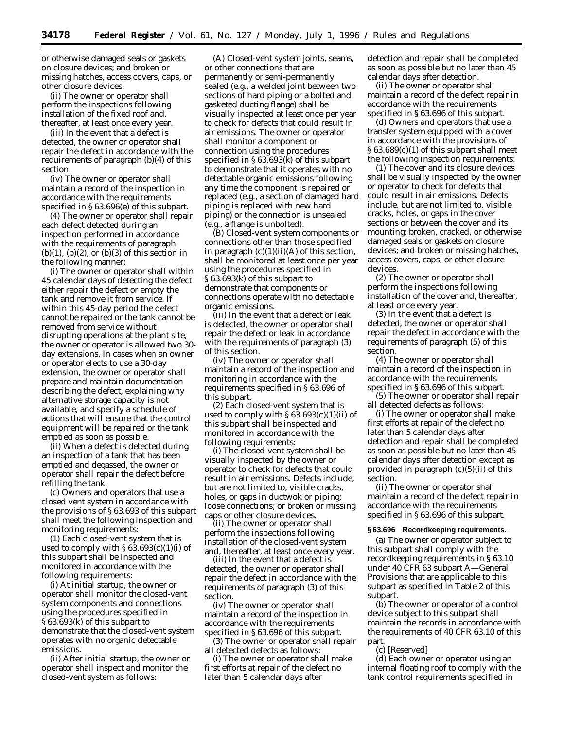or otherwise damaged seals or gaskets on closure devices; and broken or missing hatches, access covers, caps, or other closure devices.

(ii) The owner or operator shall perform the inspections following installation of the fixed roof and, thereafter, at least once every year.

(iii) In the event that a defect is detected, the owner or operator shall repair the defect in accordance with the requirements of paragraph (b)(4) of this section.

(iv) The owner or operator shall maintain a record of the inspection in accordance with the requirements specified in § 63.696(e) of this subpart.

(4) The owner or operator shall repair each defect detected during an inspection performed in accordance with the requirements of paragraph (b)(1), (b)(2), or (b)(3) of this section in the following manner:

(i) The owner or operator shall within 45 calendar days of detecting the defect either repair the defect or empty the tank and remove it from service. If within this 45-day period the defect cannot be repaired or the tank cannot be removed from service without disrupting operations at the plant site, the owner or operator is allowed two 30-day extensions. In cases when an owner or operator elects to use a 30-day extension, the owner or operator shall prepare and maintain documentation describing the defect, explaining why alternative storage capacity is not available, and specify a schedule of actions that will ensure that the control equipment will be repaired or the tank emptied as soon as possible.

(ii) When a defect is detected during an inspection of a tank that has been emptied and degassed, the owner or operator shall repair the defect before refilling the tank.

(c) Owners and operators that use a closed vent system in accordance with the provisions of § 63.693 of this subpart shall meet the following inspection and monitoring requirements:

(1) Each closed-vent system that is used to comply with § 63.693(c)(1)(i) of this subpart shall be inspected and monitored in accordance with the following requirements:

(i) At initial startup, the owner or operator shall monitor the closed-vent system components and connections using the procedures specified in § 63.693(k) of this subpart to demonstrate that the closed-vent system operates with no organic detectable emissions.

(ii) After initial startup, the owner or operator shall inspect and monitor the closed-vent system as follows:

(A) Closed-vent system joints, seams, or other connections that are permanently or semi-permanently sealed (e.g., a welded joint between two sections of hard piping or a bolted and gasketed ducting flange) shall be visually inspected at least once per year to check for defects that could result in air emissions. The owner or operator shall monitor a component or connection using the procedures specified in § 63.693(k) of this subpart to demonstrate that it operates with no detectable organic emissions following any time the component is repaired or replaced (e.g., a section of damaged hard piping is replaced with new hard piping) or the connection is unsealed (e.g., a flange is unbolted).

(B) Closed-vent system components or connections other than those specified in paragraph (c)(1)(ii)(A) of this section, shall be monitored at least once per year using the procedures specified in § 63.693(k) of this subpart to demonstrate that components or connections operate with no detectable organic emissions.

(iii) In the event that a defect or leak is detected, the owner or operator shall repair the defect or leak in accordance with the requirements of paragraph (3) of this section.

(iv) The owner or operator shall maintain a record of the inspection and monitoring in accordance with the requirements specified in § 63.696 of this subpart.

(2) Each closed-vent system that is used to comply with § 63.693(c)(1)(ii) of this subpart shall be inspected and monitored in accordance with the following requirements:

(i) The closed-vent system shall be visually inspected by the owner or operator to check for defects that could result in air emissions. Defects include, but are not limited to, visible cracks, holes, or gaps in ductwok or piping; loose connections; or broken or missing caps or other closure devices.

(ii) The owner or operator shall perform the inspections following installation of the closed-vent system and, thereafter, at least once every year.

(iii) In the event that a defect is detected, the owner or operator shall repair the defect in accordance with the requirements of paragraph (3) of this section.

(iv) The owner or operator shall maintain a record of the inspection in accordance with the requirements specified in § 63.696 of this subpart.

(3) The owner or operator shall repair all detected defects as follows:

(i) The owner or operator shall make first efforts at repair of the defect no later than 5 calendar days after detection and repair shall be completed as soon as possible but no later than 45 calendar days after detection.

(ii) The owner or operator shall maintain a record of the defect repair in accordance with the requirements specified in § 63.696 of this subpart.

(d) Owners and operators that use a transfer system equipped with a cover in accordance with the provisions of § 63.689(c)(1) of this subpart shall meet the following inspection requirements:

(1) The cover and its closure devices shall be visually inspected by the owner or operator to check for defects that could result in air emissions. Defects include, but are not limited to, visible cracks, holes, or gaps in the cover sections or between the cover and its mounting; broken, cracked, or otherwise damaged seals or gaskets on closure devices; and broken or missing hatches, access covers, caps, or other closure devices.

(2) The owner or operator shall perform the inspections following installation of the cover and, thereafter, at least once every year.

(3) In the event that a defect is detected, the owner or operator shall repair the defect in accordance with the requirements of paragraph (5) of this section.

(4) The owner or operator shall maintain a record of the inspection in accordance with the requirements specified in § 63.696 of this subpart.

(5) The owner or operator shall repair all detected defects as follows:

(i) The owner or operator shall make first efforts at repair of the defect no later than 5 calendar days after detection and repair shall be completed as soon as possible but no later than 45 calendar days after detection except as provided in paragraph (c)(5)(ii) of this section.

(ii) The owner or operator shall maintain a record of the defect repair in accordance with the requirements specified in § 63.696 of this subpart.

**§ 63.696 Recordkeeping requirements.**

(a) The owner or operator subject to this subpart shall comply with the recordkeeping requirements in § 63.10 under 40 CFR 63 subpart A—General Provisions that are applicable to this subpart as specified in Table 2 of this subpart.

(b) The owner or operator of a control device subject to this subpart shall maintain the records in accordance with the requirements of 40 CFR 63.10 of this part.

(c) [Reserved]

(d) Each owner or operator using an internal floating roof to comply with the tank control requirements specified in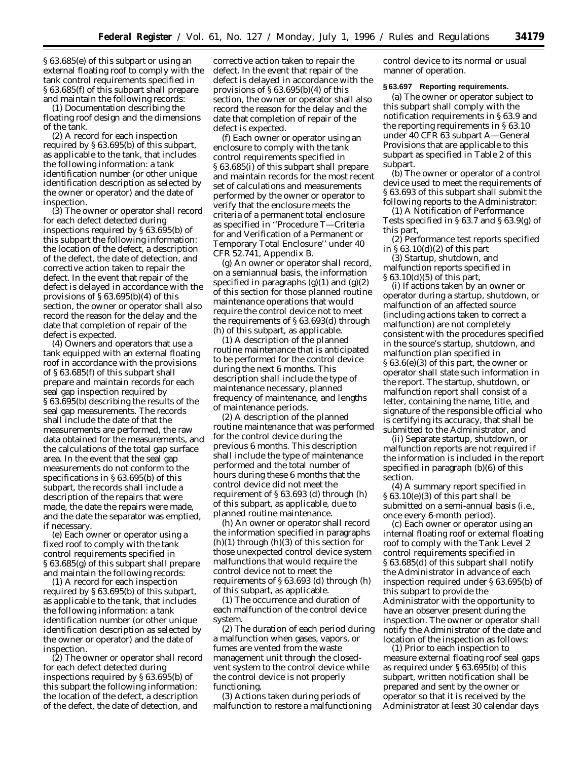§ 63.685(e) of this subpart or using an external floating roof to comply with the tank control requirements specified in § 63.685(f) of this subpart shall prepare and maintain the following records:

(1) Documentation describing the floating roof design and the dimensions of the tank.

(2) A record for each inspection required by § 63.695(b) of this subpart, as applicable to the tank, that includes the following information: a tank identification number (or other unique identification description as selected by the owner or operator) and the date of inspection.

(3) The owner or operator shall record for each defect detected during inspections required by § 63.695(b) of this subpart the following information: the location of the defect, a description of the defect, the date of detection, and corrective action taken to repair the defect. In the event that repair of the defect is delayed in accordance with the provisions of § 63.695(b)(4) of this section, the owner or operator shall also record the reason for the delay and the date that completion of repair of the defect is expected.

(4) Owners and operators that use a tank equipped with an external floating roof in accordance with the provisions of § 63.685(f) of this subpart shall prepare and maintain records for each seal gap inspection required by § 63.695(b) describing the results of the seal gap measurements. The records shall include the date of that the measurements are performed, the raw data obtained for the measurements, and the calculations of the total gap surface area. In the event that the seal gap measurements do not conform to the specifications in § 63.695(b) of this subpart, the records shall include a description of the repairs that were made, the date the repairs were made, and the date the separator was emptied, if necessary.

(e) Each owner or operator using a fixed roof to comply with the tank control requirements specified in § 63.685(g) of this subpart shall prepare and maintain the following records:

(1) A record for each inspection required by § 63.695(b) of this subpart, as applicable to the tank, that includes the following information: a tank identification number (or other unique identification description as selected by the owner or operator) and the date of inspection.

(2) The owner or operator shall record for each defect detected during inspections required by § 63.695(b) of this subpart the following information: the location of the defect, a description of the defect, the date of detection, and corrective action taken to repair the defect. In the event that repair of the defect is delayed in accordance with the provisions of § 63.695(b)(4) of this section, the owner or operator shall also record the reason for the delay and the date that completion of repair of the defect is expected.

(f) Each owner or operator using an enclosure to comply with the tank control requirements specified in § 63.685(i) of this subpart shall prepare and maintain records for the most recent set of calculations and measurements performed by the owner or operator to verify that the enclosure meets the criteria of a permanent total enclosure as specified in ''Procedure T—Criteria for and Verification of a Permanent or Temporary Total Enclosure'' under 40 CFR 52.741, Appendix B.

(g) An owner or operator shall record, on a semiannual basis, the information specified in paragraphs (g)(1) and (g)(2) of this section for those planned routine maintenance operations that would require the control device not to meet the requirements of § 63.693(d) through (h) of this subpart, as applicable.

(1) A description of the planned routine maintenance that is anticipated to be performed for the control device during the next 6 months. This description shall include the type of maintenance necessary, planned frequency of maintenance, and lengths of maintenance periods.

(2) A description of the planned routine maintenance that was performed for the control device during the previous 6 months. This description shall include the type of maintenance performed and the total number of hours during these 6 months that the control device did not meet the requirement of § 63.693 (d) through (h) of this subpart, as applicable, due to planned routine maintenance.

(h) An owner or operator shall record the information specified in paragraphs (h)(1) through (h)(3) of this section for those unexpected control device system malfunctions that would require the control device not to meet the requirements of § 63.693 (d) through (h) of this subpart, as applicable.

(1) The occurrence and duration of each malfunction of the control device system.

(2) The duration of each period during a malfunction when gases, vapors, or fumes are vented from the waste management unit through the closed-vent system to the control device while the control device is not properly functioning.

(3) Actions taken during periods of malfunction to restore a malfunctioning control device to its normal or usual manner of operation.

**§ 63.697 Reporting requirements.**

(a) The owner or operator subject to this subpart shall comply with the notification requirements in § 63.9 and the reporting requirements in § 63.10 under 40 CFR 63 subpart A—General Provisions that are applicable to this subpart as specified in Table 2 of this subpart.

(b) The owner or operator of a control device used to meet the requirements of § 63.693 of this subpart shall submit the following reports to the Administrator:

(1) A Notification of Performance Tests specified in § 63.7 and § 63.9(g) of this part,

(2) Performance test reports specified in § 63.10(d)(2) of this part

(3) Startup, shutdown, and malfunction reports specified in § 63.10(d)(5) of this part,

(i) If actions taken by an owner or operator during a startup, shutdown, or malfunction of an affected source (including actions taken to correct a malfunction) are not completely consistent with the procedures specified in the source's startup, shutdown, and malfunction plan specified in § 63.6(e)(3) of this part, the owner or operator shall state such information in the report. The startup, shutdown, or malfunction report shall consist of a letter, containing the name, title, and signature of the responsible official who is certifying its accuracy, that shall be submitted to the Administrator, and

(ii) Separate startup, shutdown, or malfunction reports are not required if the information is included in the report specified in paragraph (b)(6) of this section.

(4) A summary report specified in § 63.10(e)(3) of this part shall be submitted on a semi-annual basis (i.e., once every 6-month period).

(c) Each owner or operator using an internal floating roof or external floating roof to comply with the Tank Level 2 control requirements specified in § 63.685(d) of this subpart shall notify the Administrator in advance of each inspection required under § 63.695(b) of this subpart to provide the Administrator with the opportunity to have an observer present during the inspection. The owner or operator shall notify the Administrator of the date and location of the inspection as follows:

(1) Prior to each inspection to measure external floating roof seal gaps as required under § 63.695(b) of this subpart, written notification shall be prepared and sent by the owner or operator so that it is received by the Administrator at least 30 calendar days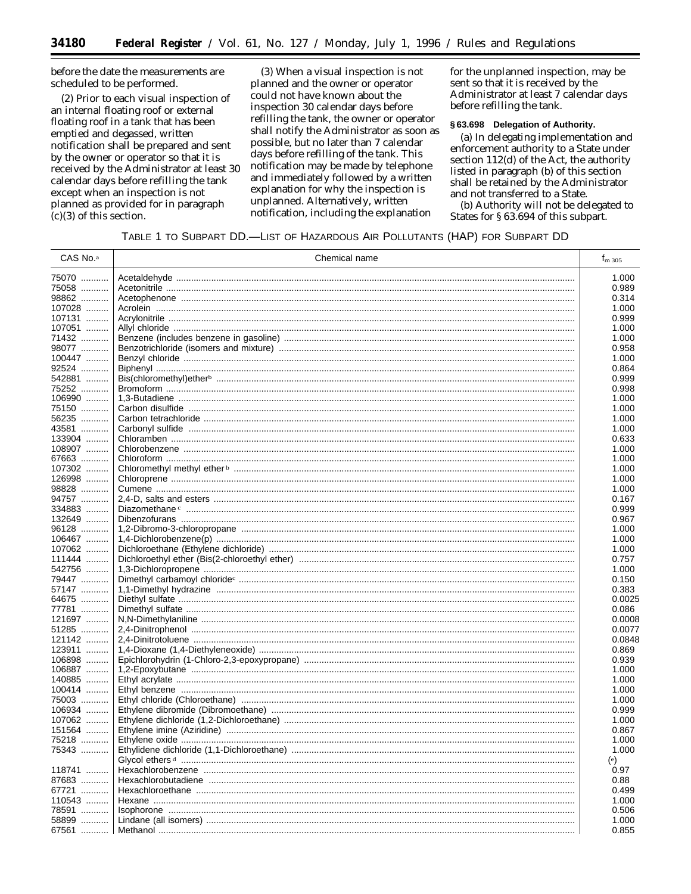before the date the measurements are scheduled to be performed.

(2) Prior to each visual inspection of an internal floating roof or external floating roof in a tank that has been emptied and degassed, written notification shall be prepared and sent by the owner or operator so that it is received by the Administrator at least 30 calendar days before refilling the tank except when an inspection is not planned as provided for in paragraph (c)(3) of this section.

(3) When a visual inspection is not planned and the owner or operator could not have known about the inspection 30 calendar days before refilling the tank, the owner or operator shall notify the Administrator as soon as possible, but no later than 7 calendar days before refilling of the tank. This notification may be made by telephone and immediately followed by a written explanation for why the inspection is unplanned. Alternatively, written notification, including the explanation for the unplanned inspection, may be sent so that it is received by the Administrator at least 7 calendar days before refilling the tank.

**§ 63.698 Delegation of Authority.**

(a) In delegating implementation and enforcement authority to a State under section 112(d) of the Act, the authority listed in paragraph (b) of this section shall be retained by the Administrator and not transferred to a State.

(b) Authority will not be delegated to States for § 63.694 of this subpart.

TABLE 1 TO SUBPART DD.—LIST OF HAZARDOUS AIR POLLUTANTS (HAP) FOR SUBPART DD

| CAS No.[a] | Chemical name | $f_{m\ 305}$ |
|---|---|---|
| 75070 | Acetaldehyde | 1.000 |
| 75058 | Acetonitrile | 0.989 |
| 98862 | Acetophenone | 0.314 |
| 107028 | Acrolein | 1.000 |
| 107131 | Acrylonitrile | 0.999 |
| 107051 | Allyl chloride | 1.000 |
| 71432 | Benzene (includes benzene in gasoline) | 1.000 |
| 98077 | Benzotrichloride (isomers and mixture) | 0.958 |
| 100447 | Benzyl chloride | 1.000 |
| 92524 | Biphenyl | 0.864 |
| 542881 | Bis(chloromethyl)ether[b] | 0.999 |
| 75252 | Bromoform | 0.998 |
| 106990 | 1,3-Butadiene | 1.000 |
| 75150 | Carbon disulfide | 1.000 |
| 56235 | Carbon tetrachloride | 1.000 |
| 43581 | Carbonyl sulfide | 1.000 |
| 133904 | Chloramben | 0.633 |
| 108907 | Chlorobenzene | 1.000 |
| 67663 | Chloroform | 1.000 |
| 107302 | Chloromethyl methyl ether[b] | 1.000 |
| 126998 | Chloroprene | 1.000 |
| 98828 | Cumene | 1.000 |
| 94757 | 2,4-D, salts and esters | 0.167 |
| 334883 | Diazomethane[c] | 0.999 |
| 132649 | Dibenzofurans | 0.967 |
| 96128 | 1,2-Dibromo-3-chloropropane | 1.000 |
| 106467 | 1,4-Dichlorobenzene(p) | 1.000 |
| 107062 | Dichloroethane (Ethylene dichloride) | 1.000 |
| 111444 | Dichloroethyl ether (Bis(2-chloroethyl ether) | 0.757 |
| 542756 | 1,3-Dichloropropene | 1.000 |
| 79447 | Dimethyl carbamoyl chloride[c] | 0.150 |
| 57147 | 1,1-Dimethyl hydrazine | 0.383 |
| 64675 | Diethyl sulfate | 0.0025 |
| 77781 | Dimethyl sulfate | 0.086 |
| 121697 | N,N-Dimethylaniline | 0.0008 |
| 51285 | 2,4-Dinitrophenol | 0.0077 |
| 121142 | 2,4-Dinitrotoluene | 0.0848 |
| 123911 | 1,4-Dioxane (1,4-Diethyleneoxide) | 0.869 |
| 106898 | Epichlorohydrin (1-Chloro-2,3-epoxypropane) | 0.939 |
| 106887 | 1,2-Epoxybutane | 1.000 |
| 140885 | Ethyl acrylate | 1.000 |
| 100414 | Ethyl benzene | 1.000 |
| 75003 | Ethyl chloride (Chloroethane) | 1.000 |
| 106934 | Ethylene dibromide (Dibromoethane) | 0.999 |
| 107062 | Ethylene dichloride (1,2-Dichloroethane) | 1.000 |
| 151564 | Ethylene imine (Aziridine) | 0.867 |
| 75218 | Ethylene oxide | 1.000 |
| 75343 | Ethylidene dichloride (1,1-Dichloroethane) | 1.000 |
| | Glycol ethers[d] | ([e]) |
| 118741 | Hexachlorobenzene | 0.97 |
| 87683 | Hexachlorobutadiene | 0.88 |
| 67721 | Hexachloroethane | 0.499 |
| 110543 | Hexane | 1.000 |
| 78591 | Isophorone | 0.506 |
| 58899 | Lindane (all isomers) | 1.000 |
| 67561 | Methanol | 0.855 |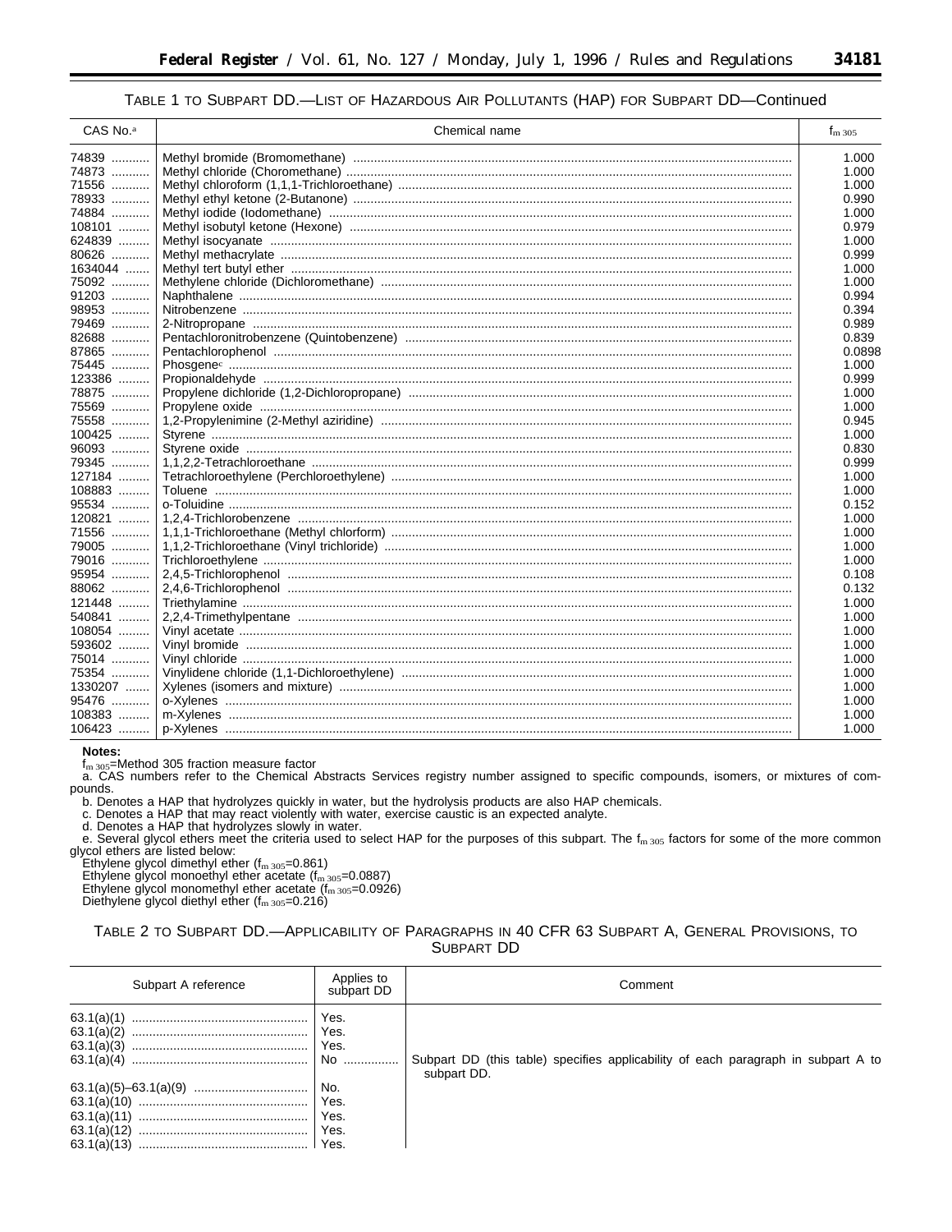TABLE 1 TO SUBPART DD.—LIST OF HAZARDOUS AIR POLLUTANTS (HAP) FOR SUBPART DD—Continued

| CAS No.[a] | Chemical name | $f_{m\ 305}$ |
|---|---|---|
| 74839 | Methyl bromide (Bromomethane) | 1.000 |
| 74873 | Methyl chloride (Choromethane) | 1.000 |
| 71556 | Methyl chloroform (1,1,1-Trichloroethane) | 1.000 |
| 78933 | Methyl ethyl ketone (2-Butanone) | 0.990 |
| 74884 | Methyl iodide (Iodomethane) | 1.000 |
| 108101 | Methyl isobutyl ketone (Hexone) | 0.979 |
| 624839 | Methyl isocyanate | 1.000 |
| 80626 | Methyl methacrylate | 0.999 |
| 1634044 | Methyl tert butyl ether | 1.000 |
| 75092 | Methylene chloride (Dichloromethane) | 1.000 |
| 91203 | Naphthalene | 0.994 |
| 98953 | Nitrobenzene | 0.394 |
| 79469 | 2-Nitropropane | 0.989 |
| 82688 | Pentachloronitrobenzene (Quintobenzene) | 0.839 |
| 87865 | Pentachlorophenol | 0.0898 |
| 75445 | Phosgene[c] | 1.000 |
| 123386 | Propionaldehyde | 0.999 |
| 78875 | Propylene dichloride (1,2-Dichloropropane) | 1.000 |
| 75569 | Propylene oxide | 1.000 |
| 75558 | 1,2-Propylenimine (2-Methyl aziridine) | 0.945 |
| 100425 | Styrene | 1.000 |
| 96093 | Styrene oxide | 0.830 |
| 79345 | 1,1,2,2-Tetrachloroethane | 0.999 |
| 127184 | Tetrachloroethylene (Perchloroethylene) | 1.000 |
| 108883 | Toluene | 1.000 |
| 95534 | o-Toluidine | 0.152 |
| 120821 | 1,2,4-Trichlorobenzene | 1.000 |
| 71556 | 1,1,1-Trichloroethane (Methyl chlorform) | 1.000 |
| 79005 | 1,1,2-Trichloroethane (Vinyl trichloride) | 1.000 |
| 79016 | Trichloroethylene | 1.000 |
| 95954 | 2,4,5-Trichlorophenol | 0.108 |
| 88062 | 2,4,6-Trichlorophenol | 0.132 |
| 121448 | Triethylamine | 1.000 |
| 540841 | 2,2,4-Trimethylpentane | 1.000 |
| 108054 | Vinyl acetate | 1.000 |
| 593602 | Vinyl bromide | 1.000 |
| 75014 | Vinyl chloride | 1.000 |
| 75354 | Vinylidene chloride (1,1-Dichloroethylene) | 1.000 |
| 1330207 | Xylenes (isomers and mixture) | 1.000 |
| 95476 | o-Xylenes | 1.000 |
| 108383 | m-Xylenes | 1.000 |
| 106423 | p-Xylenes | 1.000 |

**Notes:**

$f_{m\ 305}$=Method 305 fraction measure factor

a. CAS numbers refer to the Chemical Abstracts Services registry number assigned to specific compounds, isomers, or mixtures of compounds.

b. Denotes a HAP that hydrolyzes quickly in water, but the hydrolysis products are also HAP chemicals.

c. Denotes a HAP that may react violently with water, exercise caustic is an expected analyte.

d. Denotes a HAP that hydrolyzes slowly in water.

e. Several glycol ethers meet the criteria used to select HAP for the purposes of this subpart. The $f_{m\ 305}$ factors for some of the more common glycol ethers are listed below:

Ethylene glycol dimethyl ether ($f_{m\ 305}$=0.861)
Ethylene glycol monoethyl ether acetate ($f_{m\ 305}$=0.0887)
Ethylene glycol monomethyl ether acetate ($f_{m\ 305}$=0.0926)
Diethylene glycol diethyl ether ($f_{m\ 305}$=0.216)

TABLE 2 TO SUBPART DD.—APPLICABILITY OF PARAGRAPHS IN 40 CFR 63 SUBPART A, GENERAL PROVISIONS, TO SUBPART DD

| Subpart A reference | Applies to subpart DD | Comment |
|---|---|---|
| 63.1(a)(1) | Yes. | |
| 63.1(a)(2) | Yes. | |
| 63.1(a)(3) | Yes. | |
| 63.1(a)(4) | No | Subpart DD (this table) specifies applicability of each paragraph in subpart A to subpart DD. |
| 63.1(a)(5)–63.1(a)(9) | No. | |
| 63.1(a)(10) | Yes. | |
| 63.1(a)(11) | Yes. | |
| 63.1(a)(12) | Yes. | |
| 63.1(a)(13) | Yes. | |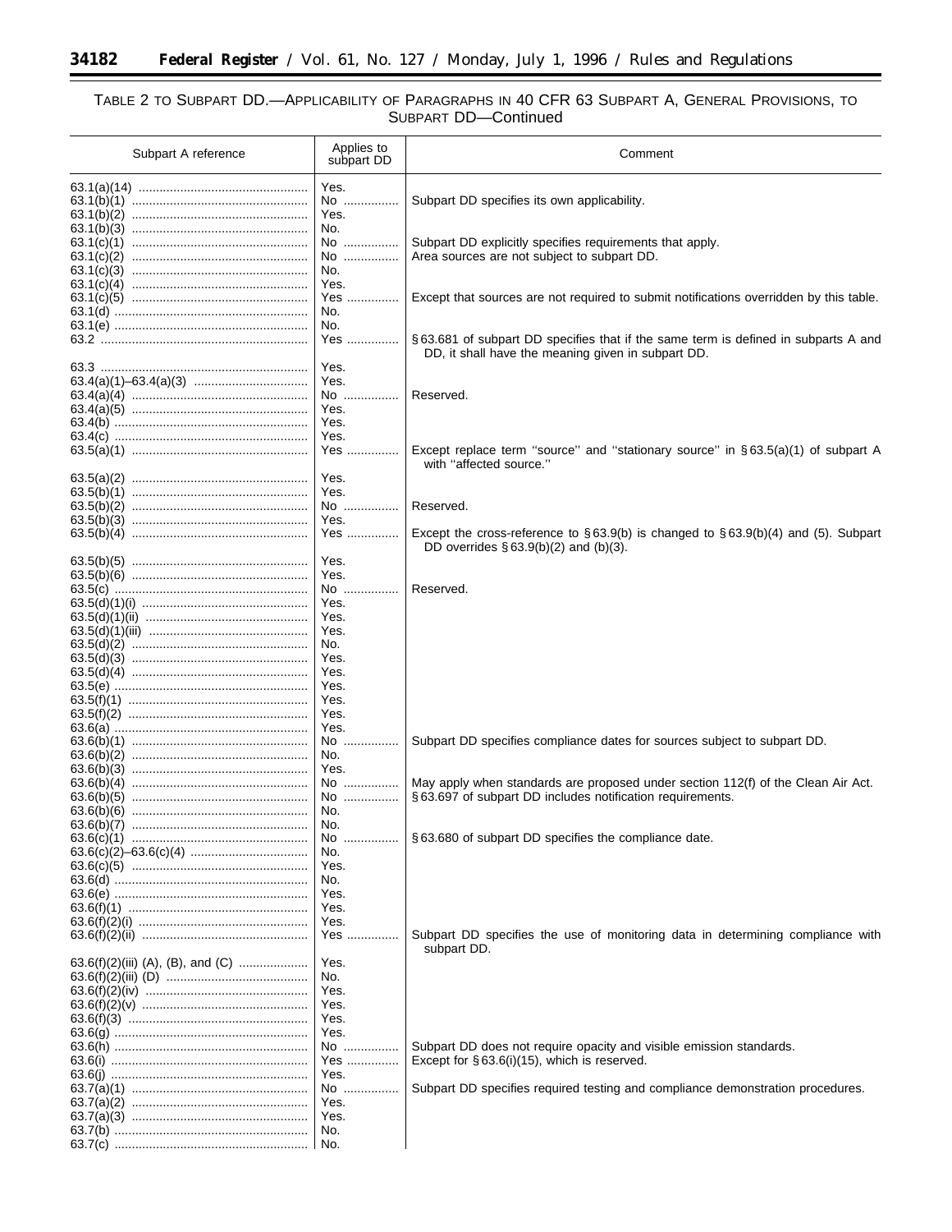TABLE 2 TO SUBPART DD.—APPLICABILITY OF PARAGRAPHS IN 40 CFR 63 SUBPART A, GENERAL PROVISIONS, TO SUBPART DD—Continued

| Subpart A reference | Applies to subpart DD | Comment |
|---|---|---|
| 63.1(a)(14) | Yes. | |
| 63.1(b)(1) | No | Subpart DD specifies its own applicability. |
| 63.1(b)(2) | Yes. | |
| 63.1(b)(3) | No. | |
| 63.1(c)(1) | No | Subpart DD explicitly specifies requirements that apply. |
| 63.1(c)(2) | No | Area sources are not subject to subpart DD. |
| 63.1(c)(3) | No. | |
| 63.1(c)(4) | Yes. | |
| 63.1(c)(5) | Yes | Except that sources are not required to submit notifications overridden by this table. |
| 63.1(d) | No. | |
| 63.1(e) | No. | |
| 63.2 | Yes | § 63.681 of subpart DD specifies that if the same term is defined in subparts A and DD, it shall have the meaning given in subpart DD. |
| 63.3 | Yes. | |
| 63.4(a)(1)–63.4(a)(3) | Yes. | |
| 63.4(a)(4) | No | Reserved. |
| 63.4(a)(5) | Yes. | |
| 63.4(b) | Yes. | |
| 63.4(c) | Yes. | |
| 63.5(a)(1) | Yes | Except replace term "source" and "stationary source" in § 63.5(a)(1) of subpart A with "affected source." |
| 63.5(a)(2) | Yes. | |
| 63.5(b)(1) | Yes. | |
| 63.5(b)(2) | No | Reserved. |
| 63.5(b)(3) | Yes. | |
| 63.5(b)(4) | Yes | Except the cross-reference to § 63.9(b) is changed to § 63.9(b)(4) and (5). Subpart DD overrides § 63.9(b)(2) and (b)(3). |
| 63.5(b)(5) | Yes. | |
| 63.5(b)(6) | Yes. | |
| 63.5(c) | No | Reserved. |
| 63.5(d)(1)(i) | Yes. | |
| 63.5(d)(1)(ii) | Yes. | |
| 63.5(d)(1)(iii) | Yes. | |
| 63.5(d)(2) | No. | |
| 63.5(d)(3) | Yes. | |
| 63.5(d)(4) | Yes. | |
| 63.5(e) | Yes. | |
| 63.5(f)(1) | Yes. | |
| 63.5(f)(2) | Yes. | |
| 63.6(a) | Yes. | |
| 63.6(b)(1) | No | Subpart DD specifies compliance dates for sources subject to subpart DD. |
| 63.6(b)(2) | No. | |
| 63.6(b)(3) | Yes. | |
| 63.6(b)(4) | No | May apply when standards are proposed under section 112(f) of the Clean Air Act. |
| 63.6(b)(5) | No | § 63.697 of subpart DD includes notification requirements. |
| 63.6(b)(6) | No. | |
| 63.6(b)(7) | No. | |
| 63.6(c)(1) | No | § 63.680 of subpart DD specifies the compliance date. |
| 63.6(c)(2)–63.6(c)(4) | No. | |
| 63.6(c)(5) | Yes. | |
| 63.6(d) | No. | |
| 63.6(e) | Yes. | |
| 63.6(f)(1) | Yes. | |
| 63.6(f)(2)(i) | Yes. | |
| 63.6(f)(2)(ii) | Yes | Subpart DD specifies the use of monitoring data in determining compliance with subpart DD. |
| 63.6(f)(2)(iii) (A), (B), and (C) | Yes. | |
| 63.6(f)(2)(iii) (D) | No. | |
| 63.6(f)(2)(iv) | Yes. | |
| 63.6(f)(2)(v) | Yes. | |
| 63.6(f)(3) | Yes. | |
| 63.6(g) | Yes. | |
| 63.6(h) | No | Subpart DD does not require opacity and visible emission standards. |
| 63.6(i) | Yes | Except for § 63.6(i)(15), which is reserved. |
| 63.6(j) | Yes. | |
| 63.7(a)(1) | No | Subpart DD specifies required testing and compliance demonstration procedures. |
| 63.7(a)(2) | Yes. | |
| 63.7(a)(3) | Yes. | |
| 63.7(b) | No. | |
| 63.7(c) | No. | |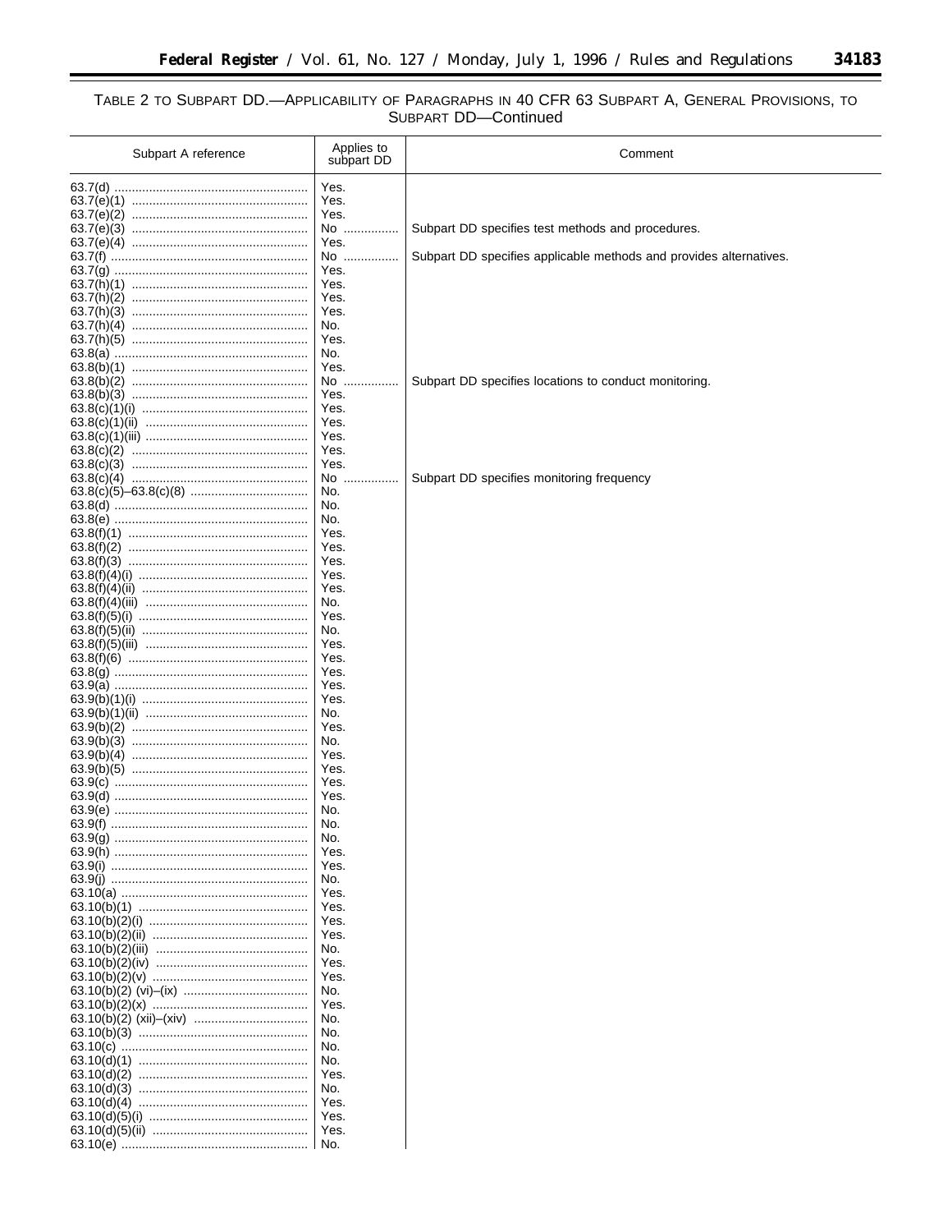TABLE 2 TO SUBPART DD.—APPLICABILITY OF PARAGRAPHS IN 40 CFR 63 SUBPART A, GENERAL PROVISIONS, TO SUBPART DD—Continued

| Subpart A reference | Applies to subpart DD | Comment |
|---|---|---|
| 63.7(d) | Yes. | |
| 63.7(e)(1) | Yes. | |
| 63.7(e)(2) | Yes. | |
| 63.7(e)(3) | No | Subpart DD specifies test methods and procedures. |
| 63.7(e)(4) | Yes. | |
| 63.7(f) | No | Subpart DD specifies applicable methods and provides alternatives. |
| 63.7(g) | Yes. | |
| 63.7(h)(1) | Yes. | |
| 63.7(h)(2) | Yes. | |
| 63.7(h)(3) | Yes. | |
| 63.7(h)(4) | No. | |
| 63.7(h)(5) | Yes. | |
| 63.8(a) | No. | |
| 63.8(b)(1) | Yes. | |
| 63.8(b)(2) | No | Subpart DD specifies locations to conduct monitoring. |
| 63.8(b)(3) | Yes. | |
| 63.8(c)(1)(i) | Yes. | |
| 63.8(c)(1)(ii) | Yes. | |
| 63.8(c)(1)(iii) | Yes. | |
| 63.8(c)(2) | Yes. | |
| 63.8(c)(3) | Yes. | |
| 63.8(c)(4) | No | Subpart DD specifies monitoring frequency |
| 63.8(c)(5)–63.8(c)(8) | No. | |
| 63.8(d) | No. | |
| 63.8(e) | No. | |
| 63.8(f)(1) | Yes. | |
| 63.8(f)(2) | Yes. | |
| 63.8(f)(3) | Yes. | |
| 63.8(f)(4)(i) | Yes. | |
| 63.8(f)(4)(ii) | Yes. | |
| 63.8(f)(4)(iii) | No. | |
| 63.8(f)(5)(i) | Yes. | |
| 63.8(f)(5)(ii) | No. | |
| 63.8(f)(5)(iii) | Yes. | |
| 63.8(f)(6) | Yes. | |
| 63.8(g) | Yes. | |
| 63.9(a) | Yes. | |
| 63.9(b)(1)(i) | Yes. | |
| 63.9(b)(1)(ii) | No. | |
| 63.9(b)(2) | Yes. | |
| 63.9(b)(3) | No. | |
| 63.9(b)(4) | Yes. | |
| 63.9(b)(5) | Yes. | |
| 63.9(c) | Yes. | |
| 63.9(d) | Yes. | |
| 63.9(e) | No. | |
| 63.9(f) | No. | |
| 63.9(g) | No. | |
| 63.9(h) | Yes. | |
| 63.9(i) | Yes. | |
| 63.9(j) | No. | |
| 63.10(a) | Yes. | |
| 63.10(b)(1) | Yes. | |
| 63.10(b)(2)(i) | Yes. | |
| 63.10(b)(2)(ii) | Yes. | |
| 63.10(b)(2)(iii) | No. | |
| 63.10(b)(2)(iv) | Yes. | |
| 63.10(b)(2)(v) | Yes. | |
| 63.10(b)(2) (vi)–(ix) | No. | |
| 63.10(b)(2)(x) | Yes. | |
| 63.10(b)(2) (xii)–(xiv) | No. | |
| 63.10(b)(3) | No. | |
| 63.10(c) | No. | |
| 63.10(d)(1) | No. | |
| 63.10(d)(2) | Yes. | |
| 63.10(d)(3) | No. | |
| 63.10(d)(4) | Yes. | |
| 63.10(d)(5)(i) | Yes. | |
| 63.10(d)(5)(ii) | Yes. | |
| 63.10(e) | No. | |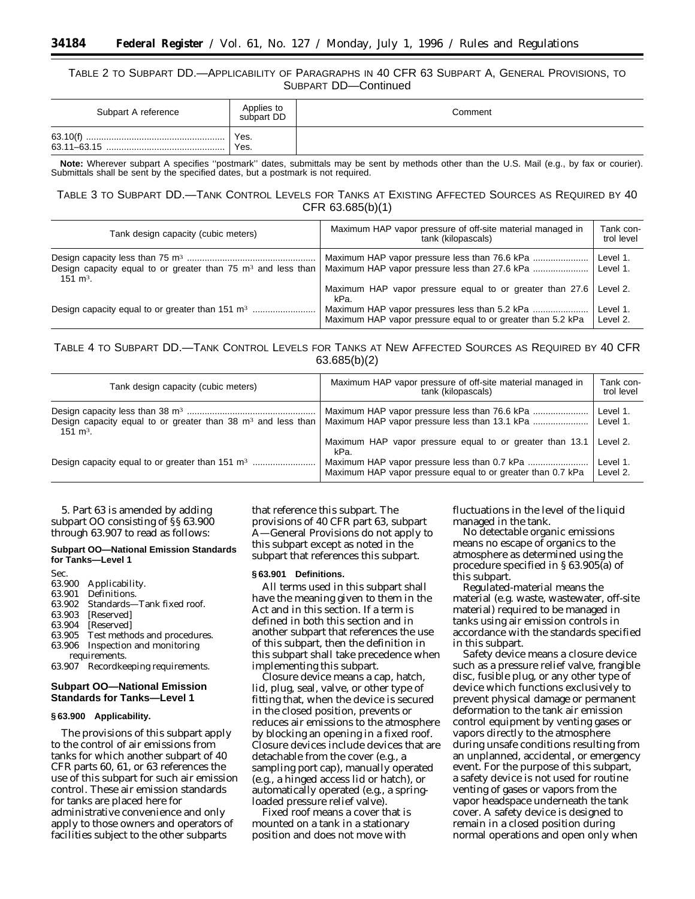TABLE 2 TO SUBPART DD.—APPLICABILITY OF PARAGRAPHS IN 40 CFR 63 SUBPART A, GENERAL PROVISIONS, TO SUBPART DD—Continued

| Subpart A reference | Applies to subpart DD | Comment |
| --- | --- | --- |
| 63.10(f) | Yes. | |
| 63.11–63.15 | Yes. | |

**Note:** Wherever subpart A specifies "postmark" dates, submittals may be sent by methods other than the U.S. Mail (e.g., by fax or courier). Submittals shall be sent by the specified dates, but a postmark is not required.

TABLE 3 TO SUBPART DD.—TANK CONTROL LEVELS FOR TANKS AT EXISTING AFFECTED SOURCES AS REQUIRED BY 40 CFR 63.685(b)(1)

| Tank design capacity (cubic meters) | Maximum HAP vapor pressure of off-site material managed in tank (kilopascals) | Tank control level |
| --- | --- | --- |
| Design capacity less than 75 m³ | Maximum HAP vapor pressure less than 76.6 kPa | Level 1. |
| Design capacity equal to or greater than 75 m³ and less than 151 m³. | Maximum HAP vapor pressure less than 27.6 kPa | Level 1. |
| | Maximum HAP vapor pressure equal to or greater than 27.6 kPa. | Level 2. |
| Design capacity equal to or greater than 151 m³ | Maximum HAP vapor pressures less than 5.2 kPa | Level 1. |
| | Maximum HAP vapor pressure equal to or greater than 5.2 kPa | Level 2. |

TABLE 4 TO SUBPART DD.—TANK CONTROL LEVELS FOR TANKS AT NEW AFFECTED SOURCES AS REQUIRED BY 40 CFR 63.685(b)(2)

| Tank design capacity (cubic meters) | Maximum HAP vapor pressure of off-site material managed in tank (kilopascals) | Tank control level |
| --- | --- | --- |
| Design capacity less than 38 m³ | Maximum HAP vapor pressure less than 76.6 kPa | Level 1. |
| Design capacity equal to or greater than 38 m³ and less than 151 m³. | Maximum HAP vapor pressure less than 13.1 kPa | Level 1. |
| | Maximum HAP vapor pressure equal to or greater than 13.1 kPa. | Level 2. |
| Design capacity equal to or greater than 151 m³ | Maximum HAP vapor pressure less than 0.7 kPa | Level 1. |
| | Maximum HAP vapor pressure equal to or greater than 0.7 kPa | Level 2. |

5. Part 63 is amended by adding subpart OO consisting of §§ 63.900 through 63.907 to read as follows:

**Subpart OO—National Emission Standards for Tanks—Level 1**

Sec.
63.900 Applicability.
63.901 Definitions.
63.902 Standards—Tank fixed roof.
63.903 [Reserved]
63.904 [Reserved]
63.905 Test methods and procedures.
63.906 Inspection and monitoring requirements.
63.907 Recordkeeping requirements.

## Subpart OO—National Emission Standards for Tanks—Level 1

### § 63.900 Applicability.

The provisions of this subpart apply to the control of air emissions from tanks for which another subpart of 40 CFR parts 60, 61, or 63 references the use of this subpart for such air emission control. These air emission standards for tanks are placed here for administrative convenience and only apply to those owners and operators of facilities subject to the other subparts that reference this subpart. The provisions of 40 CFR part 63, subpart A—General Provisions do not apply to this subpart except as noted in the subpart that references this subpart.

### § 63.901 Definitions.

All terms used in this subpart shall have the meaning given to them in the Act and in this section. If a term is defined in both this section and in another subpart that references the use of this subpart, then the definition in this subpart shall take precedence when implementing this subpart.

*Closure device* means a cap, hatch, lid, plug, seal, valve, or other type of fitting that, when the device is secured in the closed position, prevents or reduces air emissions to the atmosphere by blocking an opening in a fixed roof. Closure devices include devices that are detachable from the cover (e.g., a sampling port cap), manually operated (e.g., a hinged access lid or hatch), or automatically operated (e.g., a spring-loaded pressure relief valve).

*Fixed roof* means a cover that is mounted on a tank in a stationary position and does not move with fluctuations in the level of the liquid managed in the tank.

*No detectable organic emissions* means no escape of organics to the atmosphere as determined using the procedure specified in § 63.905(a) of this subpart.

*Regulated-material* means the material (e.g. waste, wastewater, off-site material) required to be managed in tanks using air emission controls in accordance with the standards specified in this subpart.

*Safety device* means a closure device such as a pressure relief valve, frangible disc, fusible plug, or any other type of device which functions exclusively to prevent physical damage or permanent deformation to the tank air emission control equipment by venting gases or vapors directly to the atmosphere during unsafe conditions resulting from an unplanned, accidental, or emergency event. For the purpose of this subpart, a safety device is not used for routine venting of gases or vapors from the vapor headspace underneath the tank cover. A safety device is designed to remain in a closed position during normal operations and open only when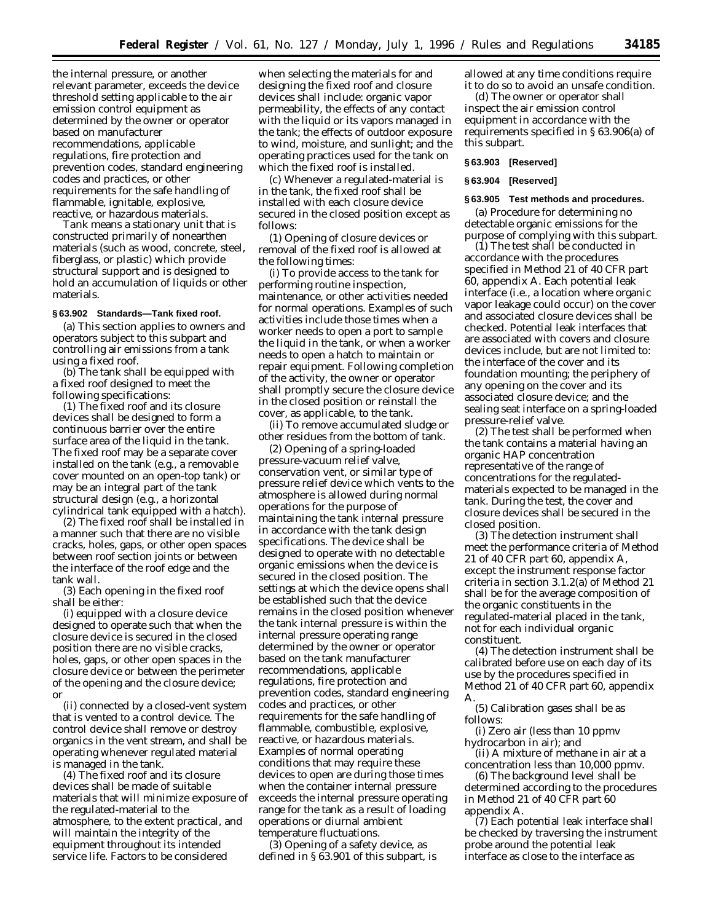the internal pressure, or another relevant parameter, exceeds the device threshold setting applicable to the air emission control equipment as determined by the owner or operator based on manufacturer recommendations, applicable regulations, fire protection and prevention codes, standard engineering codes and practices, or other requirements for the safe handling of flammable, ignitable, explosive, reactive, or hazardous materials.

*Tank* means a stationary unit that is constructed primarily of nonearthen materials (such as wood, concrete, steel, fiberglass, or plastic) which provide structural support and is designed to hold an accumulation of liquids or other materials.

**§ 63.902 Standards—Tank fixed roof.**

(a) This section applies to owners and operators subject to this subpart and controlling air emissions from a tank using a fixed roof.

(b) The tank shall be equipped with a fixed roof designed to meet the following specifications:

(1) The fixed roof and its closure devices shall be designed to form a continuous barrier over the entire surface area of the liquid in the tank. The fixed roof may be a separate cover installed on the tank (e.g., a removable cover mounted on an open-top tank) or may be an integral part of the tank structural design (e.g., a horizontal cylindrical tank equipped with a hatch).

(2) The fixed roof shall be installed in a manner such that there are no visible cracks, holes, gaps, or other open spaces between roof section joints or between the interface of the roof edge and the tank wall.

(3) Each opening in the fixed roof shall be either:

(i) equipped with a closure device designed to operate such that when the closure device is secured in the closed position there are no visible cracks, holes, gaps, or other open spaces in the closure device or between the perimeter of the opening and the closure device; or

(ii) connected by a closed-vent system that is vented to a control device. The control device shall remove or destroy organics in the vent stream, and shall be operating whenever regulated material is managed in the tank.

(4) The fixed roof and its closure devices shall be made of suitable materials that will minimize exposure of the regulated-material to the atmosphere, to the extent practical, and will maintain the integrity of the equipment throughout its intended service life. Factors to be considered when selecting the materials for and designing the fixed roof and closure devices shall include: organic vapor permeability, the effects of any contact with the liquid or its vapors managed in the tank; the effects of outdoor exposure to wind, moisture, and sunlight; and the operating practices used for the tank on which the fixed roof is installed.

(c) Whenever a regulated-material is in the tank, the fixed roof shall be installed with each closure device secured in the closed position except as follows:

(1) Opening of closure devices or removal of the fixed roof is allowed at the following times:

(i) To provide access to the tank for performing routine inspection, maintenance, or other activities needed for normal operations. Examples of such activities include those times when a worker needs to open a port to sample the liquid in the tank, or when a worker needs to open a hatch to maintain or repair equipment. Following completion of the activity, the owner or operator shall promptly secure the closure device in the closed position or reinstall the cover, as applicable, to the tank.

(ii) To remove accumulated sludge or other residues from the bottom of tank.

(2) Opening of a spring-loaded pressure-vacuum relief valve, conservation vent, or similar type of pressure relief device which vents to the atmosphere is allowed during normal operations for the purpose of maintaining the tank internal pressure in accordance with the tank design specifications. The device shall be designed to operate with no detectable organic emissions when the device is secured in the closed position. The settings at which the device opens shall be established such that the device remains in the closed position whenever the tank internal pressure is within the internal pressure operating range determined by the owner or operator based on the tank manufacturer recommendations, applicable regulations, fire protection and prevention codes, standard engineering codes and practices, or other requirements for the safe handling of flammable, combustible, explosive, reactive, or hazardous materials. Examples of normal operating conditions that may require these devices to open are during those times when the container internal pressure exceeds the internal pressure operating range for the tank as a result of loading operations or diurnal ambient temperature fluctuations.

(3) Opening of a safety device, as defined in § 63.901 of this subpart, is allowed at any time conditions require it to do so to avoid an unsafe condition.

(d) The owner or operator shall inspect the air emission control equipment in accordance with the requirements specified in § 63.906(a) of this subpart.

**§ 63.903 [Reserved]**

**§ 63.904 [Reserved]**

**§ 63.905 Test methods and procedures.**

(a) Procedure for determining no detectable organic emissions for the purpose of complying with this subpart.

(1) The test shall be conducted in accordance with the procedures specified in Method 21 of 40 CFR part 60, appendix A. Each potential leak interface (i.e., a location where organic vapor leakage could occur) on the cover and associated closure devices shall be checked. Potential leak interfaces that are associated with covers and closure devices include, but are not limited to: the interface of the cover and its foundation mounting; the periphery of any opening on the cover and its associated closure device; and the sealing seat interface on a spring-loaded pressure-relief valve.

(2) The test shall be performed when the tank contains a material having an organic HAP concentration representative of the range of concentrations for the regulated-materials expected to be managed in the tank. During the test, the cover and closure devices shall be secured in the closed position.

(3) The detection instrument shall meet the performance criteria of Method 21 of 40 CFR part 60, appendix A, except the instrument response factor criteria in section 3.1.2(a) of Method 21 shall be for the average composition of the organic constituents in the regulated-material placed in the tank, not for each individual organic constituent.

(4) The detection instrument shall be calibrated before use on each day of its use by the procedures specified in Method 21 of 40 CFR part 60, appendix A.

(5) Calibration gases shall be as follows:

(i) Zero air (less than 10 ppmv hydrocarbon in air); and

(ii) A mixture of methane in air at a concentration less than 10,000 ppmv.

(6) The background level shall be determined according to the procedures in Method 21 of 40 CFR part 60 appendix A.

(7) Each potential leak interface shall be checked by traversing the instrument probe around the potential leak interface as close to the interface as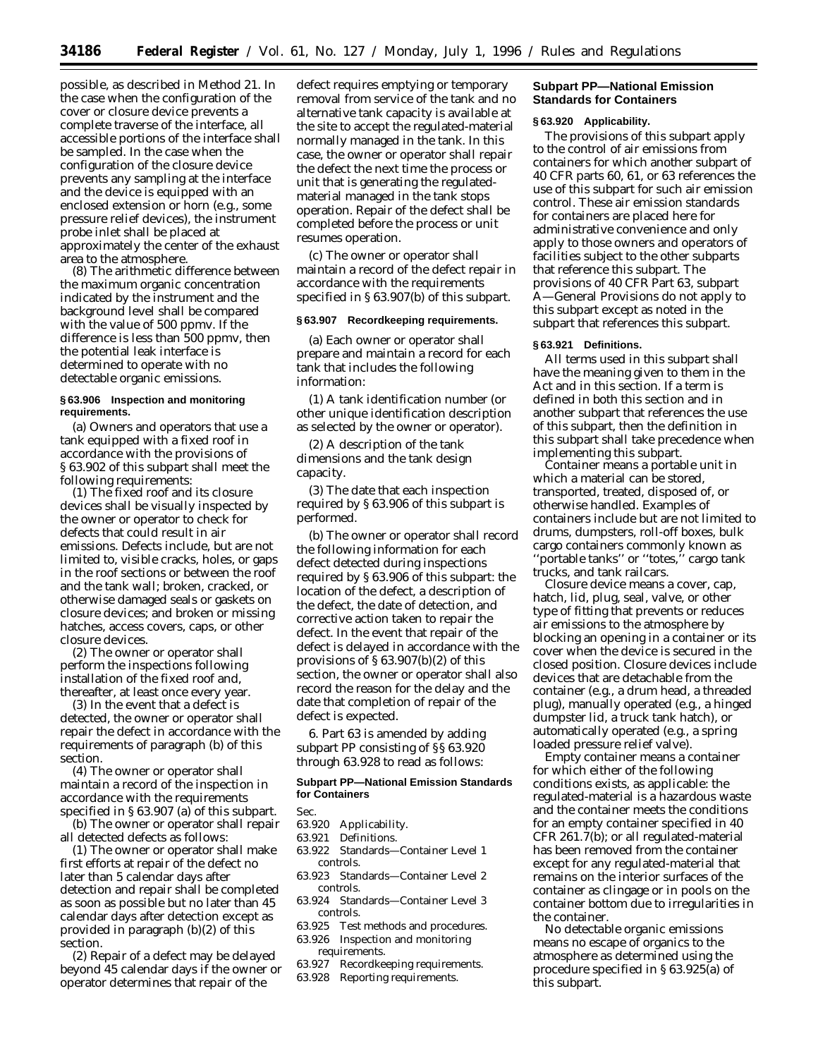possible, as described in Method 21. In the case when the configuration of the cover or closure device prevents a complete traverse of the interface, all accessible portions of the interface shall be sampled. In the case when the configuration of the closure device prevents any sampling at the interface and the device is equipped with an enclosed extension or horn (e.g., some pressure relief devices), the instrument probe inlet shall be placed at approximately the center of the exhaust area to the atmosphere.

(8) The arithmetic difference between the maximum organic concentration indicated by the instrument and the background level shall be compared with the value of 500 ppmv. If the difference is less than 500 ppmv, then the potential leak interface is determined to operate with no detectable organic emissions.

#### § 63.906 Inspection and monitoring requirements.

(a) Owners and operators that use a tank equipped with a fixed roof in accordance with the provisions of § 63.902 of this subpart shall meet the following requirements:

(1) The fixed roof and its closure devices shall be visually inspected by the owner or operator to check for defects that could result in air emissions. Defects include, but are not limited to, visible cracks, holes, or gaps in the roof sections or between the roof and the tank wall; broken, cracked, or otherwise damaged seals or gaskets on closure devices; and broken or missing hatches, access covers, caps, or other closure devices.

(2) The owner or operator shall perform the inspections following installation of the fixed roof and, thereafter, at least once every year.

(3) In the event that a defect is detected, the owner or operator shall repair the defect in accordance with the requirements of paragraph (b) of this section.

(4) The owner or operator shall maintain a record of the inspection in accordance with the requirements specified in § 63.907 (a) of this subpart.

(b) The owner or operator shall repair all detected defects as follows:

(1) The owner or operator shall make first efforts at repair of the defect no later than 5 calendar days after detection and repair shall be completed as soon as possible but no later than 45 calendar days after detection except as provided in paragraph (b)(2) of this section.

(2) Repair of a defect may be delayed beyond 45 calendar days if the owner or operator determines that repair of the defect requires emptying or temporary removal from service of the tank and no alternative tank capacity is available at the site to accept the regulated-material normally managed in the tank. In this case, the owner or operator shall repair the defect the next time the process or unit that is generating the regulated-material managed in the tank stops operation. Repair of the defect shall be completed before the process or unit resumes operation.

(c) The owner or operator shall maintain a record of the defect repair in accordance with the requirements specified in § 63.907(b) of this subpart.

#### § 63.907 Recordkeeping requirements.

(a) Each owner or operator shall prepare and maintain a record for each tank that includes the following information:

(1) A tank identification number (or other unique identification description as selected by the owner or operator).

(2) A description of the tank dimensions and the tank design capacity.

(3) The date that each inspection required by § 63.906 of this subpart is performed.

(b) The owner or operator shall record the following information for each defect detected during inspections required by § 63.906 of this subpart: the location of the defect, a description of the defect, the date of detection, and corrective action taken to repair the defect. In the event that repair of the defect is delayed in accordance with the provisions of § 63.907(b)(2) of this section, the owner or operator shall also record the reason for the delay and the date that completion of repair of the defect is expected.

6. Part 63 is amended by adding subpart PP consisting of §§ 63.920 through 63.928 to read as follows:

### Subpart PP—National Emission Standards for Containers

Sec.
63.920 Applicability.
63.921 Definitions.
63.922 Standards—Container Level 1 controls.
63.923 Standards—Container Level 2 controls.
63.924 Standards—Container Level 3 controls.
63.925 Test methods and procedures.
63.926 Inspection and monitoring requirements.
63.927 Recordkeeping requirements.
63.928 Reporting requirements.

### Subpart PP—National Emission Standards for Containers

#### § 63.920 Applicability.

The provisions of this subpart apply to the control of air emissions from containers for which another subpart of 40 CFR parts 60, 61, or 63 references the use of this subpart for such air emission control. These air emission standards for containers are placed here for administrative convenience and only apply to those owners and operators of facilities subject to the other subparts that reference this subpart. The provisions of 40 CFR Part 63, subpart A—General Provisions do not apply to this subpart except as noted in the subpart that references this subpart.

#### § 63.921 Definitions.

All terms used in this subpart shall have the meaning given to them in the Act and in this section. If a term is defined in both this section and in another subpart that references the use of this subpart, then the definition in this subpart shall take precedence when implementing this subpart.

*Container* means a portable unit in which a material can be stored, transported, treated, disposed of, or otherwise handled. Examples of containers include but are not limited to drums, dumpsters, roll-off boxes, bulk cargo containers commonly known as "portable tanks" or "totes," cargo tank trucks, and tank railcars.

*Closure device* means a cover, cap, hatch, lid, plug, seal, valve, or other type of fitting that prevents or reduces air emissions to the atmosphere by blocking an opening in a container or its cover when the device is secured in the closed position. Closure devices include devices that are detachable from the container (e.g., a drum head, a threaded plug), manually operated (e.g., a hinged dumpster lid, a truck tank hatch), or automatically operated (e.g., a spring loaded pressure relief valve).

*Empty container* means a container for which either of the following conditions exists, as applicable: the regulated-material is a hazardous waste and the container meets the conditions for an empty container specified in 40 CFR 261.7(b); or all regulated-material has been removed from the container except for any regulated-material that remains on the interior surfaces of the container as clingage or in pools on the container bottom due to irregularities in the container.

*No detectable organic emissions* means no escape of organics to the atmosphere as determined using the procedure specified in § 63.925(a) of this subpart.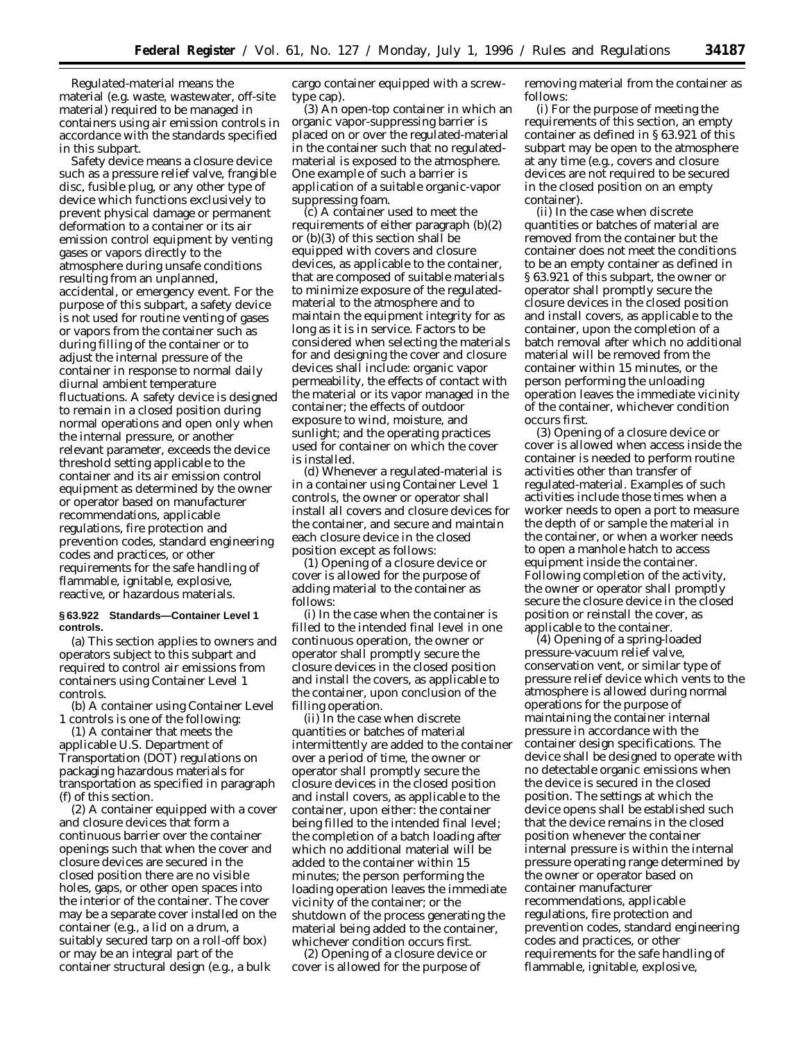*Regulated-material* means the material (e.g. waste, wastewater, off-site material) required to be managed in containers using air emission controls in accordance with the standards specified in this subpart.

*Safety device* means a closure device such as a pressure relief valve, frangible disc, fusible plug, or any other type of device which functions exclusively to prevent physical damage or permanent deformation to a container or its air emission control equipment by venting gases or vapors directly to the atmosphere during unsafe conditions resulting from an unplanned, accidental, or emergency event. For the purpose of this subpart, a safety device is not used for routine venting of gases or vapors from the container such as during filling of the container or to adjust the internal pressure of the container in response to normal daily diurnal ambient temperature fluctuations. A safety device is designed to remain in a closed position during normal operations and open only when the internal pressure, or another relevant parameter, exceeds the device threshold setting applicable to the container and its air emission control equipment as determined by the owner or operator based on manufacturer recommendations, applicable regulations, fire protection and prevention codes, standard engineering codes and practices, or other requirements for the safe handling of flammable, ignitable, explosive, reactive, or hazardous materials.

**§ 63.922 Standards—Container Level 1 controls.**

(a) This section applies to owners and operators subject to this subpart and required to control air emissions from containers using Container Level 1 controls.

(b) A container using Container Level 1 controls is one of the following:

(1) A container that meets the applicable U.S. Department of Transportation (DOT) regulations on packaging hazardous materials for transportation as specified in paragraph (f) of this section.

(2) A container equipped with a cover and closure devices that form a continuous barrier over the container openings such that when the cover and closure devices are secured in the closed position there are no visible holes, gaps, or other open spaces into the interior of the container. The cover may be a separate cover installed on the container (e.g., a lid on a drum, a suitably secured tarp on a roll-off box) or may be an integral part of the container structural design (e.g., a bulk cargo container equipped with a screw-type cap).

(3) An open-top container in which an organic vapor-suppressing barrier is placed on or over the regulated-material in the container such that no regulated-material is exposed to the atmosphere. One example of such a barrier is application of a suitable organic-vapor suppressing foam.

(c) A container used to meet the requirements of either paragraph (b)(2) or (b)(3) of this section shall be equipped with covers and closure devices, as applicable to the container, that are composed of suitable materials to minimize exposure of the regulated-material to the atmosphere and to maintain the equipment integrity for as long as it is in service. Factors to be considered when selecting the materials for and designing the cover and closure devices shall include: organic vapor permeability, the effects of contact with the material or its vapor managed in the container; the effects of outdoor exposure to wind, moisture, and sunlight; and the operating practices used for container on which the cover is installed.

(d) Whenever a regulated-material is in a container using Container Level 1 controls, the owner or operator shall install all covers and closure devices for the container, and secure and maintain each closure device in the closed position except as follows:

(1) Opening of a closure device or cover is allowed for the purpose of adding material to the container as follows:

(i) In the case when the container is filled to the intended final level in one continuous operation, the owner or operator shall promptly secure the closure devices in the closed position and install the covers, as applicable to the container, upon conclusion of the filling operation.

(ii) In the case when discrete quantities or batches of material intermittently are added to the container over a period of time, the owner or operator shall promptly secure the closure devices in the closed position and install covers, as applicable to the container, upon either: the container being filled to the intended final level; the completion of a batch loading after which no additional material will be added to the container within 15 minutes; the person performing the loading operation leaves the immediate vicinity of the container; or the shutdown of the process generating the material being added to the container, whichever condition occurs first.

(2) Opening of a closure device or cover is allowed for the purpose of removing material from the container as follows:

(i) For the purpose of meeting the requirements of this section, an empty container as defined in § 63.921 of this subpart may be open to the atmosphere at any time (e.g., covers and closure devices are not required to be secured in the closed position on an empty container).

(ii) In the case when discrete quantities or batches of material are removed from the container but the container does not meet the conditions to be an empty container as defined in § 63.921 of this subpart, the owner or operator shall promptly secure the closure devices in the closed position and install covers, as applicable to the container, upon the completion of a batch removal after which no additional material will be removed from the container within 15 minutes, or the person performing the unloading operation leaves the immediate vicinity of the container, whichever condition occurs first.

(3) Opening of a closure device or cover is allowed when access inside the container is needed to perform routine activities other than transfer of regulated-material. Examples of such activities include those times when a worker needs to open a port to measure the depth of or sample the material in the container, or when a worker needs to open a manhole hatch to access equipment inside the container. Following completion of the activity, the owner or operator shall promptly secure the closure device in the closed position or reinstall the cover, as applicable to the container.

(4) Opening of a spring-loaded pressure-vacuum relief valve, conservation vent, or similar type of pressure relief device which vents to the atmosphere is allowed during normal operations for the purpose of maintaining the container internal pressure in accordance with the container design specifications. The device shall be designed to operate with no detectable organic emissions when the device is secured in the closed position. The settings at which the device opens shall be established such that the device remains in the closed position whenever the container internal pressure is within the internal pressure operating range determined by the owner or operator based on container manufacturer recommendations, applicable regulations, fire protection and prevention codes, standard engineering codes and practices, or other requirements for the safe handling of flammable, ignitable, explosive,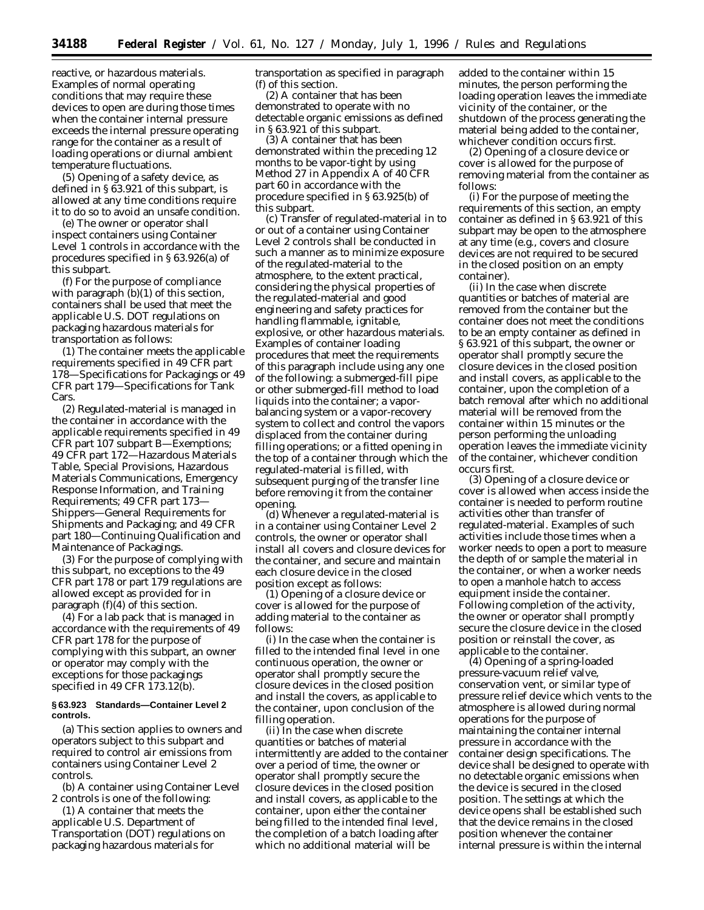reactive, or hazardous materials. Examples of normal operating conditions that may require these devices to open are during those times when the container internal pressure exceeds the internal pressure operating range for the container as a result of loading operations or diurnal ambient temperature fluctuations.

(5) Opening of a safety device, as defined in § 63.921 of this subpart, is allowed at any time conditions require it to do so to avoid an unsafe condition.

(e) The owner or operator shall inspect containers using Container Level 1 controls in accordance with the procedures specified in § 63.926(a) of this subpart.

(f) For the purpose of compliance with paragraph (b)(1) of this section, containers shall be used that meet the applicable U.S. DOT regulations on packaging hazardous materials for transportation as follows:

(1) The container meets the applicable requirements specified in 49 CFR part 178—Specifications for Packagings or 49 CFR part 179—Specifications for Tank Cars.

(2) Regulated-material is managed in the container in accordance with the applicable requirements specified in 49 CFR part 107 subpart B—Exemptions; 49 CFR part 172—Hazardous Materials Table, Special Provisions, Hazardous Materials Communications, Emergency Response Information, and Training Requirements; 49 CFR part 173—Shippers—General Requirements for Shipments and Packaging; and 49 CFR part 180—Continuing Qualification and Maintenance of Packagings.

(3) For the purpose of complying with this subpart, no exceptions to the 49 CFR part 178 or part 179 regulations are allowed except as provided for in paragraph (f)(4) of this section.

(4) For a lab pack that is managed in accordance with the requirements of 49 CFR part 178 for the purpose of complying with this subpart, an owner or operator may comply with the exceptions for those packagings specified in 49 CFR 173.12(b).

**§ 63.923 Standards—Container Level 2 controls.**

(a) This section applies to owners and operators subject to this subpart and required to control air emissions from containers using Container Level 2 controls.

(b) A container using Container Level 2 controls is one of the following:

(1) A container that meets the applicable U.S. Department of Transportation (DOT) regulations on packaging hazardous materials for transportation as specified in paragraph (f) of this section.

(2) A container that has been demonstrated to operate with no detectable organic emissions as defined in § 63.921 of this subpart.

(3) A container that has been demonstrated within the preceding 12 months to be vapor-tight by using Method 27 in Appendix A of 40 CFR part 60 in accordance with the procedure specified in § 63.925(b) of this subpart.

(c) Transfer of regulated-material in to or out of a container using Container Level 2 controls shall be conducted in such a manner as to minimize exposure of the regulated-material to the atmosphere, to the extent practical, considering the physical properties of the regulated-material and good engineering and safety practices for handling flammable, ignitable, explosive, or other hazardous materials. Examples of container loading procedures that meet the requirements of this paragraph include using any one of the following: a submerged-fill pipe or other submerged-fill method to load liquids into the container; a vapor-balancing system or a vapor-recovery system to collect and control the vapors displaced from the container during filling operations; or a fitted opening in the top of a container through which the regulated-material is filled, with subsequent purging of the transfer line before removing it from the container opening.

(d) Whenever a regulated-material is in a container using Container Level 2 controls, the owner or operator shall install all covers and closure devices for the container, and secure and maintain each closure device in the closed position except as follows:

(1) Opening of a closure device or cover is allowed for the purpose of adding material to the container as follows:

(i) In the case when the container is filled to the intended final level in one continuous operation, the owner or operator shall promptly secure the closure devices in the closed position and install the covers, as applicable to the container, upon conclusion of the filling operation.

(ii) In the case when discrete quantities or batches of material intermittently are added to the container over a period of time, the owner or operator shall promptly secure the closure devices in the closed position and install covers, as applicable to the container, upon either the container being filled to the intended final level, the completion of a batch loading after which no additional material will be added to the container within 15 minutes, the person performing the loading operation leaves the immediate vicinity of the container, or the shutdown of the process generating the material being added to the container, whichever condition occurs first.

(2) Opening of a closure device or cover is allowed for the purpose of removing material from the container as follows:

(i) For the purpose of meeting the requirements of this section, an empty container as defined in § 63.921 of this subpart may be open to the atmosphere at any time (e.g., covers and closure devices are not required to be secured in the closed position on an empty container).

(ii) In the case when discrete quantities or batches of material are removed from the container but the container does not meet the conditions to be an empty container as defined in § 63.921 of this subpart, the owner or operator shall promptly secure the closure devices in the closed position and install covers, as applicable to the container, upon the completion of a batch removal after which no additional material will be removed from the container within 15 minutes or the person performing the unloading operation leaves the immediate vicinity of the container, whichever condition occurs first.

(3) Opening of a closure device or cover is allowed when access inside the container is needed to perform routine activities other than transfer of regulated-material. Examples of such activities include those times when a worker needs to open a port to measure the depth of or sample the material in the container, or when a worker needs to open a manhole hatch to access equipment inside the container. Following completion of the activity, the owner or operator shall promptly secure the closure device in the closed position or reinstall the cover, as applicable to the container.

(4) Opening of a spring-loaded pressure-vacuum relief valve, conservation vent, or similar type of pressure relief device which vents to the atmosphere is allowed during normal operations for the purpose of maintaining the container internal pressure in accordance with the container design specifications. The device shall be designed to operate with no detectable organic emissions when the device is secured in the closed position. The settings at which the device opens shall be established such that the device remains in the closed position whenever the container internal pressure is within the internal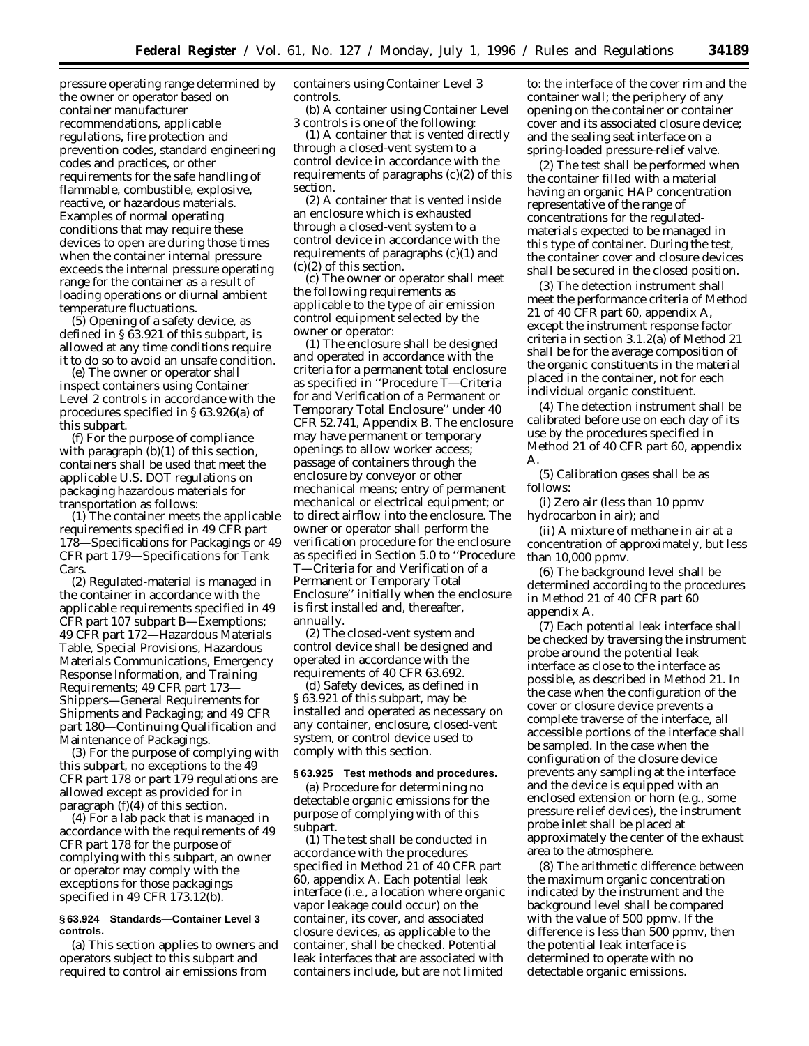pressure operating range determined by the owner or operator based on container manufacturer recommendations, applicable regulations, fire protection and prevention codes, standard engineering codes and practices, or other requirements for the safe handling of flammable, combustible, explosive, reactive, or hazardous materials. Examples of normal operating conditions that may require these devices to open are during those times when the container internal pressure exceeds the internal pressure operating range for the container as a result of loading operations or diurnal ambient temperature fluctuations.

(5) Opening of a safety device, as defined in § 63.921 of this subpart, is allowed at any time conditions require it to do so to avoid an unsafe condition.

(e) The owner or operator shall inspect containers using Container Level 2 controls in accordance with the procedures specified in § 63.926(a) of this subpart.

(f) For the purpose of compliance with paragraph (b)(1) of this section, containers shall be used that meet the applicable U.S. DOT regulations on packaging hazardous materials for transportation as follows:

(1) The container meets the applicable requirements specified in 49 CFR part 178—Specifications for Packagings or 49 CFR part 179—Specifications for Tank Cars.

(2) Regulated-material is managed in the container in accordance with the applicable requirements specified in 49 CFR part 107 subpart B—Exemptions; 49 CFR part 172—Hazardous Materials Table, Special Provisions, Hazardous Materials Communications, Emergency Response Information, and Training Requirements; 49 CFR part 173—Shippers—General Requirements for Shipments and Packaging; and 49 CFR part 180—Continuing Qualification and Maintenance of Packagings.

(3) For the purpose of complying with this subpart, no exceptions to the 49 CFR part 178 or part 179 regulations are allowed except as provided for in paragraph (f)(4) of this section.

(4) For a lab pack that is managed in accordance with the requirements of 49 CFR part 178 for the purpose of complying with this subpart, an owner or operator may comply with the exceptions for those packagings specified in 49 CFR 173.12(b).

**§ 63.924 Standards—Container Level 3 controls.**

(a) This section applies to owners and operators subject to this subpart and required to control air emissions from containers using Container Level 3 controls.

(b) A container using Container Level 3 controls is one of the following:

(1) A container that is vented directly through a closed-vent system to a control device in accordance with the requirements of paragraphs (c)(2) of this section.

(2) A container that is vented inside an enclosure which is exhausted through a closed-vent system to a control device in accordance with the requirements of paragraphs (c)(1) and (c)(2) of this section.

(c) The owner or operator shall meet the following requirements as applicable to the type of air emission control equipment selected by the owner or operator:

(1) The enclosure shall be designed and operated in accordance with the criteria for a permanent total enclosure as specified in "Procedure T—Criteria for and Verification of a Permanent or Temporary Total Enclosure" under 40 CFR 52.741, Appendix B. The enclosure may have permanent or temporary openings to allow worker access; passage of containers through the enclosure by conveyor or other mechanical means; entry of permanent mechanical or electrical equipment; or to direct airflow into the enclosure. The owner or operator shall perform the verification procedure for the enclosure as specified in Section 5.0 to "Procedure T—Criteria for and Verification of a Permanent or Temporary Total Enclosure" initially when the enclosure is first installed and, thereafter, annually.

(2) The closed-vent system and control device shall be designed and operated in accordance with the requirements of 40 CFR 63.692.

(d) Safety devices, as defined in § 63.921 of this subpart, may be installed and operated as necessary on any container, enclosure, closed-vent system, or control device used to comply with this section.

**§ 63.925 Test methods and procedures.**

(a) Procedure for determining no detectable organic emissions for the purpose of complying with of this subpart.

(1) The test shall be conducted in accordance with the procedures specified in Method 21 of 40 CFR part 60, appendix A. Each potential leak interface (i.e., a location where organic vapor leakage could occur) on the container, its cover, and associated closure devices, as applicable to the container, shall be checked. Potential leak interfaces that are associated with containers include, but are not limited to: the interface of the cover rim and the container wall; the periphery of any opening on the container or container cover and its associated closure device; and the sealing seat interface on a spring-loaded pressure-relief valve.

(2) The test shall be performed when the container filled with a material having an organic HAP concentration representative of the range of concentrations for the regulated-materials expected to be managed in this type of container. During the test, the container cover and closure devices shall be secured in the closed position.

(3) The detection instrument shall meet the performance criteria of Method 21 of 40 CFR part 60, appendix A, except the instrument response factor criteria in section 3.1.2(a) of Method 21 shall be for the average composition of the organic constituents in the material placed in the container, not for each individual organic constituent.

(4) The detection instrument shall be calibrated before use on each day of its use by the procedures specified in Method 21 of 40 CFR part 60, appendix A.

(5) Calibration gases shall be as follows:

(i) Zero air (less than 10 ppmv hydrocarbon in air); and

(ii) A mixture of methane in air at a concentration of approximately, but less than 10,000 ppmv.

(6) The background level shall be determined according to the procedures in Method 21 of 40 CFR part 60 appendix A.

(7) Each potential leak interface shall be checked by traversing the instrument probe around the potential leak interface as close to the interface as possible, as described in Method 21. In the case when the configuration of the cover or closure device prevents a complete traverse of the interface, all accessible portions of the interface shall be sampled. In the case when the configuration of the closure device prevents any sampling at the interface and the device is equipped with an enclosed extension or horn (e.g., some pressure relief devices), the instrument probe inlet shall be placed at approximately the center of the exhaust area to the atmosphere.

(8) The arithmetic difference between the maximum organic concentration indicated by the instrument and the background level shall be compared with the value of 500 ppmv. If the difference is less than 500 ppmv, then the potential leak interface is determined to operate with no detectable organic emissions.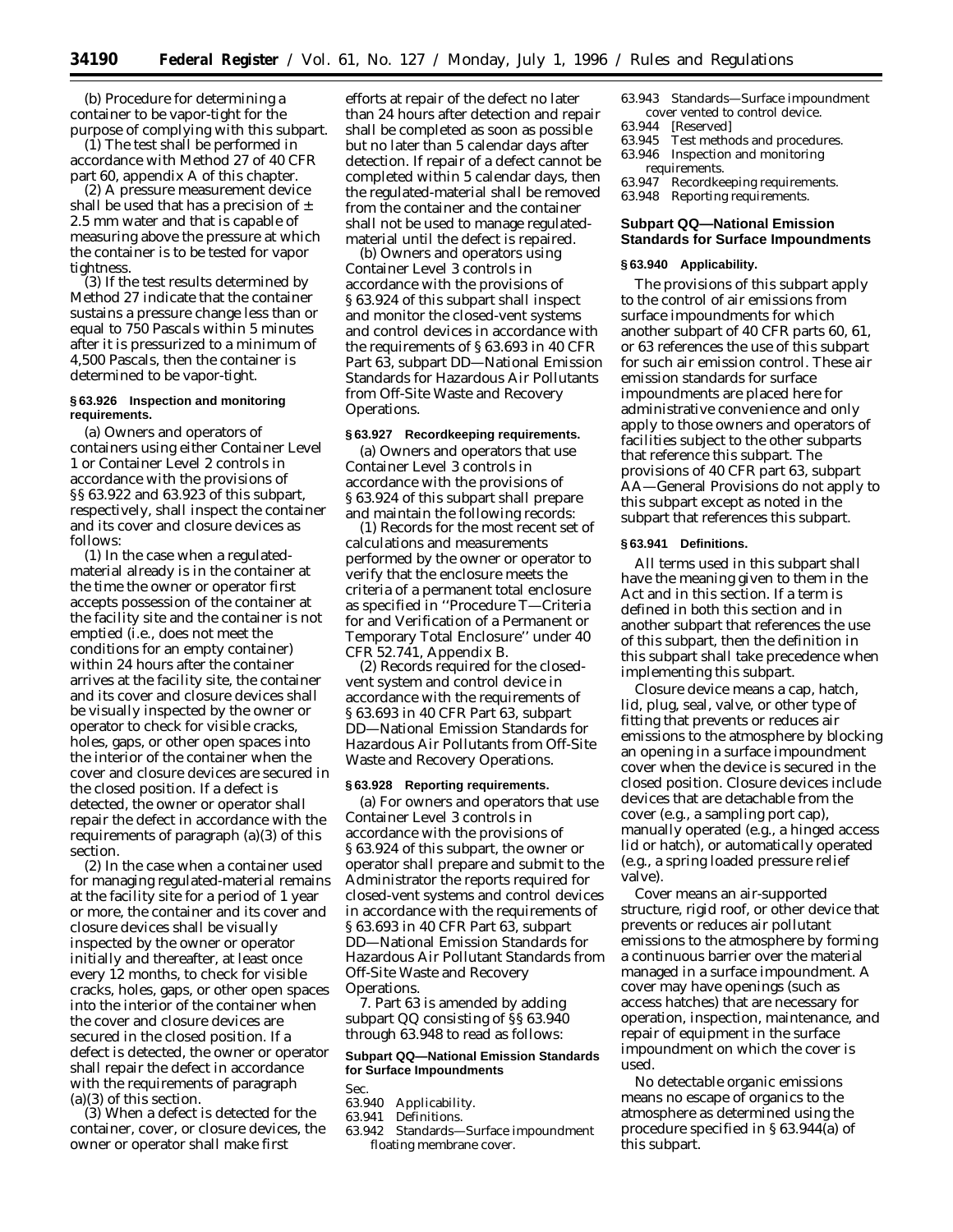(b) Procedure for determining a container to be vapor-tight for the purpose of complying with this subpart.

(1) The test shall be performed in accordance with Method 27 of 40 CFR part 60, appendix A of this chapter.

(2) A pressure measurement device shall be used that has a precision of ± 2.5 mm water and that is capable of measuring above the pressure at which the container is to be tested for vapor tightness.

(3) If the test results determined by Method 27 indicate that the container sustains a pressure change less than or equal to 750 Pascals within 5 minutes after it is pressurized to a minimum of 4,500 Pascals, then the container is determined to be vapor-tight.

**§ 63.926 Inspection and monitoring requirements.**

(a) Owners and operators of containers using either Container Level 1 or Container Level 2 controls in accordance with the provisions of §§ 63.922 and 63.923 of this subpart, respectively, shall inspect the container and its cover and closure devices as follows:

(1) In the case when a regulated-material already is in the container at the time the owner or operator first accepts possession of the container at the facility site and the container is not emptied (i.e., does not meet the conditions for an empty container) within 24 hours after the container arrives at the facility site, the container and its cover and closure devices shall be visually inspected by the owner or operator to check for visible cracks, holes, gaps, or other open spaces into the interior of the container when the cover and closure devices are secured in the closed position. If a defect is detected, the owner or operator shall repair the defect in accordance with the requirements of paragraph (a)(3) of this section.

(2) In the case when a container used for managing regulated-material remains at the facility site for a period of 1 year or more, the container and its cover and closure devices shall be visually inspected by the owner or operator initially and thereafter, at least once every 12 months, to check for visible cracks, holes, gaps, or other open spaces into the interior of the container when the cover and closure devices are secured in the closed position. If a defect is detected, the owner or operator shall repair the defect in accordance with the requirements of paragraph (a)(3) of this section.

(3) When a defect is detected for the container, cover, or closure devices, the owner or operator shall make first efforts at repair of the defect no later than 24 hours after detection and repair shall be completed as soon as possible but no later than 5 calendar days after detection. If repair of a defect cannot be completed within 5 calendar days, then the regulated-material shall be removed from the container and the container shall not be used to manage regulated-material until the defect is repaired.

(b) Owners and operators using Container Level 3 controls in accordance with the provisions of § 63.924 of this subpart shall inspect and monitor the closed-vent systems and control devices in accordance with the requirements of § 63.693 in 40 CFR Part 63, subpart DD—National Emission Standards for Hazardous Air Pollutants from Off-Site Waste and Recovery Operations.

**§ 63.927 Recordkeeping requirements.**

(a) Owners and operators that use Container Level 3 controls in accordance with the provisions of § 63.924 of this subpart shall prepare and maintain the following records:

(1) Records for the most recent set of calculations and measurements performed by the owner or operator to verify that the enclosure meets the criteria of a permanent total enclosure as specified in ''Procedure T—Criteria for and Verification of a Permanent or Temporary Total Enclosure'' under 40 CFR 52.741, Appendix B.

(2) Records required for the closed-vent system and control device in accordance with the requirements of § 63.693 in 40 CFR Part 63, subpart DD—National Emission Standards for Hazardous Air Pollutants from Off-Site Waste and Recovery Operations.

**§ 63.928 Reporting requirements.**

(a) For owners and operators that use Container Level 3 controls in accordance with the provisions of § 63.924 of this subpart, the owner or operator shall prepare and submit to the Administrator the reports required for closed-vent systems and control devices in accordance with the requirements of § 63.693 in 40 CFR Part 63, subpart DD—National Emission Standards for Hazardous Air Pollutant Standards from Off-Site Waste and Recovery Operations.

7. Part 63 is amended by adding subpart QQ consisting of §§ 63.940 through 63.948 to read as follows:

**Subpart QQ—National Emission Standards for Surface Impoundments**

Sec.
63.940 Applicability.
63.941 Definitions.
63.942 Standards—Surface impoundment floating membrane cover.
63.943 Standards—Surface impoundment cover vented to control device.
63.944 [Reserved]
63.945 Test methods and procedures.
63.946 Inspection and monitoring requirements.
63.947 Recordkeeping requirements.
63.948 Reporting requirements.

## Subpart QQ—National Emission Standards for Surface Impoundments

**§ 63.940 Applicability.**

The provisions of this subpart apply to the control of air emissions from surface impoundments for which another subpart of 40 CFR parts 60, 61, or 63 references the use of this subpart for such air emission control. These air emission standards for surface impoundments are placed here for administrative convenience and only apply to those owners and operators of facilities subject to the other subparts that reference this subpart. The provisions of 40 CFR part 63, subpart AA—General Provisions do not apply to this subpart except as noted in the subpart that references this subpart.

**§ 63.941 Definitions.**

All terms used in this subpart shall have the meaning given to them in the Act and in this section. If a term is defined in both this section and in another subpart that references the use of this subpart, then the definition in this subpart shall take precedence when implementing this subpart.

*Closure device* means a cap, hatch, lid, plug, seal, valve, or other type of fitting that prevents or reduces air emissions to the atmosphere by blocking an opening in a surface impoundment cover when the device is secured in the closed position. Closure devices include devices that are detachable from the cover (e.g., a sampling port cap), manually operated (e.g., a hinged access lid or hatch), or automatically operated (e.g., a spring loaded pressure relief valve).

*Cover* means an air-supported structure, rigid roof, or other device that prevents or reduces air pollutant emissions to the atmosphere by forming a continuous barrier over the material managed in a surface impoundment. A cover may have openings (such as access hatches) that are necessary for operation, inspection, maintenance, and repair of equipment in the surface impoundment on which the cover is used.

*No detectable organic emissions* means no escape of organics to the atmosphere as determined using the procedure specified in § 63.944(a) of this subpart.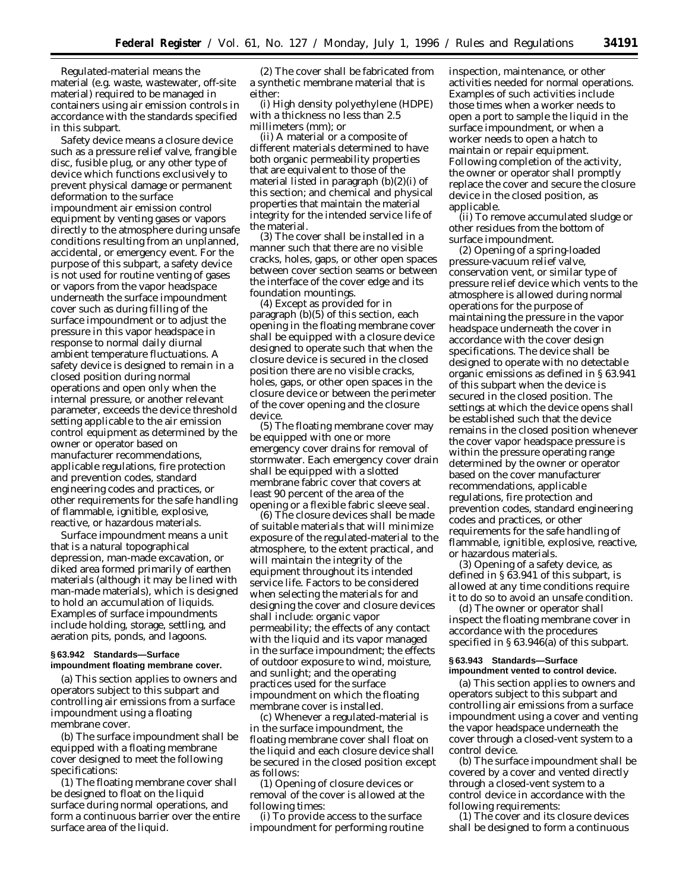*Regulated-material* means the material (e.g. waste, wastewater, off-site material) required to be managed in containers using air emission controls in accordance with the standards specified in this subpart.

*Safety device* means a closure device such as a pressure relief valve, frangible disc, fusible plug, or any other type of device which functions exclusively to prevent physical damage or permanent deformation to the surface impoundment air emission control equipment by venting gases or vapors directly to the atmosphere during unsafe conditions resulting from an unplanned, accidental, or emergency event. For the purpose of this subpart, a safety device is not used for routine venting of gases or vapors from the vapor headspace underneath the surface impoundment cover such as during filling of the surface impoundment or to adjust the pressure in this vapor headspace in response to normal daily diurnal ambient temperature fluctuations. A safety device is designed to remain in a closed position during normal operations and open only when the internal pressure, or another relevant parameter, exceeds the device threshold setting applicable to the air emission control equipment as determined by the owner or operator based on manufacturer recommendations, applicable regulations, fire protection and prevention codes, standard engineering codes and practices, or other requirements for the safe handling of flammable, ignitible, explosive, reactive, or hazardous materials.

*Surface impoundment* means a unit that is a natural topographical depression, man-made excavation, or diked area formed primarily of earthen materials (although it may be lined with man-made materials), which is designed to hold an accumulation of liquids. Examples of surface impoundments include holding, storage, settling, and aeration pits, ponds, and lagoons.

**§ 63.942 Standards—Surface impoundment floating membrane cover.**

(a) This section applies to owners and operators subject to this subpart and controlling air emissions from a surface impoundment using a floating membrane cover.

(b) The surface impoundment shall be equipped with a floating membrane cover designed to meet the following specifications:

(1) The floating membrane cover shall be designed to float on the liquid surface during normal operations, and form a continuous barrier over the entire surface area of the liquid.

(2) The cover shall be fabricated from a synthetic membrane material that is either:

(i) High density polyethylene (HDPE) with a thickness no less than 2.5 millimeters (mm); or

(ii) A material or a composite of different materials determined to have both organic permeability properties that are equivalent to those of the material listed in paragraph (b)(2)(i) of this section; and chemical and physical properties that maintain the material integrity for the intended service life of the material.

(3) The cover shall be installed in a manner such that there are no visible cracks, holes, gaps, or other open spaces between cover section seams or between the interface of the cover edge and its foundation mountings.

(4) Except as provided for in paragraph (b)(5) of this section, each opening in the floating membrane cover shall be equipped with a closure device designed to operate such that when the closure device is secured in the closed position there are no visible cracks, holes, gaps, or other open spaces in the closure device or between the perimeter of the cover opening and the closure device.

(5) The floating membrane cover may be equipped with one or more emergency cover drains for removal of stormwater. Each emergency cover drain shall be equipped with a slotted membrane fabric cover that covers at least 90 percent of the area of the opening or a flexible fabric sleeve seal.

(6) The closure devices shall be made of suitable materials that will minimize exposure of the regulated-material to the atmosphere, to the extent practical, and will maintain the integrity of the equipment throughout its intended service life. Factors to be considered when selecting the materials for and designing the cover and closure devices shall include: organic vapor permeability; the effects of any contact with the liquid and its vapor managed in the surface impoundment; the effects of outdoor exposure to wind, moisture, and sunlight; and the operating practices used for the surface impoundment on which the floating membrane cover is installed.

(c) Whenever a regulated-material is in the surface impoundment, the floating membrane cover shall float on the liquid and each closure device shall be secured in the closed position except as follows:

(1) Opening of closure devices or removal of the cover is allowed at the following times:

(i) To provide access to the surface impoundment for performing routine inspection, maintenance, or other activities needed for normal operations. Examples of such activities include those times when a worker needs to open a port to sample the liquid in the surface impoundment, or when a worker needs to open a hatch to maintain or repair equipment. Following completion of the activity, the owner or operator shall promptly replace the cover and secure the closure device in the closed position, as applicable.

(ii) To remove accumulated sludge or other residues from the bottom of surface impoundment.

(2) Opening of a spring-loaded pressure-vacuum relief valve, conservation vent, or similar type of pressure relief device which vents to the atmosphere is allowed during normal operations for the purpose of maintaining the pressure in the vapor headspace underneath the cover in accordance with the cover design specifications. The device shall be designed to operate with no detectable organic emissions as defined in § 63.941 of this subpart when the device is secured in the closed position. The settings at which the device opens shall be established such that the device remains in the closed position whenever the cover vapor headspace pressure is within the pressure operating range determined by the owner or operator based on the cover manufacturer recommendations, applicable regulations, fire protection and prevention codes, standard engineering codes and practices, or other requirements for the safe handling of flammable, ignitible, explosive, reactive, or hazardous materials.

(3) Opening of a safety device, as defined in § 63.941 of this subpart, is allowed at any time conditions require it to do so to avoid an unsafe condition.

(d) The owner or operator shall inspect the floating membrane cover in accordance with the procedures specified in § 63.946(a) of this subpart.

**§ 63.943 Standards—Surface impoundment vented to control device.**

(a) This section applies to owners and operators subject to this subpart and controlling air emissions from a surface impoundment using a cover and venting the vapor headspace underneath the cover through a closed-vent system to a control device.

(b) The surface impoundment shall be covered by a cover and vented directly through a closed-vent system to a control device in accordance with the following requirements:

(1) The cover and its closure devices shall be designed to form a continuous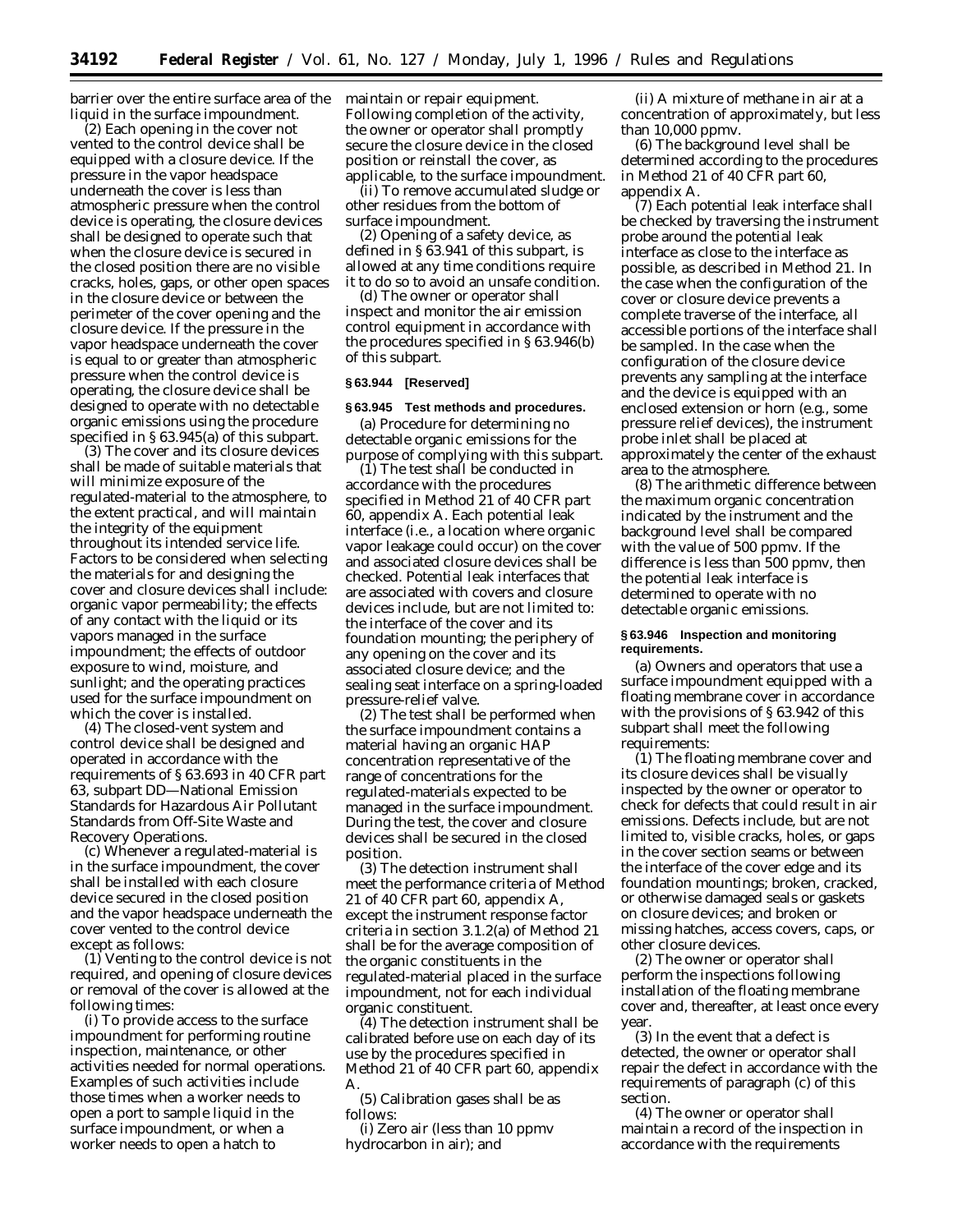barrier over the entire surface area of the liquid in the surface impoundment.

(2) Each opening in the cover not vented to the control device shall be equipped with a closure device. If the pressure in the vapor headspace underneath the cover is less than atmospheric pressure when the control device is operating, the closure devices shall be designed to operate such that when the closure device is secured in the closed position there are no visible cracks, holes, gaps, or other open spaces in the closure device or between the perimeter of the cover opening and the closure device. If the pressure in the vapor headspace underneath the cover is equal to or greater than atmospheric pressure when the control device is operating, the closure device shall be designed to operate with no detectable organic emissions using the procedure specified in § 63.945(a) of this subpart.

(3) The cover and its closure devices shall be made of suitable materials that will minimize exposure of the regulated-material to the atmosphere, to the extent practical, and will maintain the integrity of the equipment throughout its intended service life. Factors to be considered when selecting the materials for and designing the cover and closure devices shall include: organic vapor permeability; the effects of any contact with the liquid or its vapors managed in the surface impoundment; the effects of outdoor exposure to wind, moisture, and sunlight; and the operating practices used for the surface impoundment on which the cover is installed.

(4) The closed-vent system and control device shall be designed and operated in accordance with the requirements of § 63.693 in 40 CFR part 63, subpart DD—National Emission Standards for Hazardous Air Pollutant Standards from Off-Site Waste and Recovery Operations.

(c) Whenever a regulated-material is in the surface impoundment, the cover shall be installed with each closure device secured in the closed position and the vapor headspace underneath the cover vented to the control device except as follows:

(1) Venting to the control device is not required, and opening of closure devices or removal of the cover is allowed at the following times:

(i) To provide access to the surface impoundment for performing routine inspection, maintenance, or other activities needed for normal operations. Examples of such activities include those times when a worker needs to open a port to sample liquid in the surface impoundment, or when a worker needs to open a hatch to maintain or repair equipment. Following completion of the activity, the owner or operator shall promptly secure the closure device in the closed position or reinstall the cover, as applicable, to the surface impoundment.

(ii) To remove accumulated sludge or other residues from the bottom of surface impoundment.

(2) Opening of a safety device, as defined in § 63.941 of this subpart, is allowed at any time conditions require it to do so to avoid an unsafe condition.

(d) The owner or operator shall inspect and monitor the air emission control equipment in accordance with the procedures specified in § 63.946(b) of this subpart.

### § 63.944 [Reserved]

### § 63.945 Test methods and procedures.

(a) Procedure for determining no detectable organic emissions for the purpose of complying with this subpart.

(1) The test shall be conducted in accordance with the procedures specified in Method 21 of 40 CFR part 60, appendix A. Each potential leak interface (i.e., a location where organic vapor leakage could occur) on the cover and associated closure devices shall be checked. Potential leak interfaces that are associated with covers and closure devices include, but are not limited to: the interface of the cover and its foundation mounting; the periphery of any opening on the cover and its associated closure device; and the sealing seat interface on a spring-loaded pressure-relief valve.

(2) The test shall be performed when the surface impoundment contains a material having an organic HAP concentration representative of the range of concentrations for the regulated-materials expected to be managed in the surface impoundment. During the test, the cover and closure devices shall be secured in the closed position.

(3) The detection instrument shall meet the performance criteria of Method 21 of 40 CFR part 60, appendix A, except the instrument response factor criteria in section 3.1.2(a) of Method 21 shall be for the average composition of the organic constituents in the regulated-material placed in the surface impoundment, not for each individual organic constituent.

(4) The detection instrument shall be calibrated before use on each day of its use by the procedures specified in Method 21 of 40 CFR part 60, appendix A.

(5) Calibration gases shall be as follows:

(i) Zero air (less than 10 ppmv hydrocarbon in air); and

(ii) A mixture of methane in air at a concentration of approximately, but less than 10,000 ppmv.

(6) The background level shall be determined according to the procedures in Method 21 of 40 CFR part 60, appendix A.

(7) Each potential leak interface shall be checked by traversing the instrument probe around the potential leak interface as close to the interface as possible, as described in Method 21. In the case when the configuration of the cover or closure device prevents a complete traverse of the interface, all accessible portions of the interface shall be sampled. In the case when the configuration of the closure device prevents any sampling at the interface and the device is equipped with an enclosed extension or horn (e.g., some pressure relief devices), the instrument probe inlet shall be placed at approximately the center of the exhaust area to the atmosphere.

(8) The arithmetic difference between the maximum organic concentration indicated by the instrument and the background level shall be compared with the value of 500 ppmv. If the difference is less than 500 ppmv, then the potential leak interface is determined to operate with no detectable organic emissions.

### § 63.946 Inspection and monitoring requirements.

(a) Owners and operators that use a surface impoundment equipped with a floating membrane cover in accordance with the provisions of § 63.942 of this subpart shall meet the following requirements:

(1) The floating membrane cover and its closure devices shall be visually inspected by the owner or operator to check for defects that could result in air emissions. Defects include, but are not limited to, visible cracks, holes, or gaps in the cover section seams or between the interface of the cover edge and its foundation mountings; broken, cracked, or otherwise damaged seals or gaskets on closure devices; and broken or missing hatches, access covers, caps, or other closure devices.

(2) The owner or operator shall perform the inspections following installation of the floating membrane cover and, thereafter, at least once every year.

(3) In the event that a defect is detected, the owner or operator shall repair the defect in accordance with the requirements of paragraph (c) of this section.

(4) The owner or operator shall maintain a record of the inspection in accordance with the requirements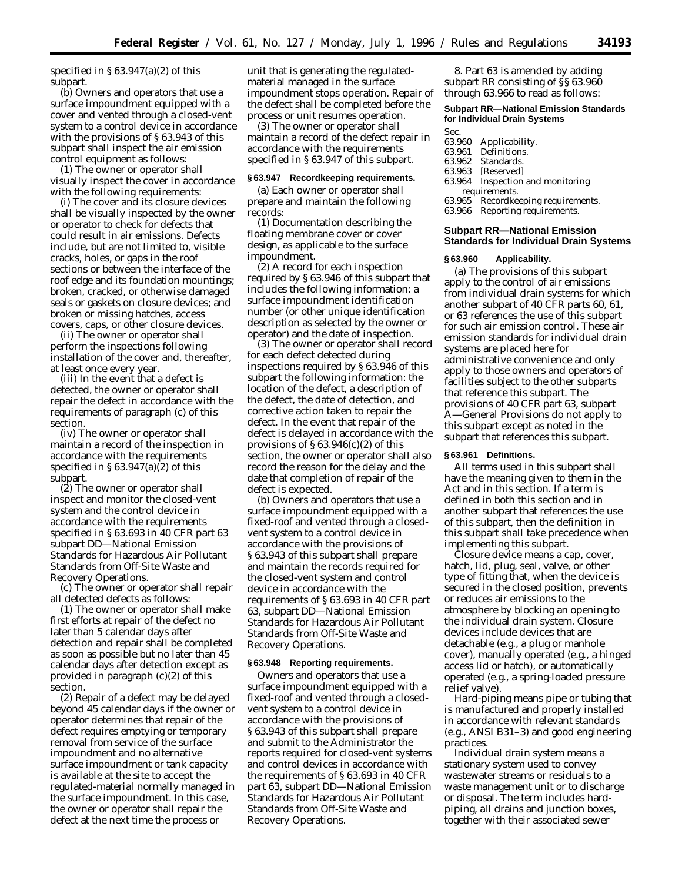specified in § 63.947(a)(2) of this subpart.

(b) Owners and operators that use a surface impoundment equipped with a cover and vented through a closed-vent system to a control device in accordance with the provisions of § 63.943 of this subpart shall inspect the air emission control equipment as follows:

(1) The owner or operator shall visually inspect the cover in accordance with the following requirements:

(i) The cover and its closure devices shall be visually inspected by the owner or operator to check for defects that could result in air emissions. Defects include, but are not limited to, visible cracks, holes, or gaps in the roof sections or between the interface of the roof edge and its foundation mountings; broken, cracked, or otherwise damaged seals or gaskets on closure devices; and broken or missing hatches, access covers, caps, or other closure devices.

(ii) The owner or operator shall perform the inspections following installation of the cover and, thereafter, at least once every year.

(iii) In the event that a defect is detected, the owner or operator shall repair the defect in accordance with the requirements of paragraph (c) of this section.

(iv) The owner or operator shall maintain a record of the inspection in accordance with the requirements specified in § 63.947(a)(2) of this subpart.

(2) The owner or operator shall inspect and monitor the closed-vent system and the control device in accordance with the requirements specified in § 63.693 in 40 CFR part 63 subpart DD—National Emission Standards for Hazardous Air Pollutant Standards from Off-Site Waste and Recovery Operations.

(c) The owner or operator shall repair all detected defects as follows:

(1) The owner or operator shall make first efforts at repair of the defect no later than 5 calendar days after detection and repair shall be completed as soon as possible but no later than 45 calendar days after detection except as provided in paragraph (c)(2) of this section.

(2) Repair of a defect may be delayed beyond 45 calendar days if the owner or operator determines that repair of the defect requires emptying or temporary removal from service of the surface impoundment and no alternative surface impoundment or tank capacity is available at the site to accept the regulated-material normally managed in the surface impoundment. In this case, the owner or operator shall repair the defect at the next time the process or unit that is generating the regulated-material managed in the surface impoundment stops operation. Repair of the defect shall be completed before the process or unit resumes operation.

(3) The owner or operator shall maintain a record of the defect repair in accordance with the requirements specified in § 63.947 of this subpart.

**§ 63.947 Recordkeeping requirements.**

(a) Each owner or operator shall prepare and maintain the following records:

(1) Documentation describing the floating membrane cover or cover design, as applicable to the surface impoundment.

(2) A record for each inspection required by § 63.946 of this subpart that includes the following information: a surface impoundment identification number (or other unique identification description as selected by the owner or operator) and the date of inspection.

(3) The owner or operator shall record for each defect detected during inspections required by § 63.946 of this subpart the following information: the location of the defect, a description of the defect, the date of detection, and corrective action taken to repair the defect. In the event that repair of the defect is delayed in accordance with the provisions of § 63.946(c)(2) of this section, the owner or operator shall also record the reason for the delay and the date that completion of repair of the defect is expected.

(b) Owners and operators that use a surface impoundment equipped with a fixed-roof and vented through a closed-vent system to a control device in accordance with the provisions of § 63.943 of this subpart shall prepare and maintain the records required for the closed-vent system and control device in accordance with the requirements of § 63.693 in 40 CFR part 63, subpart DD—National Emission Standards for Hazardous Air Pollutant Standards from Off-Site Waste and Recovery Operations.

**§ 63.948 Reporting requirements.**

Owners and operators that use a surface impoundment equipped with a fixed-roof and vented through a closed-vent system to a control device in accordance with the provisions of § 63.943 of this subpart shall prepare and submit to the Administrator the reports required for closed-vent systems and control devices in accordance with the requirements of § 63.693 in 40 CFR part 63, subpart DD—National Emission Standards for Hazardous Air Pollutant Standards from Off-Site Waste and Recovery Operations.

8. Part 63 is amended by adding subpart RR consisting of §§ 63.960 through 63.966 to read as follows:

**Subpart RR—National Emission Standards for Individual Drain Systems**

Sec.
63.960 Applicability.
63.961 Definitions.
63.962 Standards.
63.963 [Reserved]
63.964 Inspection and monitoring requirements.
63.965 Recordkeeping requirements.
63.966 Reporting requirements.

## Subpart RR—National Emission Standards for Individual Drain Systems

**§ 63.960 Applicability.**

(a) The provisions of this subpart apply to the control of air emissions from individual drain systems for which another subpart of 40 CFR parts 60, 61, or 63 references the use of this subpart for such air emission control. These air emission standards for individual drain systems are placed here for administrative convenience and only apply to those owners and operators of facilities subject to the other subparts that reference this subpart. The provisions of 40 CFR part 63, subpart A—General Provisions do not apply to this subpart except as noted in the subpart that references this subpart.

**§ 63.961 Definitions.**

All terms used in this subpart shall have the meaning given to them in the Act and in this section. If a term is defined in both this section and in another subpart that references the use of this subpart, then the definition in this subpart shall take precedence when implementing this subpart.

*Closure device* means a cap, cover, hatch, lid, plug, seal, valve, or other type of fitting that, when the device is secured in the closed position, prevents or reduces air emissions to the atmosphere by blocking an opening to the individual drain system. Closure devices include devices that are detachable (e.g., a plug or manhole cover), manually operated (e.g., a hinged access lid or hatch), or automatically operated (e.g., a spring-loaded pressure relief valve).

*Hard-piping* means pipe or tubing that is manufactured and properly installed in accordance with relevant standards (e.g., ANSI B31–3) and good engineering practices.

*Individual drain system* means a stationary system used to convey wastewater streams or residuals to a waste management unit or to discharge or disposal. The term includes hard-piping, all drains and junction boxes, together with their associated sewer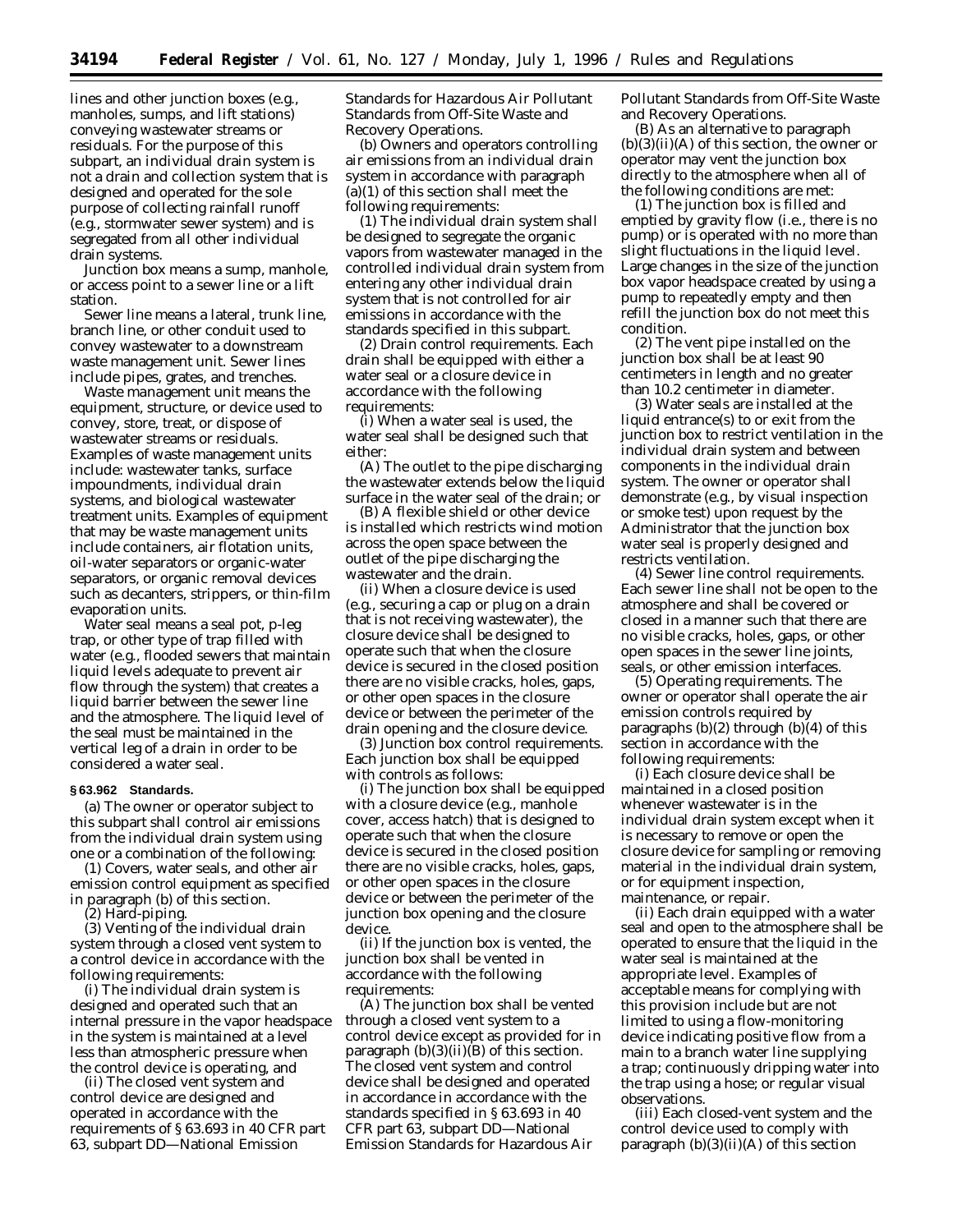lines and other junction boxes (e.g., manholes, sumps, and lift stations) conveying wastewater streams or residuals. For the purpose of this subpart, an individual drain system is not a drain and collection system that is designed and operated for the sole purpose of collecting rainfall runoff (e.g., stormwater sewer system) and is segregated from all other individual drain systems.

*Junction box* means a sump, manhole, or access point to a sewer line or a lift station.

*Sewer line* means a lateral, trunk line, branch line, or other conduit used to convey wastewater to a downstream waste management unit. Sewer lines include pipes, grates, and trenches.

*Waste management unit* means the equipment, structure, or device used to convey, store, treat, or dispose of wastewater streams or residuals. Examples of waste management units include: wastewater tanks, surface impoundments, individual drain systems, and biological wastewater treatment units. Examples of equipment that may be waste management units include containers, air flotation units, oil-water separators or organic-water separators, or organic removal devices such as decanters, strippers, or thin-film evaporation units.

*Water seal* means a seal pot, p-leg trap, or other type of trap filled with water (e.g., flooded sewers that maintain liquid levels adequate to prevent air flow through the system) that creates a liquid barrier between the sewer line and the atmosphere. The liquid level of the seal must be maintained in the vertical leg of a drain in order to be considered a water seal.

**§ 63.962 Standards.**

(a) The owner or operator subject to this subpart shall control air emissions from the individual drain system using one or a combination of the following:

(1) Covers, water seals, and other air emission control equipment as specified in paragraph (b) of this section.

(2) Hard-piping.

(3) Venting of the individual drain system through a closed vent system to a control device in accordance with the following requirements:

(i) The individual drain system is designed and operated such that an internal pressure in the vapor headspace in the system is maintained at a level less than atmospheric pressure when the control device is operating, and

(ii) The closed vent system and control device are designed and operated in accordance with the requirements of § 63.693 in 40 CFR part 63, subpart DD—National Emission Standards for Hazardous Air Pollutant Standards from Off-Site Waste and Recovery Operations.

(b) Owners and operators controlling air emissions from an individual drain system in accordance with paragraph (a)(1) of this section shall meet the following requirements:

(1) The individual drain system shall be designed to segregate the organic vapors from wastewater managed in the controlled individual drain system from entering any other individual drain system that is not controlled for air emissions in accordance with the standards specified in this subpart.

(2) *Drain control requirements.* Each drain shall be equipped with either a water seal or a closure device in accordance with the following requirements:

(i) When a water seal is used, the water seal shall be designed such that either:

(A) The outlet to the pipe discharging the wastewater extends below the liquid surface in the water seal of the drain; or

(B) A flexible shield or other device is installed which restricts wind motion across the open space between the outlet of the pipe discharging the wastewater and the drain.

(ii) When a closure device is used (e.g., securing a cap or plug on a drain that is not receiving wastewater), the closure device shall be designed to operate such that when the closure device is secured in the closed position there are no visible cracks, holes, gaps, or other open spaces in the closure device or between the perimeter of the drain opening and the closure device.

(3) *Junction box control requirements.* Each junction box shall be equipped with controls as follows:

(i) The junction box shall be equipped with a closure device (e.g., manhole cover, access hatch) that is designed to operate such that when the closure device is secured in the closed position there are no visible cracks, holes, gaps, or other open spaces in the closure device or between the perimeter of the junction box opening and the closure device.

(ii) If the junction box is vented, the junction box shall be vented in accordance with the following requirements:

(A) The junction box shall be vented through a closed vent system to a control device except as provided for in paragraph (b)(3)(ii)(B) of this section. The closed vent system and control device shall be designed and operated in accordance in accordance with the standards specified in § 63.693 in 40 CFR part 63, subpart DD—National Emission Standards for Hazardous Air Pollutant Standards from Off-Site Waste and Recovery Operations.

(B) As an alternative to paragraph (b)(3)(ii)(A) of this section, the owner or operator may vent the junction box directly to the atmosphere when all of the following conditions are met:

(*1*) The junction box is filled and emptied by gravity flow (i.e., there is no pump) or is operated with no more than slight fluctuations in the liquid level. Large changes in the size of the junction box vapor headspace created by using a pump to repeatedly empty and then refill the junction box do not meet this condition.

(*2*) The vent pipe installed on the junction box shall be at least 90 centimeters in length and no greater than 10.2 centimeter in diameter.

(*3*) Water seals are installed at the liquid entrance(s) to or exit from the junction box to restrict ventilation in the individual drain system and between components in the individual drain system. The owner or operator shall demonstrate (e.g., by visual inspection or smoke test) upon request by the Administrator that the junction box water seal is properly designed and restricts ventilation.

(4) *Sewer line control requirements.* Each sewer line shall not be open to the atmosphere and shall be covered or closed in a manner such that there are no visible cracks, holes, gaps, or other open spaces in the sewer line joints, seals, or other emission interfaces.

(5) *Operating requirements.* The owner or operator shall operate the air emission controls required by paragraphs (b)(2) through (b)(4) of this section in accordance with the following requirements:

(i) Each closure device shall be maintained in a closed position whenever wastewater is in the individual drain system except when it is necessary to remove or open the closure device for sampling or removing material in the individual drain system, or for equipment inspection, maintenance, or repair.

(ii) Each drain equipped with a water seal and open to the atmosphere shall be operated to ensure that the liquid in the water seal is maintained at the appropriate level. Examples of acceptable means for complying with this provision include but are not limited to using a flow-monitoring device indicating positive flow from a main to a branch water line supplying a trap; continuously dripping water into the trap using a hose; or regular visual observations.

(iii) Each closed-vent system and the control device used to comply with paragraph (b)(3)(ii)(A) of this section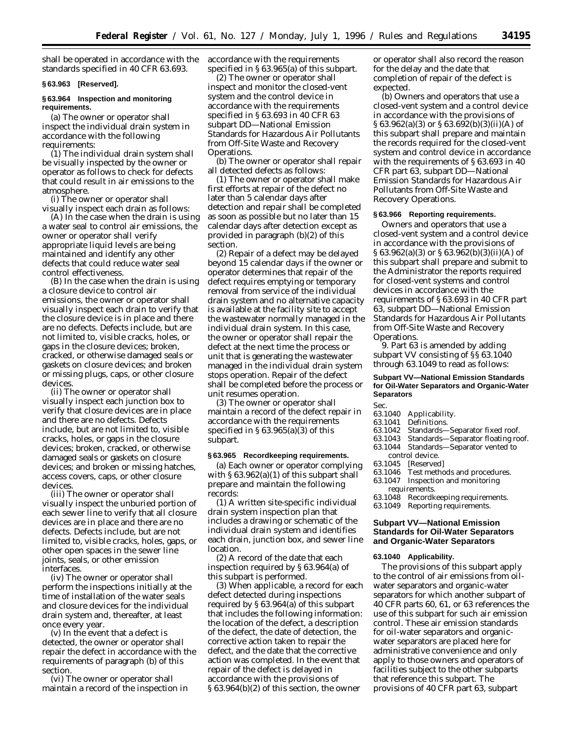shall be operated in accordance with the standards specified in 40 CFR 63.693.

**§ 63.963 [Reserved].**

**§ 63.964 Inspection and monitoring requirements.**

(a) The owner or operator shall inspect the individual drain system in accordance with the following requirements:

(1) The individual drain system shall be visually inspected by the owner or operator as follows to check for defects that could result in air emissions to the atmosphere.

(i) The owner or operator shall visually inspect each drain as follows:

(A) In the case when the drain is using a water seal to control air emissions, the owner or operator shall verify appropriate liquid levels are being maintained and identify any other defects that could reduce water seal control effectiveness.

(B) In the case when the drain is using a closure device to control air emissions, the owner or operator shall visually inspect each drain to verify that the closure device is in place and there are no defects. Defects include, but are not limited to, visible cracks, holes, or gaps in the closure devices; broken, cracked, or otherwise damaged seals or gaskets on closure devices; and broken or missing plugs, caps, or other closure devices.

(ii) The owner or operator shall visually inspect each junction box to verify that closure devices are in place and there are no defects. Defects include, but are not limited to, visible cracks, holes, or gaps in the closure devices; broken, cracked, or otherwise damaged seals or gaskets on closure devices; and broken or missing hatches, access covers, caps, or other closure devices.

(iii) The owner or operator shall visually inspect the unburied portion of each sewer line to verify that all closure devices are in place and there are no defects. Defects include, but are not limited to, visible cracks, holes, gaps, or other open spaces in the sewer line joints, seals, or other emission interfaces.

(iv) The owner or operator shall perform the inspections initially at the time of installation of the water seals and closure devices for the individual drain system and, thereafter, at least once every year.

(v) In the event that a defect is detected, the owner or operator shall repair the defect in accordance with the requirements of paragraph (b) of this section.

(vi) The owner or operator shall maintain a record of the inspection in accordance with the requirements specified in § 63.965(a) of this subpart.

(2) The owner or operator shall inspect and monitor the closed-vent system and the control device in accordance with the requirements specified in § 63.693 in 40 CFR 63 subpart DD—National Emission Standards for Hazardous Air Pollutants from Off-Site Waste and Recovery Operations.

(b) The owner or operator shall repair all detected defects as follows:

(1) The owner or operator shall make first efforts at repair of the defect no later than 5 calendar days after detection and repair shall be completed as soon as possible but no later than 15 calendar days after detection except as provided in paragraph (b)(2) of this section.

(2) Repair of a defect may be delayed beyond 15 calendar days if the owner or operator determines that repair of the defect requires emptying or temporary removal from service of the individual drain system and no alternative capacity is available at the facility site to accept the wastewater normally managed in the individual drain system. In this case, the owner or operator shall repair the defect at the next time the process or unit that is generating the wastewater managed in the individual drain system stops operation. Repair of the defect shall be completed before the process or unit resumes operation.

(3) The owner or operator shall maintain a record of the defect repair in accordance with the requirements specified in § 63.965(a)(3) of this subpart.

**§ 63.965 Recordkeeping requirements.**

(a) Each owner or operator complying with § 63.962(a)(1) of this subpart shall prepare and maintain the following records:

(1) A written site-specific individual drain system inspection plan that includes a drawing or schematic of the individual drain system and identifies each drain, junction box, and sewer line location.

(2) A record of the date that each inspection required by § 63.964(a) of this subpart is performed.

(3) When applicable, a record for each defect detected during inspections required by § 63.964(a) of this subpart that includes the following information: the location of the defect, a description of the defect, the date of detection, the corrective action taken to repair the defect, and the date that the corrective action was completed. In the event that repair of the defect is delayed in accordance with the provisions of § 63.964(b)(2) of this section, the owner or operator shall also record the reason for the delay and the date that completion of repair of the defect is expected.

(b) Owners and operators that use a closed-vent system and a control device in accordance with the provisions of § 63.962(a)(3) or § 63.692(b)(3)(ii)(A) of this subpart shall prepare and maintain the records required for the closed-vent system and control device in accordance with the requirements of § 63.693 in 40 CFR part 63, subpart DD—National Emission Standards for Hazardous Air Pollutants from Off-Site Waste and Recovery Operations.

**§ 63.966 Reporting requirements.**

Owners and operators that use a closed-vent system and a control device in accordance with the provisions of § 63.962(a)(3) or § 63.962(b)(3)(ii)(A) of this subpart shall prepare and submit to the Administrator the reports required for closed-vent systems and control devices in accordance with the requirements of § 63.693 in 40 CFR part 63, subpart DD—National Emission Standards for Hazardous Air Pollutants from Off-Site Waste and Recovery Operations.

9. Part 63 is amended by adding subpart VV consisting of §§ 63.1040 through 63.1049 to read as follows:

**Subpart VV—National Emission Standards for Oil-Water Separators and Organic-Water Separators**

Sec.
63.1040 Applicability.
63.1041 Definitions.
63.1042 Standards—Separator fixed roof.
63.1043 Standards—Separator floating roof.
63.1044 Standards—Separator vented to control device.
63.1045 [Reserved]
63.1046 Test methods and procedures.
63.1047 Inspection and monitoring requirements.
63.1048 Recordkeeping requirements.
63.1049 Reporting requirements.

## Subpart VV—National Emission Standards for Oil-Water Separators and Organic-Water Separators

**63.1040 Applicability.**

The provisions of this subpart apply to the control of air emissions from oil-water separators and organic-water separators for which another subpart of 40 CFR parts 60, 61, or 63 references the use of this subpart for such air emission control. These air emission standards for oil-water separators and organic-water separators are placed here for administrative convenience and only apply to those owners and operators of facilities subject to the other subparts that reference this subpart. The provisions of 40 CFR part 63, subpart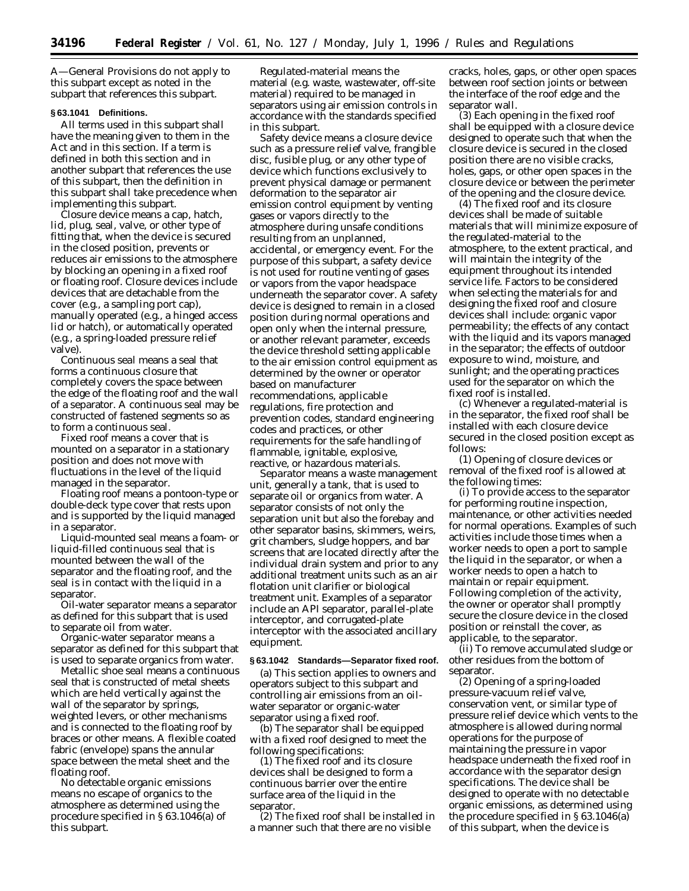A—General Provisions do not apply to this subpart except as noted in the subpart that references this subpart.

**§ 63.1041 Definitions.**

All terms used in this subpart shall have the meaning given to them in the Act and in this section. If a term is defined in both this section and in another subpart that references the use of this subpart, then the definition in this subpart shall take precedence when implementing this subpart.

*Closure device* means a cap, hatch, lid, plug, seal, valve, or other type of fitting that, when the device is secured in the closed position, prevents or reduces air emissions to the atmosphere by blocking an opening in a fixed roof or floating roof. Closure devices include devices that are detachable from the cover (e.g., a sampling port cap), manually operated (e.g., a hinged access lid or hatch), or automatically operated (e.g., a spring-loaded pressure relief valve).

*Continuous seal* means a seal that forms a continuous closure that completely covers the space between the edge of the floating roof and the wall of a separator. A continuous seal may be constructed of fastened segments so as to form a continuous seal.

*Fixed roof* means a cover that is mounted on a separator in a stationary position and does not move with fluctuations in the level of the liquid managed in the separator.

*Floating roof* means a pontoon-type or double-deck type cover that rests upon and is supported by the liquid managed in a separator.

*Liquid-mounted seal* means a foam- or liquid-filled continuous seal that is mounted between the wall of the separator and the floating roof, and the seal is in contact with the liquid in a separator.

*Oil-water separator* means a separator as defined for this subpart that is used to separate oil from water.

*Organic-water separator* means a separator as defined for this subpart that is used to separate organics from water.

*Metallic shoe seal* means a continuous seal that is constructed of metal sheets which are held vertically against the wall of the separator by springs, weighted levers, or other mechanisms and is connected to the floating roof by braces or other means. A flexible coated fabric (envelope) spans the annular space between the metal sheet and the floating roof.

*No detectable organic emissions* means no escape of organics to the atmosphere as determined using the procedure specified in § 63.1046(a) of this subpart.

*Regulated-material* means the material (e.g. waste, wastewater, off-site material) required to be managed in separators using air emission controls in accordance with the standards specified in this subpart.

*Safety device* means a closure device such as a pressure relief valve, frangible disc, fusible plug, or any other type of device which functions exclusively to prevent physical damage or permanent deformation to the separator air emission control equipment by venting gases or vapors directly to the atmosphere during unsafe conditions resulting from an unplanned, accidental, or emergency event. For the purpose of this subpart, a safety device is not used for routine venting of gases or vapors from the vapor headspace underneath the separator cover. A safety device is designed to remain in a closed position during normal operations and open only when the internal pressure, or another relevant parameter, exceeds the device threshold setting applicable to the air emission control equipment as determined by the owner or operator based on manufacturer recommendations, applicable regulations, fire protection and prevention codes, standard engineering codes and practices, or other requirements for the safe handling of flammable, ignitable, explosive, reactive, or hazardous materials.

*Separator* means a waste management unit, generally a tank, that is used to separate oil or organics from water. A separator consists of not only the separation unit but also the forebay and other separator basins, skimmers, weirs, grit chambers, sludge hoppers, and bar screens that are located directly after the individual drain system and prior to any additional treatment units such as an air flotation unit clarifier or biological treatment unit. Examples of a separator include an API separator, parallel-plate interceptor, and corrugated-plate interceptor with the associated ancillary equipment.

**§ 63.1042 Standards—Separator fixed roof.**

(a) This section applies to owners and operators subject to this subpart and controlling air emissions from an oil-water separator or organic-water separator using a fixed roof.

(b) The separator shall be equipped with a fixed roof designed to meet the following specifications:

(1) The fixed roof and its closure devices shall be designed to form a continuous barrier over the entire surface area of the liquid in the separator.

(2) The fixed roof shall be installed in a manner such that there are no visible cracks, holes, gaps, or other open spaces between roof section joints or between the interface of the roof edge and the separator wall.

(3) Each opening in the fixed roof shall be equipped with a closure device designed to operate such that when the closure device is secured in the closed position there are no visible cracks, holes, gaps, or other open spaces in the closure device or between the perimeter of the opening and the closure device.

(4) The fixed roof and its closure devices shall be made of suitable materials that will minimize exposure of the regulated-material to the atmosphere, to the extent practical, and will maintain the integrity of the equipment throughout its intended service life. Factors to be considered when selecting the materials for and designing the fixed roof and closure devices shall include: organic vapor permeability; the effects of any contact with the liquid and its vapors managed in the separator; the effects of outdoor exposure to wind, moisture, and sunlight; and the operating practices used for the separator on which the fixed roof is installed.

(c) Whenever a regulated-material is in the separator, the fixed roof shall be installed with each closure device secured in the closed position except as follows:

(1) Opening of closure devices or removal of the fixed roof is allowed at the following times:

(i) To provide access to the separator for performing routine inspection, maintenance, or other activities needed for normal operations. Examples of such activities include those times when a worker needs to open a port to sample the liquid in the separator, or when a worker needs to open a hatch to maintain or repair equipment. Following completion of the activity, the owner or operator shall promptly secure the closure device in the closed position or reinstall the cover, as applicable, to the separator.

(ii) To remove accumulated sludge or other residues from the bottom of separator.

(2) Opening of a spring-loaded pressure-vacuum relief valve, conservation vent, or similar type of pressure relief device which vents to the atmosphere is allowed during normal operations for the purpose of maintaining the pressure in vapor headspace underneath the fixed roof in accordance with the separator design specifications. The device shall be designed to operate with no detectable organic emissions, as determined using the procedure specified in § 63.1046(a) of this subpart, when the device is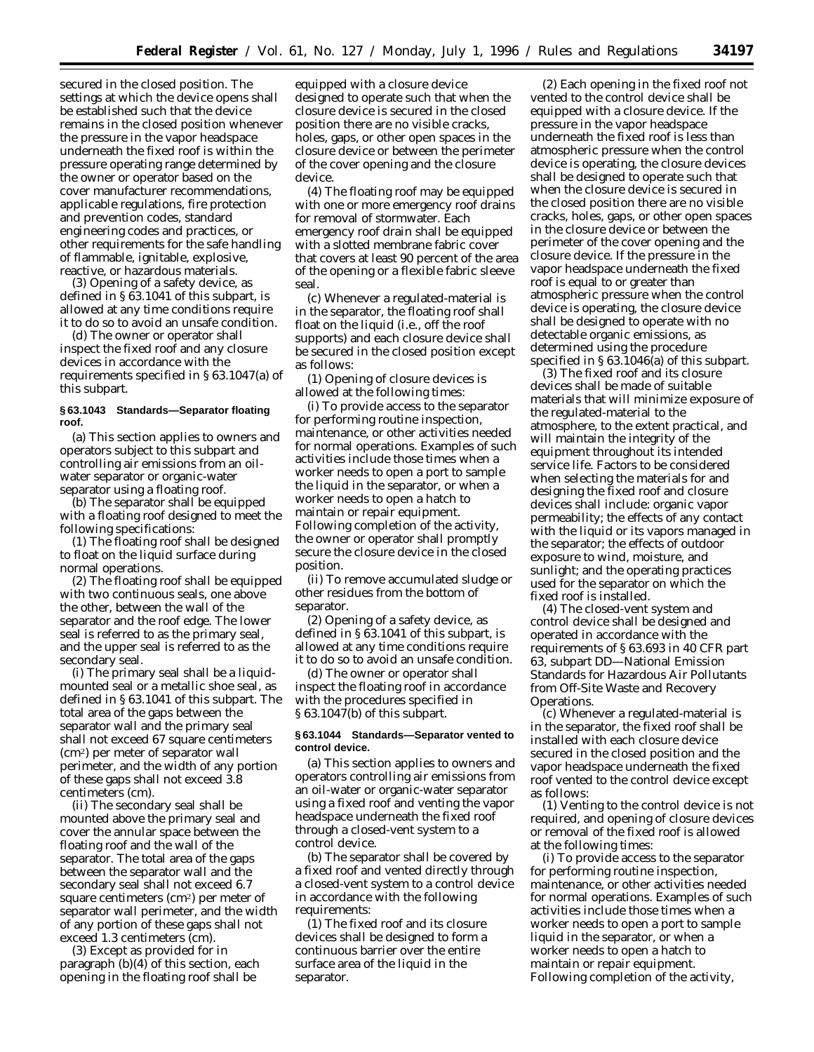secured in the closed position. The settings at which the device opens shall be established such that the device remains in the closed position whenever the pressure in the vapor headspace underneath the fixed roof is within the pressure operating range determined by the owner or operator based on the cover manufacturer recommendations, applicable regulations, fire protection and prevention codes, standard engineering codes and practices, or other requirements for the safe handling of flammable, ignitable, explosive, reactive, or hazardous materials.

(3) Opening of a safety device, as defined in § 63.1041 of this subpart, is allowed at any time conditions require it to do so to avoid an unsafe condition.

(d) The owner or operator shall inspect the fixed roof and any closure devices in accordance with the requirements specified in § 63.1047(a) of this subpart.

**§ 63.1043 Standards—Separator floating roof.**

(a) This section applies to owners and operators subject to this subpart and controlling air emissions from an oil-water separator or organic-water separator using a floating roof.

(b) The separator shall be equipped with a floating roof designed to meet the following specifications:

(1) The floating roof shall be designed to float on the liquid surface during normal operations.

(2) The floating roof shall be equipped with two continuous seals, one above the other, between the wall of the separator and the roof edge. The lower seal is referred to as the primary seal, and the upper seal is referred to as the secondary seal.

(i) The primary seal shall be a liquid-mounted seal or a metallic shoe seal, as defined in § 63.1041 of this subpart. The total area of the gaps between the separator wall and the primary seal shall not exceed 67 square centimeters ($cm^2$) per meter of separator wall perimeter, and the width of any portion of these gaps shall not exceed 3.8 centimeters (cm).

(ii) The secondary seal shall be mounted above the primary seal and cover the annular space between the floating roof and the wall of the separator. The total area of the gaps between the separator wall and the secondary seal shall not exceed 6.7 square centimeters ($cm^2$) per meter of separator wall perimeter, and the width of any portion of these gaps shall not exceed 1.3 centimeters (cm).

(3) Except as provided for in paragraph (b)(4) of this section, each opening in the floating roof shall be equipped with a closure device designed to operate such that when the closure device is secured in the closed position there are no visible cracks, holes, gaps, or other open spaces in the closure device or between the perimeter of the cover opening and the closure device.

(4) The floating roof may be equipped with one or more emergency roof drains for removal of stormwater. Each emergency roof drain shall be equipped with a slotted membrane fabric cover that covers at least 90 percent of the area of the opening or a flexible fabric sleeve seal.

(c) Whenever a regulated-material is in the separator, the floating roof shall float on the liquid (i.e., off the roof supports) and each closure device shall be secured in the closed position except as follows:

(1) Opening of closure devices is allowed at the following times:

(i) To provide access to the separator for performing routine inspection, maintenance, or other activities needed for normal operations. Examples of such activities include those times when a worker needs to open a port to sample the liquid in the separator, or when a worker needs to open a hatch to maintain or repair equipment. Following completion of the activity, the owner or operator shall promptly secure the closure device in the closed position.

(ii) To remove accumulated sludge or other residues from the bottom of separator.

(2) Opening of a safety device, as defined in § 63.1041 of this subpart, is allowed at any time conditions require it to do so to avoid an unsafe condition.

(d) The owner or operator shall inspect the floating roof in accordance with the procedures specified in § 63.1047(b) of this subpart.

**§ 63.1044 Standards—Separator vented to control device.**

(a) This section applies to owners and operators controlling air emissions from an oil-water or organic-water separator using a fixed roof and venting the vapor headspace underneath the fixed roof through a closed-vent system to a control device.

(b) The separator shall be covered by a fixed roof and vented directly through a closed-vent system to a control device in accordance with the following requirements:

(1) The fixed roof and its closure devices shall be designed to form a continuous barrier over the entire surface area of the liquid in the separator.

(2) Each opening in the fixed roof not vented to the control device shall be equipped with a closure device. If the pressure in the vapor headspace underneath the fixed roof is less than atmospheric pressure when the control device is operating, the closure devices shall be designed to operate such that when the closure device is secured in the closed position there are no visible cracks, holes, gaps, or other open spaces in the closure device or between the perimeter of the cover opening and the closure device. If the pressure in the vapor headspace underneath the fixed roof is equal to or greater than atmospheric pressure when the control device is operating, the closure device shall be designed to operate with no detectable organic emissions, as determined using the procedure specified in § 63.1046(a) of this subpart.

(3) The fixed roof and its closure devices shall be made of suitable materials that will minimize exposure of the regulated-material to the atmosphere, to the extent practical, and will maintain the integrity of the equipment throughout its intended service life. Factors to be considered when selecting the materials for and designing the fixed roof and closure devices shall include: organic vapor permeability; the effects of any contact with the liquid or its vapors managed in the separator; the effects of outdoor exposure to wind, moisture, and sunlight; and the operating practices used for the separator on which the fixed roof is installed.

(4) The closed-vent system and control device shall be designed and operated in accordance with the requirements of § 63.693 in 40 CFR part 63, subpart DD—National Emission Standards for Hazardous Air Pollutants from Off-Site Waste and Recovery Operations.

(c) Whenever a regulated-material is in the separator, the fixed roof shall be installed with each closure device secured in the closed position and the vapor headspace underneath the fixed roof vented to the control device except as follows:

(1) Venting to the control device is not required, and opening of closure devices or removal of the fixed roof is allowed at the following times:

(i) To provide access to the separator for performing routine inspection, maintenance, or other activities needed for normal operations. Examples of such activities include those times when a worker needs to open a port to sample liquid in the separator, or when a worker needs to open a hatch to maintain or repair equipment. Following completion of the activity,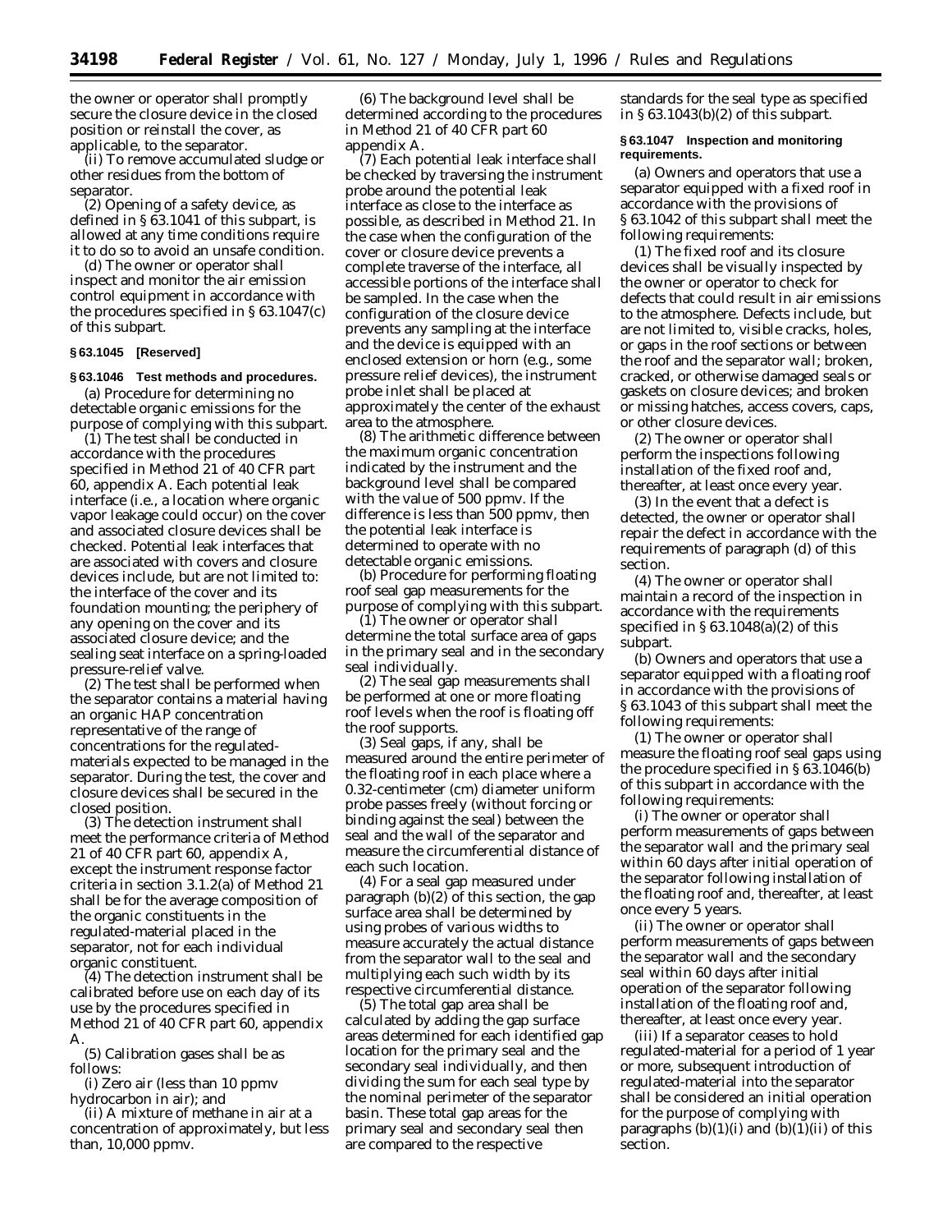the owner or operator shall promptly secure the closure device in the closed position or reinstall the cover, as applicable, to the separator.

(ii) To remove accumulated sludge or other residues from the bottom of separator.

(2) Opening of a safety device, as defined in § 63.1041 of this subpart, is allowed at any time conditions require it to do so to avoid an unsafe condition.

(d) The owner or operator shall inspect and monitor the air emission control equipment in accordance with the procedures specified in § 63.1047(c) of this subpart.

**§ 63.1045 [Reserved]**

**§ 63.1046 Test methods and procedures.**

(a) Procedure for determining no detectable organic emissions for the purpose of complying with this subpart.

(1) The test shall be conducted in accordance with the procedures specified in Method 21 of 40 CFR part 60, appendix A. Each potential leak interface (i.e., a location where organic vapor leakage could occur) on the cover and associated closure devices shall be checked. Potential leak interfaces that are associated with covers and closure devices include, but are not limited to: the interface of the cover and its foundation mounting; the periphery of any opening on the cover and its associated closure device; and the sealing seat interface on a spring-loaded pressure-relief valve.

(2) The test shall be performed when the separator contains a material having an organic HAP concentration representative of the range of concentrations for the regulated-materials expected to be managed in the separator. During the test, the cover and closure devices shall be secured in the closed position.

(3) The detection instrument shall meet the performance criteria of Method 21 of 40 CFR part 60, appendix A, except the instrument response factor criteria in section 3.1.2(a) of Method 21 shall be for the average composition of the organic constituents in the regulated-material placed in the separator, not for each individual organic constituent.

(4) The detection instrument shall be calibrated before use on each day of its use by the procedures specified in Method 21 of 40 CFR part 60, appendix A.

(5) Calibration gases shall be as follows:

(i) Zero air (less than 10 ppmv hydrocarbon in air); and

(ii) A mixture of methane in air at a concentration of approximately, but less than, 10,000 ppmv.

(6) The background level shall be determined according to the procedures in Method 21 of 40 CFR part 60 appendix A.

(7) Each potential leak interface shall be checked by traversing the instrument probe around the potential leak interface as close to the interface as possible, as described in Method 21. In the case when the configuration of the cover or closure device prevents a complete traverse of the interface, all accessible portions of the interface shall be sampled. In the case when the configuration of the closure device prevents any sampling at the interface and the device is equipped with an enclosed extension or horn (e.g., some pressure relief devices), the instrument probe inlet shall be placed at approximately the center of the exhaust area to the atmosphere.

(8) The arithmetic difference between the maximum organic concentration indicated by the instrument and the background level shall be compared with the value of 500 ppmv. If the difference is less than 500 ppmv, then the potential leak interface is determined to operate with no detectable organic emissions.

(b) Procedure for performing floating roof seal gap measurements for the purpose of complying with this subpart.

(1) The owner or operator shall determine the total surface area of gaps in the primary seal and in the secondary seal individually.

(2) The seal gap measurements shall be performed at one or more floating roof levels when the roof is floating off the roof supports.

(3) Seal gaps, if any, shall be measured around the entire perimeter of the floating roof in each place where a 0.32-centimeter (cm) diameter uniform probe passes freely (without forcing or binding against the seal) between the seal and the wall of the separator and measure the circumferential distance of each such location.

(4) For a seal gap measured under paragraph (b)(2) of this section, the gap surface area shall be determined by using probes of various widths to measure accurately the actual distance from the separator wall to the seal and multiplying each such width by its respective circumferential distance.

(5) The total gap area shall be calculated by adding the gap surface areas determined for each identified gap location for the primary seal and the secondary seal individually, and then dividing the sum for each seal type by the nominal perimeter of the separator basin. These total gap areas for the primary seal and secondary seal then are compared to the respective standards for the seal type as specified in § 63.1043(b)(2) of this subpart.

**§ 63.1047 Inspection and monitoring requirements.**

(a) Owners and operators that use a separator equipped with a fixed roof in accordance with the provisions of § 63.1042 of this subpart shall meet the following requirements:

(1) The fixed roof and its closure devices shall be visually inspected by the owner or operator to check for defects that could result in air emissions to the atmosphere. Defects include, but are not limited to, visible cracks, holes, or gaps in the roof sections or between the roof and the separator wall; broken, cracked, or otherwise damaged seals or gaskets on closure devices; and broken or missing hatches, access covers, caps, or other closure devices.

(2) The owner or operator shall perform the inspections following installation of the fixed roof and, thereafter, at least once every year.

(3) In the event that a defect is detected, the owner or operator shall repair the defect in accordance with the requirements of paragraph (d) of this section.

(4) The owner or operator shall maintain a record of the inspection in accordance with the requirements specified in § 63.1048(a)(2) of this subpart.

(b) Owners and operators that use a separator equipped with a floating roof in accordance with the provisions of § 63.1043 of this subpart shall meet the following requirements:

(1) The owner or operator shall measure the floating roof seal gaps using the procedure specified in § 63.1046(b) of this subpart in accordance with the following requirements:

(i) The owner or operator shall perform measurements of gaps between the separator wall and the primary seal within 60 days after initial operation of the separator following installation of the floating roof and, thereafter, at least once every 5 years.

(ii) The owner or operator shall perform measurements of gaps between the separator wall and the secondary seal within 60 days after initial operation of the separator following installation of the floating roof and, thereafter, at least once every year.

(iii) If a separator ceases to hold regulated-material for a period of 1 year or more, subsequent introduction of regulated-material into the separator shall be considered an initial operation for the purpose of complying with paragraphs (b)(1)(i) and (b)(1)(ii) of this section.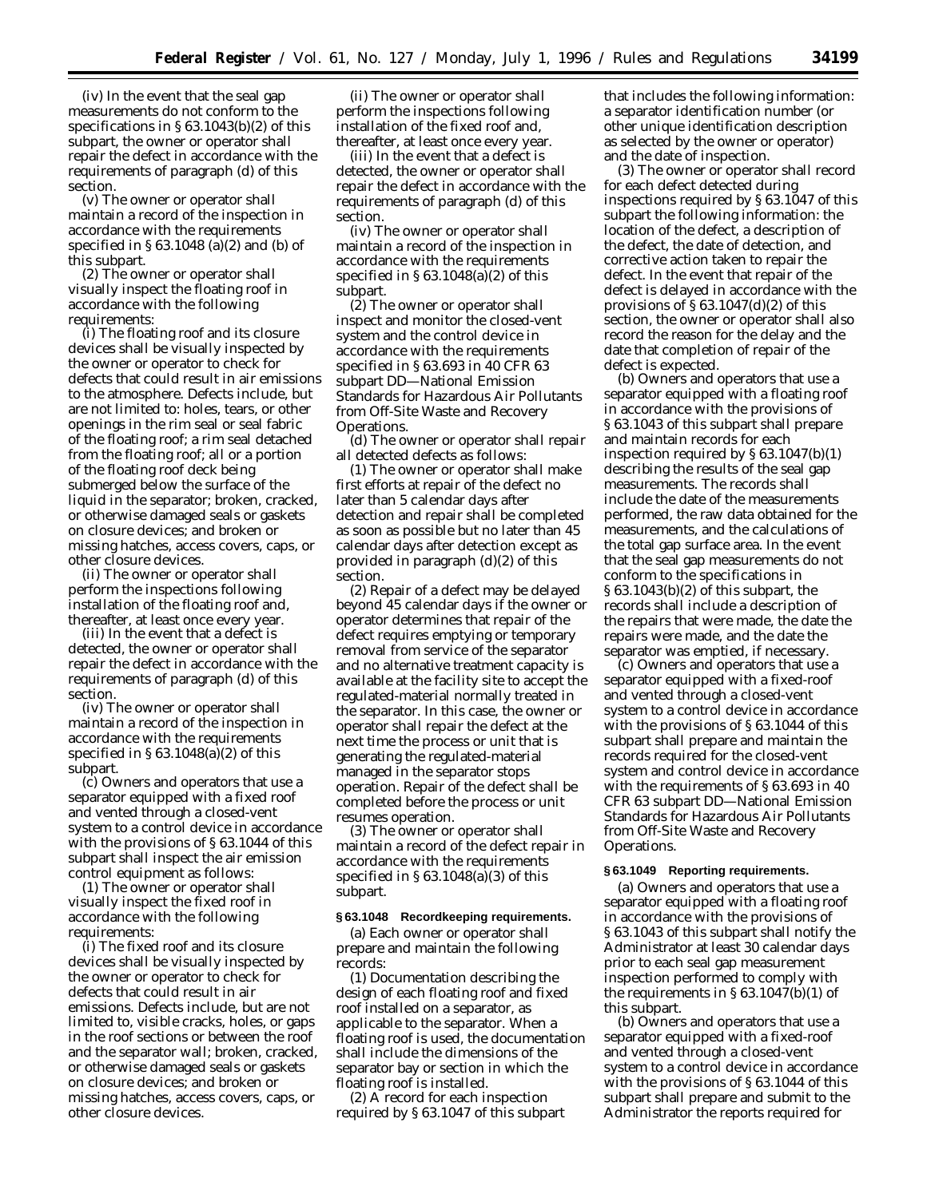(iv) In the event that the seal gap measurements do not conform to the specifications in § 63.1043(b)(2) of this subpart, the owner or operator shall repair the defect in accordance with the requirements of paragraph (d) of this section.

(v) The owner or operator shall maintain a record of the inspection in accordance with the requirements specified in § 63.1048 (a)(2) and (b) of this subpart.

(2) The owner or operator shall visually inspect the floating roof in accordance with the following requirements:

(i) The floating roof and its closure devices shall be visually inspected by the owner or operator to check for defects that could result in air emissions to the atmosphere. Defects include, but are not limited to: holes, tears, or other openings in the rim seal or seal fabric of the floating roof; a rim seal detached from the floating roof; all or a portion of the floating roof deck being submerged below the surface of the liquid in the separator; broken, cracked, or otherwise damaged seals or gaskets on closure devices; and broken or missing hatches, access covers, caps, or other closure devices.

(ii) The owner or operator shall perform the inspections following installation of the floating roof and, thereafter, at least once every year.

(iii) In the event that a defect is detected, the owner or operator shall repair the defect in accordance with the requirements of paragraph (d) of this section.

(iv) The owner or operator shall maintain a record of the inspection in accordance with the requirements specified in § 63.1048(a)(2) of this subpart.

(c) Owners and operators that use a separator equipped with a fixed roof and vented through a closed-vent system to a control device in accordance with the provisions of § 63.1044 of this subpart shall inspect the air emission control equipment as follows:

(1) The owner or operator shall visually inspect the fixed roof in accordance with the following requirements:

(i) The fixed roof and its closure devices shall be visually inspected by the owner or operator to check for defects that could result in air emissions. Defects include, but are not limited to, visible cracks, holes, or gaps in the roof sections or between the roof and the separator wall; broken, cracked, or otherwise damaged seals or gaskets on closure devices; and broken or missing hatches, access covers, caps, or other closure devices.

(ii) The owner or operator shall perform the inspections following installation of the fixed roof and, thereafter, at least once every year.

(iii) In the event that a defect is detected, the owner or operator shall repair the defect in accordance with the requirements of paragraph (d) of this section.

(iv) The owner or operator shall maintain a record of the inspection in accordance with the requirements specified in § 63.1048(a)(2) of this subpart.

(2) The owner or operator shall inspect and monitor the closed-vent system and the control device in accordance with the requirements specified in § 63.693 in 40 CFR 63 subpart DD—National Emission Standards for Hazardous Air Pollutants from Off-Site Waste and Recovery Operations.

(d) The owner or operator shall repair all detected defects as follows:

(1) The owner or operator shall make first efforts at repair of the defect no later than 5 calendar days after detection and repair shall be completed as soon as possible but no later than 45 calendar days after detection except as provided in paragraph (d)(2) of this section.

(2) Repair of a defect may be delayed beyond 45 calendar days if the owner or operator determines that repair of the defect requires emptying or temporary removal from service of the separator and no alternative treatment capacity is available at the facility site to accept the regulated-material normally treated in the separator. In this case, the owner or operator shall repair the defect at the next time the process or unit that is generating the regulated-material managed in the separator stops operation. Repair of the defect shall be completed before the process or unit resumes operation.

(3) The owner or operator shall maintain a record of the defect repair in accordance with the requirements specified in § 63.1048(a)(3) of this subpart.

**§ 63.1048 Recordkeeping requirements.**

(a) Each owner or operator shall prepare and maintain the following records:

(1) Documentation describing the design of each floating roof and fixed roof installed on a separator, as applicable to the separator. When a floating roof is used, the documentation shall include the dimensions of the separator bay or section in which the floating roof is installed.

(2) A record for each inspection required by § 63.1047 of this subpart that includes the following information: a separator identification number (or other unique identification description as selected by the owner or operator) and the date of inspection.

(3) The owner or operator shall record for each defect detected during inspections required by § 63.1047 of this subpart the following information: the location of the defect, a description of the defect, the date of detection, and corrective action taken to repair the defect. In the event that repair of the defect is delayed in accordance with the provisions of § 63.1047(d)(2) of this section, the owner or operator shall also record the reason for the delay and the date that completion of repair of the defect is expected.

(b) Owners and operators that use a separator equipped with a floating roof in accordance with the provisions of § 63.1043 of this subpart shall prepare and maintain records for each inspection required by § 63.1047(b)(1) describing the results of the seal gap measurements. The records shall include the date of the measurements performed, the raw data obtained for the measurements, and the calculations of the total gap surface area. In the event that the seal gap measurements do not conform to the specifications in § 63.1043(b)(2) of this subpart, the records shall include a description of the repairs that were made, the date the repairs were made, and the date the separator was emptied, if necessary.

(c) Owners and operators that use a separator equipped with a fixed-roof and vented through a closed-vent system to a control device in accordance with the provisions of § 63.1044 of this subpart shall prepare and maintain the records required for the closed-vent system and control device in accordance with the requirements of § 63.693 in 40 CFR 63 subpart DD—National Emission Standards for Hazardous Air Pollutants from Off-Site Waste and Recovery Operations.

**§ 63.1049 Reporting requirements.**

(a) Owners and operators that use a separator equipped with a floating roof in accordance with the provisions of § 63.1043 of this subpart shall notify the Administrator at least 30 calendar days prior to each seal gap measurement inspection performed to comply with the requirements in § 63.1047(b)(1) of this subpart.

(b) Owners and operators that use a separator equipped with a fixed-roof and vented through a closed-vent system to a control device in accordance with the provisions of § 63.1044 of this subpart shall prepare and submit to the Administrator the reports required for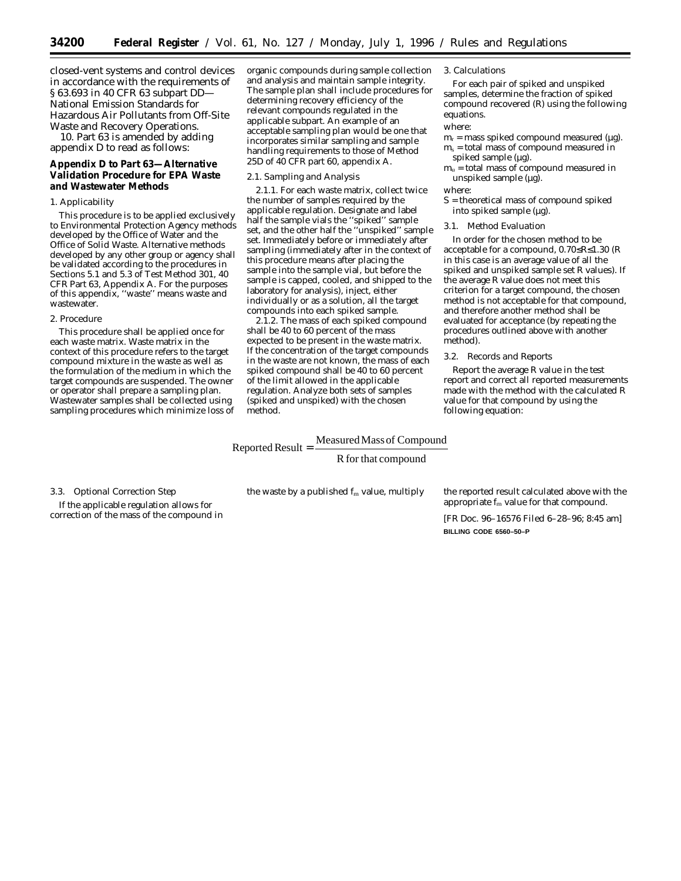closed-vent systems and control devices in accordance with the requirements of § 63.693 in 40 CFR 63 subpart DD—National Emission Standards for Hazardous Air Pollutants from Off-Site Waste and Recovery Operations.

10. Part 63 is amended by adding appendix D to read as follows:

## Appendix D to Part 63—Alternative Validation Procedure for EPA Waste and Wastewater Methods

### 1. Applicability

This procedure is to be applied exclusively to Environmental Protection Agency methods developed by the Office of Water and the Office of Solid Waste. Alternative methods developed by any other group or agency shall be validated according to the procedures in Sections 5.1 and 5.3 of Test Method 301, 40 CFR Part 63, Appendix A. For the purposes of this appendix, ''waste'' means waste and wastewater.

### 2. Procedure

This procedure shall be applied once for each waste matrix. Waste matrix in the context of this procedure refers to the target compound mixture in the waste as well as the formulation of the medium in which the target compounds are suspended. The owner or operator shall prepare a sampling plan. Wastewater samples shall be collected using sampling procedures which minimize loss of organic compounds during sample collection and analysis and maintain sample integrity. The sample plan shall include procedures for determining recovery efficiency of the relevant compounds regulated in the applicable subpart. An example of an acceptable sampling plan would be one that incorporates similar sampling and sample handling requirements to those of Method 25D of 40 CFR part 60, appendix A.

#### 2.1. Sampling and Analysis

2.1.1. For each waste matrix, collect twice the number of samples required by the applicable regulation. Designate and label half the sample vials the ''spiked'' sample set, and the other half the ''unspiked'' sample set. Immediately before or immediately after sampling (immediately after in the context of this procedure means after placing the sample into the sample vial, but before the sample is capped, cooled, and shipped to the laboratory for analysis), inject, either individually or as a solution, all the target compounds into each spiked sample.

2.1.2. The mass of each spiked compound shall be 40 to 60 percent of the mass expected to be present in the waste matrix. If the concentration of the target compounds in the waste are not known, the mass of each spiked compound shall be 40 to 60 percent of the limit allowed in the applicable regulation. Analyze both sets of samples (spiked and unspiked) with the chosen method.

### 3. Calculations

For each pair of spiked and unspiked samples, determine the fraction of spiked compound recovered (R) using the following equations.

where:

$m_r$ = mass spiked compound measured (µg).
$m_s$ = total mass of compound measured in spiked sample (µg).
$m_u$ = total mass of compound measured in unspiked sample (µg).

where:

S = theoretical mass of compound spiked into spiked sample (µg).

#### 3.1. Method Evaluation

In order for the chosen method to be acceptable for a compound, $0.70 \leq R \leq 1.30$ (R in this case is an average value of all the spiked and unspiked sample set R values). If the average R value does not meet this criterion for a target compound, the chosen method is not acceptable for that compound, and therefore another method shall be evaluated for acceptance (by repeating the procedures outlined above with another method).

#### 3.2. Records and Reports

Report the average R value in the test report and correct all reported measurements made with the method with the calculated R value for that compound by using the following equation:

$$\text{Reported Result} = \frac{\text{Measured Mass of Compound}}{\text{R for that compound}}$$

#### 3.3. Optional Correction Step

If the applicable regulation allows for correction of the mass of the compound in the waste by a published $f_m$ value, multiply the reported result calculated above with the appropriate $f_m$ value for that compound.

[FR Doc. 96–16576 Filed 6–28–96; 8:45 am]

BILLING CODE 6560–50–P